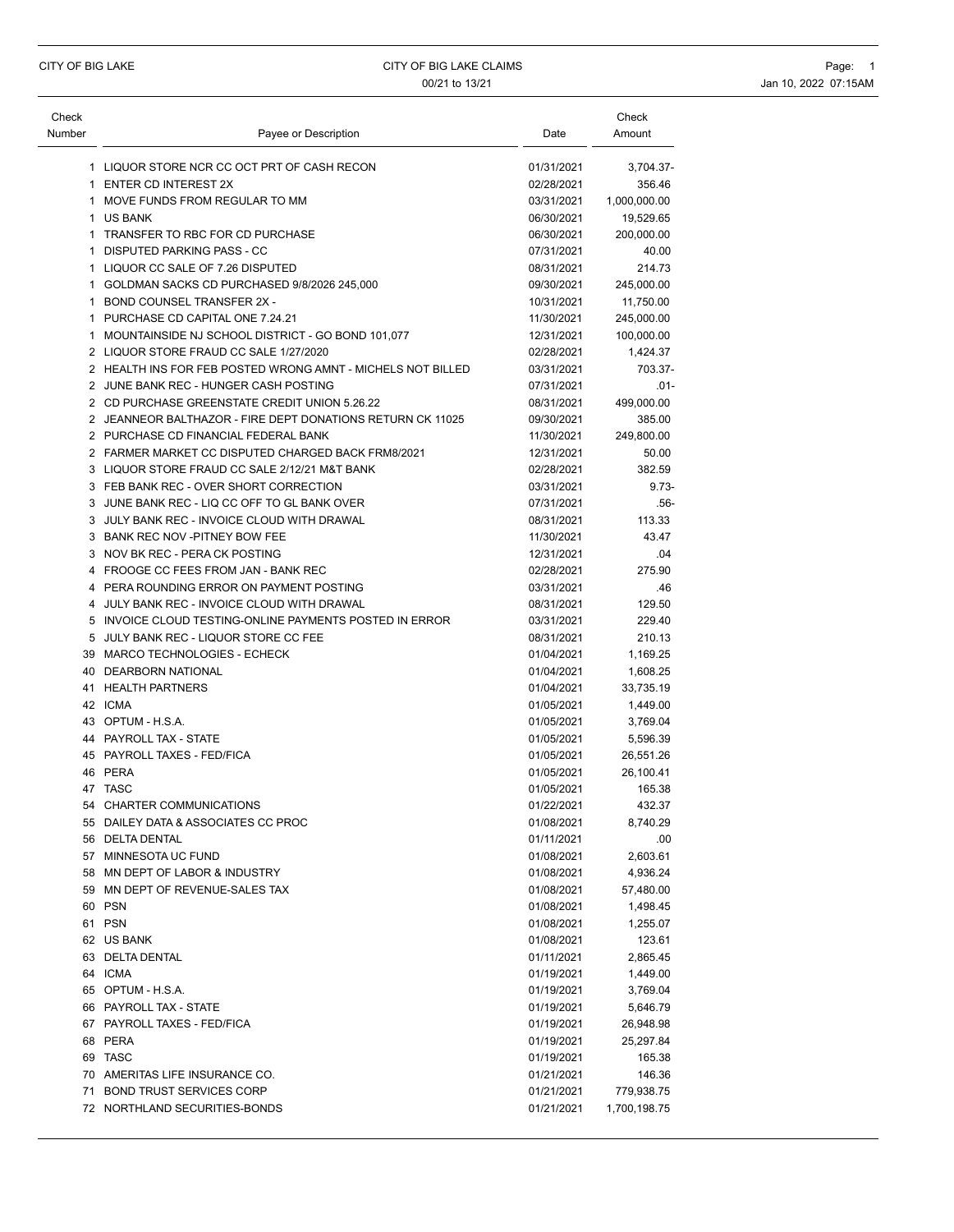# CITY OF BIG LAKE CLAIMS

00/21 to 13/21

| Check Number | Payee or Description | Date | Check Amount |
|---|---|---|---|
| 1 | LIQUOR STORE NCR CC OCT PRT OF CASH RECON | 01/31/2021 | 3,704.37- |
| 1 | ENTER CD INTEREST 2X | 02/28/2021 | 356.46 |
| 1 | MOVE FUNDS FROM REGULAR TO MM | 03/31/2021 | 1,000,000.00 |
| 1 | US BANK | 06/30/2021 | 19,529.65 |
| 1 | TRANSFER TO RBC FOR CD PURCHASE | 06/30/2021 | 200,000.00 |
| 1 | DISPUTED PARKING PASS - CC | 07/31/2021 | 40.00 |
| 1 | LIQUOR CC SALE OF 7.26 DISPUTED | 08/31/2021 | 214.73 |
| 1 | GOLDMAN SACKS CD PURCHASED 9/8/2026 245,000 | 09/30/2021 | 245,000.00 |
| 1 | BOND COUNSEL TRANSFER 2X - | 10/31/2021 | 11,750.00 |
| 1 | PURCHASE CD CAPITAL ONE 7.24.21 | 11/30/2021 | 245,000.00 |
| 1 | MOUNTAINSIDE NJ SCHOOL DISTRICT - GO BOND 101,077 | 12/31/2021 | 100,000.00 |
| 2 | LIQUOR STORE FRAUD CC SALE 1/27/2020 | 02/28/2021 | 1,424.37 |
| 2 | HEALTH INS FOR FEB POSTED WRONG AMNT - MICHELS NOT BILLED | 03/31/2021 | 703.37- |
| 2 | JUNE BANK REC - HUNGER CASH POSTING | 07/31/2021 | .01- |
| 2 | CD PURCHASE GREENSTATE CREDIT UNION 5.26.22 | 08/31/2021 | 499,000.00 |
| 2 | JEANNEOR BALTHAZOR - FIRE DEPT DONATIONS RETURN CK 11025 | 09/30/2021 | 385.00 |
| 2 | PURCHASE CD FINANCIAL FEDERAL BANK | 11/30/2021 | 249,800.00 |
| 2 | FARMER MARKET CC DISPUTED CHARGED BACK FRM8/2021 | 12/31/2021 | 50.00 |
| 3 | LIQUOR STORE FRAUD CC SALE 2/12/21 M&T BANK | 02/28/2021 | 382.59 |
| 3 | FEB BANK REC - OVER SHORT CORRECTION | 03/31/2021 | 9.73- |
| 3 | JUNE BANK REC - LIQ CC OFF TO GL BANK OVER | 07/31/2021 | .56- |
| 3 | JULY BANK REC - INVOICE CLOUD WITH DRAWAL | 08/31/2021 | 113.33 |
| 3 | BANK REC NOV -PITNEY BOW FEE | 11/30/2021 | 43.47 |
| 3 | NOV BK REC - PERA CK POSTING | 12/31/2021 | .04 |
| 4 | FROOGE CC FEES FROM JAN - BANK REC | 02/28/2021 | 275.90 |
| 4 | PERA ROUNDING ERROR ON PAYMENT POSTING | 03/31/2021 | .46 |
| 4 | JULY BANK REC - INVOICE CLOUD WITH DRAWAL | 08/31/2021 | 129.50 |
| 5 | INVOICE CLOUD TESTING-ONLINE PAYMENTS POSTED IN ERROR | 03/31/2021 | 229.40 |
| 5 | JULY BANK REC - LIQUOR STORE CC FEE | 08/31/2021 | 210.13 |
| 39 | MARCO TECHNOLOGIES - ECHECK | 01/04/2021 | 1,169.25 |
| 40 | DEARBORN NATIONAL | 01/04/2021 | 1,608.25 |
| 41 | HEALTH PARTNERS | 01/04/2021 | 33,735.19 |
| 42 | ICMA | 01/05/2021 | 1,449.00 |
| 43 | OPTUM - H.S.A. | 01/05/2021 | 3,769.04 |
| 44 | PAYROLL TAX - STATE | 01/05/2021 | 5,596.39 |
| 45 | PAYROLL TAXES - FED/FICA | 01/05/2021 | 26,551.26 |
| 46 | PERA | 01/05/2021 | 26,100.41 |
| 47 | TASC | 01/05/2021 | 165.38 |
| 54 | CHARTER COMMUNICATIONS | 01/22/2021 | 432.37 |
| 55 | DAILEY DATA & ASSOCIATES CC PROC | 01/08/2021 | 8,740.29 |
| 56 | DELTA DENTAL | 01/11/2021 | .00 |
| 57 | MINNESOTA UC FUND | 01/08/2021 | 2,603.61 |
| 58 | MN DEPT OF LABOR & INDUSTRY | 01/08/2021 | 4,936.24 |
| 59 | MN DEPT OF REVENUE-SALES TAX | 01/08/2021 | 57,480.00 |
| 60 | PSN | 01/08/2021 | 1,498.45 |
| 61 | PSN | 01/08/2021 | 1,255.07 |
| 62 | US BANK | 01/08/2021 | 123.61 |
| 63 | DELTA DENTAL | 01/11/2021 | 2,865.45 |
| 64 | ICMA | 01/19/2021 | 1,449.00 |
| 65 | OPTUM - H.S.A. | 01/19/2021 | 3,769.04 |
| 66 | PAYROLL TAX - STATE | 01/19/2021 | 5,646.79 |
| 67 | PAYROLL TAXES - FED/FICA | 01/19/2021 | 26,948.98 |
| 68 | PERA | 01/19/2021 | 25,297.84 |
| 69 | TASC | 01/19/2021 | 165.38 |
| 70 | AMERITAS LIFE INSURANCE CO. | 01/21/2021 | 146.36 |
| 71 | BOND TRUST SERVICES CORP | 01/21/2021 | 779,938.75 |
| 72 | NORTHLAND SECURITIES-BONDS | 01/21/2021 | 1,700,198.75 |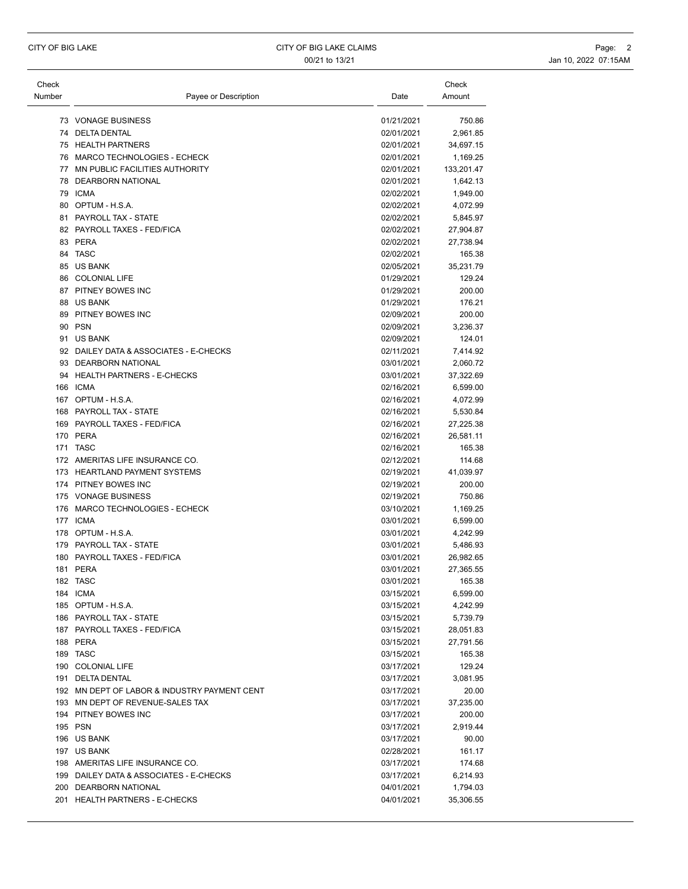| Check Number | Payee or Description | Date | Check Amount |
| --- | --- | --- | --- |
| 73 | VONAGE BUSINESS | 01/21/2021 | 750.86 |
| 74 | DELTA DENTAL | 02/01/2021 | 2,961.85 |
| 75 | HEALTH PARTNERS | 02/01/2021 | 34,697.15 |
| 76 | MARCO TECHNOLOGIES - ECHECK | 02/01/2021 | 1,169.25 |
| 77 | MN PUBLIC FACILITIES AUTHORITY | 02/01/2021 | 133,201.47 |
| 78 | DEARBORN NATIONAL | 02/01/2021 | 1,642.13 |
| 79 | ICMA | 02/02/2021 | 1,949.00 |
| 80 | OPTUM - H.S.A. | 02/02/2021 | 4,072.99 |
| 81 | PAYROLL TAX - STATE | 02/02/2021 | 5,845.97 |
| 82 | PAYROLL TAXES - FED/FICA | 02/02/2021 | 27,904.87 |
| 83 | PERA | 02/02/2021 | 27,738.94 |
| 84 | TASC | 02/02/2021 | 165.38 |
| 85 | US BANK | 02/05/2021 | 35,231.79 |
| 86 | COLONIAL LIFE | 01/29/2021 | 129.24 |
| 87 | PITNEY BOWES INC | 01/29/2021 | 200.00 |
| 88 | US BANK | 01/29/2021 | 176.21 |
| 89 | PITNEY BOWES INC | 02/09/2021 | 200.00 |
| 90 | PSN | 02/09/2021 | 3,236.37 |
| 91 | US BANK | 02/09/2021 | 124.01 |
| 92 | DAILEY DATA & ASSOCIATES - E-CHECKS | 02/11/2021 | 7,414.92 |
| 93 | DEARBORN NATIONAL | 03/01/2021 | 2,060.72 |
| 94 | HEALTH PARTNERS - E-CHECKS | 03/01/2021 | 37,322.69 |
| 166 | ICMA | 02/16/2021 | 6,599.00 |
| 167 | OPTUM - H.S.A. | 02/16/2021 | 4,072.99 |
| 168 | PAYROLL TAX - STATE | 02/16/2021 | 5,530.84 |
| 169 | PAYROLL TAXES - FED/FICA | 02/16/2021 | 27,225.38 |
| 170 | PERA | 02/16/2021 | 26,581.11 |
| 171 | TASC | 02/16/2021 | 165.38 |
| 172 | AMERITAS LIFE INSURANCE CO. | 02/12/2021 | 114.68 |
| 173 | HEARTLAND PAYMENT SYSTEMS | 02/19/2021 | 41,039.97 |
| 174 | PITNEY BOWES INC | 02/19/2021 | 200.00 |
| 175 | VONAGE BUSINESS | 02/19/2021 | 750.86 |
| 176 | MARCO TECHNOLOGIES - ECHECK | 03/10/2021 | 1,169.25 |
| 177 | ICMA | 03/01/2021 | 6,599.00 |
| 178 | OPTUM - H.S.A. | 03/01/2021 | 4,242.99 |
| 179 | PAYROLL TAX - STATE | 03/01/2021 | 5,486.93 |
| 180 | PAYROLL TAXES - FED/FICA | 03/01/2021 | 26,982.65 |
| 181 | PERA | 03/01/2021 | 27,365.55 |
| 182 | TASC | 03/01/2021 | 165.38 |
| 184 | ICMA | 03/15/2021 | 6,599.00 |
| 185 | OPTUM - H.S.A. | 03/15/2021 | 4,242.99 |
| 186 | PAYROLL TAX - STATE | 03/15/2021 | 5,739.79 |
| 187 | PAYROLL TAXES - FED/FICA | 03/15/2021 | 28,051.83 |
| 188 | PERA | 03/15/2021 | 27,791.56 |
| 189 | TASC | 03/15/2021 | 165.38 |
| 190 | COLONIAL LIFE | 03/17/2021 | 129.24 |
| 191 | DELTA DENTAL | 03/17/2021 | 3,081.95 |
| 192 | MN DEPT OF LABOR & INDUSTRY PAYMENT CENT | 03/17/2021 | 20.00 |
| 193 | MN DEPT OF REVENUE-SALES TAX | 03/17/2021 | 37,235.00 |
| 194 | PITNEY BOWES INC | 03/17/2021 | 200.00 |
| 195 | PSN | 03/17/2021 | 2,919.44 |
| 196 | US BANK | 03/17/2021 | 90.00 |
| 197 | US BANK | 02/28/2021 | 161.17 |
| 198 | AMERITAS LIFE INSURANCE CO. | 03/17/2021 | 174.68 |
| 199 | DAILEY DATA & ASSOCIATES - E-CHECKS | 03/17/2021 | 6,214.93 |
| 200 | DEARBORN NATIONAL | 04/01/2021 | 1,794.03 |
| 201 | HEALTH PARTNERS - E-CHECKS | 04/01/2021 | 35,306.55 |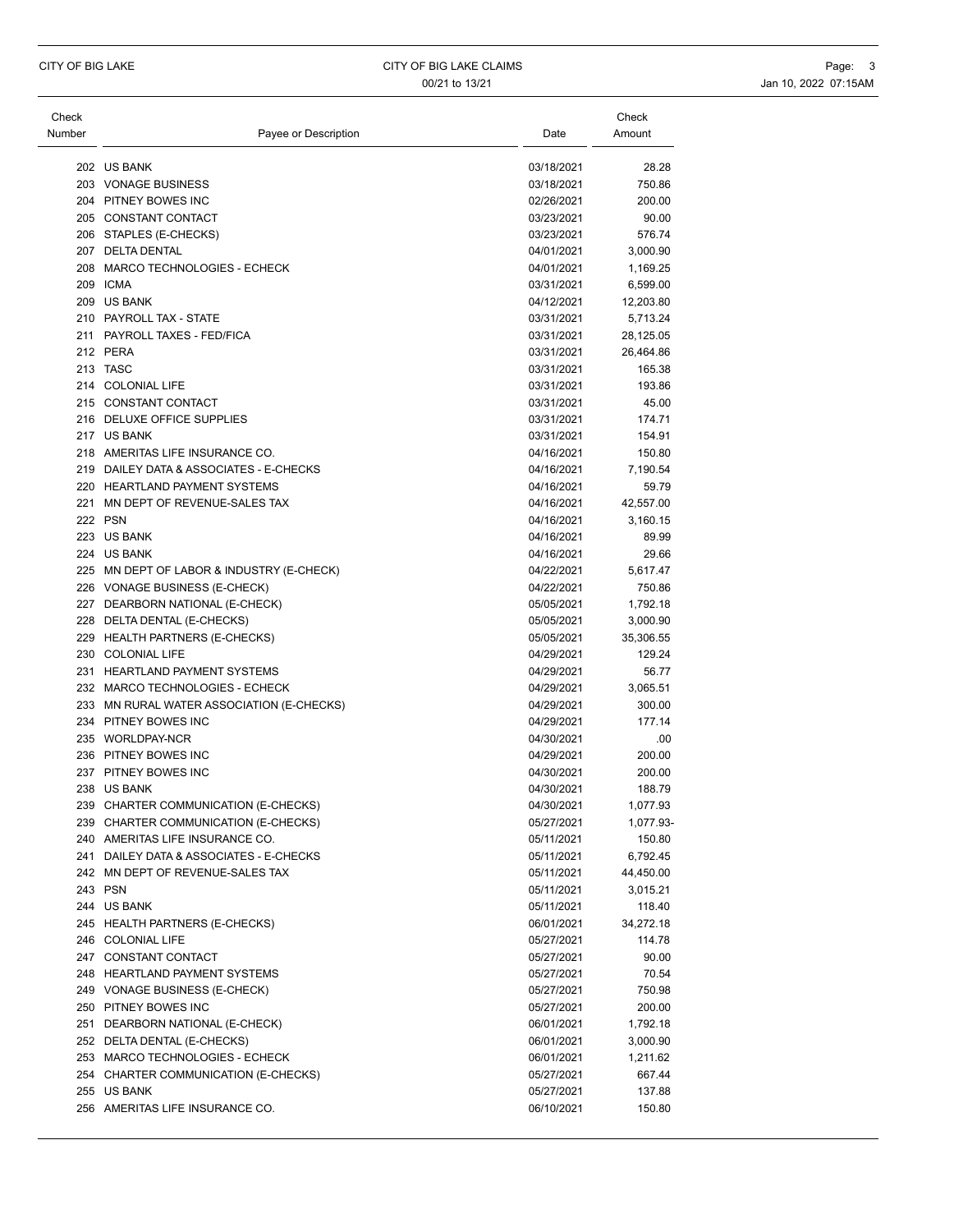| Check Number | Payee or Description | Date | Check Amount |
|---|---|---|---|
| 202 | US BANK | 03/18/2021 | 28.28 |
| 203 | VONAGE BUSINESS | 03/18/2021 | 750.86 |
| 204 | PITNEY BOWES INC | 02/26/2021 | 200.00 |
| 205 | CONSTANT CONTACT | 03/23/2021 | 90.00 |
| 206 | STAPLES (E-CHECKS) | 03/23/2021 | 576.74 |
| 207 | DELTA DENTAL | 04/01/2021 | 3,000.90 |
| 208 | MARCO TECHNOLOGIES - ECHECK | 04/01/2021 | 1,169.25 |
| 209 | ICMA | 03/31/2021 | 6,599.00 |
| 209 | US BANK | 04/12/2021 | 12,203.80 |
| 210 | PAYROLL TAX - STATE | 03/31/2021 | 5,713.24 |
| 211 | PAYROLL TAXES - FED/FICA | 03/31/2021 | 28,125.05 |
| 212 | PERA | 03/31/2021 | 26,464.86 |
| 213 | TASC | 03/31/2021 | 165.38 |
| 214 | COLONIAL LIFE | 03/31/2021 | 193.86 |
| 215 | CONSTANT CONTACT | 03/31/2021 | 45.00 |
| 216 | DELUXE OFFICE SUPPLIES | 03/31/2021 | 174.71 |
| 217 | US BANK | 03/31/2021 | 154.91 |
| 218 | AMERITAS LIFE INSURANCE CO. | 04/16/2021 | 150.80 |
| 219 | DAILEY DATA & ASSOCIATES - E-CHECKS | 04/16/2021 | 7,190.54 |
| 220 | HEARTLAND PAYMENT SYSTEMS | 04/16/2021 | 59.79 |
| 221 | MN DEPT OF REVENUE-SALES TAX | 04/16/2021 | 42,557.00 |
| 222 | PSN | 04/16/2021 | 3,160.15 |
| 223 | US BANK | 04/16/2021 | 89.99 |
| 224 | US BANK | 04/16/2021 | 29.66 |
| 225 | MN DEPT OF LABOR & INDUSTRY (E-CHECK) | 04/22/2021 | 5,617.47 |
| 226 | VONAGE BUSINESS (E-CHECK) | 04/22/2021 | 750.86 |
| 227 | DEARBORN NATIONAL (E-CHECK) | 05/05/2021 | 1,792.18 |
| 228 | DELTA DENTAL (E-CHECKS) | 05/05/2021 | 3,000.90 |
| 229 | HEALTH PARTNERS (E-CHECKS) | 05/05/2021 | 35,306.55 |
| 230 | COLONIAL LIFE | 04/29/2021 | 129.24 |
| 231 | HEARTLAND PAYMENT SYSTEMS | 04/29/2021 | 56.77 |
| 232 | MARCO TECHNOLOGIES - ECHECK | 04/29/2021 | 3,065.51 |
| 233 | MN RURAL WATER ASSOCIATION (E-CHECKS) | 04/29/2021 | 300.00 |
| 234 | PITNEY BOWES INC | 04/29/2021 | 177.14 |
| 235 | WORLDPAY-NCR | 04/30/2021 | .00 |
| 236 | PITNEY BOWES INC | 04/29/2021 | 200.00 |
| 237 | PITNEY BOWES INC | 04/30/2021 | 200.00 |
| 238 | US BANK | 04/30/2021 | 188.79 |
| 239 | CHARTER COMMUNICATION (E-CHECKS) | 04/30/2021 | 1,077.93 |
| 239 | CHARTER COMMUNICATION (E-CHECKS) | 05/27/2021 | 1,077.93- |
| 240 | AMERITAS LIFE INSURANCE CO. | 05/11/2021 | 150.80 |
| 241 | DAILEY DATA & ASSOCIATES - E-CHECKS | 05/11/2021 | 6,792.45 |
| 242 | MN DEPT OF REVENUE-SALES TAX | 05/11/2021 | 44,450.00 |
| 243 | PSN | 05/11/2021 | 3,015.21 |
| 244 | US BANK | 05/11/2021 | 118.40 |
| 245 | HEALTH PARTNERS (E-CHECKS) | 06/01/2021 | 34,272.18 |
| 246 | COLONIAL LIFE | 05/27/2021 | 114.78 |
| 247 | CONSTANT CONTACT | 05/27/2021 | 90.00 |
| 248 | HEARTLAND PAYMENT SYSTEMS | 05/27/2021 | 70.54 |
| 249 | VONAGE BUSINESS (E-CHECK) | 05/27/2021 | 750.98 |
| 250 | PITNEY BOWES INC | 05/27/2021 | 200.00 |
| 251 | DEARBORN NATIONAL (E-CHECK) | 06/01/2021 | 1,792.18 |
| 252 | DELTA DENTAL (E-CHECKS) | 06/01/2021 | 3,000.90 |
| 253 | MARCO TECHNOLOGIES - ECHECK | 06/01/2021 | 1,211.62 |
| 254 | CHARTER COMMUNICATION (E-CHECKS) | 05/27/2021 | 667.44 |
| 255 | US BANK | 05/27/2021 | 137.88 |
| 256 | AMERITAS LIFE INSURANCE CO. | 06/10/2021 | 150.80 |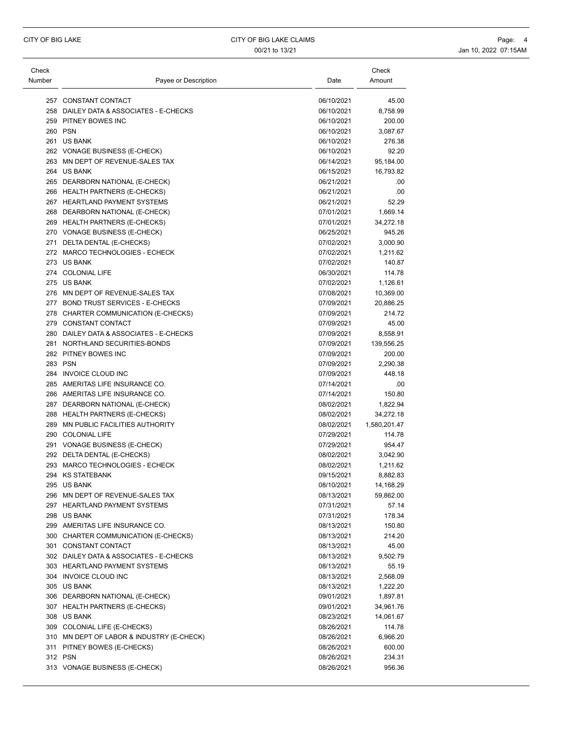| Check Number | Payee or Description | Date | Check Amount |
|---|---|---|---|
| 257 | CONSTANT CONTACT | 06/10/2021 | 45.00 |
| 258 | DAILEY DATA & ASSOCIATES - E-CHECKS | 06/10/2021 | 8,758.99 |
| 259 | PITNEY BOWES INC | 06/10/2021 | 200.00 |
| 260 | PSN | 06/10/2021 | 3,087.67 |
| 261 | US BANK | 06/10/2021 | 276.38 |
| 262 | VONAGE BUSINESS (E-CHECK) | 06/10/2021 | 92.20 |
| 263 | MN DEPT OF REVENUE-SALES TAX | 06/14/2021 | 95,184.00 |
| 264 | US BANK | 06/15/2021 | 16,793.82 |
| 265 | DEARBORN NATIONAL (E-CHECK) | 06/21/2021 | .00 |
| 266 | HEALTH PARTNERS (E-CHECKS) | 06/21/2021 | .00 |
| 267 | HEARTLAND PAYMENT SYSTEMS | 06/21/2021 | 52.29 |
| 268 | DEARBORN NATIONAL (E-CHECK) | 07/01/2021 | 1,669.14 |
| 269 | HEALTH PARTNERS (E-CHECKS) | 07/01/2021 | 34,272.18 |
| 270 | VONAGE BUSINESS (E-CHECK) | 06/25/2021 | 945.26 |
| 271 | DELTA DENTAL (E-CHECKS) | 07/02/2021 | 3,000.90 |
| 272 | MARCO TECHNOLOGIES - ECHECK | 07/02/2021 | 1,211.62 |
| 273 | US BANK | 07/02/2021 | 140.87 |
| 274 | COLONIAL LIFE | 06/30/2021 | 114.78 |
| 275 | US BANK | 07/02/2021 | 1,126.61 |
| 276 | MN DEPT OF REVENUE-SALES TAX | 07/08/2021 | 10,369.00 |
| 277 | BOND TRUST SERVICES - E-CHECKS | 07/09/2021 | 20,886.25 |
| 278 | CHARTER COMMUNICATION (E-CHECKS) | 07/09/2021 | 214.72 |
| 279 | CONSTANT CONTACT | 07/09/2021 | 45.00 |
| 280 | DAILEY DATA & ASSOCIATES - E-CHECKS | 07/09/2021 | 8,558.91 |
| 281 | NORTHLAND SECURITIES-BONDS | 07/09/2021 | 139,556.25 |
| 282 | PITNEY BOWES INC | 07/09/2021 | 200.00 |
| 283 | PSN | 07/09/2021 | 2,290.38 |
| 284 | INVOICE CLOUD INC | 07/09/2021 | 448.18 |
| 285 | AMERITAS LIFE INSURANCE CO. | 07/14/2021 | .00 |
| 286 | AMERITAS LIFE INSURANCE CO. | 07/14/2021 | 150.80 |
| 287 | DEARBORN NATIONAL (E-CHECK) | 08/02/2021 | 1,822.94 |
| 288 | HEALTH PARTNERS (E-CHECKS) | 08/02/2021 | 34,272.18 |
| 289 | MN PUBLIC FACILITIES AUTHORITY | 08/02/2021 | 1,580,201.47 |
| 290 | COLONIAL LIFE | 07/29/2021 | 114.78 |
| 291 | VONAGE BUSINESS (E-CHECK) | 07/29/2021 | 954.47 |
| 292 | DELTA DENTAL (E-CHECKS) | 08/02/2021 | 3,042.90 |
| 293 | MARCO TECHNOLOGIES - ECHECK | 08/02/2021 | 1,211.62 |
| 294 | KS STATEBANK | 09/15/2021 | 8,882.83 |
| 295 | US BANK | 08/10/2021 | 14,168.29 |
| 296 | MN DEPT OF REVENUE-SALES TAX | 08/13/2021 | 59,862.00 |
| 297 | HEARTLAND PAYMENT SYSTEMS | 07/31/2021 | 57.14 |
| 298 | US BANK | 07/31/2021 | 178.34 |
| 299 | AMERITAS LIFE INSURANCE CO. | 08/13/2021 | 150.80 |
| 300 | CHARTER COMMUNICATION (E-CHECKS) | 08/13/2021 | 214.20 |
| 301 | CONSTANT CONTACT | 08/13/2021 | 45.00 |
| 302 | DAILEY DATA & ASSOCIATES - E-CHECKS | 08/13/2021 | 9,502.79 |
| 303 | HEARTLAND PAYMENT SYSTEMS | 08/13/2021 | 55.19 |
| 304 | INVOICE CLOUD INC | 08/13/2021 | 2,568.09 |
| 305 | US BANK | 08/13/2021 | 1,222.20 |
| 306 | DEARBORN NATIONAL (E-CHECK) | 09/01/2021 | 1,897.81 |
| 307 | HEALTH PARTNERS (E-CHECKS) | 09/01/2021 | 34,961.76 |
| 308 | US BANK | 08/23/2021 | 14,061.67 |
| 309 | COLONIAL LIFE (E-CHECKS) | 08/26/2021 | 114.78 |
| 310 | MN DEPT OF LABOR & INDUSTRY (E-CHECK) | 08/26/2021 | 6,966.20 |
| 311 | PITNEY BOWES (E-CHECKS) | 08/26/2021 | 600.00 |
| 312 | PSN | 08/26/2021 | 234.31 |
| 313 | VONAGE BUSINESS (E-CHECK) | 08/26/2021 | 956.36 |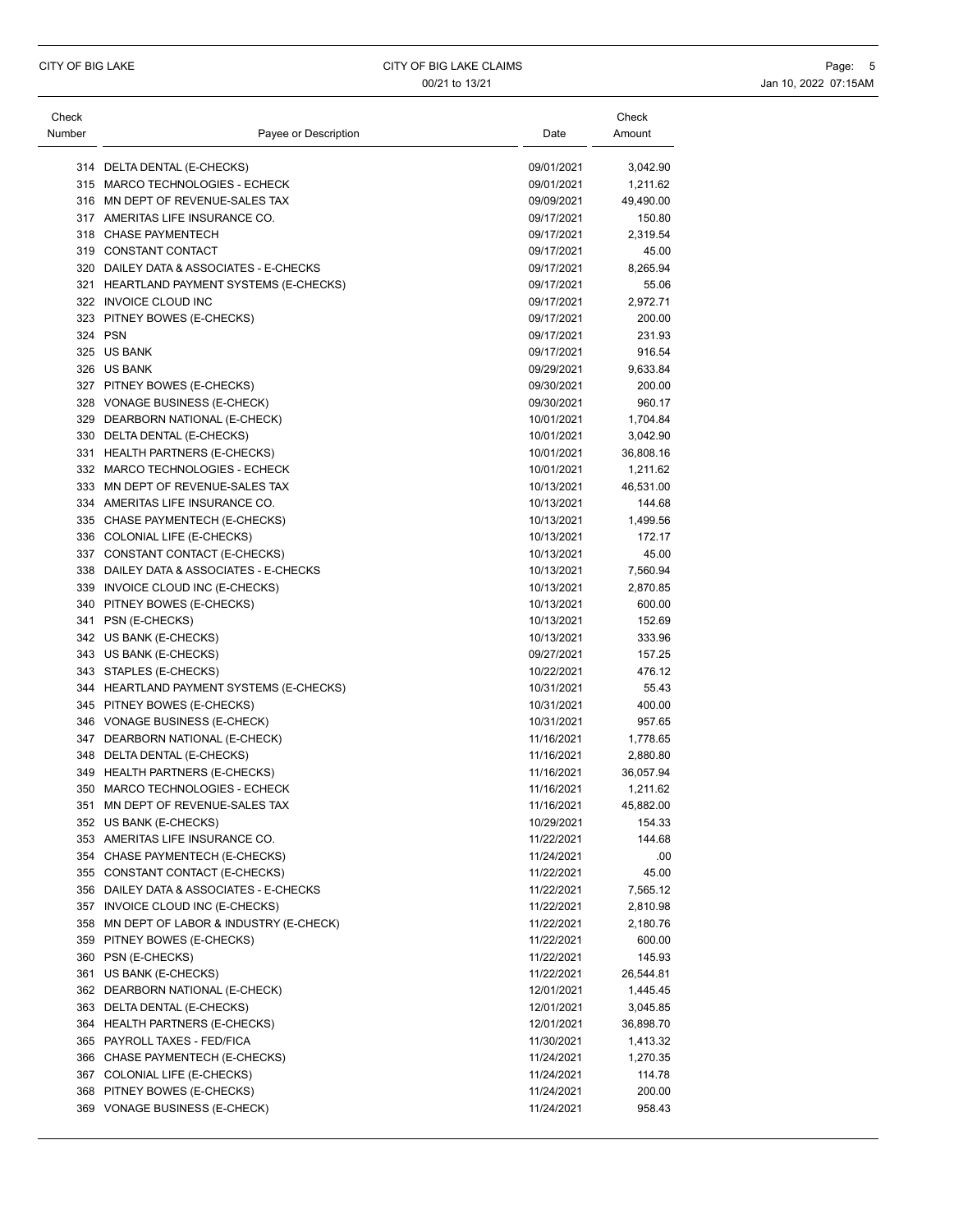| Check Number | Payee or Description | Date | Check Amount |
|---|---|---|---|
| 314 | DELTA DENTAL (E-CHECKS) | 09/01/2021 | 3,042.90 |
| 315 | MARCO TECHNOLOGIES - ECHECK | 09/01/2021 | 1,211.62 |
| 316 | MN DEPT OF REVENUE-SALES TAX | 09/09/2021 | 49,490.00 |
| 317 | AMERITAS LIFE INSURANCE CO. | 09/17/2021 | 150.80 |
| 318 | CHASE PAYMENTECH | 09/17/2021 | 2,319.54 |
| 319 | CONSTANT CONTACT | 09/17/2021 | 45.00 |
| 320 | DAILEY DATA & ASSOCIATES - E-CHECKS | 09/17/2021 | 8,265.94 |
| 321 | HEARTLAND PAYMENT SYSTEMS (E-CHECKS) | 09/17/2021 | 55.06 |
| 322 | INVOICE CLOUD INC | 09/17/2021 | 2,972.71 |
| 323 | PITNEY BOWES (E-CHECKS) | 09/17/2021 | 200.00 |
| 324 | PSN | 09/17/2021 | 231.93 |
| 325 | US BANK | 09/17/2021 | 916.54 |
| 326 | US BANK | 09/29/2021 | 9,633.84 |
| 327 | PITNEY BOWES (E-CHECKS) | 09/30/2021 | 200.00 |
| 328 | VONAGE BUSINESS (E-CHECK) | 09/30/2021 | 960.17 |
| 329 | DEARBORN NATIONAL (E-CHECK) | 10/01/2021 | 1,704.84 |
| 330 | DELTA DENTAL (E-CHECKS) | 10/01/2021 | 3,042.90 |
| 331 | HEALTH PARTNERS (E-CHECKS) | 10/01/2021 | 36,808.16 |
| 332 | MARCO TECHNOLOGIES - ECHECK | 10/01/2021 | 1,211.62 |
| 333 | MN DEPT OF REVENUE-SALES TAX | 10/13/2021 | 46,531.00 |
| 334 | AMERITAS LIFE INSURANCE CO. | 10/13/2021 | 144.68 |
| 335 | CHASE PAYMENTECH (E-CHECKS) | 10/13/2021 | 1,499.56 |
| 336 | COLONIAL LIFE (E-CHECKS) | 10/13/2021 | 172.17 |
| 337 | CONSTANT CONTACT (E-CHECKS) | 10/13/2021 | 45.00 |
| 338 | DAILEY DATA & ASSOCIATES - E-CHECKS | 10/13/2021 | 7,560.94 |
| 339 | INVOICE CLOUD INC (E-CHECKS) | 10/13/2021 | 2,870.85 |
| 340 | PITNEY BOWES (E-CHECKS) | 10/13/2021 | 600.00 |
| 341 | PSN (E-CHECKS) | 10/13/2021 | 152.69 |
| 342 | US BANK (E-CHECKS) | 10/13/2021 | 333.96 |
| 343 | US BANK (E-CHECKS) | 09/27/2021 | 157.25 |
| 343 | STAPLES (E-CHECKS) | 10/22/2021 | 476.12 |
| 344 | HEARTLAND PAYMENT SYSTEMS (E-CHECKS) | 10/31/2021 | 55.43 |
| 345 | PITNEY BOWES (E-CHECKS) | 10/31/2021 | 400.00 |
| 346 | VONAGE BUSINESS (E-CHECK) | 10/31/2021 | 957.65 |
| 347 | DEARBORN NATIONAL (E-CHECK) | 11/16/2021 | 1,778.65 |
| 348 | DELTA DENTAL (E-CHECKS) | 11/16/2021 | 2,880.80 |
| 349 | HEALTH PARTNERS (E-CHECKS) | 11/16/2021 | 36,057.94 |
| 350 | MARCO TECHNOLOGIES - ECHECK | 11/16/2021 | 1,211.62 |
| 351 | MN DEPT OF REVENUE-SALES TAX | 11/16/2021 | 45,882.00 |
| 352 | US BANK (E-CHECKS) | 10/29/2021 | 154.33 |
| 353 | AMERITAS LIFE INSURANCE CO. | 11/22/2021 | 144.68 |
| 354 | CHASE PAYMENTECH (E-CHECKS) | 11/24/2021 | .00 |
| 355 | CONSTANT CONTACT (E-CHECKS) | 11/22/2021 | 45.00 |
| 356 | DAILEY DATA & ASSOCIATES - E-CHECKS | 11/22/2021 | 7,565.12 |
| 357 | INVOICE CLOUD INC (E-CHECKS) | 11/22/2021 | 2,810.98 |
| 358 | MN DEPT OF LABOR & INDUSTRY (E-CHECK) | 11/22/2021 | 2,180.76 |
| 359 | PITNEY BOWES (E-CHECKS) | 11/22/2021 | 600.00 |
| 360 | PSN (E-CHECKS) | 11/22/2021 | 145.93 |
| 361 | US BANK (E-CHECKS) | 11/22/2021 | 26,544.81 |
| 362 | DEARBORN NATIONAL (E-CHECK) | 12/01/2021 | 1,445.45 |
| 363 | DELTA DENTAL (E-CHECKS) | 12/01/2021 | 3,045.85 |
| 364 | HEALTH PARTNERS (E-CHECKS) | 12/01/2021 | 36,898.70 |
| 365 | PAYROLL TAXES - FED/FICA | 11/30/2021 | 1,413.32 |
| 366 | CHASE PAYMENTECH (E-CHECKS) | 11/24/2021 | 1,270.35 |
| 367 | COLONIAL LIFE (E-CHECKS) | 11/24/2021 | 114.78 |
| 368 | PITNEY BOWES (E-CHECKS) | 11/24/2021 | 200.00 |
| 369 | VONAGE BUSINESS (E-CHECK) | 11/24/2021 | 958.43 |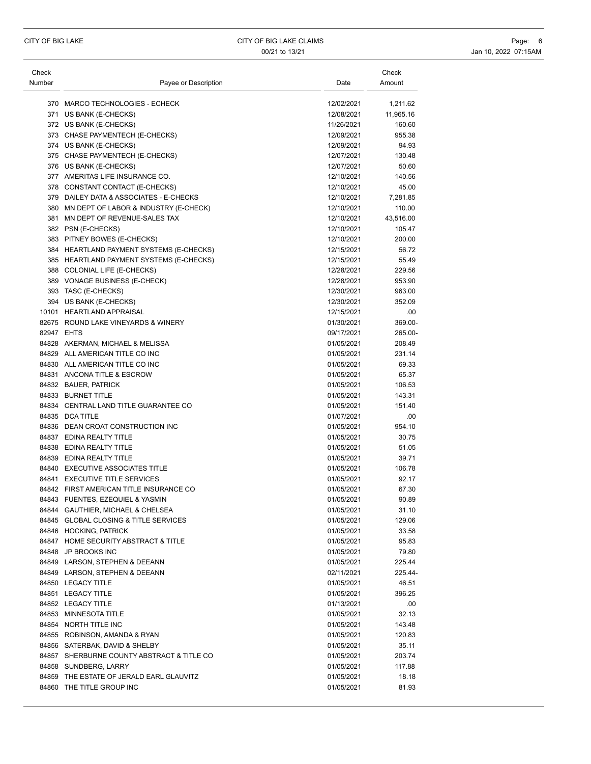| Check Number | Payee or Description | Date | Check Amount |
|---|---|---|---|
| 370 | MARCO TECHNOLOGIES - ECHECK | 12/02/2021 | 1,211.62 |
| 371 | US BANK (E-CHECKS) | 12/08/2021 | 11,965.16 |
| 372 | US BANK (E-CHECKS) | 11/26/2021 | 160.60 |
| 373 | CHASE PAYMENTECH (E-CHECKS) | 12/09/2021 | 955.38 |
| 374 | US BANK (E-CHECKS) | 12/09/2021 | 94.93 |
| 375 | CHASE PAYMENTECH (E-CHECKS) | 12/07/2021 | 130.48 |
| 376 | US BANK (E-CHECKS) | 12/07/2021 | 50.60 |
| 377 | AMERITAS LIFE INSURANCE CO. | 12/10/2021 | 140.56 |
| 378 | CONSTANT CONTACT (E-CHECKS) | 12/10/2021 | 45.00 |
| 379 | DAILEY DATA & ASSOCIATES - E-CHECKS | 12/10/2021 | 7,281.85 |
| 380 | MN DEPT OF LABOR & INDUSTRY (E-CHECK) | 12/10/2021 | 110.00 |
| 381 | MN DEPT OF REVENUE-SALES TAX | 12/10/2021 | 43,516.00 |
| 382 | PSN (E-CHECKS) | 12/10/2021 | 105.47 |
| 383 | PITNEY BOWES (E-CHECKS) | 12/10/2021 | 200.00 |
| 384 | HEARTLAND PAYMENT SYSTEMS (E-CHECKS) | 12/15/2021 | 56.72 |
| 385 | HEARTLAND PAYMENT SYSTEMS (E-CHECKS) | 12/15/2021 | 55.49 |
| 388 | COLONIAL LIFE (E-CHECKS) | 12/28/2021 | 229.56 |
| 389 | VONAGE BUSINESS (E-CHECK) | 12/28/2021 | 953.90 |
| 393 | TASC (E-CHECKS) | 12/30/2021 | 963.00 |
| 394 | US BANK (E-CHECKS) | 12/30/2021 | 352.09 |
| 10101 | HEARTLAND APPRAISAL | 12/15/2021 | .00 |
| 82675 | ROUND LAKE VINEYARDS & WINERY | 01/30/2021 | 369.00- |
| 82947 | EHTS | 09/17/2021 | 265.00- |
| 84828 | AKERMAN, MICHAEL & MELISSA | 01/05/2021 | 208.49 |
| 84829 | ALL AMERICAN TITLE CO INC | 01/05/2021 | 231.14 |
| 84830 | ALL AMERICAN TITLE CO INC | 01/05/2021 | 69.33 |
| 84831 | ANCONA TITLE & ESCROW | 01/05/2021 | 65.37 |
| 84832 | BAUER, PATRICK | 01/05/2021 | 106.53 |
| 84833 | BURNET TITLE | 01/05/2021 | 143.31 |
| 84834 | CENTRAL LAND TITLE GUARANTEE CO | 01/05/2021 | 151.40 |
| 84835 | DCA TITLE | 01/07/2021 | .00 |
| 84836 | DEAN CROAT CONSTRUCTION INC | 01/05/2021 | 954.10 |
| 84837 | EDINA REALTY TITLE | 01/05/2021 | 30.75 |
| 84838 | EDINA REALTY TITLE | 01/05/2021 | 51.05 |
| 84839 | EDINA REALTY TITLE | 01/05/2021 | 39.71 |
| 84840 | EXECUTIVE ASSOCIATES TITLE | 01/05/2021 | 106.78 |
| 84841 | EXECUTIVE TITLE SERVICES | 01/05/2021 | 92.17 |
| 84842 | FIRST AMERICAN TITLE INSURANCE CO | 01/05/2021 | 67.30 |
| 84843 | FUENTES, EZEQUIEL & YASMIN | 01/05/2021 | 90.89 |
| 84844 | GAUTHIER, MICHAEL & CHELSEA | 01/05/2021 | 31.10 |
| 84845 | GLOBAL CLOSING & TITLE SERVICES | 01/05/2021 | 129.06 |
| 84846 | HOCKING, PATRICK | 01/05/2021 | 33.58 |
| 84847 | HOME SECURITY ABSTRACT & TITLE | 01/05/2021 | 95.83 |
| 84848 | JP BROOKS INC | 01/05/2021 | 79.80 |
| 84849 | LARSON, STEPHEN & DEEANN | 01/05/2021 | 225.44 |
| 84849 | LARSON, STEPHEN & DEEANN | 02/11/2021 | 225.44- |
| 84850 | LEGACY TITLE | 01/05/2021 | 46.51 |
| 84851 | LEGACY TITLE | 01/05/2021 | 396.25 |
| 84852 | LEGACY TITLE | 01/13/2021 | .00 |
| 84853 | MINNESOTA TITLE | 01/05/2021 | 32.13 |
| 84854 | NORTH TITLE INC | 01/05/2021 | 143.48 |
| 84855 | ROBINSON, AMANDA & RYAN | 01/05/2021 | 120.83 |
| 84856 | SATERBAK, DAVID & SHELBY | 01/05/2021 | 35.11 |
| 84857 | SHERBURNE COUNTY ABSTRACT & TITLE CO | 01/05/2021 | 203.74 |
| 84858 | SUNDBERG, LARRY | 01/05/2021 | 117.88 |
| 84859 | THE ESTATE OF JERALD EARL GLAUVITZ | 01/05/2021 | 18.18 |
| 84860 | THE TITLE GROUP INC | 01/05/2021 | 81.93 |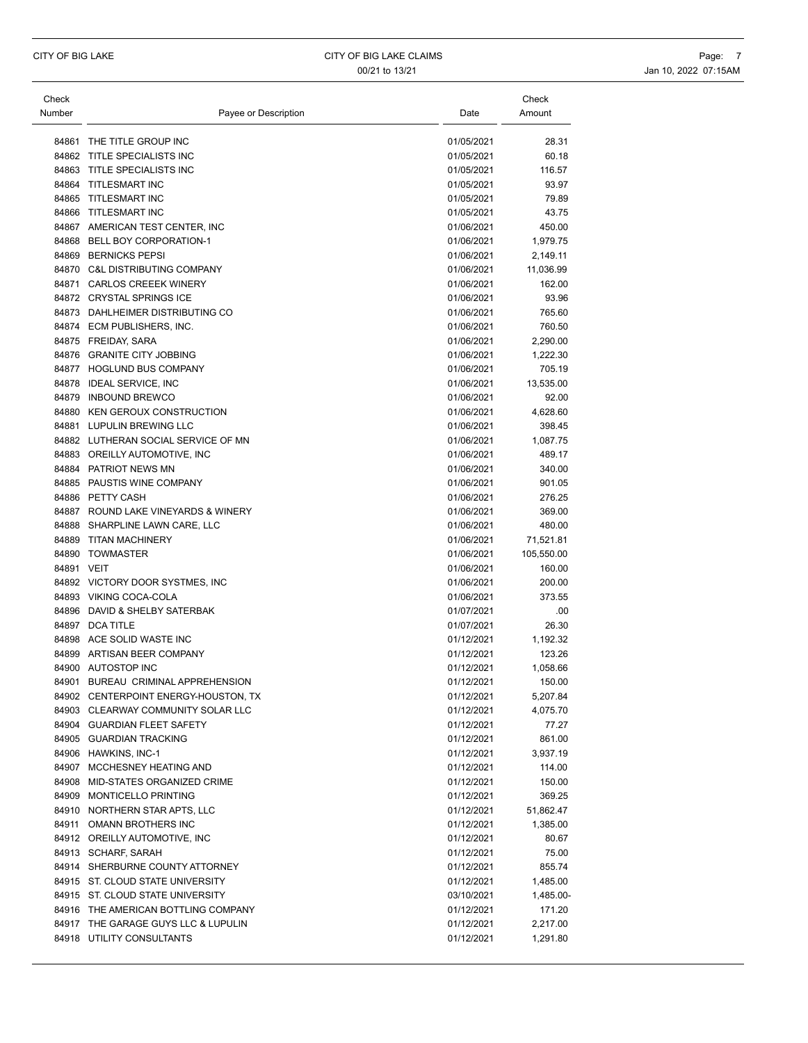| Check Number | Payee or Description | Date | Check Amount |
|---|---|---|---|
| 84861 | THE TITLE GROUP INC | 01/05/2021 | 28.31 |
| 84862 | TITLE SPECIALISTS INC | 01/05/2021 | 60.18 |
| 84863 | TITLE SPECIALISTS INC | 01/05/2021 | 116.57 |
| 84864 | TITLESMART INC | 01/05/2021 | 93.97 |
| 84865 | TITLESMART INC | 01/05/2021 | 79.89 |
| 84866 | TITLESMART INC | 01/05/2021 | 43.75 |
| 84867 | AMERICAN TEST CENTER, INC | 01/06/2021 | 450.00 |
| 84868 | BELL BOY CORPORATION-1 | 01/06/2021 | 1,979.75 |
| 84869 | BERNICKS PEPSI | 01/06/2021 | 2,149.11 |
| 84870 | C&L DISTRIBUTING COMPANY | 01/06/2021 | 11,036.99 |
| 84871 | CARLOS CREEEK WINERY | 01/06/2021 | 162.00 |
| 84872 | CRYSTAL SPRINGS ICE | 01/06/2021 | 93.96 |
| 84873 | DAHLHEIMER DISTRIBUTING CO | 01/06/2021 | 765.60 |
| 84874 | ECM PUBLISHERS, INC. | 01/06/2021 | 760.50 |
| 84875 | FREIDAY, SARA | 01/06/2021 | 2,290.00 |
| 84876 | GRANITE CITY JOBBING | 01/06/2021 | 1,222.30 |
| 84877 | HOGLUND BUS COMPANY | 01/06/2021 | 705.19 |
| 84878 | IDEAL SERVICE, INC | 01/06/2021 | 13,535.00 |
| 84879 | INBOUND BREWCO | 01/06/2021 | 92.00 |
| 84880 | KEN GEROUX CONSTRUCTION | 01/06/2021 | 4,628.60 |
| 84881 | LUPULIN BREWING LLC | 01/06/2021 | 398.45 |
| 84882 | LUTHERAN SOCIAL SERVICE OF MN | 01/06/2021 | 1,087.75 |
| 84883 | OREILLY AUTOMOTIVE, INC | 01/06/2021 | 489.17 |
| 84884 | PATRIOT NEWS MN | 01/06/2021 | 340.00 |
| 84885 | PAUSTIS WINE COMPANY | 01/06/2021 | 901.05 |
| 84886 | PETTY CASH | 01/06/2021 | 276.25 |
| 84887 | ROUND LAKE VINEYARDS & WINERY | 01/06/2021 | 369.00 |
| 84888 | SHARPLINE LAWN CARE, LLC | 01/06/2021 | 480.00 |
| 84889 | TITAN MACHINERY | 01/06/2021 | 71,521.81 |
| 84890 | TOWMASTER | 01/06/2021 | 105,550.00 |
| 84891 | VEIT | 01/06/2021 | 160.00 |
| 84892 | VICTORY DOOR SYSTMES, INC | 01/06/2021 | 200.00 |
| 84893 | VIKING COCA-COLA | 01/06/2021 | 373.55 |
| 84896 | DAVID & SHELBY SATERBAK | 01/07/2021 | .00 |
| 84897 | DCA TITLE | 01/07/2021 | 26.30 |
| 84898 | ACE SOLID WASTE INC | 01/12/2021 | 1,192.32 |
| 84899 | ARTISAN BEER COMPANY | 01/12/2021 | 123.26 |
| 84900 | AUTOSTOP INC | 01/12/2021 | 1,058.66 |
| 84901 | BUREAU CRIMINAL APPREHENSION | 01/12/2021 | 150.00 |
| 84902 | CENTERPOINT ENERGY-HOUSTON, TX | 01/12/2021 | 5,207.84 |
| 84903 | CLEARWAY COMMUNITY SOLAR LLC | 01/12/2021 | 4,075.70 |
| 84904 | GUARDIAN FLEET SAFETY | 01/12/2021 | 77.27 |
| 84905 | GUARDIAN TRACKING | 01/12/2021 | 861.00 |
| 84906 | HAWKINS, INC-1 | 01/12/2021 | 3,937.19 |
| 84907 | MCCHESNEY HEATING AND | 01/12/2021 | 114.00 |
| 84908 | MID-STATES ORGANIZED CRIME | 01/12/2021 | 150.00 |
| 84909 | MONTICELLO PRINTING | 01/12/2021 | 369.25 |
| 84910 | NORTHERN STAR APTS, LLC | 01/12/2021 | 51,862.47 |
| 84911 | OMANN BROTHERS INC | 01/12/2021 | 1,385.00 |
| 84912 | OREILLY AUTOMOTIVE, INC | 01/12/2021 | 80.67 |
| 84913 | SCHARF, SARAH | 01/12/2021 | 75.00 |
| 84914 | SHERBURNE COUNTY ATTORNEY | 01/12/2021 | 855.74 |
| 84915 | ST. CLOUD STATE UNIVERSITY | 01/12/2021 | 1,485.00 |
| 84915 | ST. CLOUD STATE UNIVERSITY | 03/10/2021 | 1,485.00- |
| 84916 | THE AMERICAN BOTTLING COMPANY | 01/12/2021 | 171.20 |
| 84917 | THE GARAGE GUYS LLC & LUPULIN | 01/12/2021 | 2,217.00 |
| 84918 | UTILITY CONSULTANTS | 01/12/2021 | 1,291.80 |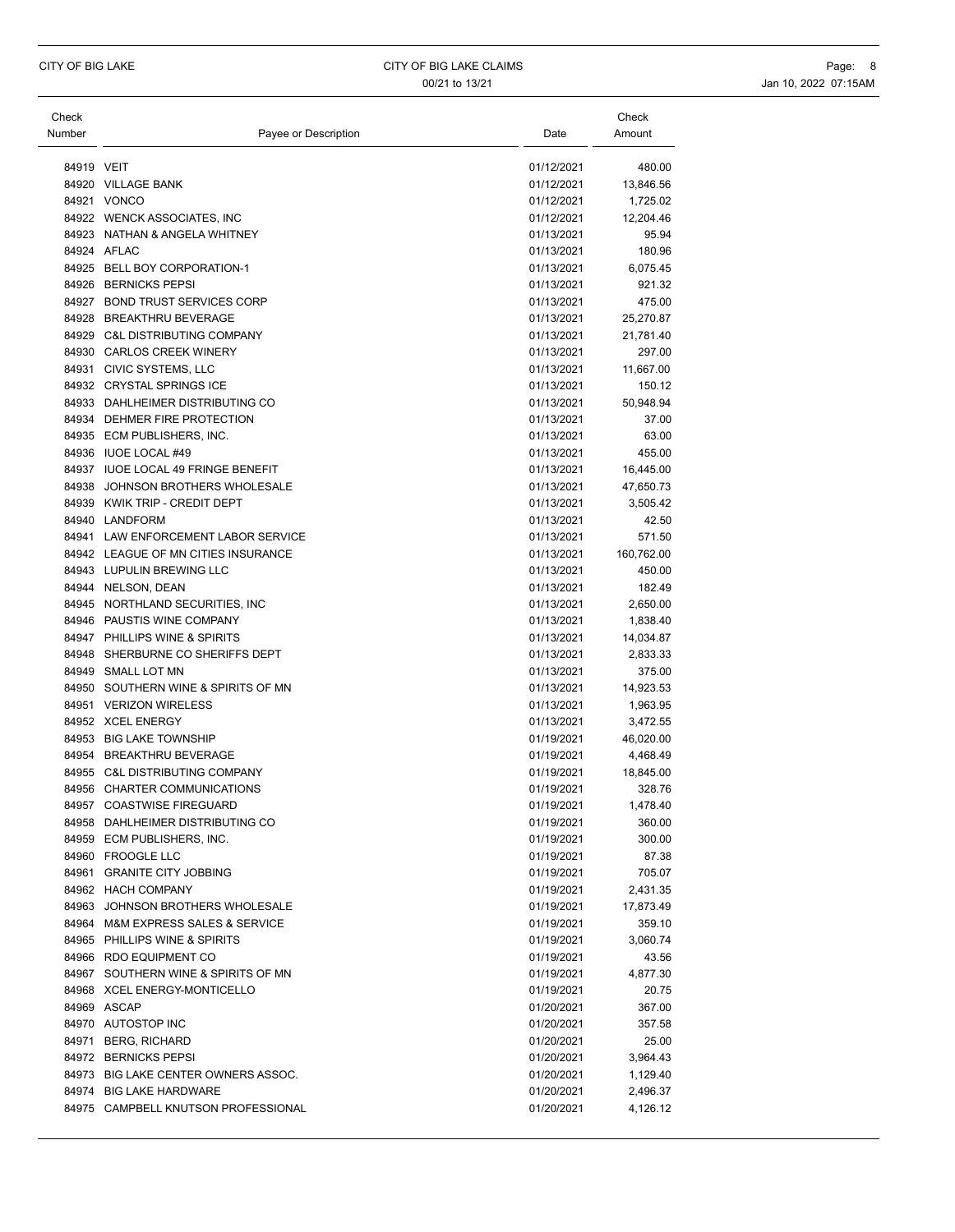| Check Number | Payee or Description | Date | Check Amount |
|---|---|---|---|
| 84919 | VEIT | 01/12/2021 | 480.00 |
| 84920 | VILLAGE BANK | 01/12/2021 | 13,846.56 |
| 84921 | VONCO | 01/12/2021 | 1,725.02 |
| 84922 | WENCK ASSOCIATES, INC | 01/12/2021 | 12,204.46 |
| 84923 | NATHAN & ANGELA WHITNEY | 01/13/2021 | 95.94 |
| 84924 | AFLAC | 01/13/2021 | 180.96 |
| 84925 | BELL BOY CORPORATION-1 | 01/13/2021 | 6,075.45 |
| 84926 | BERNICKS PEPSI | 01/13/2021 | 921.32 |
| 84927 | BOND TRUST SERVICES CORP | 01/13/2021 | 475.00 |
| 84928 | BREAKTHRU BEVERAGE | 01/13/2021 | 25,270.87 |
| 84929 | C&L DISTRIBUTING COMPANY | 01/13/2021 | 21,781.40 |
| 84930 | CARLOS CREEK WINERY | 01/13/2021 | 297.00 |
| 84931 | CIVIC SYSTEMS, LLC | 01/13/2021 | 11,667.00 |
| 84932 | CRYSTAL SPRINGS ICE | 01/13/2021 | 150.12 |
| 84933 | DAHLHEIMER DISTRIBUTING CO | 01/13/2021 | 50,948.94 |
| 84934 | DEHMER FIRE PROTECTION | 01/13/2021 | 37.00 |
| 84935 | ECM PUBLISHERS, INC. | 01/13/2021 | 63.00 |
| 84936 | IUOE LOCAL #49 | 01/13/2021 | 455.00 |
| 84937 | IUOE LOCAL 49 FRINGE BENEFIT | 01/13/2021 | 16,445.00 |
| 84938 | JOHNSON BROTHERS WHOLESALE | 01/13/2021 | 47,650.73 |
| 84939 | KWIK TRIP - CREDIT DEPT | 01/13/2021 | 3,505.42 |
| 84940 | LANDFORM | 01/13/2021 | 42.50 |
| 84941 | LAW ENFORCEMENT LABOR SERVICE | 01/13/2021 | 571.50 |
| 84942 | LEAGUE OF MN CITIES INSURANCE | 01/13/2021 | 160,762.00 |
| 84943 | LUPULIN BREWING LLC | 01/13/2021 | 450.00 |
| 84944 | NELSON, DEAN | 01/13/2021 | 182.49 |
| 84945 | NORTHLAND SECURITIES, INC | 01/13/2021 | 2,650.00 |
| 84946 | PAUSTIS WINE COMPANY | 01/13/2021 | 1,838.40 |
| 84947 | PHILLIPS WINE & SPIRITS | 01/13/2021 | 14,034.87 |
| 84948 | SHERBURNE CO SHERIFFS DEPT | 01/13/2021 | 2,833.33 |
| 84949 | SMALL LOT MN | 01/13/2021 | 375.00 |
| 84950 | SOUTHERN WINE & SPIRITS OF MN | 01/13/2021 | 14,923.53 |
| 84951 | VERIZON WIRELESS | 01/13/2021 | 1,963.95 |
| 84952 | XCEL ENERGY | 01/13/2021 | 3,472.55 |
| 84953 | BIG LAKE TOWNSHIP | 01/19/2021 | 46,020.00 |
| 84954 | BREAKTHRU BEVERAGE | 01/19/2021 | 4,468.49 |
| 84955 | C&L DISTRIBUTING COMPANY | 01/19/2021 | 18,845.00 |
| 84956 | CHARTER COMMUNICATIONS | 01/19/2021 | 328.76 |
| 84957 | COASTWISE FIREGUARD | 01/19/2021 | 1,478.40 |
| 84958 | DAHLHEIMER DISTRIBUTING CO | 01/19/2021 | 360.00 |
| 84959 | ECM PUBLISHERS, INC. | 01/19/2021 | 300.00 |
| 84960 | FROOGLE LLC | 01/19/2021 | 87.38 |
| 84961 | GRANITE CITY JOBBING | 01/19/2021 | 705.07 |
| 84962 | HACH COMPANY | 01/19/2021 | 2,431.35 |
| 84963 | JOHNSON BROTHERS WHOLESALE | 01/19/2021 | 17,873.49 |
| 84964 | M&M EXPRESS SALES & SERVICE | 01/19/2021 | 359.10 |
| 84965 | PHILLIPS WINE & SPIRITS | 01/19/2021 | 3,060.74 |
| 84966 | RDO EQUIPMENT CO | 01/19/2021 | 43.56 |
| 84967 | SOUTHERN WINE & SPIRITS OF MN | 01/19/2021 | 4,877.30 |
| 84968 | XCEL ENERGY-MONTICELLO | 01/19/2021 | 20.75 |
| 84969 | ASCAP | 01/20/2021 | 367.00 |
| 84970 | AUTOSTOP INC | 01/20/2021 | 357.58 |
| 84971 | BERG, RICHARD | 01/20/2021 | 25.00 |
| 84972 | BERNICKS PEPSI | 01/20/2021 | 3,964.43 |
| 84973 | BIG LAKE CENTER OWNERS ASSOC. | 01/20/2021 | 1,129.40 |
| 84974 | BIG LAKE HARDWARE | 01/20/2021 | 2,496.37 |
| 84975 | CAMPBELL KNUTSON PROFESSIONAL | 01/20/2021 | 4,126.12 |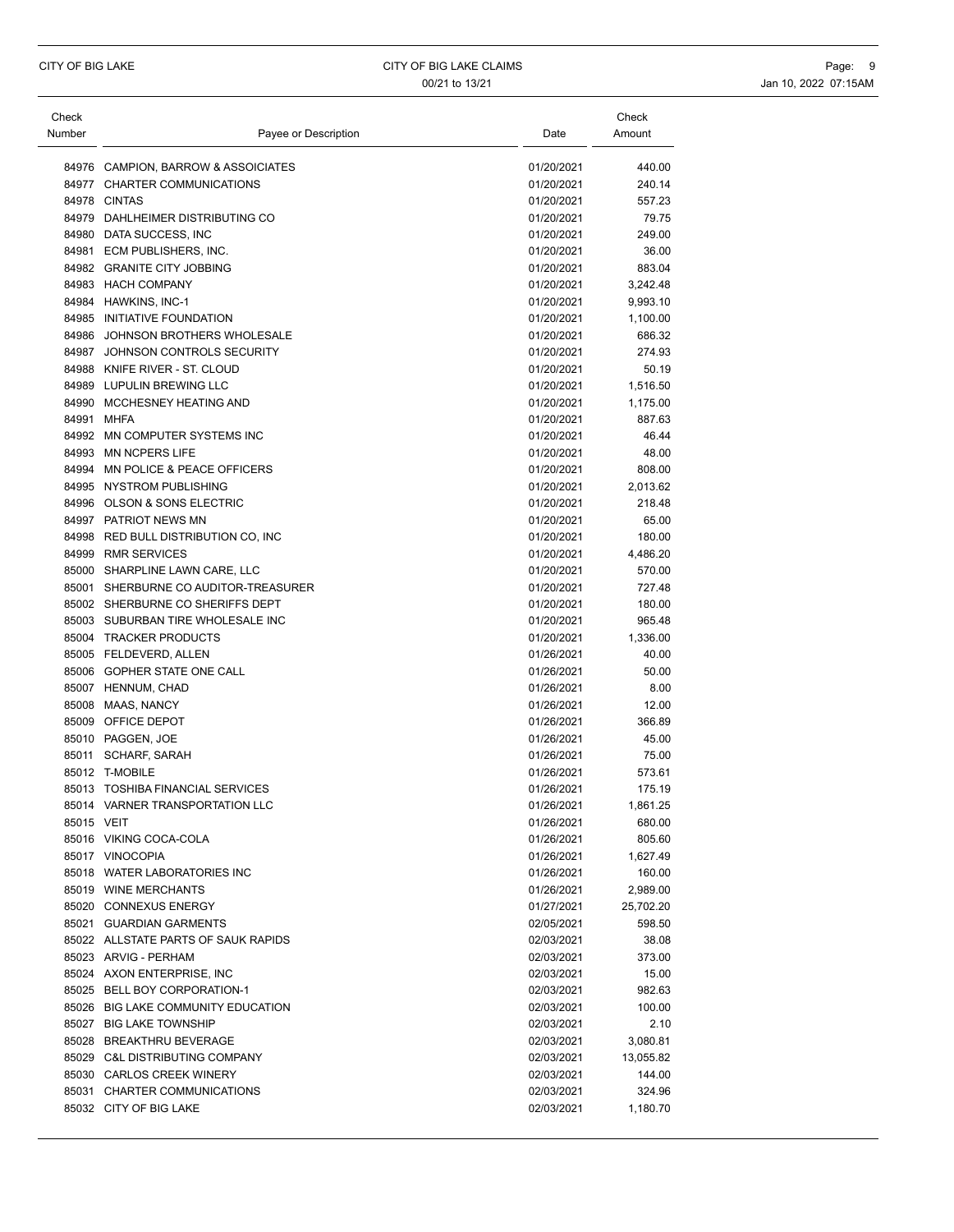| Check Number | Payee or Description | Date | Check Amount |
|---|---|---|---|
| 84976 | CAMPION, BARROW & ASSOICIATES | 01/20/2021 | 440.00 |
| 84977 | CHARTER COMMUNICATIONS | 01/20/2021 | 240.14 |
| 84978 | CINTAS | 01/20/2021 | 557.23 |
| 84979 | DAHLHEIMER DISTRIBUTING CO | 01/20/2021 | 79.75 |
| 84980 | DATA SUCCESS, INC | 01/20/2021 | 249.00 |
| 84981 | ECM PUBLISHERS, INC. | 01/20/2021 | 36.00 |
| 84982 | GRANITE CITY JOBBING | 01/20/2021 | 883.04 |
| 84983 | HACH COMPANY | 01/20/2021 | 3,242.48 |
| 84984 | HAWKINS, INC-1 | 01/20/2021 | 9,993.10 |
| 84985 | INITIATIVE FOUNDATION | 01/20/2021 | 1,100.00 |
| 84986 | JOHNSON BROTHERS WHOLESALE | 01/20/2021 | 686.32 |
| 84987 | JOHNSON CONTROLS SECURITY | 01/20/2021 | 274.93 |
| 84988 | KNIFE RIVER - ST. CLOUD | 01/20/2021 | 50.19 |
| 84989 | LUPULIN BREWING LLC | 01/20/2021 | 1,516.50 |
| 84990 | MCCHESNEY HEATING AND | 01/20/2021 | 1,175.00 |
| 84991 | MHFA | 01/20/2021 | 887.63 |
| 84992 | MN COMPUTER SYSTEMS INC | 01/20/2021 | 46.44 |
| 84993 | MN NCPERS LIFE | 01/20/2021 | 48.00 |
| 84994 | MN POLICE & PEACE OFFICERS | 01/20/2021 | 808.00 |
| 84995 | NYSTROM PUBLISHING | 01/20/2021 | 2,013.62 |
| 84996 | OLSON & SONS ELECTRIC | 01/20/2021 | 218.48 |
| 84997 | PATRIOT NEWS MN | 01/20/2021 | 65.00 |
| 84998 | RED BULL DISTRIBUTION CO, INC | 01/20/2021 | 180.00 |
| 84999 | RMR SERVICES | 01/20/2021 | 4,486.20 |
| 85000 | SHARPLINE LAWN CARE, LLC | 01/20/2021 | 570.00 |
| 85001 | SHERBURNE CO AUDITOR-TREASURER | 01/20/2021 | 727.48 |
| 85002 | SHERBURNE CO SHERIFFS DEPT | 01/20/2021 | 180.00 |
| 85003 | SUBURBAN TIRE WHOLESALE INC | 01/20/2021 | 965.48 |
| 85004 | TRACKER PRODUCTS | 01/20/2021 | 1,336.00 |
| 85005 | FELDEVERD, ALLEN | 01/26/2021 | 40.00 |
| 85006 | GOPHER STATE ONE CALL | 01/26/2021 | 50.00 |
| 85007 | HENNUM, CHAD | 01/26/2021 | 8.00 |
| 85008 | MAAS, NANCY | 01/26/2021 | 12.00 |
| 85009 | OFFICE DEPOT | 01/26/2021 | 366.89 |
| 85010 | PAGGEN, JOE | 01/26/2021 | 45.00 |
| 85011 | SCHARF, SARAH | 01/26/2021 | 75.00 |
| 85012 | T-MOBILE | 01/26/2021 | 573.61 |
| 85013 | TOSHIBA FINANCIAL SERVICES | 01/26/2021 | 175.19 |
| 85014 | VARNER TRANSPORTATION LLC | 01/26/2021 | 1,861.25 |
| 85015 | VEIT | 01/26/2021 | 680.00 |
| 85016 | VIKING COCA-COLA | 01/26/2021 | 805.60 |
| 85017 | VINOCOPIA | 01/26/2021 | 1,627.49 |
| 85018 | WATER LABORATORIES INC | 01/26/2021 | 160.00 |
| 85019 | WINE MERCHANTS | 01/26/2021 | 2,989.00 |
| 85020 | CONNEXUS ENERGY | 01/27/2021 | 25,702.20 |
| 85021 | GUARDIAN GARMENTS | 02/05/2021 | 598.50 |
| 85022 | ALLSTATE PARTS OF SAUK RAPIDS | 02/03/2021 | 38.08 |
| 85023 | ARVIG - PERHAM | 02/03/2021 | 373.00 |
| 85024 | AXON ENTERPRISE, INC | 02/03/2021 | 15.00 |
| 85025 | BELL BOY CORPORATION-1 | 02/03/2021 | 982.63 |
| 85026 | BIG LAKE COMMUNITY EDUCATION | 02/03/2021 | 100.00 |
| 85027 | BIG LAKE TOWNSHIP | 02/03/2021 | 2.10 |
| 85028 | BREAKTHRU BEVERAGE | 02/03/2021 | 3,080.81 |
| 85029 | C&L DISTRIBUTING COMPANY | 02/03/2021 | 13,055.82 |
| 85030 | CARLOS CREEK WINERY | 02/03/2021 | 144.00 |
| 85031 | CHARTER COMMUNICATIONS | 02/03/2021 | 324.96 |
| 85032 | CITY OF BIG LAKE | 02/03/2021 | 1,180.70 |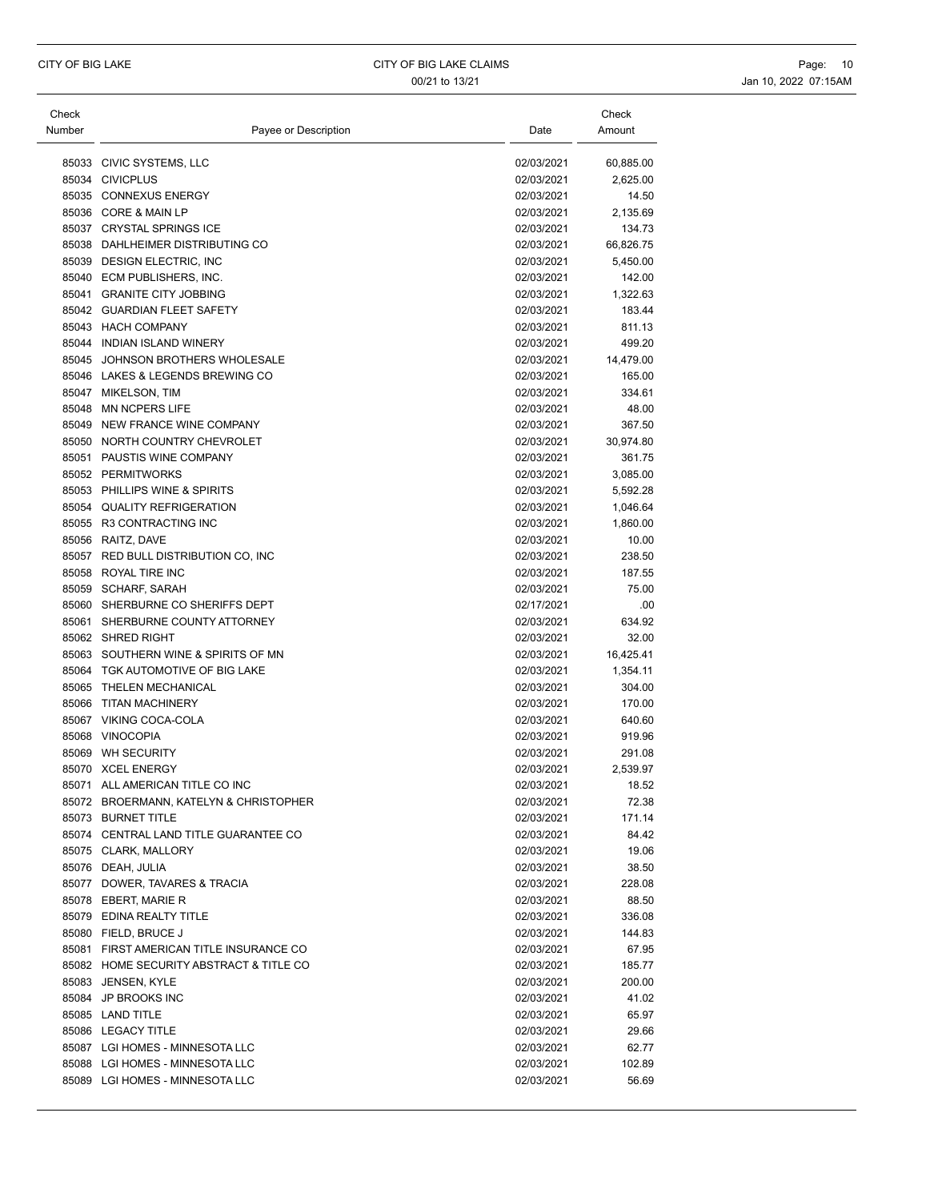| Check Number | Payee or Description | Date | Check Amount |
|---|---|---|---|
| 85033 | CIVIC SYSTEMS, LLC | 02/03/2021 | 60,885.00 |
| 85034 | CIVICPLUS | 02/03/2021 | 2,625.00 |
| 85035 | CONNEXUS ENERGY | 02/03/2021 | 14.50 |
| 85036 | CORE & MAIN LP | 02/03/2021 | 2,135.69 |
| 85037 | CRYSTAL SPRINGS ICE | 02/03/2021 | 134.73 |
| 85038 | DAHLHEIMER DISTRIBUTING CO | 02/03/2021 | 66,826.75 |
| 85039 | DESIGN ELECTRIC, INC | 02/03/2021 | 5,450.00 |
| 85040 | ECM PUBLISHERS, INC. | 02/03/2021 | 142.00 |
| 85041 | GRANITE CITY JOBBING | 02/03/2021 | 1,322.63 |
| 85042 | GUARDIAN FLEET SAFETY | 02/03/2021 | 183.44 |
| 85043 | HACH COMPANY | 02/03/2021 | 811.13 |
| 85044 | INDIAN ISLAND WINERY | 02/03/2021 | 499.20 |
| 85045 | JOHNSON BROTHERS WHOLESALE | 02/03/2021 | 14,479.00 |
| 85046 | LAKES & LEGENDS BREWING CO | 02/03/2021 | 165.00 |
| 85047 | MIKELSON, TIM | 02/03/2021 | 334.61 |
| 85048 | MN NCPERS LIFE | 02/03/2021 | 48.00 |
| 85049 | NEW FRANCE WINE COMPANY | 02/03/2021 | 367.50 |
| 85050 | NORTH COUNTRY CHEVROLET | 02/03/2021 | 30,974.80 |
| 85051 | PAUSTIS WINE COMPANY | 02/03/2021 | 361.75 |
| 85052 | PERMITWORKS | 02/03/2021 | 3,085.00 |
| 85053 | PHILLIPS WINE & SPIRITS | 02/03/2021 | 5,592.28 |
| 85054 | QUALITY REFRIGERATION | 02/03/2021 | 1,046.64 |
| 85055 | R3 CONTRACTING INC | 02/03/2021 | 1,860.00 |
| 85056 | RAITZ, DAVE | 02/03/2021 | 10.00 |
| 85057 | RED BULL DISTRIBUTION CO, INC | 02/03/2021 | 238.50 |
| 85058 | ROYAL TIRE INC | 02/03/2021 | 187.55 |
| 85059 | SCHARF, SARAH | 02/03/2021 | 75.00 |
| 85060 | SHERBURNE CO SHERIFFS DEPT | 02/17/2021 | .00 |
| 85061 | SHERBURNE COUNTY ATTORNEY | 02/03/2021 | 634.92 |
| 85062 | SHRED RIGHT | 02/03/2021 | 32.00 |
| 85063 | SOUTHERN WINE & SPIRITS OF MN | 02/03/2021 | 16,425.41 |
| 85064 | TGK AUTOMOTIVE OF BIG LAKE | 02/03/2021 | 1,354.11 |
| 85065 | THELEN MECHANICAL | 02/03/2021 | 304.00 |
| 85066 | TITAN MACHINERY | 02/03/2021 | 170.00 |
| 85067 | VIKING COCA-COLA | 02/03/2021 | 640.60 |
| 85068 | VINOCOPIA | 02/03/2021 | 919.96 |
| 85069 | WH SECURITY | 02/03/2021 | 291.08 |
| 85070 | XCEL ENERGY | 02/03/2021 | 2,539.97 |
| 85071 | ALL AMERICAN TITLE CO INC | 02/03/2021 | 18.52 |
| 85072 | BROERMANN, KATELYN & CHRISTOPHER | 02/03/2021 | 72.38 |
| 85073 | BURNET TITLE | 02/03/2021 | 171.14 |
| 85074 | CENTRAL LAND TITLE GUARANTEE CO | 02/03/2021 | 84.42 |
| 85075 | CLARK, MALLORY | 02/03/2021 | 19.06 |
| 85076 | DEAH, JULIA | 02/03/2021 | 38.50 |
| 85077 | DOWER, TAVARES & TRACIA | 02/03/2021 | 228.08 |
| 85078 | EBERT, MARIE R | 02/03/2021 | 88.50 |
| 85079 | EDINA REALTY TITLE | 02/03/2021 | 336.08 |
| 85080 | FIELD, BRUCE J | 02/03/2021 | 144.83 |
| 85081 | FIRST AMERICAN TITLE INSURANCE CO | 02/03/2021 | 67.95 |
| 85082 | HOME SECURITY ABSTRACT & TITLE CO | 02/03/2021 | 185.77 |
| 85083 | JENSEN, KYLE | 02/03/2021 | 200.00 |
| 85084 | JP BROOKS INC | 02/03/2021 | 41.02 |
| 85085 | LAND TITLE | 02/03/2021 | 65.97 |
| 85086 | LEGACY TITLE | 02/03/2021 | 29.66 |
| 85087 | LGI HOMES - MINNESOTA LLC | 02/03/2021 | 62.77 |
| 85088 | LGI HOMES - MINNESOTA LLC | 02/03/2021 | 102.89 |
| 85089 | LGI HOMES - MINNESOTA LLC | 02/03/2021 | 56.69 |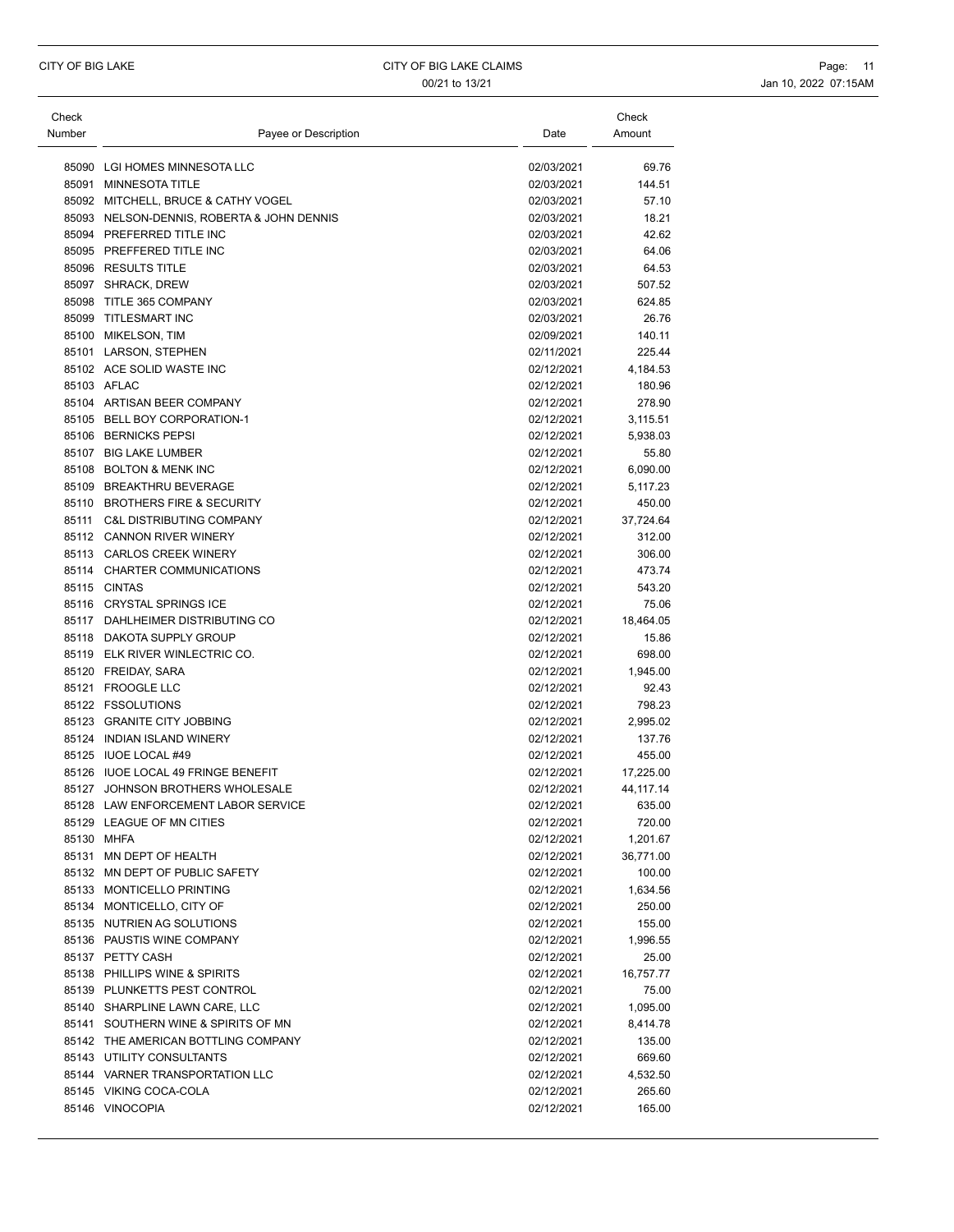| Check Number | Payee or Description | Date | Check Amount |
|---|---|---|---|
| 85090 | LGI HOMES MINNESOTA LLC | 02/03/2021 | 69.76 |
| 85091 | MINNESOTA TITLE | 02/03/2021 | 144.51 |
| 85092 | MITCHELL, BRUCE & CATHY VOGEL | 02/03/2021 | 57.10 |
| 85093 | NELSON-DENNIS, ROBERTA & JOHN DENNIS | 02/03/2021 | 18.21 |
| 85094 | PREFERRED TITLE INC | 02/03/2021 | 42.62 |
| 85095 | PREFFERED TITLE INC | 02/03/2021 | 64.06 |
| 85096 | RESULTS TITLE | 02/03/2021 | 64.53 |
| 85097 | SHRACK, DREW | 02/03/2021 | 507.52 |
| 85098 | TITLE 365 COMPANY | 02/03/2021 | 624.85 |
| 85099 | TITLESMART INC | 02/03/2021 | 26.76 |
| 85100 | MIKELSON, TIM | 02/09/2021 | 140.11 |
| 85101 | LARSON, STEPHEN | 02/11/2021 | 225.44 |
| 85102 | ACE SOLID WASTE INC | 02/12/2021 | 4,184.53 |
| 85103 | AFLAC | 02/12/2021 | 180.96 |
| 85104 | ARTISAN BEER COMPANY | 02/12/2021 | 278.90 |
| 85105 | BELL BOY CORPORATION-1 | 02/12/2021 | 3,115.51 |
| 85106 | BERNICKS PEPSI | 02/12/2021 | 5,938.03 |
| 85107 | BIG LAKE LUMBER | 02/12/2021 | 55.80 |
| 85108 | BOLTON & MENK INC | 02/12/2021 | 6,090.00 |
| 85109 | BREAKTHRU BEVERAGE | 02/12/2021 | 5,117.23 |
| 85110 | BROTHERS FIRE & SECURITY | 02/12/2021 | 450.00 |
| 85111 | C&L DISTRIBUTING COMPANY | 02/12/2021 | 37,724.64 |
| 85112 | CANNON RIVER WINERY | 02/12/2021 | 312.00 |
| 85113 | CARLOS CREEK WINERY | 02/12/2021 | 306.00 |
| 85114 | CHARTER COMMUNICATIONS | 02/12/2021 | 473.74 |
| 85115 | CINTAS | 02/12/2021 | 543.20 |
| 85116 | CRYSTAL SPRINGS ICE | 02/12/2021 | 75.06 |
| 85117 | DAHLHEIMER DISTRIBUTING CO | 02/12/2021 | 18,464.05 |
| 85118 | DAKOTA SUPPLY GROUP | 02/12/2021 | 15.86 |
| 85119 | ELK RIVER WINLECTRIC CO. | 02/12/2021 | 698.00 |
| 85120 | FREIDAY, SARA | 02/12/2021 | 1,945.00 |
| 85121 | FROOGLE LLC | 02/12/2021 | 92.43 |
| 85122 | FSSOLUTIONS | 02/12/2021 | 798.23 |
| 85123 | GRANITE CITY JOBBING | 02/12/2021 | 2,995.02 |
| 85124 | INDIAN ISLAND WINERY | 02/12/2021 | 137.76 |
| 85125 | IUOE LOCAL #49 | 02/12/2021 | 455.00 |
| 85126 | IUOE LOCAL 49 FRINGE BENEFIT | 02/12/2021 | 17,225.00 |
| 85127 | JOHNSON BROTHERS WHOLESALE | 02/12/2021 | 44,117.14 |
| 85128 | LAW ENFORCEMENT LABOR SERVICE | 02/12/2021 | 635.00 |
| 85129 | LEAGUE OF MN CITIES | 02/12/2021 | 720.00 |
| 85130 | MHFA | 02/12/2021 | 1,201.67 |
| 85131 | MN DEPT OF HEALTH | 02/12/2021 | 36,771.00 |
| 85132 | MN DEPT OF PUBLIC SAFETY | 02/12/2021 | 100.00 |
| 85133 | MONTICELLO PRINTING | 02/12/2021 | 1,634.56 |
| 85134 | MONTICELLO, CITY OF | 02/12/2021 | 250.00 |
| 85135 | NUTRIEN AG SOLUTIONS | 02/12/2021 | 155.00 |
| 85136 | PAUSTIS WINE COMPANY | 02/12/2021 | 1,996.55 |
| 85137 | PETTY CASH | 02/12/2021 | 25.00 |
| 85138 | PHILLIPS WINE & SPIRITS | 02/12/2021 | 16,757.77 |
| 85139 | PLUNKETTS PEST CONTROL | 02/12/2021 | 75.00 |
| 85140 | SHARPLINE LAWN CARE, LLC | 02/12/2021 | 1,095.00 |
| 85141 | SOUTHERN WINE & SPIRITS OF MN | 02/12/2021 | 8,414.78 |
| 85142 | THE AMERICAN BOTTLING COMPANY | 02/12/2021 | 135.00 |
| 85143 | UTILITY CONSULTANTS | 02/12/2021 | 669.60 |
| 85144 | VARNER TRANSPORTATION LLC | 02/12/2021 | 4,532.50 |
| 85145 | VIKING COCA-COLA | 02/12/2021 | 265.60 |
| 85146 | VINOCOPIA | 02/12/2021 | 165.00 |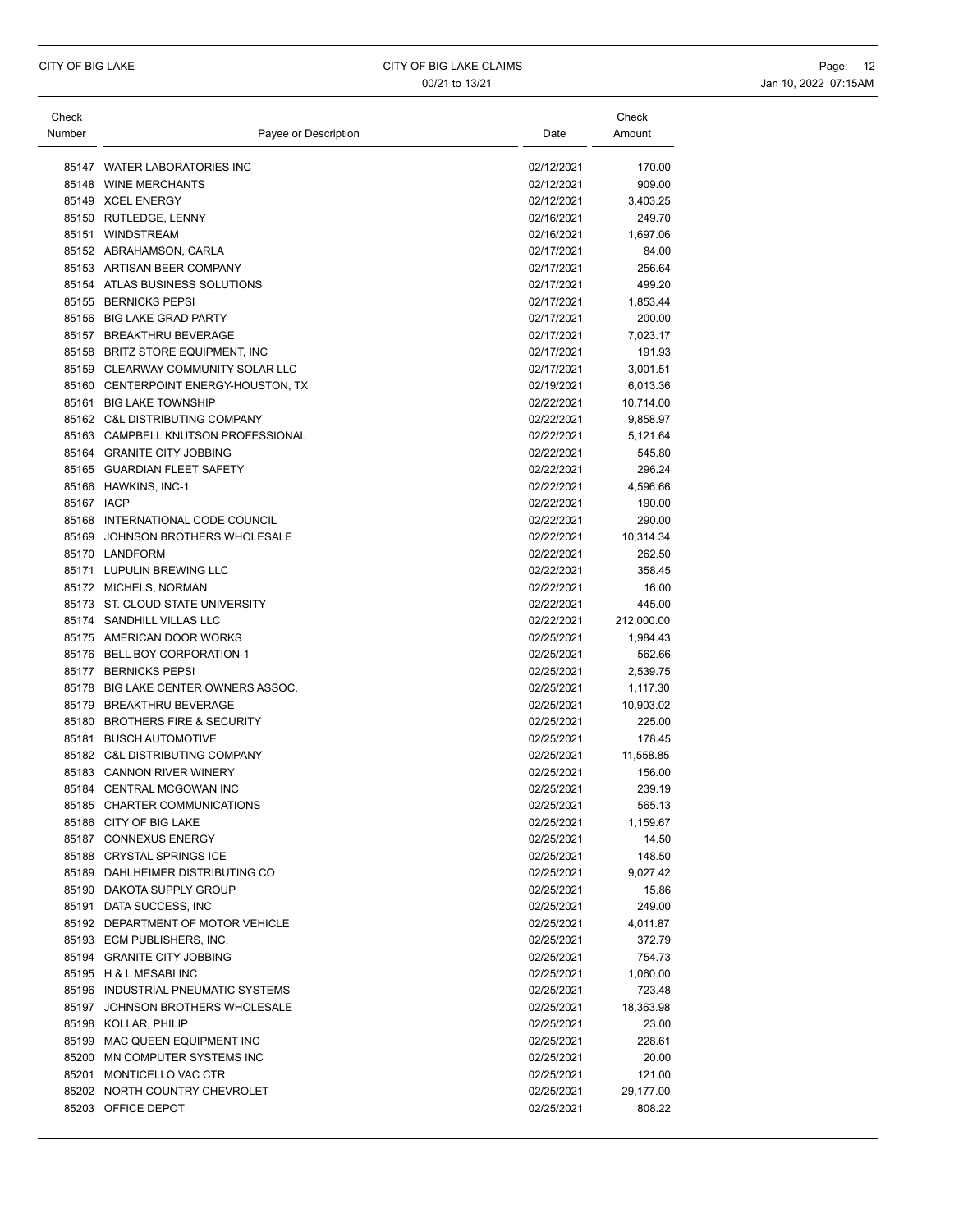| Check Number | Payee or Description | Date | Check Amount |
| --- | --- | --- | --- |
| 85147 | WATER LABORATORIES INC | 02/12/2021 | 170.00 |
| 85148 | WINE MERCHANTS | 02/12/2021 | 909.00 |
| 85149 | XCEL ENERGY | 02/12/2021 | 3,403.25 |
| 85150 | RUTLEDGE, LENNY | 02/16/2021 | 249.70 |
| 85151 | WINDSTREAM | 02/16/2021 | 1,697.06 |
| 85152 | ABRAHAMSON, CARLA | 02/17/2021 | 84.00 |
| 85153 | ARTISAN BEER COMPANY | 02/17/2021 | 256.64 |
| 85154 | ATLAS BUSINESS SOLUTIONS | 02/17/2021 | 499.20 |
| 85155 | BERNICKS PEPSI | 02/17/2021 | 1,853.44 |
| 85156 | BIG LAKE GRAD PARTY | 02/17/2021 | 200.00 |
| 85157 | BREAKTHRU BEVERAGE | 02/17/2021 | 7,023.17 |
| 85158 | BRITZ STORE EQUIPMENT, INC | 02/17/2021 | 191.93 |
| 85159 | CLEARWAY COMMUNITY SOLAR LLC | 02/17/2021 | 3,001.51 |
| 85160 | CENTERPOINT ENERGY-HOUSTON, TX | 02/19/2021 | 6,013.36 |
| 85161 | BIG LAKE TOWNSHIP | 02/22/2021 | 10,714.00 |
| 85162 | C&L DISTRIBUTING COMPANY | 02/22/2021 | 9,858.97 |
| 85163 | CAMPBELL KNUTSON PROFESSIONAL | 02/22/2021 | 5,121.64 |
| 85164 | GRANITE CITY JOBBING | 02/22/2021 | 545.80 |
| 85165 | GUARDIAN FLEET SAFETY | 02/22/2021 | 296.24 |
| 85166 | HAWKINS, INC-1 | 02/22/2021 | 4,596.66 |
| 85167 | IACP | 02/22/2021 | 190.00 |
| 85168 | INTERNATIONAL CODE COUNCIL | 02/22/2021 | 290.00 |
| 85169 | JOHNSON BROTHERS WHOLESALE | 02/22/2021 | 10,314.34 |
| 85170 | LANDFORM | 02/22/2021 | 262.50 |
| 85171 | LUPULIN BREWING LLC | 02/22/2021 | 358.45 |
| 85172 | MICHELS, NORMAN | 02/22/2021 | 16.00 |
| 85173 | ST. CLOUD STATE UNIVERSITY | 02/22/2021 | 445.00 |
| 85174 | SANDHILL VILLAS LLC | 02/22/2021 | 212,000.00 |
| 85175 | AMERICAN DOOR WORKS | 02/25/2021 | 1,984.43 |
| 85176 | BELL BOY CORPORATION-1 | 02/25/2021 | 562.66 |
| 85177 | BERNICKS PEPSI | 02/25/2021 | 2,539.75 |
| 85178 | BIG LAKE CENTER OWNERS ASSOC. | 02/25/2021 | 1,117.30 |
| 85179 | BREAKTHRU BEVERAGE | 02/25/2021 | 10,903.02 |
| 85180 | BROTHERS FIRE & SECURITY | 02/25/2021 | 225.00 |
| 85181 | BUSCH AUTOMOTIVE | 02/25/2021 | 178.45 |
| 85182 | C&L DISTRIBUTING COMPANY | 02/25/2021 | 11,558.85 |
| 85183 | CANNON RIVER WINERY | 02/25/2021 | 156.00 |
| 85184 | CENTRAL MCGOWAN INC | 02/25/2021 | 239.19 |
| 85185 | CHARTER COMMUNICATIONS | 02/25/2021 | 565.13 |
| 85186 | CITY OF BIG LAKE | 02/25/2021 | 1,159.67 |
| 85187 | CONNEXUS ENERGY | 02/25/2021 | 14.50 |
| 85188 | CRYSTAL SPRINGS ICE | 02/25/2021 | 148.50 |
| 85189 | DAHLHEIMER DISTRIBUTING CO | 02/25/2021 | 9,027.42 |
| 85190 | DAKOTA SUPPLY GROUP | 02/25/2021 | 15.86 |
| 85191 | DATA SUCCESS, INC | 02/25/2021 | 249.00 |
| 85192 | DEPARTMENT OF MOTOR VEHICLE | 02/25/2021 | 4,011.87 |
| 85193 | ECM PUBLISHERS, INC. | 02/25/2021 | 372.79 |
| 85194 | GRANITE CITY JOBBING | 02/25/2021 | 754.73 |
| 85195 | H & L MESABI INC | 02/25/2021 | 1,060.00 |
| 85196 | INDUSTRIAL PNEUMATIC SYSTEMS | 02/25/2021 | 723.48 |
| 85197 | JOHNSON BROTHERS WHOLESALE | 02/25/2021 | 18,363.98 |
| 85198 | KOLLAR, PHILIP | 02/25/2021 | 23.00 |
| 85199 | MAC QUEEN EQUIPMENT INC | 02/25/2021 | 228.61 |
| 85200 | MN COMPUTER SYSTEMS INC | 02/25/2021 | 20.00 |
| 85201 | MONTICELLO VAC CTR | 02/25/2021 | 121.00 |
| 85202 | NORTH COUNTRY CHEVROLET | 02/25/2021 | 29,177.00 |
| 85203 | OFFICE DEPOT | 02/25/2021 | 808.22 |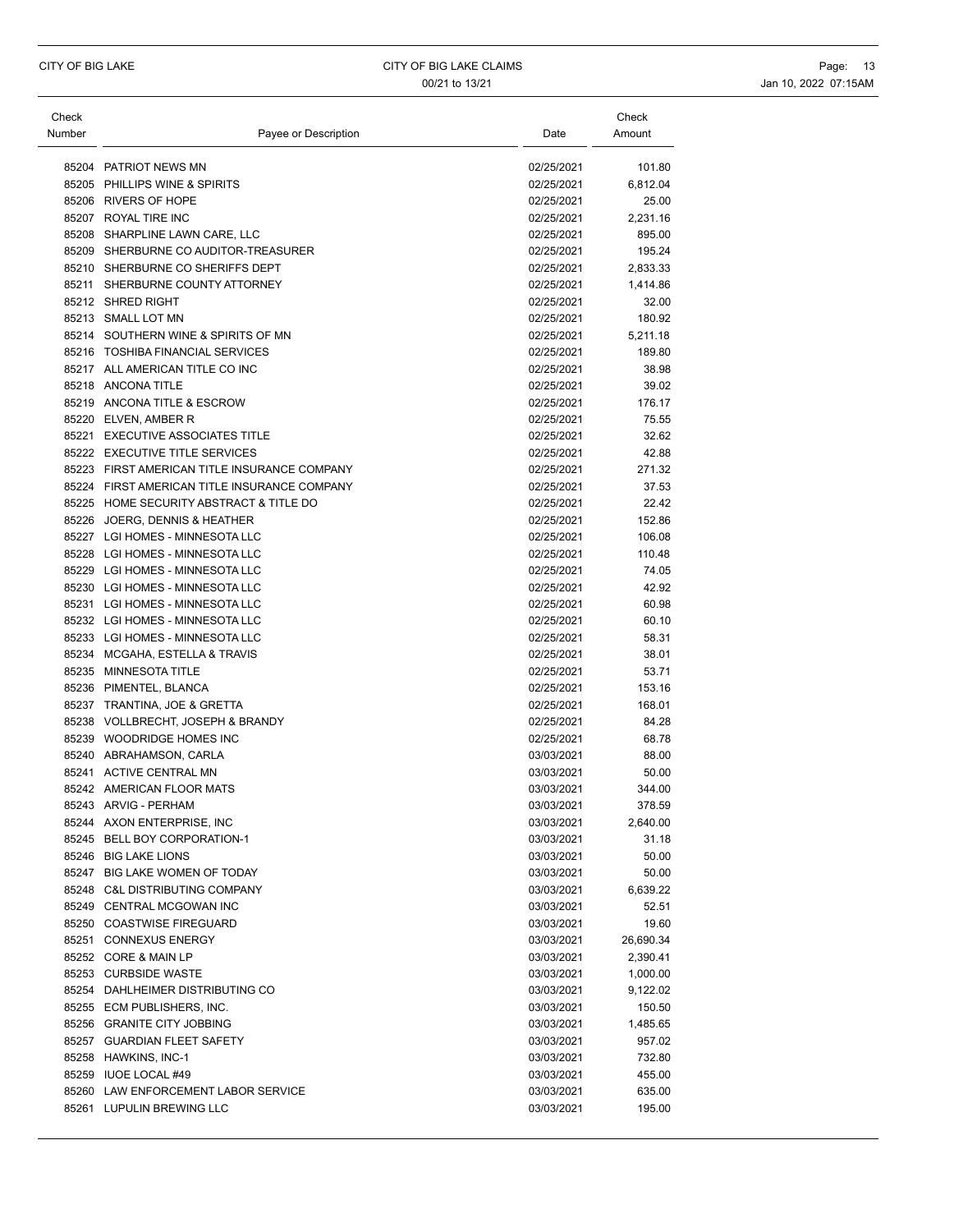| Check Number | Payee or Description | Date | Check Amount |
|---|---|---|---|
| 85204 | PATRIOT NEWS MN | 02/25/2021 | 101.80 |
| 85205 | PHILLIPS WINE & SPIRITS | 02/25/2021 | 6,812.04 |
| 85206 | RIVERS OF HOPE | 02/25/2021 | 25.00 |
| 85207 | ROYAL TIRE INC | 02/25/2021 | 2,231.16 |
| 85208 | SHARPLINE LAWN CARE, LLC | 02/25/2021 | 895.00 |
| 85209 | SHERBURNE CO AUDITOR-TREASURER | 02/25/2021 | 195.24 |
| 85210 | SHERBURNE CO SHERIFFS DEPT | 02/25/2021 | 2,833.33 |
| 85211 | SHERBURNE COUNTY ATTORNEY | 02/25/2021 | 1,414.86 |
| 85212 | SHRED RIGHT | 02/25/2021 | 32.00 |
| 85213 | SMALL LOT MN | 02/25/2021 | 180.92 |
| 85214 | SOUTHERN WINE & SPIRITS OF MN | 02/25/2021 | 5,211.18 |
| 85216 | TOSHIBA FINANCIAL SERVICES | 02/25/2021 | 189.80 |
| 85217 | ALL AMERICAN TITLE CO INC | 02/25/2021 | 38.98 |
| 85218 | ANCONA TITLE | 02/25/2021 | 39.02 |
| 85219 | ANCONA TITLE & ESCROW | 02/25/2021 | 176.17 |
| 85220 | ELVEN, AMBER R | 02/25/2021 | 75.55 |
| 85221 | EXECUTIVE ASSOCIATES TITLE | 02/25/2021 | 32.62 |
| 85222 | EXECUTIVE TITLE SERVICES | 02/25/2021 | 42.88 |
| 85223 | FIRST AMERICAN TITLE INSURANCE COMPANY | 02/25/2021 | 271.32 |
| 85224 | FIRST AMERICAN TITLE INSURANCE COMPANY | 02/25/2021 | 37.53 |
| 85225 | HOME SECURITY ABSTRACT & TITLE DO | 02/25/2021 | 22.42 |
| 85226 | JOERG, DENNIS & HEATHER | 02/25/2021 | 152.86 |
| 85227 | LGI HOMES - MINNESOTA LLC | 02/25/2021 | 106.08 |
| 85228 | LGI HOMES - MINNESOTA LLC | 02/25/2021 | 110.48 |
| 85229 | LGI HOMES - MINNESOTA LLC | 02/25/2021 | 74.05 |
| 85230 | LGI HOMES - MINNESOTA LLC | 02/25/2021 | 42.92 |
| 85231 | LGI HOMES - MINNESOTA LLC | 02/25/2021 | 60.98 |
| 85232 | LGI HOMES - MINNESOTA LLC | 02/25/2021 | 60.10 |
| 85233 | LGI HOMES - MINNESOTA LLC | 02/25/2021 | 58.31 |
| 85234 | MCGAHA, ESTELLA & TRAVIS | 02/25/2021 | 38.01 |
| 85235 | MINNESOTA TITLE | 02/25/2021 | 53.71 |
| 85236 | PIMENTEL, BLANCA | 02/25/2021 | 153.16 |
| 85237 | TRANTINA, JOE & GRETTA | 02/25/2021 | 168.01 |
| 85238 | VOLLBRECHT, JOSEPH & BRANDY | 02/25/2021 | 84.28 |
| 85239 | WOODRIDGE HOMES INC | 02/25/2021 | 68.78 |
| 85240 | ABRAHAMSON, CARLA | 03/03/2021 | 88.00 |
| 85241 | ACTIVE CENTRAL MN | 03/03/2021 | 50.00 |
| 85242 | AMERICAN FLOOR MATS | 03/03/2021 | 344.00 |
| 85243 | ARVIG - PERHAM | 03/03/2021 | 378.59 |
| 85244 | AXON ENTERPRISE, INC | 03/03/2021 | 2,640.00 |
| 85245 | BELL BOY CORPORATION-1 | 03/03/2021 | 31.18 |
| 85246 | BIG LAKE LIONS | 03/03/2021 | 50.00 |
| 85247 | BIG LAKE WOMEN OF TODAY | 03/03/2021 | 50.00 |
| 85248 | C&L DISTRIBUTING COMPANY | 03/03/2021 | 6,639.22 |
| 85249 | CENTRAL MCGOWAN INC | 03/03/2021 | 52.51 |
| 85250 | COASTWISE FIREGUARD | 03/03/2021 | 19.60 |
| 85251 | CONNEXUS ENERGY | 03/03/2021 | 26,690.34 |
| 85252 | CORE & MAIN LP | 03/03/2021 | 2,390.41 |
| 85253 | CURBSIDE WASTE | 03/03/2021 | 1,000.00 |
| 85254 | DAHLHEIMER DISTRIBUTING CO | 03/03/2021 | 9,122.02 |
| 85255 | ECM PUBLISHERS, INC. | 03/03/2021 | 150.50 |
| 85256 | GRANITE CITY JOBBING | 03/03/2021 | 1,485.65 |
| 85257 | GUARDIAN FLEET SAFETY | 03/03/2021 | 957.02 |
| 85258 | HAWKINS, INC-1 | 03/03/2021 | 732.80 |
| 85259 | IUOE LOCAL #49 | 03/03/2021 | 455.00 |
| 85260 | LAW ENFORCEMENT LABOR SERVICE | 03/03/2021 | 635.00 |
| 85261 | LUPULIN BREWING LLC | 03/03/2021 | 195.00 |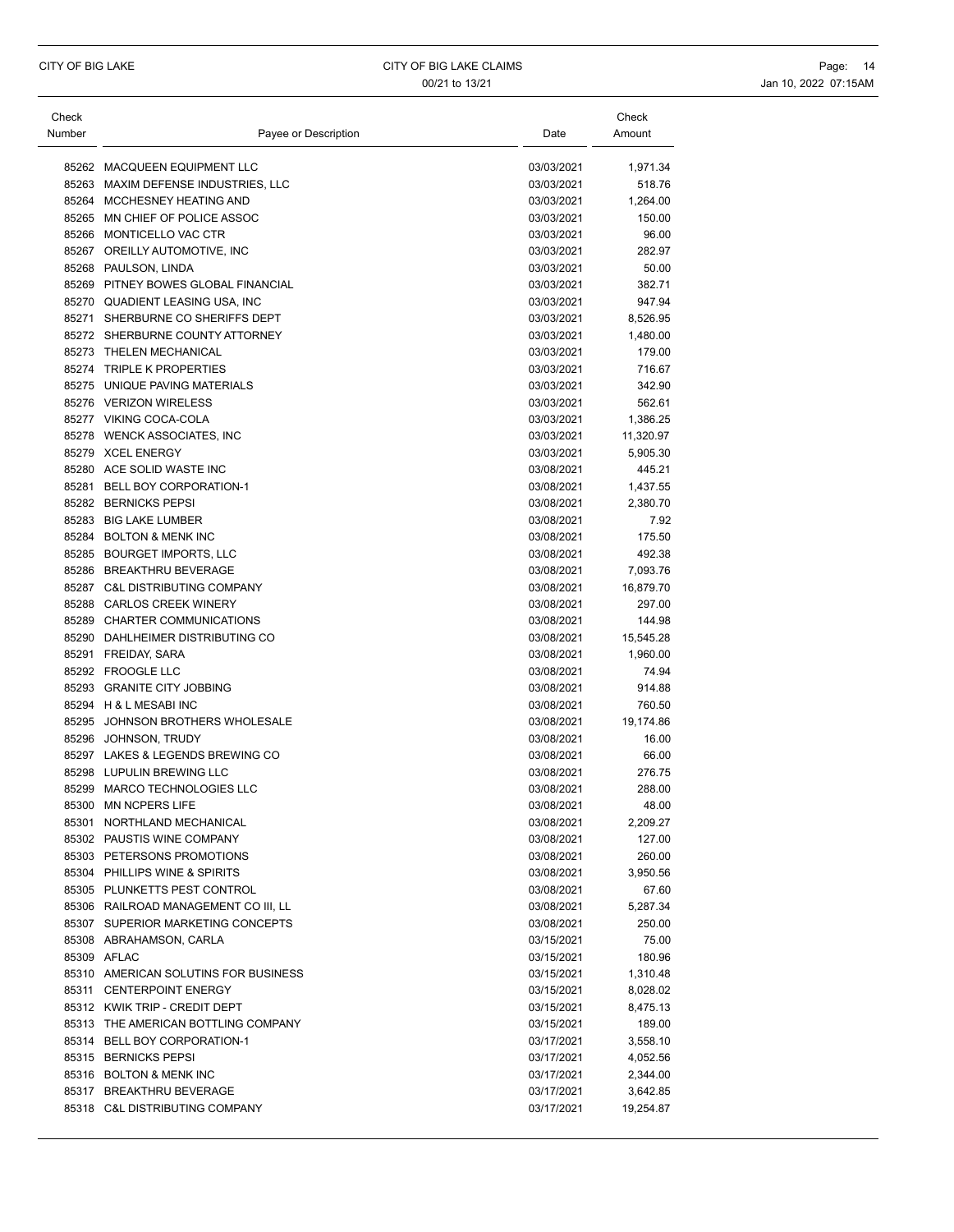| Check Number | Payee or Description | Date | Check Amount |
|---|---|---|---|
| 85262 | MACQUEEN EQUIPMENT LLC | 03/03/2021 | 1,971.34 |
| 85263 | MAXIM DEFENSE INDUSTRIES, LLC | 03/03/2021 | 518.76 |
| 85264 | MCCHESNEY HEATING AND | 03/03/2021 | 1,264.00 |
| 85265 | MN CHIEF OF POLICE ASSOC | 03/03/2021 | 150.00 |
| 85266 | MONTICELLO VAC CTR | 03/03/2021 | 96.00 |
| 85267 | OREILLY AUTOMOTIVE, INC | 03/03/2021 | 282.97 |
| 85268 | PAULSON, LINDA | 03/03/2021 | 50.00 |
| 85269 | PITNEY BOWES GLOBAL FINANCIAL | 03/03/2021 | 382.71 |
| 85270 | QUADIENT LEASING USA, INC | 03/03/2021 | 947.94 |
| 85271 | SHERBURNE CO SHERIFFS DEPT | 03/03/2021 | 8,526.95 |
| 85272 | SHERBURNE COUNTY ATTORNEY | 03/03/2021 | 1,480.00 |
| 85273 | THELEN MECHANICAL | 03/03/2021 | 179.00 |
| 85274 | TRIPLE K PROPERTIES | 03/03/2021 | 716.67 |
| 85275 | UNIQUE PAVING MATERIALS | 03/03/2021 | 342.90 |
| 85276 | VERIZON WIRELESS | 03/03/2021 | 562.61 |
| 85277 | VIKING COCA-COLA | 03/03/2021 | 1,386.25 |
| 85278 | WENCK ASSOCIATES, INC | 03/03/2021 | 11,320.97 |
| 85279 | XCEL ENERGY | 03/03/2021 | 5,905.30 |
| 85280 | ACE SOLID WASTE INC | 03/08/2021 | 445.21 |
| 85281 | BELL BOY CORPORATION-1 | 03/08/2021 | 1,437.55 |
| 85282 | BERNICKS PEPSI | 03/08/2021 | 2,380.70 |
| 85283 | BIG LAKE LUMBER | 03/08/2021 | 7.92 |
| 85284 | BOLTON & MENK INC | 03/08/2021 | 175.50 |
| 85285 | BOURGET IMPORTS, LLC | 03/08/2021 | 492.38 |
| 85286 | BREAKTHRU BEVERAGE | 03/08/2021 | 7,093.76 |
| 85287 | C&L DISTRIBUTING COMPANY | 03/08/2021 | 16,879.70 |
| 85288 | CARLOS CREEK WINERY | 03/08/2021 | 297.00 |
| 85289 | CHARTER COMMUNICATIONS | 03/08/2021 | 144.98 |
| 85290 | DAHLHEIMER DISTRIBUTING CO | 03/08/2021 | 15,545.28 |
| 85291 | FREIDAY, SARA | 03/08/2021 | 1,960.00 |
| 85292 | FROOGLE LLC | 03/08/2021 | 74.94 |
| 85293 | GRANITE CITY JOBBING | 03/08/2021 | 914.88 |
| 85294 | H & L MESABI INC | 03/08/2021 | 760.50 |
| 85295 | JOHNSON BROTHERS WHOLESALE | 03/08/2021 | 19,174.86 |
| 85296 | JOHNSON, TRUDY | 03/08/2021 | 16.00 |
| 85297 | LAKES & LEGENDS BREWING CO | 03/08/2021 | 66.00 |
| 85298 | LUPULIN BREWING LLC | 03/08/2021 | 276.75 |
| 85299 | MARCO TECHNOLOGIES LLC | 03/08/2021 | 288.00 |
| 85300 | MN NCPERS LIFE | 03/08/2021 | 48.00 |
| 85301 | NORTHLAND MECHANICAL | 03/08/2021 | 2,209.27 |
| 85302 | PAUSTIS WINE COMPANY | 03/08/2021 | 127.00 |
| 85303 | PETERSONS PROMOTIONS | 03/08/2021 | 260.00 |
| 85304 | PHILLIPS WINE & SPIRITS | 03/08/2021 | 3,950.56 |
| 85305 | PLUNKETTS PEST CONTROL | 03/08/2021 | 67.60 |
| 85306 | RAILROAD MANAGEMENT CO III, LL | 03/08/2021 | 5,287.34 |
| 85307 | SUPERIOR MARKETING CONCEPTS | 03/08/2021 | 250.00 |
| 85308 | ABRAHAMSON, CARLA | 03/15/2021 | 75.00 |
| 85309 | AFLAC | 03/15/2021 | 180.96 |
| 85310 | AMERICAN SOLUTINS FOR BUSINESS | 03/15/2021 | 1,310.48 |
| 85311 | CENTERPOINT ENERGY | 03/15/2021 | 8,028.02 |
| 85312 | KWIK TRIP - CREDIT DEPT | 03/15/2021 | 8,475.13 |
| 85313 | THE AMERICAN BOTTLING COMPANY | 03/15/2021 | 189.00 |
| 85314 | BELL BOY CORPORATION-1 | 03/17/2021 | 3,558.10 |
| 85315 | BERNICKS PEPSI | 03/17/2021 | 4,052.56 |
| 85316 | BOLTON & MENK INC | 03/17/2021 | 2,344.00 |
| 85317 | BREAKTHRU BEVERAGE | 03/17/2021 | 3,642.85 |
| 85318 | C&L DISTRIBUTING COMPANY | 03/17/2021 | 19,254.87 |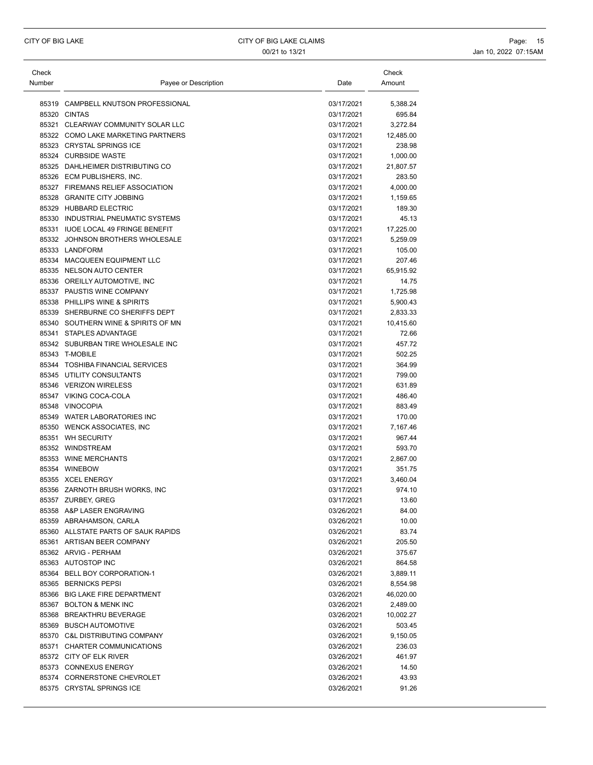| Check Number | Payee or Description | Date | Check Amount |
|---|---|---|---|
| 85319 | CAMPBELL KNUTSON PROFESSIONAL | 03/17/2021 | 5,388.24 |
| 85320 | CINTAS | 03/17/2021 | 695.84 |
| 85321 | CLEARWAY COMMUNITY SOLAR LLC | 03/17/2021 | 3,272.84 |
| 85322 | COMO LAKE MARKETING PARTNERS | 03/17/2021 | 12,485.00 |
| 85323 | CRYSTAL SPRINGS ICE | 03/17/2021 | 238.98 |
| 85324 | CURBSIDE WASTE | 03/17/2021 | 1,000.00 |
| 85325 | DAHLHEIMER DISTRIBUTING CO | 03/17/2021 | 21,807.57 |
| 85326 | ECM PUBLISHERS, INC. | 03/17/2021 | 283.50 |
| 85327 | FIREMANS RELIEF ASSOCIATION | 03/17/2021 | 4,000.00 |
| 85328 | GRANITE CITY JOBBING | 03/17/2021 | 1,159.65 |
| 85329 | HUBBARD ELECTRIC | 03/17/2021 | 189.30 |
| 85330 | INDUSTRIAL PNEUMATIC SYSTEMS | 03/17/2021 | 45.13 |
| 85331 | IUOE LOCAL 49 FRINGE BENEFIT | 03/17/2021 | 17,225.00 |
| 85332 | JOHNSON BROTHERS WHOLESALE | 03/17/2021 | 5,259.09 |
| 85333 | LANDFORM | 03/17/2021 | 105.00 |
| 85334 | MACQUEEN EQUIPMENT LLC | 03/17/2021 | 207.46 |
| 85335 | NELSON AUTO CENTER | 03/17/2021 | 65,915.92 |
| 85336 | OREILLY AUTOMOTIVE, INC | 03/17/2021 | 14.75 |
| 85337 | PAUSTIS WINE COMPANY | 03/17/2021 | 1,725.98 |
| 85338 | PHILLIPS WINE & SPIRITS | 03/17/2021 | 5,900.43 |
| 85339 | SHERBURNE CO SHERIFFS DEPT | 03/17/2021 | 2,833.33 |
| 85340 | SOUTHERN WINE & SPIRITS OF MN | 03/17/2021 | 10,415.60 |
| 85341 | STAPLES ADVANTAGE | 03/17/2021 | 72.66 |
| 85342 | SUBURBAN TIRE WHOLESALE INC | 03/17/2021 | 457.72 |
| 85343 | T-MOBILE | 03/17/2021 | 502.25 |
| 85344 | TOSHIBA FINANCIAL SERVICES | 03/17/2021 | 364.99 |
| 85345 | UTILITY CONSULTANTS | 03/17/2021 | 799.00 |
| 85346 | VERIZON WIRELESS | 03/17/2021 | 631.89 |
| 85347 | VIKING COCA-COLA | 03/17/2021 | 486.40 |
| 85348 | VINOCOPIA | 03/17/2021 | 883.49 |
| 85349 | WATER LABORATORIES INC | 03/17/2021 | 170.00 |
| 85350 | WENCK ASSOCIATES, INC | 03/17/2021 | 7,167.46 |
| 85351 | WH SECURITY | 03/17/2021 | 967.44 |
| 85352 | WINDSTREAM | 03/17/2021 | 593.70 |
| 85353 | WINE MERCHANTS | 03/17/2021 | 2,867.00 |
| 85354 | WINEBOW | 03/17/2021 | 351.75 |
| 85355 | XCEL ENERGY | 03/17/2021 | 3,460.04 |
| 85356 | ZARNOTH BRUSH WORKS, INC | 03/17/2021 | 974.10 |
| 85357 | ZURBEY, GREG | 03/17/2021 | 13.60 |
| 85358 | A&P LASER ENGRAVING | 03/26/2021 | 84.00 |
| 85359 | ABRAHAMSON, CARLA | 03/26/2021 | 10.00 |
| 85360 | ALLSTATE PARTS OF SAUK RAPIDS | 03/26/2021 | 83.74 |
| 85361 | ARTISAN BEER COMPANY | 03/26/2021 | 205.50 |
| 85362 | ARVIG - PERHAM | 03/26/2021 | 375.67 |
| 85363 | AUTOSTOP INC | 03/26/2021 | 864.58 |
| 85364 | BELL BOY CORPORATION-1 | 03/26/2021 | 3,889.11 |
| 85365 | BERNICKS PEPSI | 03/26/2021 | 8,554.98 |
| 85366 | BIG LAKE FIRE DEPARTMENT | 03/26/2021 | 46,020.00 |
| 85367 | BOLTON & MENK INC | 03/26/2021 | 2,489.00 |
| 85368 | BREAKTHRU BEVERAGE | 03/26/2021 | 10,002.27 |
| 85369 | BUSCH AUTOMOTIVE | 03/26/2021 | 503.45 |
| 85370 | C&L DISTRIBUTING COMPANY | 03/26/2021 | 9,150.05 |
| 85371 | CHARTER COMMUNICATIONS | 03/26/2021 | 236.03 |
| 85372 | CITY OF ELK RIVER | 03/26/2021 | 461.97 |
| 85373 | CONNEXUS ENERGY | 03/26/2021 | 14.50 |
| 85374 | CORNERSTONE CHEVROLET | 03/26/2021 | 43.93 |
| 85375 | CRYSTAL SPRINGS ICE | 03/26/2021 | 91.26 |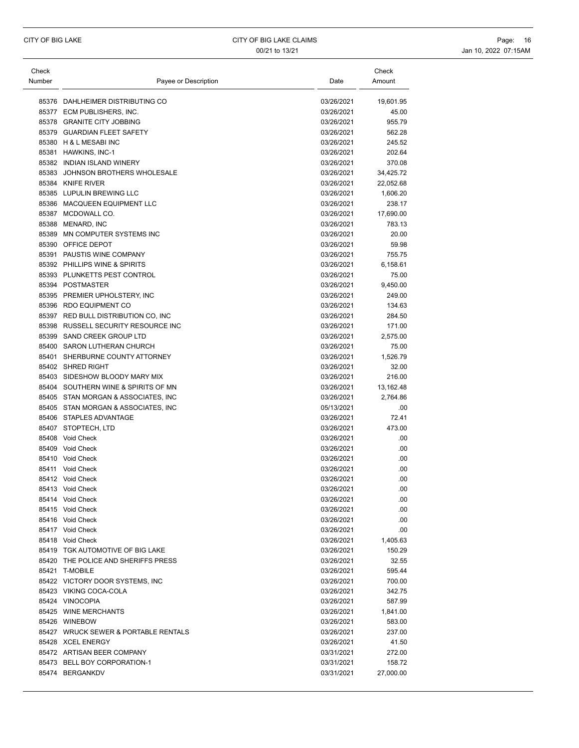| Check Number | Payee or Description | Date | Check Amount |
|---|---|---|---|
| 85376 | DAHLHEIMER DISTRIBUTING CO | 03/26/2021 | 19,601.95 |
| 85377 | ECM PUBLISHERS, INC. | 03/26/2021 | 45.00 |
| 85378 | GRANITE CITY JOBBING | 03/26/2021 | 955.79 |
| 85379 | GUARDIAN FLEET SAFETY | 03/26/2021 | 562.28 |
| 85380 | H & L MESABI INC | 03/26/2021 | 245.52 |
| 85381 | HAWKINS, INC-1 | 03/26/2021 | 202.64 |
| 85382 | INDIAN ISLAND WINERY | 03/26/2021 | 370.08 |
| 85383 | JOHNSON BROTHERS WHOLESALE | 03/26/2021 | 34,425.72 |
| 85384 | KNIFE RIVER | 03/26/2021 | 22,052.68 |
| 85385 | LUPULIN BREWING LLC | 03/26/2021 | 1,606.20 |
| 85386 | MACQUEEN EQUIPMENT LLC | 03/26/2021 | 238.17 |
| 85387 | MCDOWALL CO. | 03/26/2021 | 17,690.00 |
| 85388 | MENARD, INC | 03/26/2021 | 783.13 |
| 85389 | MN COMPUTER SYSTEMS INC | 03/26/2021 | 20.00 |
| 85390 | OFFICE DEPOT | 03/26/2021 | 59.98 |
| 85391 | PAUSTIS WINE COMPANY | 03/26/2021 | 755.75 |
| 85392 | PHILLIPS WINE & SPIRITS | 03/26/2021 | 6,158.61 |
| 85393 | PLUNKETTS PEST CONTROL | 03/26/2021 | 75.00 |
| 85394 | POSTMASTER | 03/26/2021 | 9,450.00 |
| 85395 | PREMIER UPHOLSTERY, INC | 03/26/2021 | 249.00 |
| 85396 | RDO EQUIPMENT CO | 03/26/2021 | 134.63 |
| 85397 | RED BULL DISTRIBUTION CO, INC | 03/26/2021 | 284.50 |
| 85398 | RUSSELL SECURITY RESOURCE INC | 03/26/2021 | 171.00 |
| 85399 | SAND CREEK GROUP LTD | 03/26/2021 | 2,575.00 |
| 85400 | SARON LUTHERAN CHURCH | 03/26/2021 | 75.00 |
| 85401 | SHERBURNE COUNTY ATTORNEY | 03/26/2021 | 1,526.79 |
| 85402 | SHRED RIGHT | 03/26/2021 | 32.00 |
| 85403 | SIDESHOW BLOODY MARY MIX | 03/26/2021 | 216.00 |
| 85404 | SOUTHERN WINE & SPIRITS OF MN | 03/26/2021 | 13,162.48 |
| 85405 | STAN MORGAN & ASSOCIATES, INC | 03/26/2021 | 2,764.86 |
| 85405 | STAN MORGAN & ASSOCIATES, INC | 05/13/2021 | .00 |
| 85406 | STAPLES ADVANTAGE | 03/26/2021 | 72.41 |
| 85407 | STOPTECH, LTD | 03/26/2021 | 473.00 |
| 85408 | Void Check | 03/26/2021 | .00 |
| 85409 | Void Check | 03/26/2021 | .00 |
| 85410 | Void Check | 03/26/2021 | .00 |
| 85411 | Void Check | 03/26/2021 | .00 |
| 85412 | Void Check | 03/26/2021 | .00 |
| 85413 | Void Check | 03/26/2021 | .00 |
| 85414 | Void Check | 03/26/2021 | .00 |
| 85415 | Void Check | 03/26/2021 | .00 |
| 85416 | Void Check | 03/26/2021 | .00 |
| 85417 | Void Check | 03/26/2021 | .00 |
| 85418 | Void Check | 03/26/2021 | 1,405.63 |
| 85419 | TGK AUTOMOTIVE OF BIG LAKE | 03/26/2021 | 150.29 |
| 85420 | THE POLICE AND SHERIFFS PRESS | 03/26/2021 | 32.55 |
| 85421 | T-MOBILE | 03/26/2021 | 595.44 |
| 85422 | VICTORY DOOR SYSTEMS, INC | 03/26/2021 | 700.00 |
| 85423 | VIKING COCA-COLA | 03/26/2021 | 342.75 |
| 85424 | VINOCOPIA | 03/26/2021 | 587.99 |
| 85425 | WINE MERCHANTS | 03/26/2021 | 1,841.00 |
| 85426 | WINEBOW | 03/26/2021 | 583.00 |
| 85427 | WRUCK SEWER & PORTABLE RENTALS | 03/26/2021 | 237.00 |
| 85428 | XCEL ENERGY | 03/26/2021 | 41.50 |
| 85472 | ARTISAN BEER COMPANY | 03/31/2021 | 272.00 |
| 85473 | BELL BOY CORPORATION-1 | 03/31/2021 | 158.72 |
| 85474 | BERGANKDV | 03/31/2021 | 27,000.00 |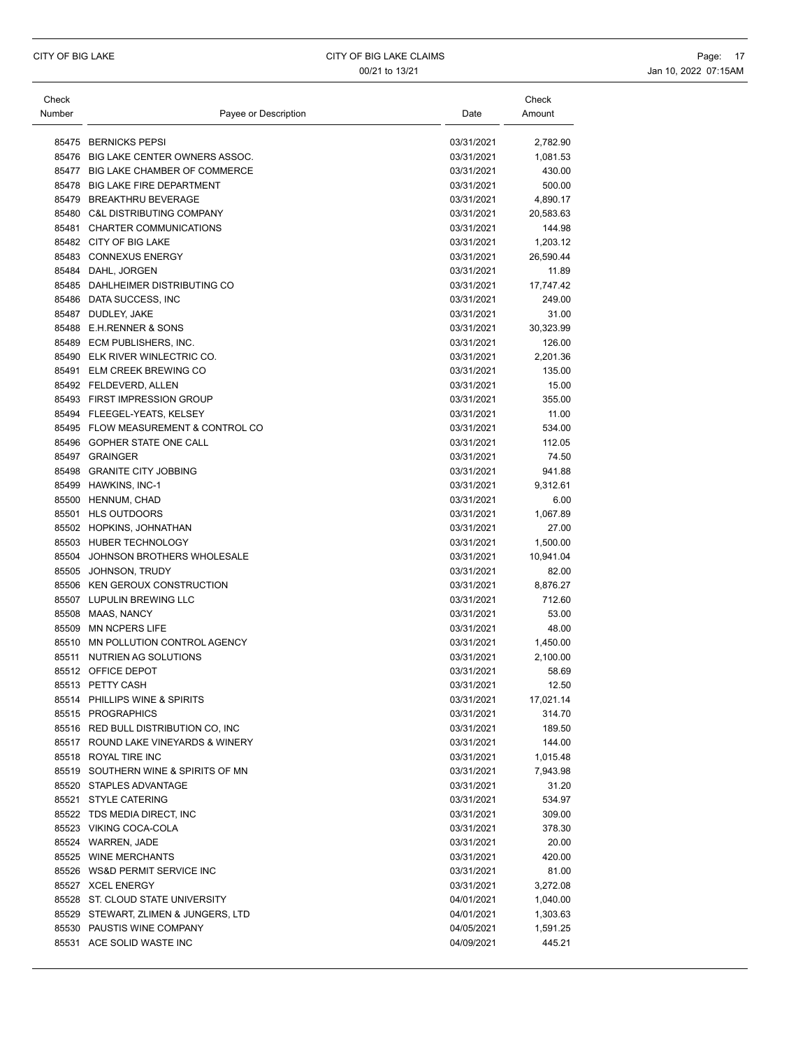| Check Number | Payee or Description | Date | Check Amount |
|---|---|---|---|
| 85475 | BERNICKS PEPSI | 03/31/2021 | 2,782.90 |
| 85476 | BIG LAKE CENTER OWNERS ASSOC. | 03/31/2021 | 1,081.53 |
| 85477 | BIG LAKE CHAMBER OF COMMERCE | 03/31/2021 | 430.00 |
| 85478 | BIG LAKE FIRE DEPARTMENT | 03/31/2021 | 500.00 |
| 85479 | BREAKTHRU BEVERAGE | 03/31/2021 | 4,890.17 |
| 85480 | C&L DISTRIBUTING COMPANY | 03/31/2021 | 20,583.63 |
| 85481 | CHARTER COMMUNICATIONS | 03/31/2021 | 144.98 |
| 85482 | CITY OF BIG LAKE | 03/31/2021 | 1,203.12 |
| 85483 | CONNEXUS ENERGY | 03/31/2021 | 26,590.44 |
| 85484 | DAHL, JORGEN | 03/31/2021 | 11.89 |
| 85485 | DAHLHEIMER DISTRIBUTING CO | 03/31/2021 | 17,747.42 |
| 85486 | DATA SUCCESS, INC | 03/31/2021 | 249.00 |
| 85487 | DUDLEY, JAKE | 03/31/2021 | 31.00 |
| 85488 | E.H.RENNER & SONS | 03/31/2021 | 30,323.99 |
| 85489 | ECM PUBLISHERS, INC. | 03/31/2021 | 126.00 |
| 85490 | ELK RIVER WINLECTRIC CO. | 03/31/2021 | 2,201.36 |
| 85491 | ELM CREEK BREWING CO | 03/31/2021 | 135.00 |
| 85492 | FELDEVERD, ALLEN | 03/31/2021 | 15.00 |
| 85493 | FIRST IMPRESSION GROUP | 03/31/2021 | 355.00 |
| 85494 | FLEEGEL-YEATS, KELSEY | 03/31/2021 | 11.00 |
| 85495 | FLOW MEASUREMENT & CONTROL CO | 03/31/2021 | 534.00 |
| 85496 | GOPHER STATE ONE CALL | 03/31/2021 | 112.05 |
| 85497 | GRAINGER | 03/31/2021 | 74.50 |
| 85498 | GRANITE CITY JOBBING | 03/31/2021 | 941.88 |
| 85499 | HAWKINS, INC-1 | 03/31/2021 | 9,312.61 |
| 85500 | HENNUM, CHAD | 03/31/2021 | 6.00 |
| 85501 | HLS OUTDOORS | 03/31/2021 | 1,067.89 |
| 85502 | HOPKINS, JOHNATHAN | 03/31/2021 | 27.00 |
| 85503 | HUBER TECHNOLOGY | 03/31/2021 | 1,500.00 |
| 85504 | JOHNSON BROTHERS WHOLESALE | 03/31/2021 | 10,941.04 |
| 85505 | JOHNSON, TRUDY | 03/31/2021 | 82.00 |
| 85506 | KEN GEROUX CONSTRUCTION | 03/31/2021 | 8,876.27 |
| 85507 | LUPULIN BREWING LLC | 03/31/2021 | 712.60 |
| 85508 | MAAS, NANCY | 03/31/2021 | 53.00 |
| 85509 | MN NCPERS LIFE | 03/31/2021 | 48.00 |
| 85510 | MN POLLUTION CONTROL AGENCY | 03/31/2021 | 1,450.00 |
| 85511 | NUTRIEN AG SOLUTIONS | 03/31/2021 | 2,100.00 |
| 85512 | OFFICE DEPOT | 03/31/2021 | 58.69 |
| 85513 | PETTY CASH | 03/31/2021 | 12.50 |
| 85514 | PHILLIPS WINE & SPIRITS | 03/31/2021 | 17,021.14 |
| 85515 | PROGRAPHICS | 03/31/2021 | 314.70 |
| 85516 | RED BULL DISTRIBUTION CO, INC | 03/31/2021 | 189.50 |
| 85517 | ROUND LAKE VINEYARDS & WINERY | 03/31/2021 | 144.00 |
| 85518 | ROYAL TIRE INC | 03/31/2021 | 1,015.48 |
| 85519 | SOUTHERN WINE & SPIRITS OF MN | 03/31/2021 | 7,943.98 |
| 85520 | STAPLES ADVANTAGE | 03/31/2021 | 31.20 |
| 85521 | STYLE CATERING | 03/31/2021 | 534.97 |
| 85522 | TDS MEDIA DIRECT, INC | 03/31/2021 | 309.00 |
| 85523 | VIKING COCA-COLA | 03/31/2021 | 378.30 |
| 85524 | WARREN, JADE | 03/31/2021 | 20.00 |
| 85525 | WINE MERCHANTS | 03/31/2021 | 420.00 |
| 85526 | WS&D PERMIT SERVICE INC | 03/31/2021 | 81.00 |
| 85527 | XCEL ENERGY | 03/31/2021 | 3,272.08 |
| 85528 | ST. CLOUD STATE UNIVERSITY | 04/01/2021 | 1,040.00 |
| 85529 | STEWART, ZLIMEN & JUNGERS, LTD | 04/01/2021 | 1,303.63 |
| 85530 | PAUSTIS WINE COMPANY | 04/05/2021 | 1,591.25 |
| 85531 | ACE SOLID WASTE INC | 04/09/2021 | 445.21 |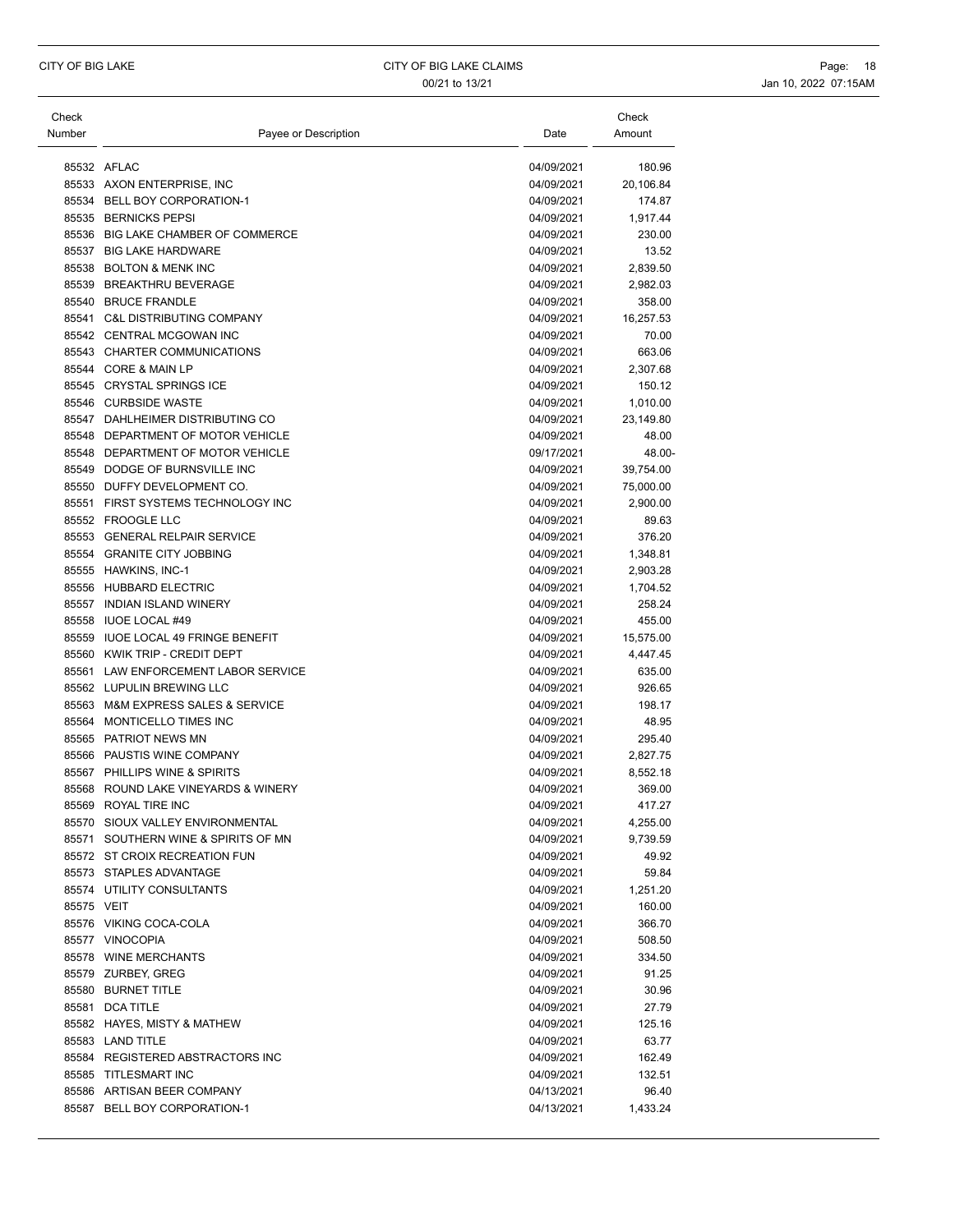| Check Number | Payee or Description | Date | Check Amount |
|---|---|---|---|
| 85532 | AFLAC | 04/09/2021 | 180.96 |
| 85533 | AXON ENTERPRISE, INC | 04/09/2021 | 20,106.84 |
| 85534 | BELL BOY CORPORATION-1 | 04/09/2021 | 174.87 |
| 85535 | BERNICKS PEPSI | 04/09/2021 | 1,917.44 |
| 85536 | BIG LAKE CHAMBER OF COMMERCE | 04/09/2021 | 230.00 |
| 85537 | BIG LAKE HARDWARE | 04/09/2021 | 13.52 |
| 85538 | BOLTON & MENK INC | 04/09/2021 | 2,839.50 |
| 85539 | BREAKTHRU BEVERAGE | 04/09/2021 | 2,982.03 |
| 85540 | BRUCE FRANDLE | 04/09/2021 | 358.00 |
| 85541 | C&L DISTRIBUTING COMPANY | 04/09/2021 | 16,257.53 |
| 85542 | CENTRAL MCGOWAN INC | 04/09/2021 | 70.00 |
| 85543 | CHARTER COMMUNICATIONS | 04/09/2021 | 663.06 |
| 85544 | CORE & MAIN LP | 04/09/2021 | 2,307.68 |
| 85545 | CRYSTAL SPRINGS ICE | 04/09/2021 | 150.12 |
| 85546 | CURBSIDE WASTE | 04/09/2021 | 1,010.00 |
| 85547 | DAHLHEIMER DISTRIBUTING CO | 04/09/2021 | 23,149.80 |
| 85548 | DEPARTMENT OF MOTOR VEHICLE | 04/09/2021 | 48.00 |
| 85548 | DEPARTMENT OF MOTOR VEHICLE | 09/17/2021 | 48.00- |
| 85549 | DODGE OF BURNSVILLE INC | 04/09/2021 | 39,754.00 |
| 85550 | DUFFY DEVELOPMENT CO. | 04/09/2021 | 75,000.00 |
| 85551 | FIRST SYSTEMS TECHNOLOGY INC | 04/09/2021 | 2,900.00 |
| 85552 | FROOGLE LLC | 04/09/2021 | 89.63 |
| 85553 | GENERAL RELPAIR SERVICE | 04/09/2021 | 376.20 |
| 85554 | GRANITE CITY JOBBING | 04/09/2021 | 1,348.81 |
| 85555 | HAWKINS, INC-1 | 04/09/2021 | 2,903.28 |
| 85556 | HUBBARD ELECTRIC | 04/09/2021 | 1,704.52 |
| 85557 | INDIAN ISLAND WINERY | 04/09/2021 | 258.24 |
| 85558 | IUOE LOCAL #49 | 04/09/2021 | 455.00 |
| 85559 | IUOE LOCAL 49 FRINGE BENEFIT | 04/09/2021 | 15,575.00 |
| 85560 | KWIK TRIP - CREDIT DEPT | 04/09/2021 | 4,447.45 |
| 85561 | LAW ENFORCEMENT LABOR SERVICE | 04/09/2021 | 635.00 |
| 85562 | LUPULIN BREWING LLC | 04/09/2021 | 926.65 |
| 85563 | M&M EXPRESS SALES & SERVICE | 04/09/2021 | 198.17 |
| 85564 | MONTICELLO TIMES INC | 04/09/2021 | 48.95 |
| 85565 | PATRIOT NEWS MN | 04/09/2021 | 295.40 |
| 85566 | PAUSTIS WINE COMPANY | 04/09/2021 | 2,827.75 |
| 85567 | PHILLIPS WINE & SPIRITS | 04/09/2021 | 8,552.18 |
| 85568 | ROUND LAKE VINEYARDS & WINERY | 04/09/2021 | 369.00 |
| 85569 | ROYAL TIRE INC | 04/09/2021 | 417.27 |
| 85570 | SIOUX VALLEY ENVIRONMENTAL | 04/09/2021 | 4,255.00 |
| 85571 | SOUTHERN WINE & SPIRITS OF MN | 04/09/2021 | 9,739.59 |
| 85572 | ST CROIX RECREATION FUN | 04/09/2021 | 49.92 |
| 85573 | STAPLES ADVANTAGE | 04/09/2021 | 59.84 |
| 85574 | UTILITY CONSULTANTS | 04/09/2021 | 1,251.20 |
| 85575 | VEIT | 04/09/2021 | 160.00 |
| 85576 | VIKING COCA-COLA | 04/09/2021 | 366.70 |
| 85577 | VINOCOPIA | 04/09/2021 | 508.50 |
| 85578 | WINE MERCHANTS | 04/09/2021 | 334.50 |
| 85579 | ZURBEY, GREG | 04/09/2021 | 91.25 |
| 85580 | BURNET TITLE | 04/09/2021 | 30.96 |
| 85581 | DCA TITLE | 04/09/2021 | 27.79 |
| 85582 | HAYES, MISTY & MATHEW | 04/09/2021 | 125.16 |
| 85583 | LAND TITLE | 04/09/2021 | 63.77 |
| 85584 | REGISTERED ABSTRACTORS INC | 04/09/2021 | 162.49 |
| 85585 | TITLESMART INC | 04/09/2021 | 132.51 |
| 85586 | ARTISAN BEER COMPANY | 04/13/2021 | 96.40 |
| 85587 | BELL BOY CORPORATION-1 | 04/13/2021 | 1,433.24 |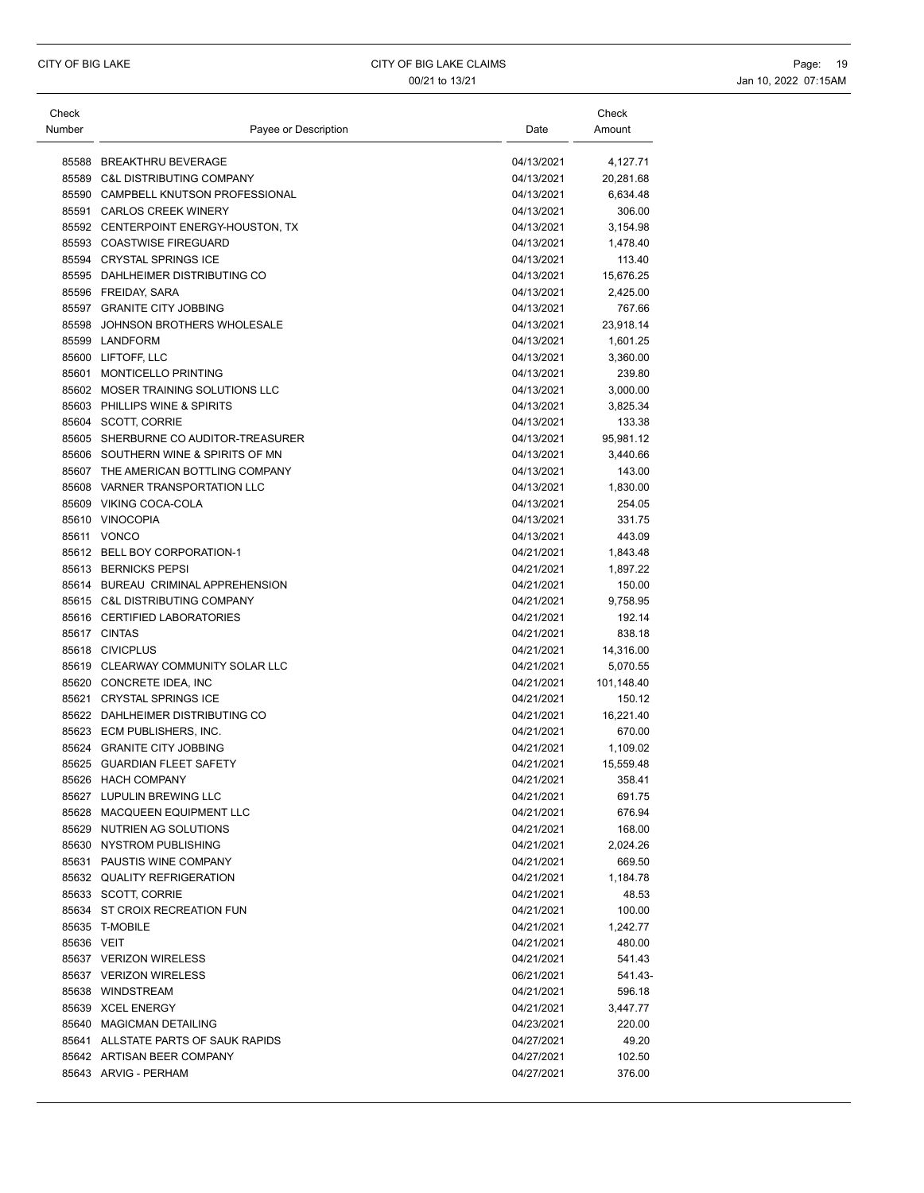| Check Number | Payee or Description | Date | Check Amount |
|---|---|---|---|
| 85588 | BREAKTHRU BEVERAGE | 04/13/2021 | 4,127.71 |
| 85589 | C&L DISTRIBUTING COMPANY | 04/13/2021 | 20,281.68 |
| 85590 | CAMPBELL KNUTSON PROFESSIONAL | 04/13/2021 | 6,634.48 |
| 85591 | CARLOS CREEK WINERY | 04/13/2021 | 306.00 |
| 85592 | CENTERPOINT ENERGY-HOUSTON, TX | 04/13/2021 | 3,154.98 |
| 85593 | COASTWISE FIREGUARD | 04/13/2021 | 1,478.40 |
| 85594 | CRYSTAL SPRINGS ICE | 04/13/2021 | 113.40 |
| 85595 | DAHLHEIMER DISTRIBUTING CO | 04/13/2021 | 15,676.25 |
| 85596 | FREIDAY, SARA | 04/13/2021 | 2,425.00 |
| 85597 | GRANITE CITY JOBBING | 04/13/2021 | 767.66 |
| 85598 | JOHNSON BROTHERS WHOLESALE | 04/13/2021 | 23,918.14 |
| 85599 | LANDFORM | 04/13/2021 | 1,601.25 |
| 85600 | LIFTOFF, LLC | 04/13/2021 | 3,360.00 |
| 85601 | MONTICELLO PRINTING | 04/13/2021 | 239.80 |
| 85602 | MOSER TRAINING SOLUTIONS LLC | 04/13/2021 | 3,000.00 |
| 85603 | PHILLIPS WINE & SPIRITS | 04/13/2021 | 3,825.34 |
| 85604 | SCOTT, CORRIE | 04/13/2021 | 133.38 |
| 85605 | SHERBURNE CO AUDITOR-TREASURER | 04/13/2021 | 95,981.12 |
| 85606 | SOUTHERN WINE & SPIRITS OF MN | 04/13/2021 | 3,440.66 |
| 85607 | THE AMERICAN BOTTLING COMPANY | 04/13/2021 | 143.00 |
| 85608 | VARNER TRANSPORTATION LLC | 04/13/2021 | 1,830.00 |
| 85609 | VIKING COCA-COLA | 04/13/2021 | 254.05 |
| 85610 | VINOCOPIA | 04/13/2021 | 331.75 |
| 85611 | VONCO | 04/13/2021 | 443.09 |
| 85612 | BELL BOY CORPORATION-1 | 04/21/2021 | 1,843.48 |
| 85613 | BERNICKS PEPSI | 04/21/2021 | 1,897.22 |
| 85614 | BUREAU CRIMINAL APPREHENSION | 04/21/2021 | 150.00 |
| 85615 | C&L DISTRIBUTING COMPANY | 04/21/2021 | 9,758.95 |
| 85616 | CERTIFIED LABORATORIES | 04/21/2021 | 192.14 |
| 85617 | CINTAS | 04/21/2021 | 838.18 |
| 85618 | CIVICPLUS | 04/21/2021 | 14,316.00 |
| 85619 | CLEARWAY COMMUNITY SOLAR LLC | 04/21/2021 | 5,070.55 |
| 85620 | CONCRETE IDEA, INC | 04/21/2021 | 101,148.40 |
| 85621 | CRYSTAL SPRINGS ICE | 04/21/2021 | 150.12 |
| 85622 | DAHLHEIMER DISTRIBUTING CO | 04/21/2021 | 16,221.40 |
| 85623 | ECM PUBLISHERS, INC. | 04/21/2021 | 670.00 |
| 85624 | GRANITE CITY JOBBING | 04/21/2021 | 1,109.02 |
| 85625 | GUARDIAN FLEET SAFETY | 04/21/2021 | 15,559.48 |
| 85626 | HACH COMPANY | 04/21/2021 | 358.41 |
| 85627 | LUPULIN BREWING LLC | 04/21/2021 | 691.75 |
| 85628 | MACQUEEN EQUIPMENT LLC | 04/21/2021 | 676.94 |
| 85629 | NUTRIEN AG SOLUTIONS | 04/21/2021 | 168.00 |
| 85630 | NYSTROM PUBLISHING | 04/21/2021 | 2,024.26 |
| 85631 | PAUSTIS WINE COMPANY | 04/21/2021 | 669.50 |
| 85632 | QUALITY REFRIGERATION | 04/21/2021 | 1,184.78 |
| 85633 | SCOTT, CORRIE | 04/21/2021 | 48.53 |
| 85634 | ST CROIX RECREATION FUN | 04/21/2021 | 100.00 |
| 85635 | T-MOBILE | 04/21/2021 | 1,242.77 |
| 85636 | VEIT | 04/21/2021 | 480.00 |
| 85637 | VERIZON WIRELESS | 04/21/2021 | 541.43 |
| 85637 | VERIZON WIRELESS | 06/21/2021 | 541.43- |
| 85638 | WINDSTREAM | 04/21/2021 | 596.18 |
| 85639 | XCEL ENERGY | 04/21/2021 | 3,447.77 |
| 85640 | MAGICMAN DETAILING | 04/23/2021 | 220.00 |
| 85641 | ALLSTATE PARTS OF SAUK RAPIDS | 04/27/2021 | 49.20 |
| 85642 | ARTISAN BEER COMPANY | 04/27/2021 | 102.50 |
| 85643 | ARVIG - PERHAM | 04/27/2021 | 376.00 |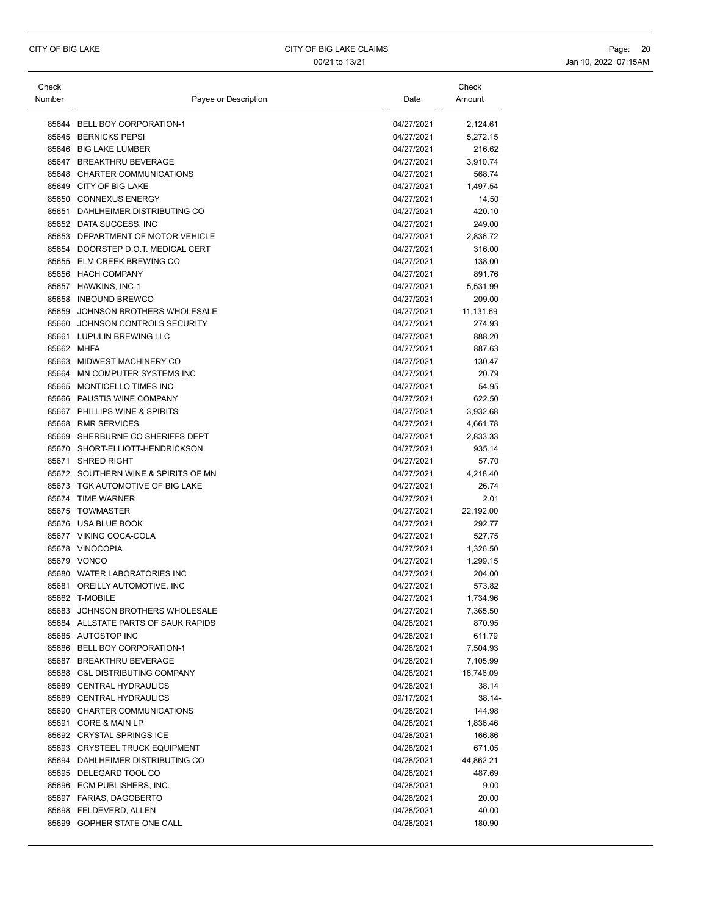| Check Number | Payee or Description | Date | Check Amount |
|---|---|---|---|
| 85644 | BELL BOY CORPORATION-1 | 04/27/2021 | 2,124.61 |
| 85645 | BERNICKS PEPSI | 04/27/2021 | 5,272.15 |
| 85646 | BIG LAKE LUMBER | 04/27/2021 | 216.62 |
| 85647 | BREAKTHRU BEVERAGE | 04/27/2021 | 3,910.74 |
| 85648 | CHARTER COMMUNICATIONS | 04/27/2021 | 568.74 |
| 85649 | CITY OF BIG LAKE | 04/27/2021 | 1,497.54 |
| 85650 | CONNEXUS ENERGY | 04/27/2021 | 14.50 |
| 85651 | DAHLHEIMER DISTRIBUTING CO | 04/27/2021 | 420.10 |
| 85652 | DATA SUCCESS, INC | 04/27/2021 | 249.00 |
| 85653 | DEPARTMENT OF MOTOR VEHICLE | 04/27/2021 | 2,836.72 |
| 85654 | DOORSTEP D.O.T. MEDICAL CERT | 04/27/2021 | 316.00 |
| 85655 | ELM CREEK BREWING CO | 04/27/2021 | 138.00 |
| 85656 | HACH COMPANY | 04/27/2021 | 891.76 |
| 85657 | HAWKINS, INC-1 | 04/27/2021 | 5,531.99 |
| 85658 | INBOUND BREWCO | 04/27/2021 | 209.00 |
| 85659 | JOHNSON BROTHERS WHOLESALE | 04/27/2021 | 11,131.69 |
| 85660 | JOHNSON CONTROLS SECURITY | 04/27/2021 | 274.93 |
| 85661 | LUPULIN BREWING LLC | 04/27/2021 | 888.20 |
| 85662 | MHFA | 04/27/2021 | 887.63 |
| 85663 | MIDWEST MACHINERY CO | 04/27/2021 | 130.47 |
| 85664 | MN COMPUTER SYSTEMS INC | 04/27/2021 | 20.79 |
| 85665 | MONTICELLO TIMES INC | 04/27/2021 | 54.95 |
| 85666 | PAUSTIS WINE COMPANY | 04/27/2021 | 622.50 |
| 85667 | PHILLIPS WINE & SPIRITS | 04/27/2021 | 3,932.68 |
| 85668 | RMR SERVICES | 04/27/2021 | 4,661.78 |
| 85669 | SHERBURNE CO SHERIFFS DEPT | 04/27/2021 | 2,833.33 |
| 85670 | SHORT-ELLIOTT-HENDRICKSON | 04/27/2021 | 935.14 |
| 85671 | SHRED RIGHT | 04/27/2021 | 57.70 |
| 85672 | SOUTHERN WINE & SPIRITS OF MN | 04/27/2021 | 4,218.40 |
| 85673 | TGK AUTOMOTIVE OF BIG LAKE | 04/27/2021 | 26.74 |
| 85674 | TIME WARNER | 04/27/2021 | 2.01 |
| 85675 | TOWMASTER | 04/27/2021 | 22,192.00 |
| 85676 | USA BLUE BOOK | 04/27/2021 | 292.77 |
| 85677 | VIKING COCA-COLA | 04/27/2021 | 527.75 |
| 85678 | VINOCOPIA | 04/27/2021 | 1,326.50 |
| 85679 | VONCO | 04/27/2021 | 1,299.15 |
| 85680 | WATER LABORATORIES INC | 04/27/2021 | 204.00 |
| 85681 | OREILLY AUTOMOTIVE, INC | 04/27/2021 | 573.82 |
| 85682 | T-MOBILE | 04/27/2021 | 1,734.96 |
| 85683 | JOHNSON BROTHERS WHOLESALE | 04/27/2021 | 7,365.50 |
| 85684 | ALLSTATE PARTS OF SAUK RAPIDS | 04/28/2021 | 870.95 |
| 85685 | AUTOSTOP INC | 04/28/2021 | 611.79 |
| 85686 | BELL BOY CORPORATION-1 | 04/28/2021 | 7,504.93 |
| 85687 | BREAKTHRU BEVERAGE | 04/28/2021 | 7,105.99 |
| 85688 | C&L DISTRIBUTING COMPANY | 04/28/2021 | 16,746.09 |
| 85689 | CENTRAL HYDRAULICS | 04/28/2021 | 38.14 |
| 85689 | CENTRAL HYDRAULICS | 09/17/2021 | 38.14- |
| 85690 | CHARTER COMMUNICATIONS | 04/28/2021 | 144.98 |
| 85691 | CORE & MAIN LP | 04/28/2021 | 1,836.46 |
| 85692 | CRYSTAL SPRINGS ICE | 04/28/2021 | 166.86 |
| 85693 | CRYSTEEL TRUCK EQUIPMENT | 04/28/2021 | 671.05 |
| 85694 | DAHLHEIMER DISTRIBUTING CO | 04/28/2021 | 44,862.21 |
| 85695 | DELEGARD TOOL CO | 04/28/2021 | 487.69 |
| 85696 | ECM PUBLISHERS, INC. | 04/28/2021 | 9.00 |
| 85697 | FARIAS, DAGOBERTO | 04/28/2021 | 20.00 |
| 85698 | FELDEVERD, ALLEN | 04/28/2021 | 40.00 |
| 85699 | GOPHER STATE ONE CALL | 04/28/2021 | 180.90 |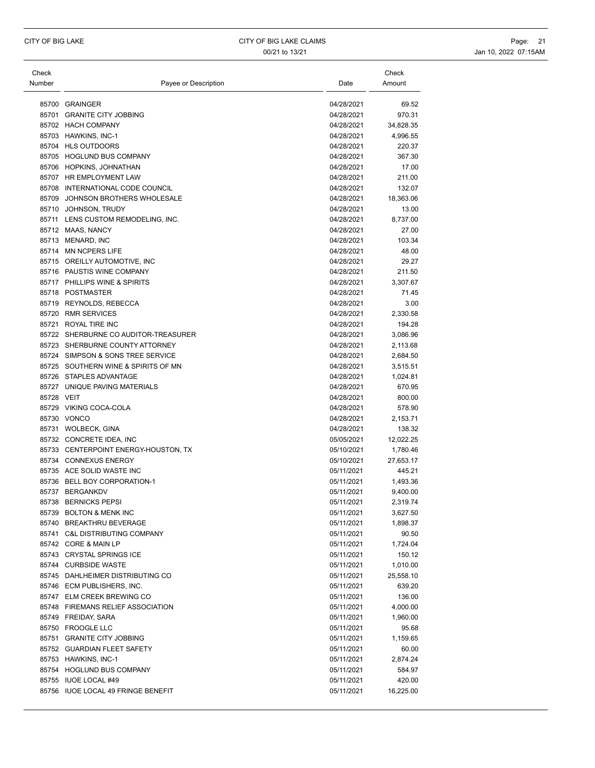| Check Number | Payee or Description | Date | Check Amount |
|---|---|---|---|
| 85700 | GRAINGER | 04/28/2021 | 69.52 |
| 85701 | GRANITE CITY JOBBING | 04/28/2021 | 970.31 |
| 85702 | HACH COMPANY | 04/28/2021 | 34,828.35 |
| 85703 | HAWKINS, INC-1 | 04/28/2021 | 4,996.55 |
| 85704 | HLS OUTDOORS | 04/28/2021 | 220.37 |
| 85705 | HOGLUND BUS COMPANY | 04/28/2021 | 367.30 |
| 85706 | HOPKINS, JOHNATHAN | 04/28/2021 | 17.00 |
| 85707 | HR EMPLOYMENT LAW | 04/28/2021 | 211.00 |
| 85708 | INTERNATIONAL CODE COUNCIL | 04/28/2021 | 132.07 |
| 85709 | JOHNSON BROTHERS WHOLESALE | 04/28/2021 | 18,363.06 |
| 85710 | JOHNSON, TRUDY | 04/28/2021 | 13.00 |
| 85711 | LENS CUSTOM REMODELING, INC. | 04/28/2021 | 8,737.00 |
| 85712 | MAAS, NANCY | 04/28/2021 | 27.00 |
| 85713 | MENARD, INC | 04/28/2021 | 103.34 |
| 85714 | MN NCPERS LIFE | 04/28/2021 | 48.00 |
| 85715 | OREILLY AUTOMOTIVE, INC | 04/28/2021 | 29.27 |
| 85716 | PAUSTIS WINE COMPANY | 04/28/2021 | 211.50 |
| 85717 | PHILLIPS WINE & SPIRITS | 04/28/2021 | 3,307.67 |
| 85718 | POSTMASTER | 04/28/2021 | 71.45 |
| 85719 | REYNOLDS, REBECCA | 04/28/2021 | 3.00 |
| 85720 | RMR SERVICES | 04/28/2021 | 2,330.58 |
| 85721 | ROYAL TIRE INC | 04/28/2021 | 194.28 |
| 85722 | SHERBURNE CO AUDITOR-TREASURER | 04/28/2021 | 3,086.96 |
| 85723 | SHERBURNE COUNTY ATTORNEY | 04/28/2021 | 2,113.68 |
| 85724 | SIMPSON & SONS TREE SERVICE | 04/28/2021 | 2,684.50 |
| 85725 | SOUTHERN WINE & SPIRITS OF MN | 04/28/2021 | 3,515.51 |
| 85726 | STAPLES ADVANTAGE | 04/28/2021 | 1,024.81 |
| 85727 | UNIQUE PAVING MATERIALS | 04/28/2021 | 670.95 |
| 85728 | VEIT | 04/28/2021 | 800.00 |
| 85729 | VIKING COCA-COLA | 04/28/2021 | 578.90 |
| 85730 | VONCO | 04/28/2021 | 2,153.71 |
| 85731 | WOLBECK, GINA | 04/28/2021 | 138.32 |
| 85732 | CONCRETE IDEA, INC | 05/05/2021 | 12,022.25 |
| 85733 | CENTERPOINT ENERGY-HOUSTON, TX | 05/10/2021 | 1,780.46 |
| 85734 | CONNEXUS ENERGY | 05/10/2021 | 27,653.17 |
| 85735 | ACE SOLID WASTE INC | 05/11/2021 | 445.21 |
| 85736 | BELL BOY CORPORATION-1 | 05/11/2021 | 1,493.36 |
| 85737 | BERGANKDV | 05/11/2021 | 9,400.00 |
| 85738 | BERNICKS PEPSI | 05/11/2021 | 2,319.74 |
| 85739 | BOLTON & MENK INC | 05/11/2021 | 3,627.50 |
| 85740 | BREAKTHRU BEVERAGE | 05/11/2021 | 1,898.37 |
| 85741 | C&L DISTRIBUTING COMPANY | 05/11/2021 | 90.50 |
| 85742 | CORE & MAIN LP | 05/11/2021 | 1,724.04 |
| 85743 | CRYSTAL SPRINGS ICE | 05/11/2021 | 150.12 |
| 85744 | CURBSIDE WASTE | 05/11/2021 | 1,010.00 |
| 85745 | DAHLHEIMER DISTRIBUTING CO | 05/11/2021 | 25,558.10 |
| 85746 | ECM PUBLISHERS, INC. | 05/11/2021 | 639.20 |
| 85747 | ELM CREEK BREWING CO | 05/11/2021 | 136.00 |
| 85748 | FIREMANS RELIEF ASSOCIATION | 05/11/2021 | 4,000.00 |
| 85749 | FREIDAY, SARA | 05/11/2021 | 1,960.00 |
| 85750 | FROOGLE LLC | 05/11/2021 | 95.68 |
| 85751 | GRANITE CITY JOBBING | 05/11/2021 | 1,159.65 |
| 85752 | GUARDIAN FLEET SAFETY | 05/11/2021 | 60.00 |
| 85753 | HAWKINS, INC-1 | 05/11/2021 | 2,874.24 |
| 85754 | HOGLUND BUS COMPANY | 05/11/2021 | 584.97 |
| 85755 | IUOE LOCAL #49 | 05/11/2021 | 420.00 |
| 85756 | IUOE LOCAL 49 FRINGE BENEFIT | 05/11/2021 | 16,225.00 |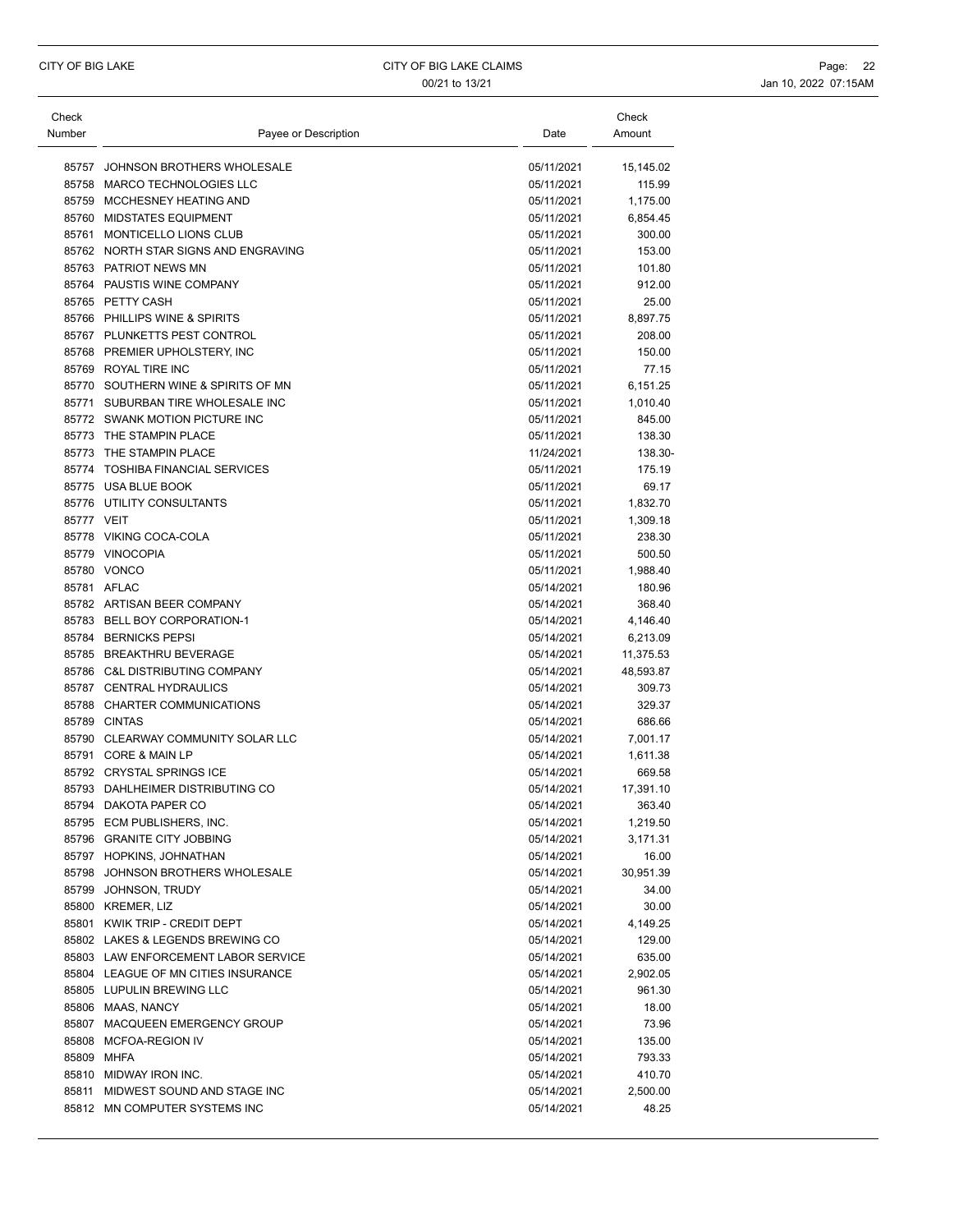| Check Number | Payee or Description | Date | Check Amount |
|---|---|---|---|
| 85757 | JOHNSON BROTHERS WHOLESALE | 05/11/2021 | 15,145.02 |
| 85758 | MARCO TECHNOLOGIES LLC | 05/11/2021 | 115.99 |
| 85759 | MCCHESNEY HEATING AND | 05/11/2021 | 1,175.00 |
| 85760 | MIDSTATES EQUIPMENT | 05/11/2021 | 6,854.45 |
| 85761 | MONTICELLO LIONS CLUB | 05/11/2021 | 300.00 |
| 85762 | NORTH STAR SIGNS AND ENGRAVING | 05/11/2021 | 153.00 |
| 85763 | PATRIOT NEWS MN | 05/11/2021 | 101.80 |
| 85764 | PAUSTIS WINE COMPANY | 05/11/2021 | 912.00 |
| 85765 | PETTY CASH | 05/11/2021 | 25.00 |
| 85766 | PHILLIPS WINE & SPIRITS | 05/11/2021 | 8,897.75 |
| 85767 | PLUNKETTS PEST CONTROL | 05/11/2021 | 208.00 |
| 85768 | PREMIER UPHOLSTERY, INC | 05/11/2021 | 150.00 |
| 85769 | ROYAL TIRE INC | 05/11/2021 | 77.15 |
| 85770 | SOUTHERN WINE & SPIRITS OF MN | 05/11/2021 | 6,151.25 |
| 85771 | SUBURBAN TIRE WHOLESALE INC | 05/11/2021 | 1,010.40 |
| 85772 | SWANK MOTION PICTURE INC | 05/11/2021 | 845.00 |
| 85773 | THE STAMPIN PLACE | 05/11/2021 | 138.30 |
| 85773 | THE STAMPIN PLACE | 11/24/2021 | 138.30- |
| 85774 | TOSHIBA FINANCIAL SERVICES | 05/11/2021 | 175.19 |
| 85775 | USA BLUE BOOK | 05/11/2021 | 69.17 |
| 85776 | UTILITY CONSULTANTS | 05/11/2021 | 1,832.70 |
| 85777 | VEIT | 05/11/2021 | 1,309.18 |
| 85778 | VIKING COCA-COLA | 05/11/2021 | 238.30 |
| 85779 | VINOCOPIA | 05/11/2021 | 500.50 |
| 85780 | VONCO | 05/11/2021 | 1,988.40 |
| 85781 | AFLAC | 05/14/2021 | 180.96 |
| 85782 | ARTISAN BEER COMPANY | 05/14/2021 | 368.40 |
| 85783 | BELL BOY CORPORATION-1 | 05/14/2021 | 4,146.40 |
| 85784 | BERNICKS PEPSI | 05/14/2021 | 6,213.09 |
| 85785 | BREAKTHRU BEVERAGE | 05/14/2021 | 11,375.53 |
| 85786 | C&L DISTRIBUTING COMPANY | 05/14/2021 | 48,593.87 |
| 85787 | CENTRAL HYDRAULICS | 05/14/2021 | 309.73 |
| 85788 | CHARTER COMMUNICATIONS | 05/14/2021 | 329.37 |
| 85789 | CINTAS | 05/14/2021 | 686.66 |
| 85790 | CLEARWAY COMMUNITY SOLAR LLC | 05/14/2021 | 7,001.17 |
| 85791 | CORE & MAIN LP | 05/14/2021 | 1,611.38 |
| 85792 | CRYSTAL SPRINGS ICE | 05/14/2021 | 669.58 |
| 85793 | DAHLHEIMER DISTRIBUTING CO | 05/14/2021 | 17,391.10 |
| 85794 | DAKOTA PAPER CO | 05/14/2021 | 363.40 |
| 85795 | ECM PUBLISHERS, INC. | 05/14/2021 | 1,219.50 |
| 85796 | GRANITE CITY JOBBING | 05/14/2021 | 3,171.31 |
| 85797 | HOPKINS, JOHNATHAN | 05/14/2021 | 16.00 |
| 85798 | JOHNSON BROTHERS WHOLESALE | 05/14/2021 | 30,951.39 |
| 85799 | JOHNSON, TRUDY | 05/14/2021 | 34.00 |
| 85800 | KREMER, LIZ | 05/14/2021 | 30.00 |
| 85801 | KWIK TRIP - CREDIT DEPT | 05/14/2021 | 4,149.25 |
| 85802 | LAKES & LEGENDS BREWING CO | 05/14/2021 | 129.00 |
| 85803 | LAW ENFORCEMENT LABOR SERVICE | 05/14/2021 | 635.00 |
| 85804 | LEAGUE OF MN CITIES INSURANCE | 05/14/2021 | 2,902.05 |
| 85805 | LUPULIN BREWING LLC | 05/14/2021 | 961.30 |
| 85806 | MAAS, NANCY | 05/14/2021 | 18.00 |
| 85807 | MACQUEEN EMERGENCY GROUP | 05/14/2021 | 73.96 |
| 85808 | MCFOA-REGION IV | 05/14/2021 | 135.00 |
| 85809 | MHFA | 05/14/2021 | 793.33 |
| 85810 | MIDWAY IRON INC. | 05/14/2021 | 410.70 |
| 85811 | MIDWEST SOUND AND STAGE INC | 05/14/2021 | 2,500.00 |
| 85812 | MN COMPUTER SYSTEMS INC | 05/14/2021 | 48.25 |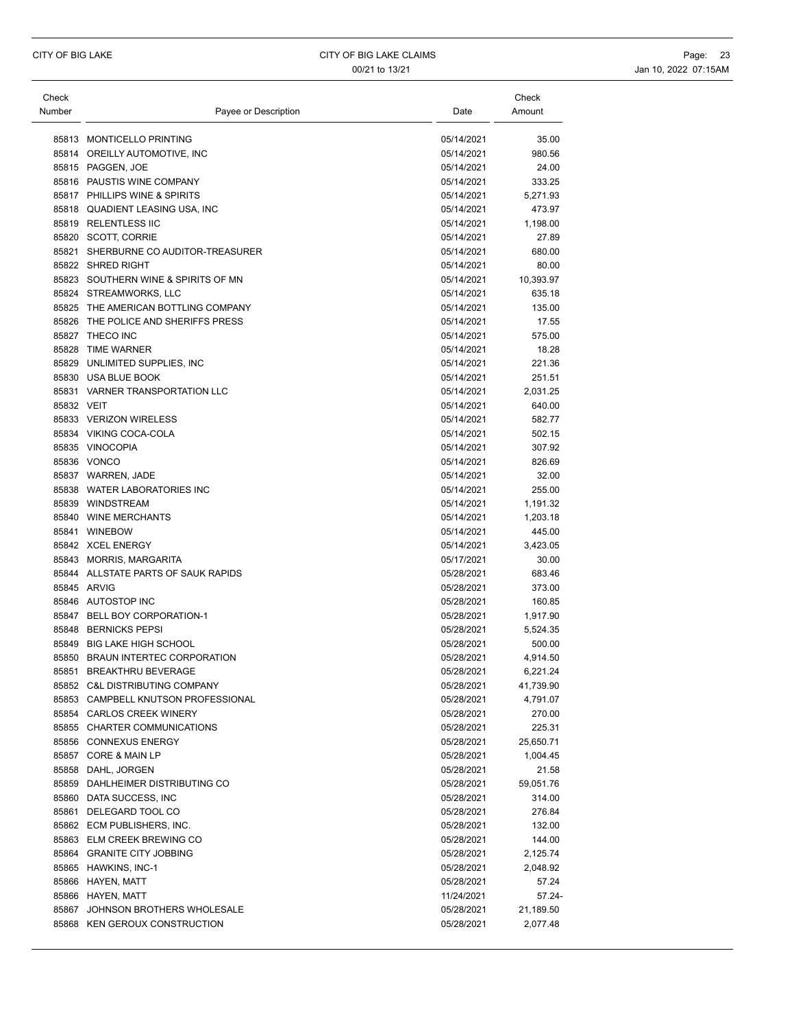| Check Number | Payee or Description | Date | Check Amount |
|---|---|---|---|
| 85813 | MONTICELLO PRINTING | 05/14/2021 | 35.00 |
| 85814 | OREILLY AUTOMOTIVE, INC | 05/14/2021 | 980.56 |
| 85815 | PAGGEN, JOE | 05/14/2021 | 24.00 |
| 85816 | PAUSTIS WINE COMPANY | 05/14/2021 | 333.25 |
| 85817 | PHILLIPS WINE & SPIRITS | 05/14/2021 | 5,271.93 |
| 85818 | QUADIENT LEASING USA, INC | 05/14/2021 | 473.97 |
| 85819 | RELENTLESS IIC | 05/14/2021 | 1,198.00 |
| 85820 | SCOTT, CORRIE | 05/14/2021 | 27.89 |
| 85821 | SHERBURNE CO AUDITOR-TREASURER | 05/14/2021 | 680.00 |
| 85822 | SHRED RIGHT | 05/14/2021 | 80.00 |
| 85823 | SOUTHERN WINE & SPIRITS OF MN | 05/14/2021 | 10,393.97 |
| 85824 | STREAMWORKS, LLC | 05/14/2021 | 635.18 |
| 85825 | THE AMERICAN BOTTLING COMPANY | 05/14/2021 | 135.00 |
| 85826 | THE POLICE AND SHERIFFS PRESS | 05/14/2021 | 17.55 |
| 85827 | THECO INC | 05/14/2021 | 575.00 |
| 85828 | TIME WARNER | 05/14/2021 | 18.28 |
| 85829 | UNLIMITED SUPPLIES, INC | 05/14/2021 | 221.36 |
| 85830 | USA BLUE BOOK | 05/14/2021 | 251.51 |
| 85831 | VARNER TRANSPORTATION LLC | 05/14/2021 | 2,031.25 |
| 85832 | VEIT | 05/14/2021 | 640.00 |
| 85833 | VERIZON WIRELESS | 05/14/2021 | 582.77 |
| 85834 | VIKING COCA-COLA | 05/14/2021 | 502.15 |
| 85835 | VINOCOPIA | 05/14/2021 | 307.92 |
| 85836 | VONCO | 05/14/2021 | 826.69 |
| 85837 | WARREN, JADE | 05/14/2021 | 32.00 |
| 85838 | WATER LABORATORIES INC | 05/14/2021 | 255.00 |
| 85839 | WINDSTREAM | 05/14/2021 | 1,191.32 |
| 85840 | WINE MERCHANTS | 05/14/2021 | 1,203.18 |
| 85841 | WINEBOW | 05/14/2021 | 445.00 |
| 85842 | XCEL ENERGY | 05/14/2021 | 3,423.05 |
| 85843 | MORRIS, MARGARITA | 05/17/2021 | 30.00 |
| 85844 | ALLSTATE PARTS OF SAUK RAPIDS | 05/28/2021 | 683.46 |
| 85845 | ARVIG | 05/28/2021 | 373.00 |
| 85846 | AUTOSTOP INC | 05/28/2021 | 160.85 |
| 85847 | BELL BOY CORPORATION-1 | 05/28/2021 | 1,917.90 |
| 85848 | BERNICKS PEPSI | 05/28/2021 | 5,524.35 |
| 85849 | BIG LAKE HIGH SCHOOL | 05/28/2021 | 500.00 |
| 85850 | BRAUN INTERTEC CORPORATION | 05/28/2021 | 4,914.50 |
| 85851 | BREAKTHRU BEVERAGE | 05/28/2021 | 6,221.24 |
| 85852 | C&L DISTRIBUTING COMPANY | 05/28/2021 | 41,739.90 |
| 85853 | CAMPBELL KNUTSON PROFESSIONAL | 05/28/2021 | 4,791.07 |
| 85854 | CARLOS CREEK WINERY | 05/28/2021 | 270.00 |
| 85855 | CHARTER COMMUNICATIONS | 05/28/2021 | 225.31 |
| 85856 | CONNEXUS ENERGY | 05/28/2021 | 25,650.71 |
| 85857 | CORE & MAIN LP | 05/28/2021 | 1,004.45 |
| 85858 | DAHL, JORGEN | 05/28/2021 | 21.58 |
| 85859 | DAHLHEIMER DISTRIBUTING CO | 05/28/2021 | 59,051.76 |
| 85860 | DATA SUCCESS, INC | 05/28/2021 | 314.00 |
| 85861 | DELEGARD TOOL CO | 05/28/2021 | 276.84 |
| 85862 | ECM PUBLISHERS, INC. | 05/28/2021 | 132.00 |
| 85863 | ELM CREEK BREWING CO | 05/28/2021 | 144.00 |
| 85864 | GRANITE CITY JOBBING | 05/28/2021 | 2,125.74 |
| 85865 | HAWKINS, INC-1 | 05/28/2021 | 2,048.92 |
| 85866 | HAYEN, MATT | 05/28/2021 | 57.24 |
| 85866 | HAYEN, MATT | 11/24/2021 | 57.24- |
| 85867 | JOHNSON BROTHERS WHOLESALE | 05/28/2021 | 21,189.50 |
| 85868 | KEN GEROUX CONSTRUCTION | 05/28/2021 | 2,077.48 |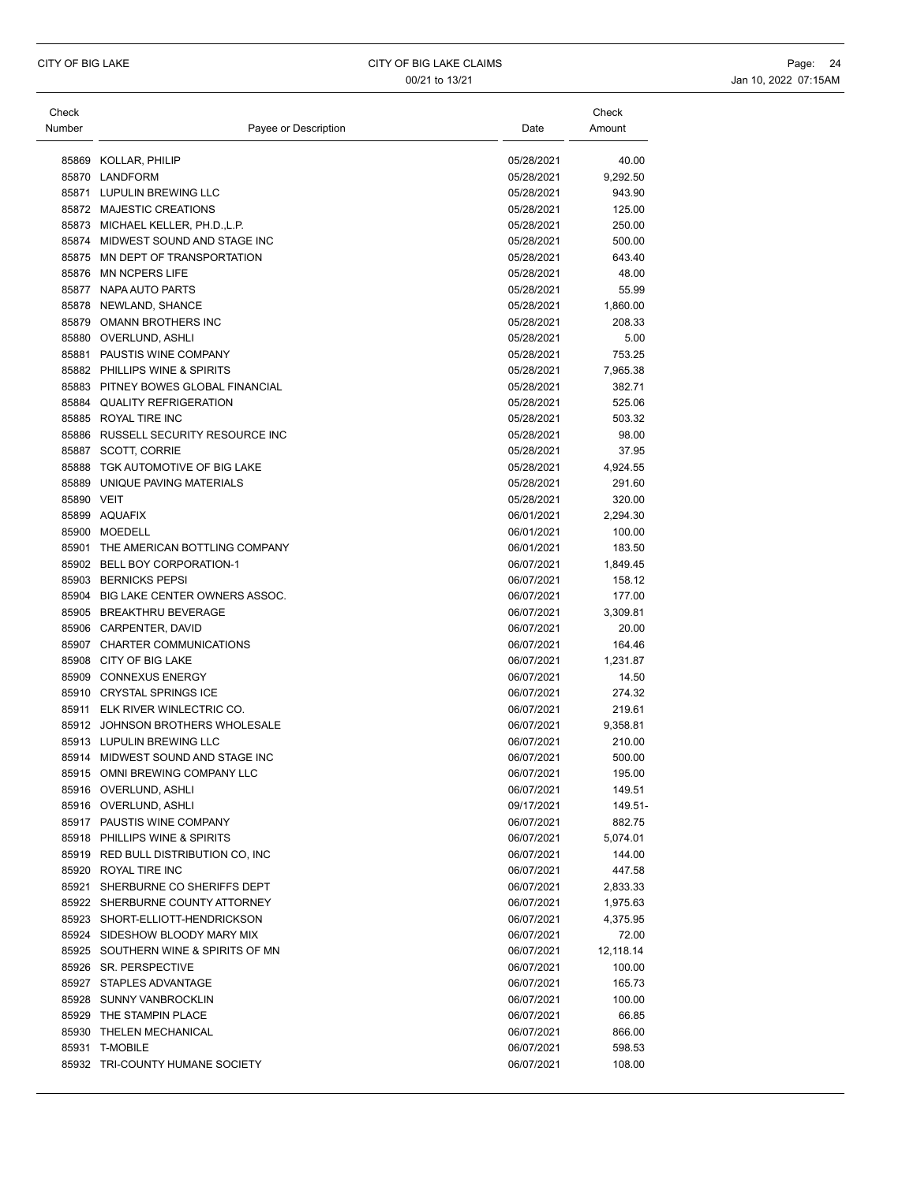| Check Number | Payee or Description | Date | Check Amount |
|---|---|---|---|
| 85869 | KOLLAR, PHILIP | 05/28/2021 | 40.00 |
| 85870 | LANDFORM | 05/28/2021 | 9,292.50 |
| 85871 | LUPULIN BREWING LLC | 05/28/2021 | 943.90 |
| 85872 | MAJESTIC CREATIONS | 05/28/2021 | 125.00 |
| 85873 | MICHAEL KELLER, PH.D.,L.P. | 05/28/2021 | 250.00 |
| 85874 | MIDWEST SOUND AND STAGE INC | 05/28/2021 | 500.00 |
| 85875 | MN DEPT OF TRANSPORTATION | 05/28/2021 | 643.40 |
| 85876 | MN NCPERS LIFE | 05/28/2021 | 48.00 |
| 85877 | NAPA AUTO PARTS | 05/28/2021 | 55.99 |
| 85878 | NEWLAND, SHANCE | 05/28/2021 | 1,860.00 |
| 85879 | OMANN BROTHERS INC | 05/28/2021 | 208.33 |
| 85880 | OVERLUND, ASHLI | 05/28/2021 | 5.00 |
| 85881 | PAUSTIS WINE COMPANY | 05/28/2021 | 753.25 |
| 85882 | PHILLIPS WINE & SPIRITS | 05/28/2021 | 7,965.38 |
| 85883 | PITNEY BOWES GLOBAL FINANCIAL | 05/28/2021 | 382.71 |
| 85884 | QUALITY REFRIGERATION | 05/28/2021 | 525.06 |
| 85885 | ROYAL TIRE INC | 05/28/2021 | 503.32 |
| 85886 | RUSSELL SECURITY RESOURCE INC | 05/28/2021 | 98.00 |
| 85887 | SCOTT, CORRIE | 05/28/2021 | 37.95 |
| 85888 | TGK AUTOMOTIVE OF BIG LAKE | 05/28/2021 | 4,924.55 |
| 85889 | UNIQUE PAVING MATERIALS | 05/28/2021 | 291.60 |
| 85890 | VEIT | 05/28/2021 | 320.00 |
| 85899 | AQUAFIX | 06/01/2021 | 2,294.30 |
| 85900 | MOEDELL | 06/01/2021 | 100.00 |
| 85901 | THE AMERICAN BOTTLING COMPANY | 06/01/2021 | 183.50 |
| 85902 | BELL BOY CORPORATION-1 | 06/07/2021 | 1,849.45 |
| 85903 | BERNICKS PEPSI | 06/07/2021 | 158.12 |
| 85904 | BIG LAKE CENTER OWNERS ASSOC. | 06/07/2021 | 177.00 |
| 85905 | BREAKTHRU BEVERAGE | 06/07/2021 | 3,309.81 |
| 85906 | CARPENTER, DAVID | 06/07/2021 | 20.00 |
| 85907 | CHARTER COMMUNICATIONS | 06/07/2021 | 164.46 |
| 85908 | CITY OF BIG LAKE | 06/07/2021 | 1,231.87 |
| 85909 | CONNEXUS ENERGY | 06/07/2021 | 14.50 |
| 85910 | CRYSTAL SPRINGS ICE | 06/07/2021 | 274.32 |
| 85911 | ELK RIVER WINLECTRIC CO. | 06/07/2021 | 219.61 |
| 85912 | JOHNSON BROTHERS WHOLESALE | 06/07/2021 | 9,358.81 |
| 85913 | LUPULIN BREWING LLC | 06/07/2021 | 210.00 |
| 85914 | MIDWEST SOUND AND STAGE INC | 06/07/2021 | 500.00 |
| 85915 | OMNI BREWING COMPANY LLC | 06/07/2021 | 195.00 |
| 85916 | OVERLUND, ASHLI | 06/07/2021 | 149.51 |
| 85916 | OVERLUND, ASHLI | 09/17/2021 | 149.51- |
| 85917 | PAUSTIS WINE COMPANY | 06/07/2021 | 882.75 |
| 85918 | PHILLIPS WINE & SPIRITS | 06/07/2021 | 5,074.01 |
| 85919 | RED BULL DISTRIBUTION CO, INC | 06/07/2021 | 144.00 |
| 85920 | ROYAL TIRE INC | 06/07/2021 | 447.58 |
| 85921 | SHERBURNE CO SHERIFFS DEPT | 06/07/2021 | 2,833.33 |
| 85922 | SHERBURNE COUNTY ATTORNEY | 06/07/2021 | 1,975.63 |
| 85923 | SHORT-ELLIOTT-HENDRICKSON | 06/07/2021 | 4,375.95 |
| 85924 | SIDESHOW BLOODY MARY MIX | 06/07/2021 | 72.00 |
| 85925 | SOUTHERN WINE & SPIRITS OF MN | 06/07/2021 | 12,118.14 |
| 85926 | SR. PERSPECTIVE | 06/07/2021 | 100.00 |
| 85927 | STAPLES ADVANTAGE | 06/07/2021 | 165.73 |
| 85928 | SUNNY VANBROCKLIN | 06/07/2021 | 100.00 |
| 85929 | THE STAMPIN PLACE | 06/07/2021 | 66.85 |
| 85930 | THELEN MECHANICAL | 06/07/2021 | 866.00 |
| 85931 | T-MOBILE | 06/07/2021 | 598.53 |
| 85932 | TRI-COUNTY HUMANE SOCIETY | 06/07/2021 | 108.00 |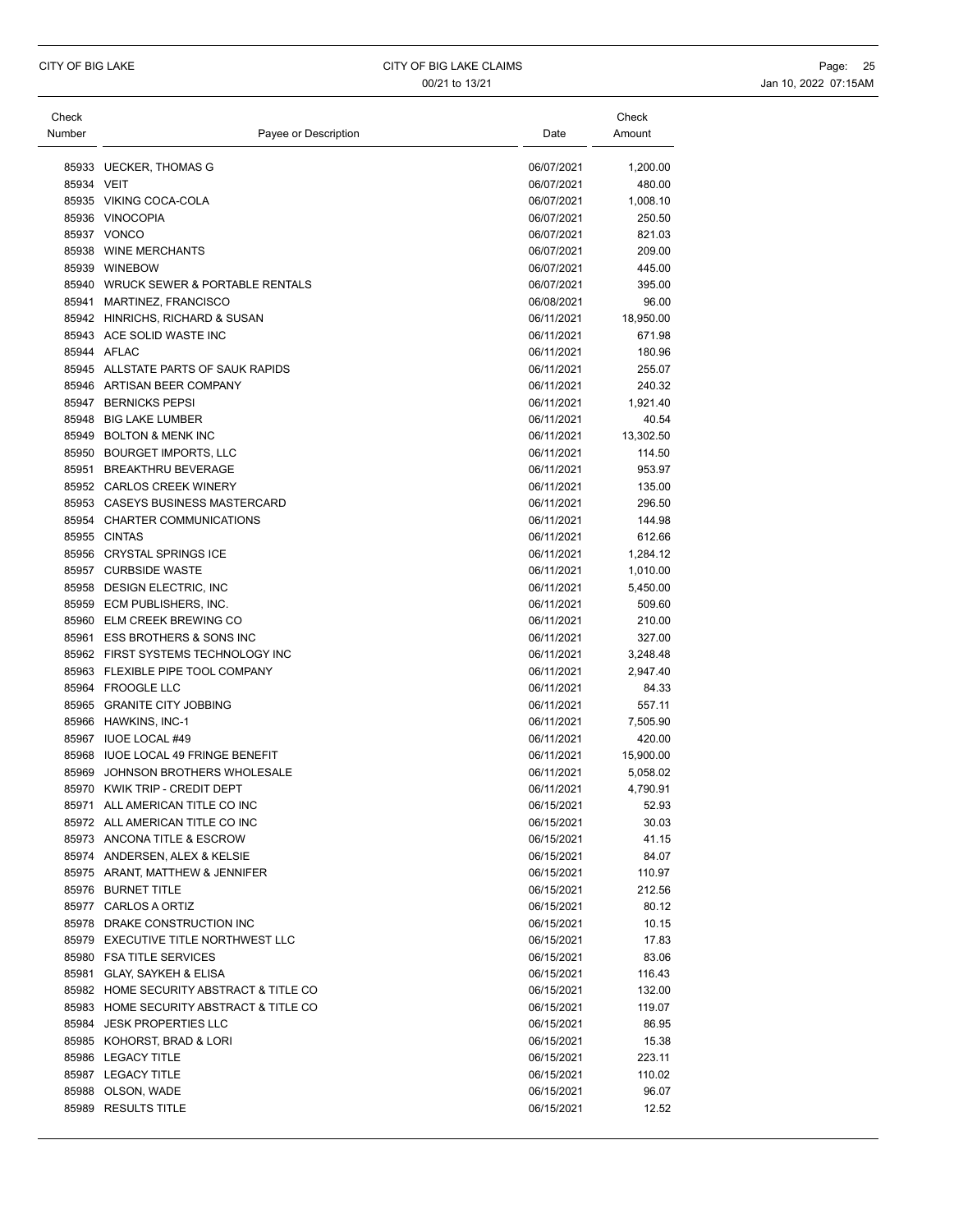| Check Number | Payee or Description | Date | Check Amount |
|---|---|---|---|
| 85933 | UECKER, THOMAS G | 06/07/2021 | 1,200.00 |
| 85934 | VEIT | 06/07/2021 | 480.00 |
| 85935 | VIKING COCA-COLA | 06/07/2021 | 1,008.10 |
| 85936 | VINOCOPIA | 06/07/2021 | 250.50 |
| 85937 | VONCO | 06/07/2021 | 821.03 |
| 85938 | WINE MERCHANTS | 06/07/2021 | 209.00 |
| 85939 | WINEBOW | 06/07/2021 | 445.00 |
| 85940 | WRUCK SEWER & PORTABLE RENTALS | 06/07/2021 | 395.00 |
| 85941 | MARTINEZ, FRANCISCO | 06/08/2021 | 96.00 |
| 85942 | HINRICHS, RICHARD & SUSAN | 06/11/2021 | 18,950.00 |
| 85943 | ACE SOLID WASTE INC | 06/11/2021 | 671.98 |
| 85944 | AFLAC | 06/11/2021 | 180.96 |
| 85945 | ALLSTATE PARTS OF SAUK RAPIDS | 06/11/2021 | 255.07 |
| 85946 | ARTISAN BEER COMPANY | 06/11/2021 | 240.32 |
| 85947 | BERNICKS PEPSI | 06/11/2021 | 1,921.40 |
| 85948 | BIG LAKE LUMBER | 06/11/2021 | 40.54 |
| 85949 | BOLTON & MENK INC | 06/11/2021 | 13,302.50 |
| 85950 | BOURGET IMPORTS, LLC | 06/11/2021 | 114.50 |
| 85951 | BREAKTHRU BEVERAGE | 06/11/2021 | 953.97 |
| 85952 | CARLOS CREEK WINERY | 06/11/2021 | 135.00 |
| 85953 | CASEYS BUSINESS MASTERCARD | 06/11/2021 | 296.50 |
| 85954 | CHARTER COMMUNICATIONS | 06/11/2021 | 144.98 |
| 85955 | CINTAS | 06/11/2021 | 612.66 |
| 85956 | CRYSTAL SPRINGS ICE | 06/11/2021 | 1,284.12 |
| 85957 | CURBSIDE WASTE | 06/11/2021 | 1,010.00 |
| 85958 | DESIGN ELECTRIC, INC | 06/11/2021 | 5,450.00 |
| 85959 | ECM PUBLISHERS, INC. | 06/11/2021 | 509.60 |
| 85960 | ELM CREEK BREWING CO | 06/11/2021 | 210.00 |
| 85961 | ESS BROTHERS & SONS INC | 06/11/2021 | 327.00 |
| 85962 | FIRST SYSTEMS TECHNOLOGY INC | 06/11/2021 | 3,248.48 |
| 85963 | FLEXIBLE PIPE TOOL COMPANY | 06/11/2021 | 2,947.40 |
| 85964 | FROOGLE LLC | 06/11/2021 | 84.33 |
| 85965 | GRANITE CITY JOBBING | 06/11/2021 | 557.11 |
| 85966 | HAWKINS, INC-1 | 06/11/2021 | 7,505.90 |
| 85967 | IUOE LOCAL #49 | 06/11/2021 | 420.00 |
| 85968 | IUOE LOCAL 49 FRINGE BENEFIT | 06/11/2021 | 15,900.00 |
| 85969 | JOHNSON BROTHERS WHOLESALE | 06/11/2021 | 5,058.02 |
| 85970 | KWIK TRIP - CREDIT DEPT | 06/11/2021 | 4,790.91 |
| 85971 | ALL AMERICAN TITLE CO INC | 06/15/2021 | 52.93 |
| 85972 | ALL AMERICAN TITLE CO INC | 06/15/2021 | 30.03 |
| 85973 | ANCONA TITLE & ESCROW | 06/15/2021 | 41.15 |
| 85974 | ANDERSEN, ALEX & KELSIE | 06/15/2021 | 84.07 |
| 85975 | ARANT, MATTHEW & JENNIFER | 06/15/2021 | 110.97 |
| 85976 | BURNET TITLE | 06/15/2021 | 212.56 |
| 85977 | CARLOS A ORTIZ | 06/15/2021 | 80.12 |
| 85978 | DRAKE CONSTRUCTION INC | 06/15/2021 | 10.15 |
| 85979 | EXECUTIVE TITLE NORTHWEST LLC | 06/15/2021 | 17.83 |
| 85980 | FSA TITLE SERVICES | 06/15/2021 | 83.06 |
| 85981 | GLAY, SAYKEH & ELISA | 06/15/2021 | 116.43 |
| 85982 | HOME SECURITY ABSTRACT & TITLE CO | 06/15/2021 | 132.00 |
| 85983 | HOME SECURITY ABSTRACT & TITLE CO | 06/15/2021 | 119.07 |
| 85984 | JESK PROPERTIES LLC | 06/15/2021 | 86.95 |
| 85985 | KOHORST, BRAD & LORI | 06/15/2021 | 15.38 |
| 85986 | LEGACY TITLE | 06/15/2021 | 223.11 |
| 85987 | LEGACY TITLE | 06/15/2021 | 110.02 |
| 85988 | OLSON, WADE | 06/15/2021 | 96.07 |
| 85989 | RESULTS TITLE | 06/15/2021 | 12.52 |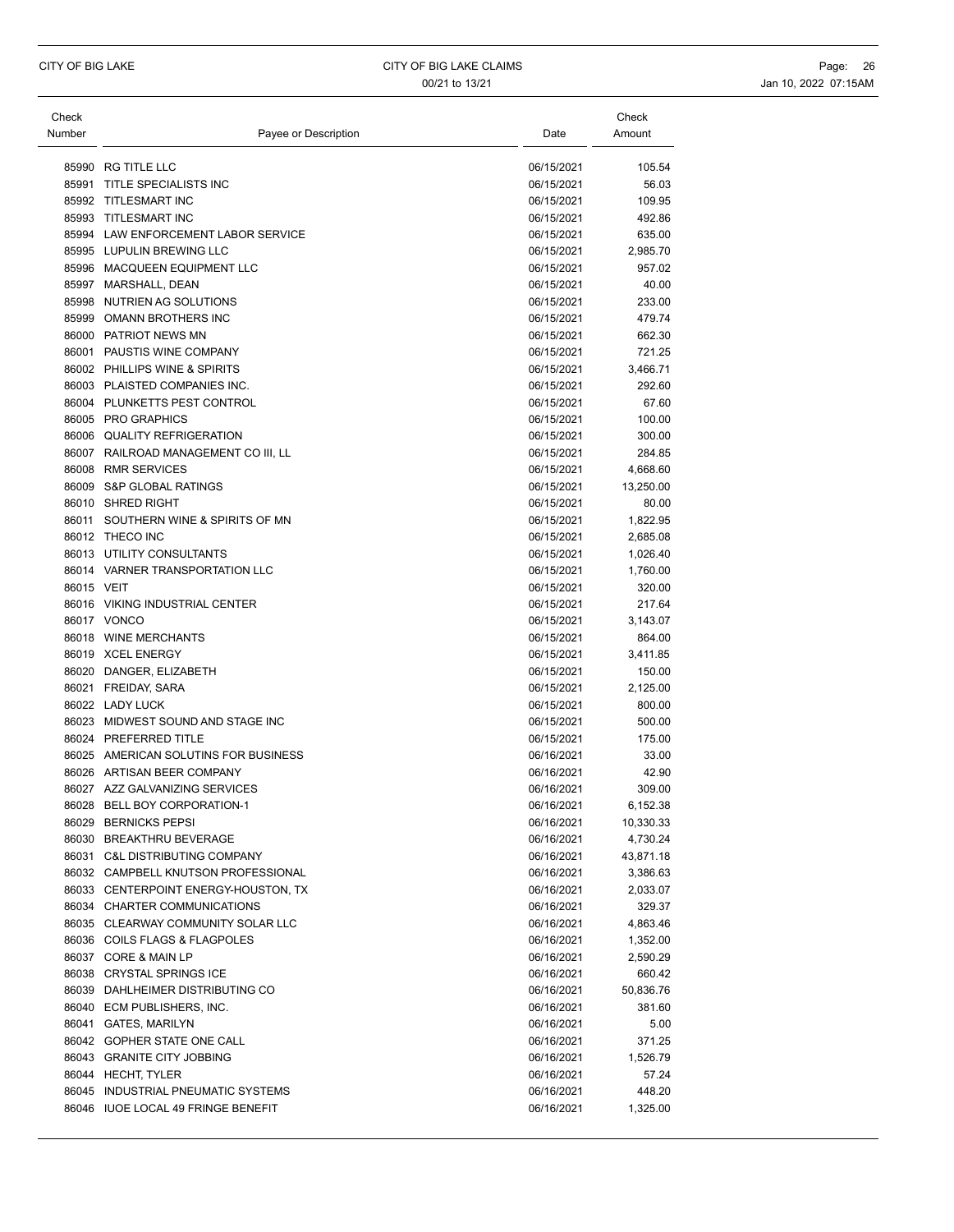| Check Number | Payee or Description | Date | Check Amount |
|---|---|---|---|
| 85990 | RG TITLE LLC | 06/15/2021 | 105.54 |
| 85991 | TITLE SPECIALISTS INC | 06/15/2021 | 56.03 |
| 85992 | TITLESMART INC | 06/15/2021 | 109.95 |
| 85993 | TITLESMART INC | 06/15/2021 | 492.86 |
| 85994 | LAW ENFORCEMENT LABOR SERVICE | 06/15/2021 | 635.00 |
| 85995 | LUPULIN BREWING LLC | 06/15/2021 | 2,985.70 |
| 85996 | MACQUEEN EQUIPMENT LLC | 06/15/2021 | 957.02 |
| 85997 | MARSHALL, DEAN | 06/15/2021 | 40.00 |
| 85998 | NUTRIEN AG SOLUTIONS | 06/15/2021 | 233.00 |
| 85999 | OMANN BROTHERS INC | 06/15/2021 | 479.74 |
| 86000 | PATRIOT NEWS MN | 06/15/2021 | 662.30 |
| 86001 | PAUSTIS WINE COMPANY | 06/15/2021 | 721.25 |
| 86002 | PHILLIPS WINE & SPIRITS | 06/15/2021 | 3,466.71 |
| 86003 | PLAISTED COMPANIES INC. | 06/15/2021 | 292.60 |
| 86004 | PLUNKETTS PEST CONTROL | 06/15/2021 | 67.60 |
| 86005 | PRO GRAPHICS | 06/15/2021 | 100.00 |
| 86006 | QUALITY REFRIGERATION | 06/15/2021 | 300.00 |
| 86007 | RAILROAD MANAGEMENT CO III, LL | 06/15/2021 | 284.85 |
| 86008 | RMR SERVICES | 06/15/2021 | 4,668.60 |
| 86009 | S&P GLOBAL RATINGS | 06/15/2021 | 13,250.00 |
| 86010 | SHRED RIGHT | 06/15/2021 | 80.00 |
| 86011 | SOUTHERN WINE & SPIRITS OF MN | 06/15/2021 | 1,822.95 |
| 86012 | THECO INC | 06/15/2021 | 2,685.08 |
| 86013 | UTILITY CONSULTANTS | 06/15/2021 | 1,026.40 |
| 86014 | VARNER TRANSPORTATION LLC | 06/15/2021 | 1,760.00 |
| 86015 | VEIT | 06/15/2021 | 320.00 |
| 86016 | VIKING INDUSTRIAL CENTER | 06/15/2021 | 217.64 |
| 86017 | VONCO | 06/15/2021 | 3,143.07 |
| 86018 | WINE MERCHANTS | 06/15/2021 | 864.00 |
| 86019 | XCEL ENERGY | 06/15/2021 | 3,411.85 |
| 86020 | DANGER, ELIZABETH | 06/15/2021 | 150.00 |
| 86021 | FREIDAY, SARA | 06/15/2021 | 2,125.00 |
| 86022 | LADY LUCK | 06/15/2021 | 800.00 |
| 86023 | MIDWEST SOUND AND STAGE INC | 06/15/2021 | 500.00 |
| 86024 | PREFERRED TITLE | 06/15/2021 | 175.00 |
| 86025 | AMERICAN SOLUTINS FOR BUSINESS | 06/16/2021 | 33.00 |
| 86026 | ARTISAN BEER COMPANY | 06/16/2021 | 42.90 |
| 86027 | AZZ GALVANIZING SERVICES | 06/16/2021 | 309.00 |
| 86028 | BELL BOY CORPORATION-1 | 06/16/2021 | 6,152.38 |
| 86029 | BERNICKS PEPSI | 06/16/2021 | 10,330.33 |
| 86030 | BREAKTHRU BEVERAGE | 06/16/2021 | 4,730.24 |
| 86031 | C&L DISTRIBUTING COMPANY | 06/16/2021 | 43,871.18 |
| 86032 | CAMPBELL KNUTSON PROFESSIONAL | 06/16/2021 | 3,386.63 |
| 86033 | CENTERPOINT ENERGY-HOUSTON, TX | 06/16/2021 | 2,033.07 |
| 86034 | CHARTER COMMUNICATIONS | 06/16/2021 | 329.37 |
| 86035 | CLEARWAY COMMUNITY SOLAR LLC | 06/16/2021 | 4,863.46 |
| 86036 | COILS FLAGS & FLAGPOLES | 06/16/2021 | 1,352.00 |
| 86037 | CORE & MAIN LP | 06/16/2021 | 2,590.29 |
| 86038 | CRYSTAL SPRINGS ICE | 06/16/2021 | 660.42 |
| 86039 | DAHLHEIMER DISTRIBUTING CO | 06/16/2021 | 50,836.76 |
| 86040 | ECM PUBLISHERS, INC. | 06/16/2021 | 381.60 |
| 86041 | GATES, MARILYN | 06/16/2021 | 5.00 |
| 86042 | GOPHER STATE ONE CALL | 06/16/2021 | 371.25 |
| 86043 | GRANITE CITY JOBBING | 06/16/2021 | 1,526.79 |
| 86044 | HECHT, TYLER | 06/16/2021 | 57.24 |
| 86045 | INDUSTRIAL PNEUMATIC SYSTEMS | 06/16/2021 | 448.20 |
| 86046 | IUOE LOCAL 49 FRINGE BENEFIT | 06/16/2021 | 1,325.00 |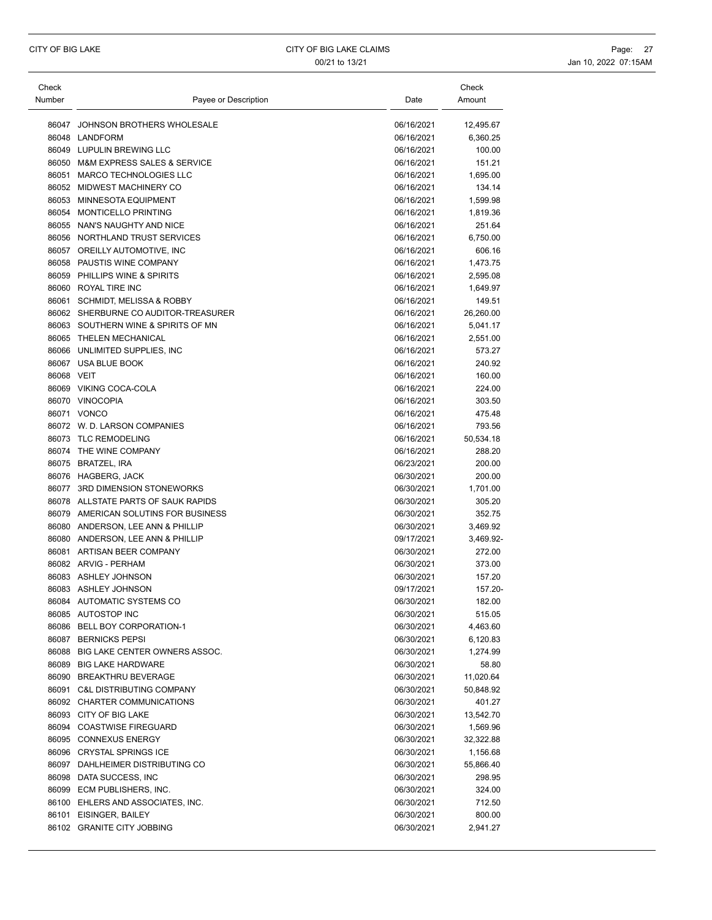| Check Number | Payee or Description | Date | Check Amount |
|---|---|---|---|
| 86047 | JOHNSON BROTHERS WHOLESALE | 06/16/2021 | 12,495.67 |
| 86048 | LANDFORM | 06/16/2021 | 6,360.25 |
| 86049 | LUPULIN BREWING LLC | 06/16/2021 | 100.00 |
| 86050 | M&M EXPRESS SALES & SERVICE | 06/16/2021 | 151.21 |
| 86051 | MARCO TECHNOLOGIES LLC | 06/16/2021 | 1,695.00 |
| 86052 | MIDWEST MACHINERY CO | 06/16/2021 | 134.14 |
| 86053 | MINNESOTA EQUIPMENT | 06/16/2021 | 1,599.98 |
| 86054 | MONTICELLO PRINTING | 06/16/2021 | 1,819.36 |
| 86055 | NAN'S NAUGHTY AND NICE | 06/16/2021 | 251.64 |
| 86056 | NORTHLAND TRUST SERVICES | 06/16/2021 | 6,750.00 |
| 86057 | OREILLY AUTOMOTIVE, INC | 06/16/2021 | 606.16 |
| 86058 | PAUSTIS WINE COMPANY | 06/16/2021 | 1,473.75 |
| 86059 | PHILLIPS WINE & SPIRITS | 06/16/2021 | 2,595.08 |
| 86060 | ROYAL TIRE INC | 06/16/2021 | 1,649.97 |
| 86061 | SCHMIDT, MELISSA & ROBBY | 06/16/2021 | 149.51 |
| 86062 | SHERBURNE CO AUDITOR-TREASURER | 06/16/2021 | 26,260.00 |
| 86063 | SOUTHERN WINE & SPIRITS OF MN | 06/16/2021 | 5,041.17 |
| 86065 | THELEN MECHANICAL | 06/16/2021 | 2,551.00 |
| 86066 | UNLIMITED SUPPLIES, INC | 06/16/2021 | 573.27 |
| 86067 | USA BLUE BOOK | 06/16/2021 | 240.92 |
| 86068 | VEIT | 06/16/2021 | 160.00 |
| 86069 | VIKING COCA-COLA | 06/16/2021 | 224.00 |
| 86070 | VINOCOPIA | 06/16/2021 | 303.50 |
| 86071 | VONCO | 06/16/2021 | 475.48 |
| 86072 | W. D. LARSON COMPANIES | 06/16/2021 | 793.56 |
| 86073 | TLC REMODELING | 06/16/2021 | 50,534.18 |
| 86074 | THE WINE COMPANY | 06/16/2021 | 288.20 |
| 86075 | BRATZEL, IRA | 06/23/2021 | 200.00 |
| 86076 | HAGBERG, JACK | 06/30/2021 | 200.00 |
| 86077 | 3RD DIMENSION STONEWORKS | 06/30/2021 | 1,701.00 |
| 86078 | ALLSTATE PARTS OF SAUK RAPIDS | 06/30/2021 | 305.20 |
| 86079 | AMERICAN SOLUTINS FOR BUSINESS | 06/30/2021 | 352.75 |
| 86080 | ANDERSON, LEE ANN & PHILLIP | 06/30/2021 | 3,469.92 |
| 86080 | ANDERSON, LEE ANN & PHILLIP | 09/17/2021 | 3,469.92- |
| 86081 | ARTISAN BEER COMPANY | 06/30/2021 | 272.00 |
| 86082 | ARVIG - PERHAM | 06/30/2021 | 373.00 |
| 86083 | ASHLEY JOHNSON | 06/30/2021 | 157.20 |
| 86083 | ASHLEY JOHNSON | 09/17/2021 | 157.20- |
| 86084 | AUTOMATIC SYSTEMS CO | 06/30/2021 | 182.00 |
| 86085 | AUTOSTOP INC | 06/30/2021 | 515.05 |
| 86086 | BELL BOY CORPORATION-1 | 06/30/2021 | 4,463.60 |
| 86087 | BERNICKS PEPSI | 06/30/2021 | 6,120.83 |
| 86088 | BIG LAKE CENTER OWNERS ASSOC. | 06/30/2021 | 1,274.99 |
| 86089 | BIG LAKE HARDWARE | 06/30/2021 | 58.80 |
| 86090 | BREAKTHRU BEVERAGE | 06/30/2021 | 11,020.64 |
| 86091 | C&L DISTRIBUTING COMPANY | 06/30/2021 | 50,848.92 |
| 86092 | CHARTER COMMUNICATIONS | 06/30/2021 | 401.27 |
| 86093 | CITY OF BIG LAKE | 06/30/2021 | 13,542.70 |
| 86094 | COASTWISE FIREGUARD | 06/30/2021 | 1,569.96 |
| 86095 | CONNEXUS ENERGY | 06/30/2021 | 32,322.88 |
| 86096 | CRYSTAL SPRINGS ICE | 06/30/2021 | 1,156.68 |
| 86097 | DAHLHEIMER DISTRIBUTING CO | 06/30/2021 | 55,866.40 |
| 86098 | DATA SUCCESS, INC | 06/30/2021 | 298.95 |
| 86099 | ECM PUBLISHERS, INC. | 06/30/2021 | 324.00 |
| 86100 | EHLERS AND ASSOCIATES, INC. | 06/30/2021 | 712.50 |
| 86101 | EISINGER, BAILEY | 06/30/2021 | 800.00 |
| 86102 | GRANITE CITY JOBBING | 06/30/2021 | 2,941.27 |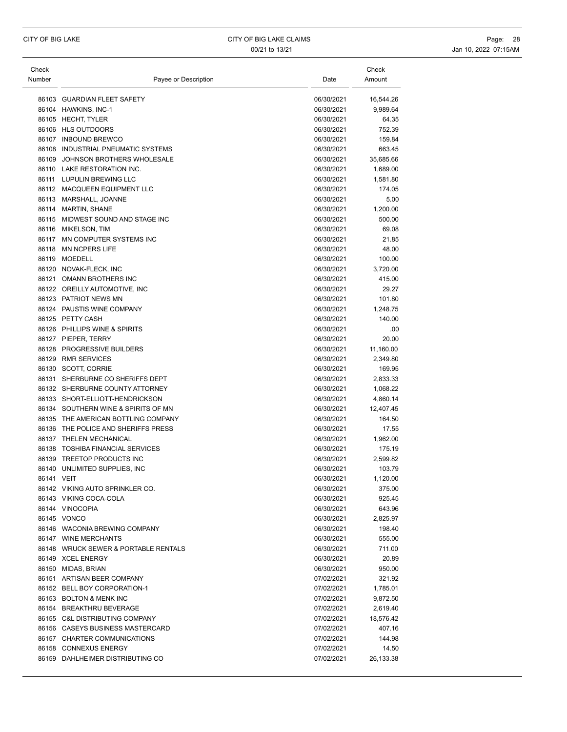| Check Number | Payee or Description | Date | Check Amount |
|---|---|---|---|
| 86103 | GUARDIAN FLEET SAFETY | 06/30/2021 | 16,544.26 |
| 86104 | HAWKINS, INC-1 | 06/30/2021 | 9,989.64 |
| 86105 | HECHT, TYLER | 06/30/2021 | 64.35 |
| 86106 | HLS OUTDOORS | 06/30/2021 | 752.39 |
| 86107 | INBOUND BREWCO | 06/30/2021 | 159.84 |
| 86108 | INDUSTRIAL PNEUMATIC SYSTEMS | 06/30/2021 | 663.45 |
| 86109 | JOHNSON BROTHERS WHOLESALE | 06/30/2021 | 35,685.66 |
| 86110 | LAKE RESTORATION INC. | 06/30/2021 | 1,689.00 |
| 86111 | LUPULIN BREWING LLC | 06/30/2021 | 1,581.80 |
| 86112 | MACQUEEN EQUIPMENT LLC | 06/30/2021 | 174.05 |
| 86113 | MARSHALL, JOANNE | 06/30/2021 | 5.00 |
| 86114 | MARTIN, SHANE | 06/30/2021 | 1,200.00 |
| 86115 | MIDWEST SOUND AND STAGE INC | 06/30/2021 | 500.00 |
| 86116 | MIKELSON, TIM | 06/30/2021 | 69.08 |
| 86117 | MN COMPUTER SYSTEMS INC | 06/30/2021 | 21.85 |
| 86118 | MN NCPERS LIFE | 06/30/2021 | 48.00 |
| 86119 | MOEDELL | 06/30/2021 | 100.00 |
| 86120 | NOVAK-FLECK, INC | 06/30/2021 | 3,720.00 |
| 86121 | OMANN BROTHERS INC | 06/30/2021 | 415.00 |
| 86122 | OREILLY AUTOMOTIVE, INC | 06/30/2021 | 29.27 |
| 86123 | PATRIOT NEWS MN | 06/30/2021 | 101.80 |
| 86124 | PAUSTIS WINE COMPANY | 06/30/2021 | 1,248.75 |
| 86125 | PETTY CASH | 06/30/2021 | 140.00 |
| 86126 | PHILLIPS WINE & SPIRITS | 06/30/2021 | .00 |
| 86127 | PIEPER, TERRY | 06/30/2021 | 20.00 |
| 86128 | PROGRESSIVE BUILDERS | 06/30/2021 | 11,160.00 |
| 86129 | RMR SERVICES | 06/30/2021 | 2,349.80 |
| 86130 | SCOTT, CORRIE | 06/30/2021 | 169.95 |
| 86131 | SHERBURNE CO SHERIFFS DEPT | 06/30/2021 | 2,833.33 |
| 86132 | SHERBURNE COUNTY ATTORNEY | 06/30/2021 | 1,068.22 |
| 86133 | SHORT-ELLIOTT-HENDRICKSON | 06/30/2021 | 4,860.14 |
| 86134 | SOUTHERN WINE & SPIRITS OF MN | 06/30/2021 | 12,407.45 |
| 86135 | THE AMERICAN BOTTLING COMPANY | 06/30/2021 | 164.50 |
| 86136 | THE POLICE AND SHERIFFS PRESS | 06/30/2021 | 17.55 |
| 86137 | THELEN MECHANICAL | 06/30/2021 | 1,962.00 |
| 86138 | TOSHIBA FINANCIAL SERVICES | 06/30/2021 | 175.19 |
| 86139 | TREETOP PRODUCTS INC | 06/30/2021 | 2,599.82 |
| 86140 | UNLIMITED SUPPLIES, INC | 06/30/2021 | 103.79 |
| 86141 | VEIT | 06/30/2021 | 1,120.00 |
| 86142 | VIKING AUTO SPRINKLER CO. | 06/30/2021 | 375.00 |
| 86143 | VIKING COCA-COLA | 06/30/2021 | 925.45 |
| 86144 | VINOCOPIA | 06/30/2021 | 643.96 |
| 86145 | VONCO | 06/30/2021 | 2,825.97 |
| 86146 | WACONIA BREWING COMPANY | 06/30/2021 | 198.40 |
| 86147 | WINE MERCHANTS | 06/30/2021 | 555.00 |
| 86148 | WRUCK SEWER & PORTABLE RENTALS | 06/30/2021 | 711.00 |
| 86149 | XCEL ENERGY | 06/30/2021 | 20.89 |
| 86150 | MIDAS, BRIAN | 06/30/2021 | 950.00 |
| 86151 | ARTISAN BEER COMPANY | 07/02/2021 | 321.92 |
| 86152 | BELL BOY CORPORATION-1 | 07/02/2021 | 1,785.01 |
| 86153 | BOLTON & MENK INC | 07/02/2021 | 9,872.50 |
| 86154 | BREAKTHRU BEVERAGE | 07/02/2021 | 2,619.40 |
| 86155 | C&L DISTRIBUTING COMPANY | 07/02/2021 | 18,576.42 |
| 86156 | CASEYS BUSINESS MASTERCARD | 07/02/2021 | 407.16 |
| 86157 | CHARTER COMMUNICATIONS | 07/02/2021 | 144.98 |
| 86158 | CONNEXUS ENERGY | 07/02/2021 | 14.50 |
| 86159 | DAHLHEIMER DISTRIBUTING CO | 07/02/2021 | 26,133.38 |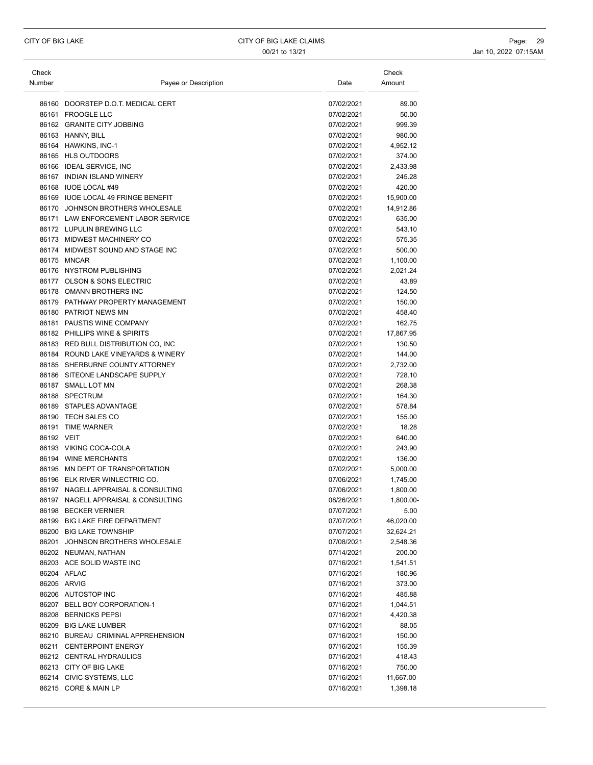| Check Number | Payee or Description | Date | Check Amount |
|---|---|---|---|
| 86160 | DOORSTEP D.O.T. MEDICAL CERT | 07/02/2021 | 89.00 |
| 86161 | FROOGLE LLC | 07/02/2021 | 50.00 |
| 86162 | GRANITE CITY JOBBING | 07/02/2021 | 999.39 |
| 86163 | HANNY, BILL | 07/02/2021 | 980.00 |
| 86164 | HAWKINS, INC-1 | 07/02/2021 | 4,952.12 |
| 86165 | HLS OUTDOORS | 07/02/2021 | 374.00 |
| 86166 | IDEAL SERVICE, INC | 07/02/2021 | 2,433.98 |
| 86167 | INDIAN ISLAND WINERY | 07/02/2021 | 245.28 |
| 86168 | IUOE LOCAL #49 | 07/02/2021 | 420.00 |
| 86169 | IUOE LOCAL 49 FRINGE BENEFIT | 07/02/2021 | 15,900.00 |
| 86170 | JOHNSON BROTHERS WHOLESALE | 07/02/2021 | 14,912.86 |
| 86171 | LAW ENFORCEMENT LABOR SERVICE | 07/02/2021 | 635.00 |
| 86172 | LUPULIN BREWING LLC | 07/02/2021 | 543.10 |
| 86173 | MIDWEST MACHINERY CO | 07/02/2021 | 575.35 |
| 86174 | MIDWEST SOUND AND STAGE INC | 07/02/2021 | 500.00 |
| 86175 | MNCAR | 07/02/2021 | 1,100.00 |
| 86176 | NYSTROM PUBLISHING | 07/02/2021 | 2,021.24 |
| 86177 | OLSON & SONS ELECTRIC | 07/02/2021 | 43.89 |
| 86178 | OMANN BROTHERS INC | 07/02/2021 | 124.50 |
| 86179 | PATHWAY PROPERTY MANAGEMENT | 07/02/2021 | 150.00 |
| 86180 | PATRIOT NEWS MN | 07/02/2021 | 458.40 |
| 86181 | PAUSTIS WINE COMPANY | 07/02/2021 | 162.75 |
| 86182 | PHILLIPS WINE & SPIRITS | 07/02/2021 | 17,867.95 |
| 86183 | RED BULL DISTRIBUTION CO, INC | 07/02/2021 | 130.50 |
| 86184 | ROUND LAKE VINEYARDS & WINERY | 07/02/2021 | 144.00 |
| 86185 | SHERBURNE COUNTY ATTORNEY | 07/02/2021 | 2,732.00 |
| 86186 | SITEONE LANDSCAPE SUPPLY | 07/02/2021 | 728.10 |
| 86187 | SMALL LOT MN | 07/02/2021 | 268.38 |
| 86188 | SPECTRUM | 07/02/2021 | 164.30 |
| 86189 | STAPLES ADVANTAGE | 07/02/2021 | 578.84 |
| 86190 | TECH SALES CO | 07/02/2021 | 155.00 |
| 86191 | TIME WARNER | 07/02/2021 | 18.28 |
| 86192 | VEIT | 07/02/2021 | 640.00 |
| 86193 | VIKING COCA-COLA | 07/02/2021 | 243.90 |
| 86194 | WINE MERCHANTS | 07/02/2021 | 136.00 |
| 86195 | MN DEPT OF TRANSPORTATION | 07/02/2021 | 5,000.00 |
| 86196 | ELK RIVER WINLECTRIC CO. | 07/06/2021 | 1,745.00 |
| 86197 | NAGELL APPRAISAL & CONSULTING | 07/06/2021 | 1,800.00 |
| 86197 | NAGELL APPRAISAL & CONSULTING | 08/26/2021 | 1,800.00- |
| 86198 | BECKER VERNIER | 07/07/2021 | 5.00 |
| 86199 | BIG LAKE FIRE DEPARTMENT | 07/07/2021 | 46,020.00 |
| 86200 | BIG LAKE TOWNSHIP | 07/07/2021 | 32,624.21 |
| 86201 | JOHNSON BROTHERS WHOLESALE | 07/08/2021 | 2,548.36 |
| 86202 | NEUMAN, NATHAN | 07/14/2021 | 200.00 |
| 86203 | ACE SOLID WASTE INC | 07/16/2021 | 1,541.51 |
| 86204 | AFLAC | 07/16/2021 | 180.96 |
| 86205 | ARVIG | 07/16/2021 | 373.00 |
| 86206 | AUTOSTOP INC | 07/16/2021 | 485.88 |
| 86207 | BELL BOY CORPORATION-1 | 07/16/2021 | 1,044.51 |
| 86208 | BERNICKS PEPSI | 07/16/2021 | 4,420.38 |
| 86209 | BIG LAKE LUMBER | 07/16/2021 | 88.05 |
| 86210 | BUREAU CRIMINAL APPREHENSION | 07/16/2021 | 150.00 |
| 86211 | CENTERPOINT ENERGY | 07/16/2021 | 155.39 |
| 86212 | CENTRAL HYDRAULICS | 07/16/2021 | 418.43 |
| 86213 | CITY OF BIG LAKE | 07/16/2021 | 750.00 |
| 86214 | CIVIC SYSTEMS, LLC | 07/16/2021 | 11,667.00 |
| 86215 | CORE & MAIN LP | 07/16/2021 | 1,398.18 |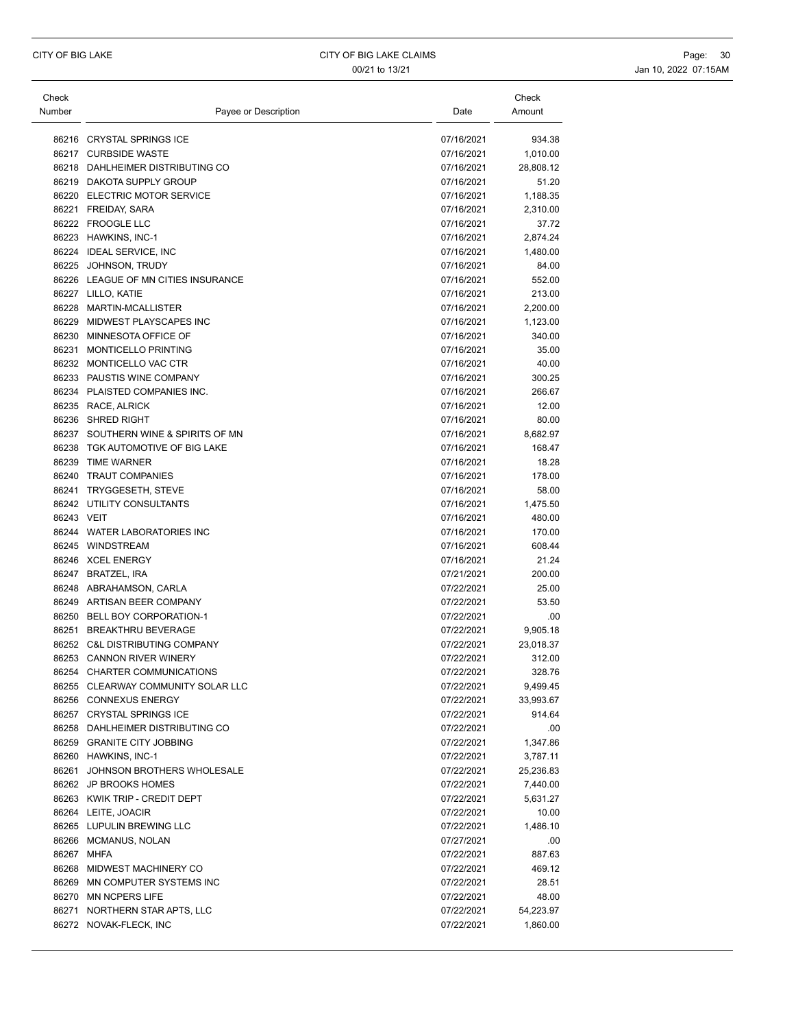| Check Number | Payee or Description | Date | Check Amount |
|---|---|---|---|
| 86216 | CRYSTAL SPRINGS ICE | 07/16/2021 | 934.38 |
| 86217 | CURBSIDE WASTE | 07/16/2021 | 1,010.00 |
| 86218 | DAHLHEIMER DISTRIBUTING CO | 07/16/2021 | 28,808.12 |
| 86219 | DAKOTA SUPPLY GROUP | 07/16/2021 | 51.20 |
| 86220 | ELECTRIC MOTOR SERVICE | 07/16/2021 | 1,188.35 |
| 86221 | FREIDAY, SARA | 07/16/2021 | 2,310.00 |
| 86222 | FROOGLE LLC | 07/16/2021 | 37.72 |
| 86223 | HAWKINS, INC-1 | 07/16/2021 | 2,874.24 |
| 86224 | IDEAL SERVICE, INC | 07/16/2021 | 1,480.00 |
| 86225 | JOHNSON, TRUDY | 07/16/2021 | 84.00 |
| 86226 | LEAGUE OF MN CITIES INSURANCE | 07/16/2021 | 552.00 |
| 86227 | LILLO, KATIE | 07/16/2021 | 213.00 |
| 86228 | MARTIN-MCALLISTER | 07/16/2021 | 2,200.00 |
| 86229 | MIDWEST PLAYSCAPES INC | 07/16/2021 | 1,123.00 |
| 86230 | MINNESOTA OFFICE OF | 07/16/2021 | 340.00 |
| 86231 | MONTICELLO PRINTING | 07/16/2021 | 35.00 |
| 86232 | MONTICELLO VAC CTR | 07/16/2021 | 40.00 |
| 86233 | PAUSTIS WINE COMPANY | 07/16/2021 | 300.25 |
| 86234 | PLAISTED COMPANIES INC. | 07/16/2021 | 266.67 |
| 86235 | RACE, ALRICK | 07/16/2021 | 12.00 |
| 86236 | SHRED RIGHT | 07/16/2021 | 80.00 |
| 86237 | SOUTHERN WINE & SPIRITS OF MN | 07/16/2021 | 8,682.97 |
| 86238 | TGK AUTOMOTIVE OF BIG LAKE | 07/16/2021 | 168.47 |
| 86239 | TIME WARNER | 07/16/2021 | 18.28 |
| 86240 | TRAUT COMPANIES | 07/16/2021 | 178.00 |
| 86241 | TRYGGESETH, STEVE | 07/16/2021 | 58.00 |
| 86242 | UTILITY CONSULTANTS | 07/16/2021 | 1,475.50 |
| 86243 | VEIT | 07/16/2021 | 480.00 |
| 86244 | WATER LABORATORIES INC | 07/16/2021 | 170.00 |
| 86245 | WINDSTREAM | 07/16/2021 | 608.44 |
| 86246 | XCEL ENERGY | 07/16/2021 | 21.24 |
| 86247 | BRATZEL, IRA | 07/21/2021 | 200.00 |
| 86248 | ABRAHAMSON, CARLA | 07/22/2021 | 25.00 |
| 86249 | ARTISAN BEER COMPANY | 07/22/2021 | 53.50 |
| 86250 | BELL BOY CORPORATION-1 | 07/22/2021 | .00 |
| 86251 | BREAKTHRU BEVERAGE | 07/22/2021 | 9,905.18 |
| 86252 | C&L DISTRIBUTING COMPANY | 07/22/2021 | 23,018.37 |
| 86253 | CANNON RIVER WINERY | 07/22/2021 | 312.00 |
| 86254 | CHARTER COMMUNICATIONS | 07/22/2021 | 328.76 |
| 86255 | CLEARWAY COMMUNITY SOLAR LLC | 07/22/2021 | 9,499.45 |
| 86256 | CONNEXUS ENERGY | 07/22/2021 | 33,993.67 |
| 86257 | CRYSTAL SPRINGS ICE | 07/22/2021 | 914.64 |
| 86258 | DAHLHEIMER DISTRIBUTING CO | 07/22/2021 | .00 |
| 86259 | GRANITE CITY JOBBING | 07/22/2021 | 1,347.86 |
| 86260 | HAWKINS, INC-1 | 07/22/2021 | 3,787.11 |
| 86261 | JOHNSON BROTHERS WHOLESALE | 07/22/2021 | 25,236.83 |
| 86262 | JP BROOKS HOMES | 07/22/2021 | 7,440.00 |
| 86263 | KWIK TRIP - CREDIT DEPT | 07/22/2021 | 5,631.27 |
| 86264 | LEITE, JOACIR | 07/22/2021 | 10.00 |
| 86265 | LUPULIN BREWING LLC | 07/22/2021 | 1,486.10 |
| 86266 | MCMANUS, NOLAN | 07/27/2021 | .00 |
| 86267 | MHFA | 07/22/2021 | 887.63 |
| 86268 | MIDWEST MACHINERY CO | 07/22/2021 | 469.12 |
| 86269 | MN COMPUTER SYSTEMS INC | 07/22/2021 | 28.51 |
| 86270 | MN NCPERS LIFE | 07/22/2021 | 48.00 |
| 86271 | NORTHERN STAR APTS, LLC | 07/22/2021 | 54,223.97 |
| 86272 | NOVAK-FLECK, INC | 07/22/2021 | 1,860.00 |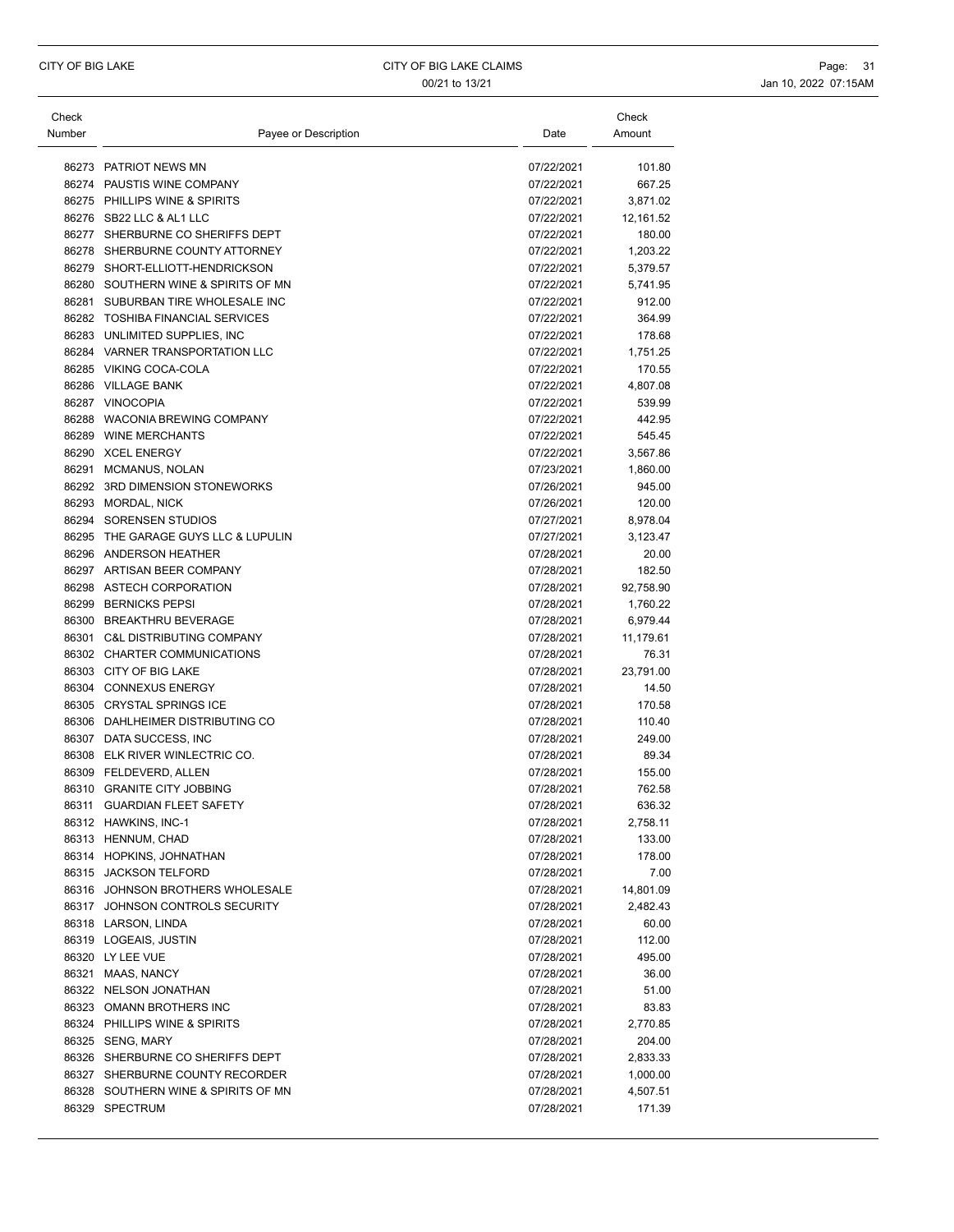| Check Number | Payee or Description | Date | Check Amount |
|---|---|---|---|
| 86273 | PATRIOT NEWS MN | 07/22/2021 | 101.80 |
| 86274 | PAUSTIS WINE COMPANY | 07/22/2021 | 667.25 |
| 86275 | PHILLIPS WINE & SPIRITS | 07/22/2021 | 3,871.02 |
| 86276 | SB22 LLC & AL1 LLC | 07/22/2021 | 12,161.52 |
| 86277 | SHERBURNE CO SHERIFFS DEPT | 07/22/2021 | 180.00 |
| 86278 | SHERBURNE COUNTY ATTORNEY | 07/22/2021 | 1,203.22 |
| 86279 | SHORT-ELLIOTT-HENDRICKSON | 07/22/2021 | 5,379.57 |
| 86280 | SOUTHERN WINE & SPIRITS OF MN | 07/22/2021 | 5,741.95 |
| 86281 | SUBURBAN TIRE WHOLESALE INC | 07/22/2021 | 912.00 |
| 86282 | TOSHIBA FINANCIAL SERVICES | 07/22/2021 | 364.99 |
| 86283 | UNLIMITED SUPPLIES, INC | 07/22/2021 | 178.68 |
| 86284 | VARNER TRANSPORTATION LLC | 07/22/2021 | 1,751.25 |
| 86285 | VIKING COCA-COLA | 07/22/2021 | 170.55 |
| 86286 | VILLAGE BANK | 07/22/2021 | 4,807.08 |
| 86287 | VINOCOPIA | 07/22/2021 | 539.99 |
| 86288 | WACONIA BREWING COMPANY | 07/22/2021 | 442.95 |
| 86289 | WINE MERCHANTS | 07/22/2021 | 545.45 |
| 86290 | XCEL ENERGY | 07/22/2021 | 3,567.86 |
| 86291 | MCMANUS, NOLAN | 07/23/2021 | 1,860.00 |
| 86292 | 3RD DIMENSION STONEWORKS | 07/26/2021 | 945.00 |
| 86293 | MORDAL, NICK | 07/26/2021 | 120.00 |
| 86294 | SORENSEN STUDIOS | 07/27/2021 | 8,978.04 |
| 86295 | THE GARAGE GUYS LLC & LUPULIN | 07/27/2021 | 3,123.47 |
| 86296 | ANDERSON HEATHER | 07/28/2021 | 20.00 |
| 86297 | ARTISAN BEER COMPANY | 07/28/2021 | 182.50 |
| 86298 | ASTECH CORPORATION | 07/28/2021 | 92,758.90 |
| 86299 | BERNICKS PEPSI | 07/28/2021 | 1,760.22 |
| 86300 | BREAKTHRU BEVERAGE | 07/28/2021 | 6,979.44 |
| 86301 | C&L DISTRIBUTING COMPANY | 07/28/2021 | 11,179.61 |
| 86302 | CHARTER COMMUNICATIONS | 07/28/2021 | 76.31 |
| 86303 | CITY OF BIG LAKE | 07/28/2021 | 23,791.00 |
| 86304 | CONNEXUS ENERGY | 07/28/2021 | 14.50 |
| 86305 | CRYSTAL SPRINGS ICE | 07/28/2021 | 170.58 |
| 86306 | DAHLHEIMER DISTRIBUTING CO | 07/28/2021 | 110.40 |
| 86307 | DATA SUCCESS, INC | 07/28/2021 | 249.00 |
| 86308 | ELK RIVER WINLECTRIC CO. | 07/28/2021 | 89.34 |
| 86309 | FELDEVERD, ALLEN | 07/28/2021 | 155.00 |
| 86310 | GRANITE CITY JOBBING | 07/28/2021 | 762.58 |
| 86311 | GUARDIAN FLEET SAFETY | 07/28/2021 | 636.32 |
| 86312 | HAWKINS, INC-1 | 07/28/2021 | 2,758.11 |
| 86313 | HENNUM, CHAD | 07/28/2021 | 133.00 |
| 86314 | HOPKINS, JOHNATHAN | 07/28/2021 | 178.00 |
| 86315 | JACKSON TELFORD | 07/28/2021 | 7.00 |
| 86316 | JOHNSON BROTHERS WHOLESALE | 07/28/2021 | 14,801.09 |
| 86317 | JOHNSON CONTROLS SECURITY | 07/28/2021 | 2,482.43 |
| 86318 | LARSON, LINDA | 07/28/2021 | 60.00 |
| 86319 | LOGEAIS, JUSTIN | 07/28/2021 | 112.00 |
| 86320 | LY LEE VUE | 07/28/2021 | 495.00 |
| 86321 | MAAS, NANCY | 07/28/2021 | 36.00 |
| 86322 | NELSON JONATHAN | 07/28/2021 | 51.00 |
| 86323 | OMANN BROTHERS INC | 07/28/2021 | 83.83 |
| 86324 | PHILLIPS WINE & SPIRITS | 07/28/2021 | 2,770.85 |
| 86325 | SENG, MARY | 07/28/2021 | 204.00 |
| 86326 | SHERBURNE CO SHERIFFS DEPT | 07/28/2021 | 2,833.33 |
| 86327 | SHERBURNE COUNTY RECORDER | 07/28/2021 | 1,000.00 |
| 86328 | SOUTHERN WINE & SPIRITS OF MN | 07/28/2021 | 4,507.51 |
| 86329 | SPECTRUM | 07/28/2021 | 171.39 |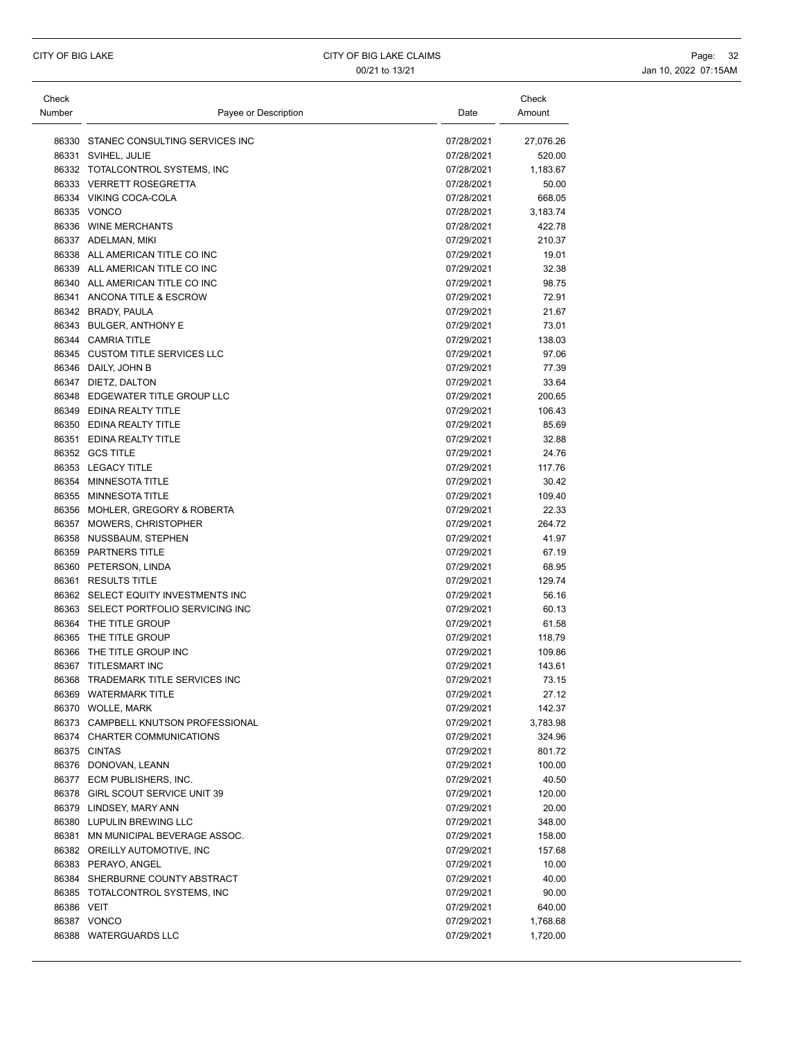| Check Number | Payee or Description | Date | Check Amount |
|---|---|---|---|
| 86330 | STANEC CONSULTING SERVICES INC | 07/28/2021 | 27,076.26 |
| 86331 | SVIHEL, JULIE | 07/28/2021 | 520.00 |
| 86332 | TOTALCONTROL SYSTEMS, INC | 07/28/2021 | 1,183.67 |
| 86333 | VERRETT ROSEGRETTA | 07/28/2021 | 50.00 |
| 86334 | VIKING COCA-COLA | 07/28/2021 | 668.05 |
| 86335 | VONCO | 07/28/2021 | 3,183.74 |
| 86336 | WINE MERCHANTS | 07/28/2021 | 422.78 |
| 86337 | ADELMAN, MIKI | 07/29/2021 | 210.37 |
| 86338 | ALL AMERICAN TITLE CO INC | 07/29/2021 | 19.01 |
| 86339 | ALL AMERICAN TITLE CO INC | 07/29/2021 | 32.38 |
| 86340 | ALL AMERICAN TITLE CO INC | 07/29/2021 | 98.75 |
| 86341 | ANCONA TITLE & ESCROW | 07/29/2021 | 72.91 |
| 86342 | BRADY, PAULA | 07/29/2021 | 21.67 |
| 86343 | BULGER, ANTHONY E | 07/29/2021 | 73.01 |
| 86344 | CAMRIA TITLE | 07/29/2021 | 138.03 |
| 86345 | CUSTOM TITLE SERVICES LLC | 07/29/2021 | 97.06 |
| 86346 | DAILY, JOHN B | 07/29/2021 | 77.39 |
| 86347 | DIETZ, DALTON | 07/29/2021 | 33.64 |
| 86348 | EDGEWATER TITLE GROUP LLC | 07/29/2021 | 200.65 |
| 86349 | EDINA REALTY TITLE | 07/29/2021 | 106.43 |
| 86350 | EDINA REALTY TITLE | 07/29/2021 | 85.69 |
| 86351 | EDINA REALTY TITLE | 07/29/2021 | 32.88 |
| 86352 | GCS TITLE | 07/29/2021 | 24.76 |
| 86353 | LEGACY TITLE | 07/29/2021 | 117.76 |
| 86354 | MINNESOTA TITLE | 07/29/2021 | 30.42 |
| 86355 | MINNESOTA TITLE | 07/29/2021 | 109.40 |
| 86356 | MOHLER, GREGORY & ROBERTA | 07/29/2021 | 22.33 |
| 86357 | MOWERS, CHRISTOPHER | 07/29/2021 | 264.72 |
| 86358 | NUSSBAUM, STEPHEN | 07/29/2021 | 41.97 |
| 86359 | PARTNERS TITLE | 07/29/2021 | 67.19 |
| 86360 | PETERSON, LINDA | 07/29/2021 | 68.95 |
| 86361 | RESULTS TITLE | 07/29/2021 | 129.74 |
| 86362 | SELECT EQUITY INVESTMENTS INC | 07/29/2021 | 56.16 |
| 86363 | SELECT PORTFOLIO SERVICING INC | 07/29/2021 | 60.13 |
| 86364 | THE TITLE GROUP | 07/29/2021 | 61.58 |
| 86365 | THE TITLE GROUP | 07/29/2021 | 118.79 |
| 86366 | THE TITLE GROUP INC | 07/29/2021 | 109.86 |
| 86367 | TITLESMART INC | 07/29/2021 | 143.61 |
| 86368 | TRADEMARK TITLE SERVICES INC | 07/29/2021 | 73.15 |
| 86369 | WATERMARK TITLE | 07/29/2021 | 27.12 |
| 86370 | WOLLE, MARK | 07/29/2021 | 142.37 |
| 86373 | CAMPBELL KNUTSON PROFESSIONAL | 07/29/2021 | 3,783.98 |
| 86374 | CHARTER COMMUNICATIONS | 07/29/2021 | 324.96 |
| 86375 | CINTAS | 07/29/2021 | 801.72 |
| 86376 | DONOVAN, LEANN | 07/29/2021 | 100.00 |
| 86377 | ECM PUBLISHERS, INC. | 07/29/2021 | 40.50 |
| 86378 | GIRL SCOUT SERVICE UNIT 39 | 07/29/2021 | 120.00 |
| 86379 | LINDSEY, MARY ANN | 07/29/2021 | 20.00 |
| 86380 | LUPULIN BREWING LLC | 07/29/2021 | 348.00 |
| 86381 | MN MUNICIPAL BEVERAGE ASSOC. | 07/29/2021 | 158.00 |
| 86382 | OREILLY AUTOMOTIVE, INC | 07/29/2021 | 157.68 |
| 86383 | PERAYO, ANGEL | 07/29/2021 | 10.00 |
| 86384 | SHERBURNE COUNTY ABSTRACT | 07/29/2021 | 40.00 |
| 86385 | TOTALCONTROL SYSTEMS, INC | 07/29/2021 | 90.00 |
| 86386 | VEIT | 07/29/2021 | 640.00 |
| 86387 | VONCO | 07/29/2021 | 1,768.68 |
| 86388 | WATERGUARDS LLC | 07/29/2021 | 1,720.00 |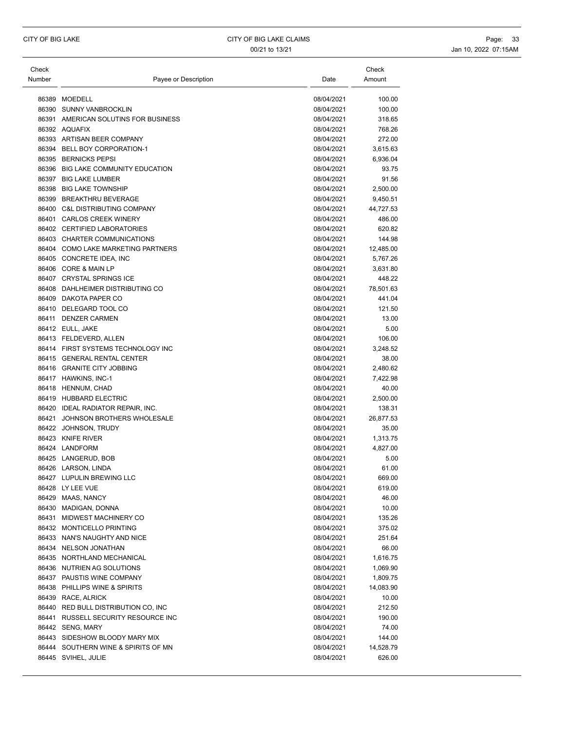| Check Number | Payee or Description | Date | Check Amount |
|---|---|---|---|
| 86389 | MOEDELL | 08/04/2021 | 100.00 |
| 86390 | SUNNY VANBROCKLIN | 08/04/2021 | 100.00 |
| 86391 | AMERICAN SOLUTINS FOR BUSINESS | 08/04/2021 | 318.65 |
| 86392 | AQUAFIX | 08/04/2021 | 768.26 |
| 86393 | ARTISAN BEER COMPANY | 08/04/2021 | 272.00 |
| 86394 | BELL BOY CORPORATION-1 | 08/04/2021 | 3,615.63 |
| 86395 | BERNICKS PEPSI | 08/04/2021 | 6,936.04 |
| 86396 | BIG LAKE COMMUNITY EDUCATION | 08/04/2021 | 93.75 |
| 86397 | BIG LAKE LUMBER | 08/04/2021 | 91.56 |
| 86398 | BIG LAKE TOWNSHIP | 08/04/2021 | 2,500.00 |
| 86399 | BREAKTHRU BEVERAGE | 08/04/2021 | 9,450.51 |
| 86400 | C&L DISTRIBUTING COMPANY | 08/04/2021 | 44,727.53 |
| 86401 | CARLOS CREEK WINERY | 08/04/2021 | 486.00 |
| 86402 | CERTIFIED LABORATORIES | 08/04/2021 | 620.82 |
| 86403 | CHARTER COMMUNICATIONS | 08/04/2021 | 144.98 |
| 86404 | COMO LAKE MARKETING PARTNERS | 08/04/2021 | 12,485.00 |
| 86405 | CONCRETE IDEA, INC | 08/04/2021 | 5,767.26 |
| 86406 | CORE & MAIN LP | 08/04/2021 | 3,631.80 |
| 86407 | CRYSTAL SPRINGS ICE | 08/04/2021 | 448.22 |
| 86408 | DAHLHEIMER DISTRIBUTING CO | 08/04/2021 | 78,501.63 |
| 86409 | DAKOTA PAPER CO | 08/04/2021 | 441.04 |
| 86410 | DELEGARD TOOL CO | 08/04/2021 | 121.50 |
| 86411 | DENZER CARMEN | 08/04/2021 | 13.00 |
| 86412 | EULL, JAKE | 08/04/2021 | 5.00 |
| 86413 | FELDEVERD, ALLEN | 08/04/2021 | 106.00 |
| 86414 | FIRST SYSTEMS TECHNOLOGY INC | 08/04/2021 | 3,248.52 |
| 86415 | GENERAL RENTAL CENTER | 08/04/2021 | 38.00 |
| 86416 | GRANITE CITY JOBBING | 08/04/2021 | 2,480.62 |
| 86417 | HAWKINS, INC-1 | 08/04/2021 | 7,422.98 |
| 86418 | HENNUM, CHAD | 08/04/2021 | 40.00 |
| 86419 | HUBBARD ELECTRIC | 08/04/2021 | 2,500.00 |
| 86420 | IDEAL RADIATOR REPAIR, INC. | 08/04/2021 | 138.31 |
| 86421 | JOHNSON BROTHERS WHOLESALE | 08/04/2021 | 26,877.53 |
| 86422 | JOHNSON, TRUDY | 08/04/2021 | 35.00 |
| 86423 | KNIFE RIVER | 08/04/2021 | 1,313.75 |
| 86424 | LANDFORM | 08/04/2021 | 4,827.00 |
| 86425 | LANGERUD, BOB | 08/04/2021 | 5.00 |
| 86426 | LARSON, LINDA | 08/04/2021 | 61.00 |
| 86427 | LUPULIN BREWING LLC | 08/04/2021 | 669.00 |
| 86428 | LY LEE VUE | 08/04/2021 | 619.00 |
| 86429 | MAAS, NANCY | 08/04/2021 | 46.00 |
| 86430 | MADIGAN, DONNA | 08/04/2021 | 10.00 |
| 86431 | MIDWEST MACHINERY CO | 08/04/2021 | 135.26 |
| 86432 | MONTICELLO PRINTING | 08/04/2021 | 375.02 |
| 86433 | NAN'S NAUGHTY AND NICE | 08/04/2021 | 251.64 |
| 86434 | NELSON JONATHAN | 08/04/2021 | 66.00 |
| 86435 | NORTHLAND MECHANICAL | 08/04/2021 | 1,616.75 |
| 86436 | NUTRIEN AG SOLUTIONS | 08/04/2021 | 1,069.90 |
| 86437 | PAUSTIS WINE COMPANY | 08/04/2021 | 1,809.75 |
| 86438 | PHILLIPS WINE & SPIRITS | 08/04/2021 | 14,083.90 |
| 86439 | RACE, ALRICK | 08/04/2021 | 10.00 |
| 86440 | RED BULL DISTRIBUTION CO, INC | 08/04/2021 | 212.50 |
| 86441 | RUSSELL SECURITY RESOURCE INC | 08/04/2021 | 190.00 |
| 86442 | SENG, MARY | 08/04/2021 | 74.00 |
| 86443 | SIDESHOW BLOODY MARY MIX | 08/04/2021 | 144.00 |
| 86444 | SOUTHERN WINE & SPIRITS OF MN | 08/04/2021 | 14,528.79 |
| 86445 | SVIHEL, JULIE | 08/04/2021 | 626.00 |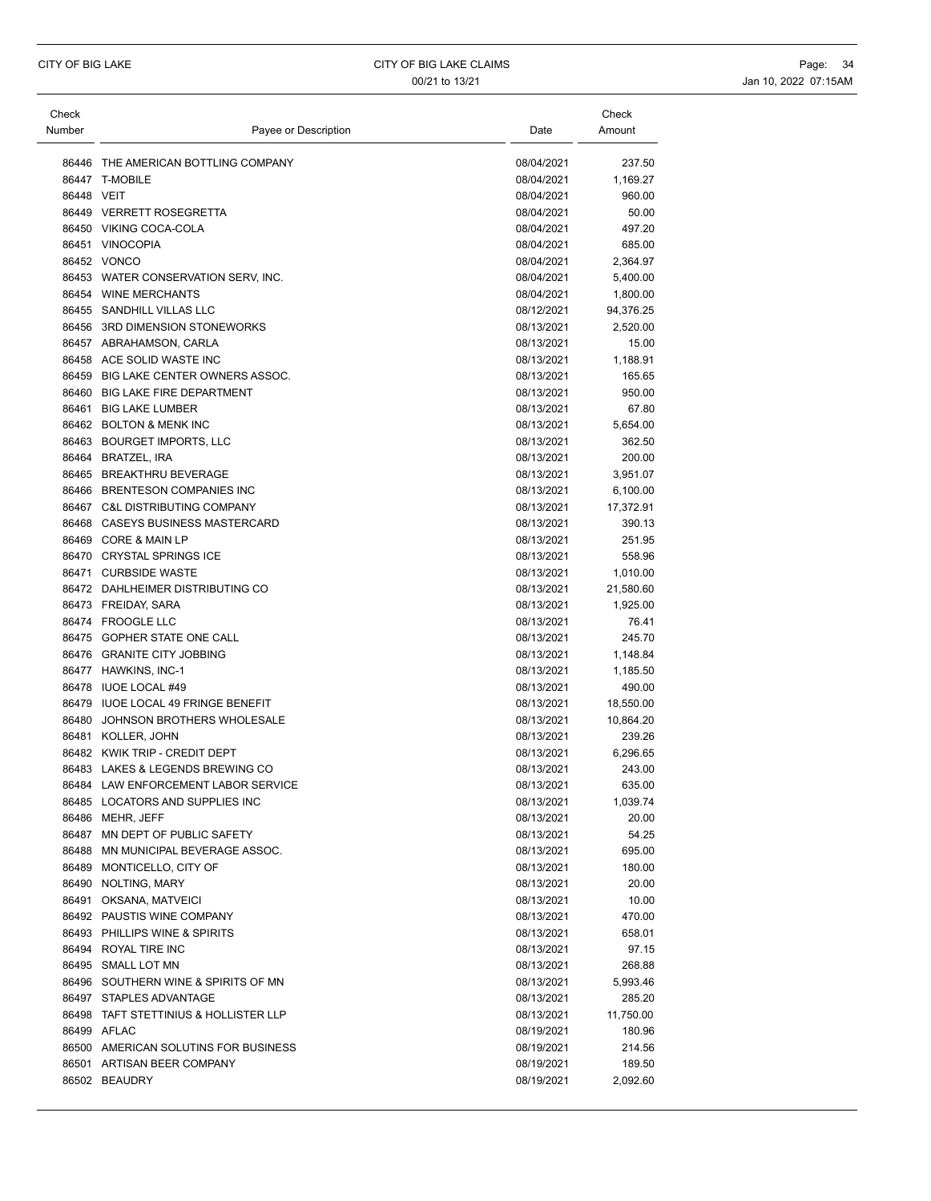| Check Number | Payee or Description | Date | Check Amount |
|---|---|---|---|
| 86446 | THE AMERICAN BOTTLING COMPANY | 08/04/2021 | 237.50 |
| 86447 | T-MOBILE | 08/04/2021 | 1,169.27 |
| 86448 | VEIT | 08/04/2021 | 960.00 |
| 86449 | VERRETT ROSEGRETTA | 08/04/2021 | 50.00 |
| 86450 | VIKING COCA-COLA | 08/04/2021 | 497.20 |
| 86451 | VINOCOPIA | 08/04/2021 | 685.00 |
| 86452 | VONCO | 08/04/2021 | 2,364.97 |
| 86453 | WATER CONSERVATION SERV, INC. | 08/04/2021 | 5,400.00 |
| 86454 | WINE MERCHANTS | 08/04/2021 | 1,800.00 |
| 86455 | SANDHILL VILLAS LLC | 08/12/2021 | 94,376.25 |
| 86456 | 3RD DIMENSION STONEWORKS | 08/13/2021 | 2,520.00 |
| 86457 | ABRAHAMSON, CARLA | 08/13/2021 | 15.00 |
| 86458 | ACE SOLID WASTE INC | 08/13/2021 | 1,188.91 |
| 86459 | BIG LAKE CENTER OWNERS ASSOC. | 08/13/2021 | 165.65 |
| 86460 | BIG LAKE FIRE DEPARTMENT | 08/13/2021 | 950.00 |
| 86461 | BIG LAKE LUMBER | 08/13/2021 | 67.80 |
| 86462 | BOLTON & MENK INC | 08/13/2021 | 5,654.00 |
| 86463 | BOURGET IMPORTS, LLC | 08/13/2021 | 362.50 |
| 86464 | BRATZEL, IRA | 08/13/2021 | 200.00 |
| 86465 | BREAKTHRU BEVERAGE | 08/13/2021 | 3,951.07 |
| 86466 | BRENTESON COMPANIES INC | 08/13/2021 | 6,100.00 |
| 86467 | C&L DISTRIBUTING COMPANY | 08/13/2021 | 17,372.91 |
| 86468 | CASEYS BUSINESS MASTERCARD | 08/13/2021 | 390.13 |
| 86469 | CORE & MAIN LP | 08/13/2021 | 251.95 |
| 86470 | CRYSTAL SPRINGS ICE | 08/13/2021 | 558.96 |
| 86471 | CURBSIDE WASTE | 08/13/2021 | 1,010.00 |
| 86472 | DAHLHEIMER DISTRIBUTING CO | 08/13/2021 | 21,580.60 |
| 86473 | FREIDAY, SARA | 08/13/2021 | 1,925.00 |
| 86474 | FROOGLE LLC | 08/13/2021 | 76.41 |
| 86475 | GOPHER STATE ONE CALL | 08/13/2021 | 245.70 |
| 86476 | GRANITE CITY JOBBING | 08/13/2021 | 1,148.84 |
| 86477 | HAWKINS, INC-1 | 08/13/2021 | 1,185.50 |
| 86478 | IUOE LOCAL #49 | 08/13/2021 | 490.00 |
| 86479 | IUOE LOCAL 49 FRINGE BENEFIT | 08/13/2021 | 18,550.00 |
| 86480 | JOHNSON BROTHERS WHOLESALE | 08/13/2021 | 10,864.20 |
| 86481 | KOLLER, JOHN | 08/13/2021 | 239.26 |
| 86482 | KWIK TRIP - CREDIT DEPT | 08/13/2021 | 6,296.65 |
| 86483 | LAKES & LEGENDS BREWING CO | 08/13/2021 | 243.00 |
| 86484 | LAW ENFORCEMENT LABOR SERVICE | 08/13/2021 | 635.00 |
| 86485 | LOCATORS AND SUPPLIES INC | 08/13/2021 | 1,039.74 |
| 86486 | MEHR, JEFF | 08/13/2021 | 20.00 |
| 86487 | MN DEPT OF PUBLIC SAFETY | 08/13/2021 | 54.25 |
| 86488 | MN MUNICIPAL BEVERAGE ASSOC. | 08/13/2021 | 695.00 |
| 86489 | MONTICELLO, CITY OF | 08/13/2021 | 180.00 |
| 86490 | NOLTING, MARY | 08/13/2021 | 20.00 |
| 86491 | OKSANA, MATVEICI | 08/13/2021 | 10.00 |
| 86492 | PAUSTIS WINE COMPANY | 08/13/2021 | 470.00 |
| 86493 | PHILLIPS WINE & SPIRITS | 08/13/2021 | 658.01 |
| 86494 | ROYAL TIRE INC | 08/13/2021 | 97.15 |
| 86495 | SMALL LOT MN | 08/13/2021 | 268.88 |
| 86496 | SOUTHERN WINE & SPIRITS OF MN | 08/13/2021 | 5,993.46 |
| 86497 | STAPLES ADVANTAGE | 08/13/2021 | 285.20 |
| 86498 | TAFT STETTINIUS & HOLLISTER LLP | 08/13/2021 | 11,750.00 |
| 86499 | AFLAC | 08/19/2021 | 180.96 |
| 86500 | AMERICAN SOLUTINS FOR BUSINESS | 08/19/2021 | 214.56 |
| 86501 | ARTISAN BEER COMPANY | 08/19/2021 | 189.50 |
| 86502 | BEAUDRY | 08/19/2021 | 2,092.60 |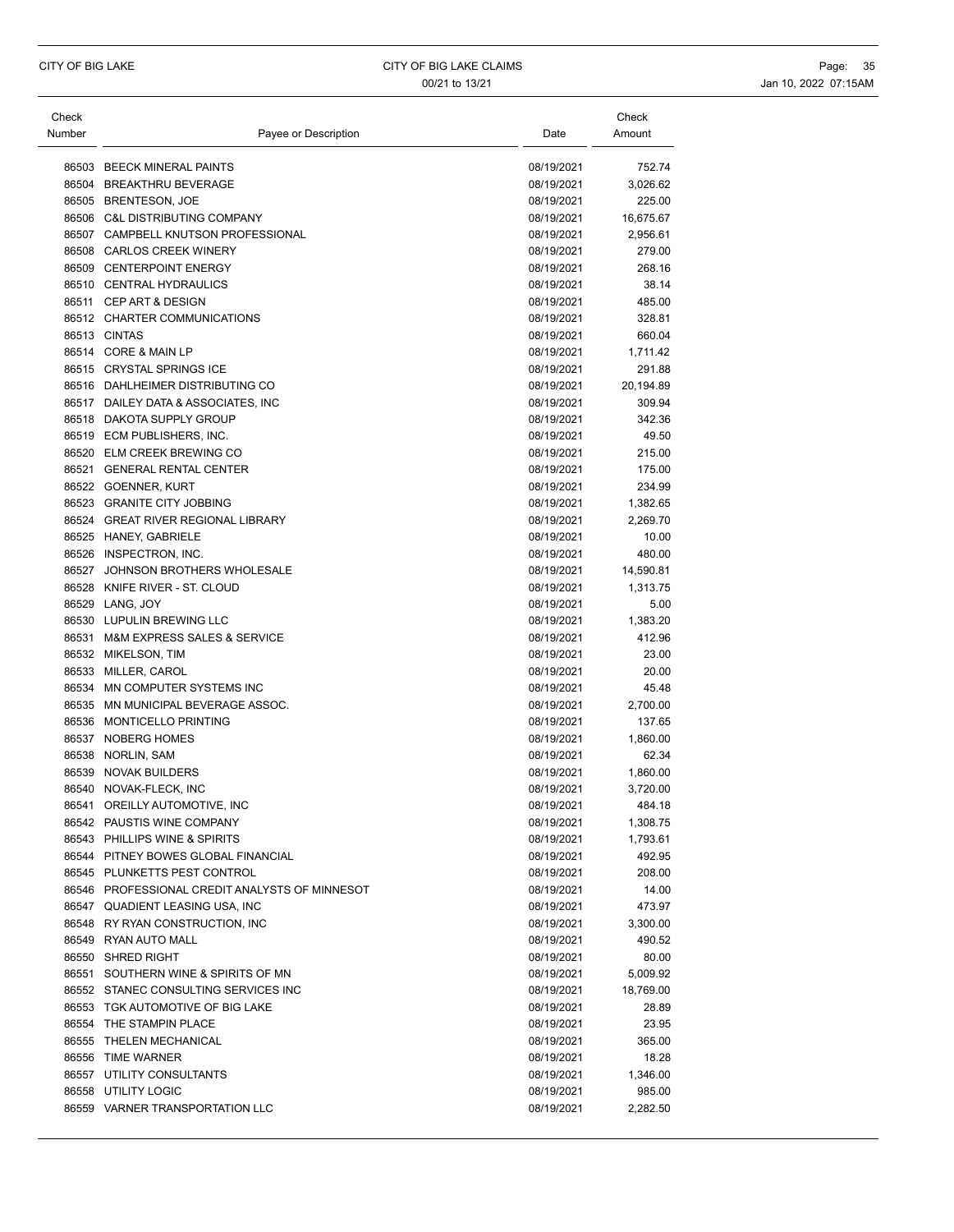| Check Number | Payee or Description | Date | Check Amount |
|---|---|---|---|
| 86503 | BEECK MINERAL PAINTS | 08/19/2021 | 752.74 |
| 86504 | BREAKTHRU BEVERAGE | 08/19/2021 | 3,026.62 |
| 86505 | BRENTESON, JOE | 08/19/2021 | 225.00 |
| 86506 | C&L DISTRIBUTING COMPANY | 08/19/2021 | 16,675.67 |
| 86507 | CAMPBELL KNUTSON PROFESSIONAL | 08/19/2021 | 2,956.61 |
| 86508 | CARLOS CREEK WINERY | 08/19/2021 | 279.00 |
| 86509 | CENTERPOINT ENERGY | 08/19/2021 | 268.16 |
| 86510 | CENTRAL HYDRAULICS | 08/19/2021 | 38.14 |
| 86511 | CEP ART & DESIGN | 08/19/2021 | 485.00 |
| 86512 | CHARTER COMMUNICATIONS | 08/19/2021 | 328.81 |
| 86513 | CINTAS | 08/19/2021 | 660.04 |
| 86514 | CORE & MAIN LP | 08/19/2021 | 1,711.42 |
| 86515 | CRYSTAL SPRINGS ICE | 08/19/2021 | 291.88 |
| 86516 | DAHLHEIMER DISTRIBUTING CO | 08/19/2021 | 20,194.89 |
| 86517 | DAILEY DATA & ASSOCIATES, INC | 08/19/2021 | 309.94 |
| 86518 | DAKOTA SUPPLY GROUP | 08/19/2021 | 342.36 |
| 86519 | ECM PUBLISHERS, INC. | 08/19/2021 | 49.50 |
| 86520 | ELM CREEK BREWING CO | 08/19/2021 | 215.00 |
| 86521 | GENERAL RENTAL CENTER | 08/19/2021 | 175.00 |
| 86522 | GOENNER, KURT | 08/19/2021 | 234.99 |
| 86523 | GRANITE CITY JOBBING | 08/19/2021 | 1,382.65 |
| 86524 | GREAT RIVER REGIONAL LIBRARY | 08/19/2021 | 2,269.70 |
| 86525 | HANEY, GABRIELE | 08/19/2021 | 10.00 |
| 86526 | INSPECTRON, INC. | 08/19/2021 | 480.00 |
| 86527 | JOHNSON BROTHERS WHOLESALE | 08/19/2021 | 14,590.81 |
| 86528 | KNIFE RIVER - ST. CLOUD | 08/19/2021 | 1,313.75 |
| 86529 | LANG, JOY | 08/19/2021 | 5.00 |
| 86530 | LUPULIN BREWING LLC | 08/19/2021 | 1,383.20 |
| 86531 | M&M EXPRESS SALES & SERVICE | 08/19/2021 | 412.96 |
| 86532 | MIKELSON, TIM | 08/19/2021 | 23.00 |
| 86533 | MILLER, CAROL | 08/19/2021 | 20.00 |
| 86534 | MN COMPUTER SYSTEMS INC | 08/19/2021 | 45.48 |
| 86535 | MN MUNICIPAL BEVERAGE ASSOC. | 08/19/2021 | 2,700.00 |
| 86536 | MONTICELLO PRINTING | 08/19/2021 | 137.65 |
| 86537 | NOBERG HOMES | 08/19/2021 | 1,860.00 |
| 86538 | NORLIN, SAM | 08/19/2021 | 62.34 |
| 86539 | NOVAK BUILDERS | 08/19/2021 | 1,860.00 |
| 86540 | NOVAK-FLECK, INC | 08/19/2021 | 3,720.00 |
| 86541 | OREILLY AUTOMOTIVE, INC | 08/19/2021 | 484.18 |
| 86542 | PAUSTIS WINE COMPANY | 08/19/2021 | 1,308.75 |
| 86543 | PHILLIPS WINE & SPIRITS | 08/19/2021 | 1,793.61 |
| 86544 | PITNEY BOWES GLOBAL FINANCIAL | 08/19/2021 | 492.95 |
| 86545 | PLUNKETTS PEST CONTROL | 08/19/2021 | 208.00 |
| 86546 | PROFESSIONAL CREDIT ANALYSTS OF MINNESOT | 08/19/2021 | 14.00 |
| 86547 | QUADIENT LEASING USA, INC | 08/19/2021 | 473.97 |
| 86548 | RY RYAN CONSTRUCTION, INC | 08/19/2021 | 3,300.00 |
| 86549 | RYAN AUTO MALL | 08/19/2021 | 490.52 |
| 86550 | SHRED RIGHT | 08/19/2021 | 80.00 |
| 86551 | SOUTHERN WINE & SPIRITS OF MN | 08/19/2021 | 5,009.92 |
| 86552 | STANEC CONSULTING SERVICES INC | 08/19/2021 | 18,769.00 |
| 86553 | TGK AUTOMOTIVE OF BIG LAKE | 08/19/2021 | 28.89 |
| 86554 | THE STAMPIN PLACE | 08/19/2021 | 23.95 |
| 86555 | THELEN MECHANICAL | 08/19/2021 | 365.00 |
| 86556 | TIME WARNER | 08/19/2021 | 18.28 |
| 86557 | UTILITY CONSULTANTS | 08/19/2021 | 1,346.00 |
| 86558 | UTILITY LOGIC | 08/19/2021 | 985.00 |
| 86559 | VARNER TRANSPORTATION LLC | 08/19/2021 | 2,282.50 |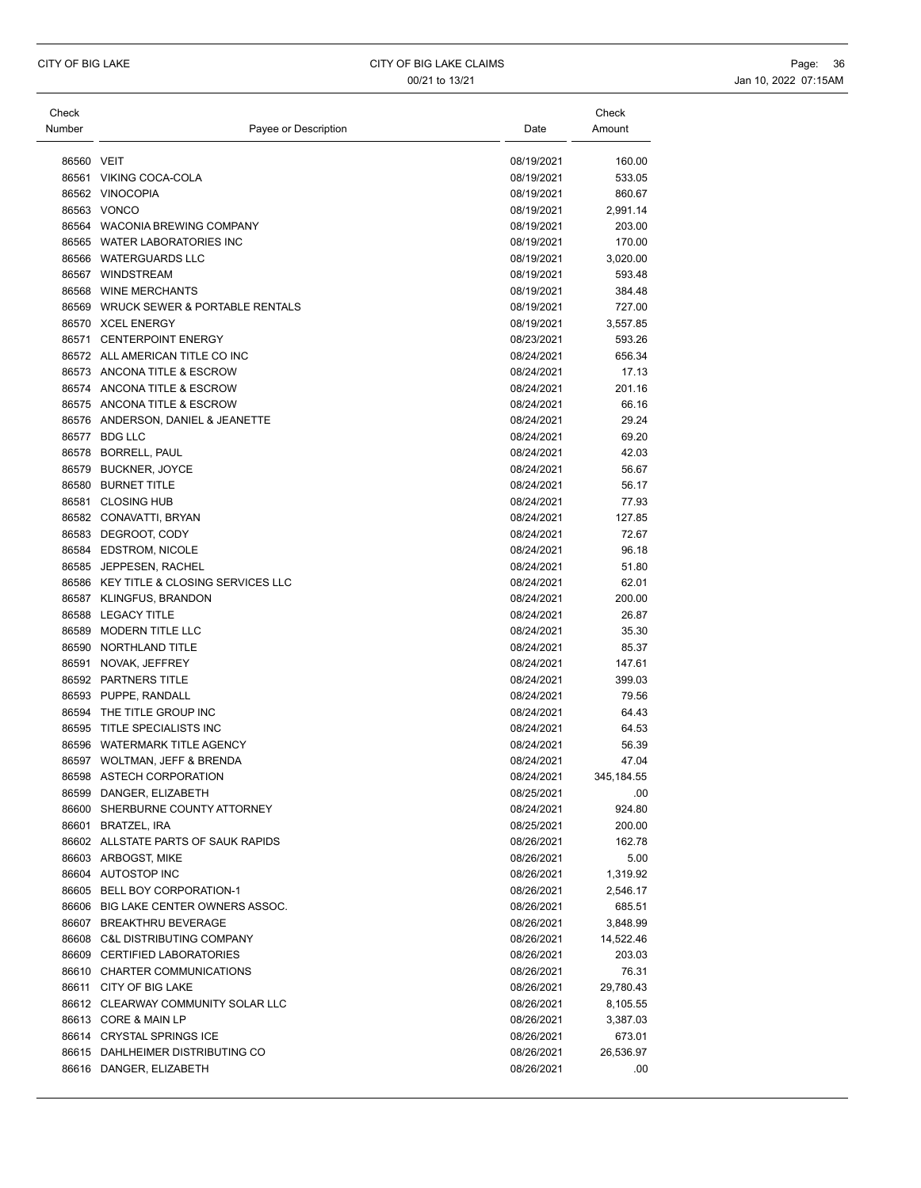| Check Number | Payee or Description | Date | Check Amount |
|---|---|---|---|
| 86560 | VEIT | 08/19/2021 | 160.00 |
| 86561 | VIKING COCA-COLA | 08/19/2021 | 533.05 |
| 86562 | VINOCOPIA | 08/19/2021 | 860.67 |
| 86563 | VONCO | 08/19/2021 | 2,991.14 |
| 86564 | WACONIA BREWING COMPANY | 08/19/2021 | 203.00 |
| 86565 | WATER LABORATORIES INC | 08/19/2021 | 170.00 |
| 86566 | WATERGUARDS LLC | 08/19/2021 | 3,020.00 |
| 86567 | WINDSTREAM | 08/19/2021 | 593.48 |
| 86568 | WINE MERCHANTS | 08/19/2021 | 384.48 |
| 86569 | WRUCK SEWER & PORTABLE RENTALS | 08/19/2021 | 727.00 |
| 86570 | XCEL ENERGY | 08/19/2021 | 3,557.85 |
| 86571 | CENTERPOINT ENERGY | 08/23/2021 | 593.26 |
| 86572 | ALL AMERICAN TITLE CO INC | 08/24/2021 | 656.34 |
| 86573 | ANCONA TITLE & ESCROW | 08/24/2021 | 17.13 |
| 86574 | ANCONA TITLE & ESCROW | 08/24/2021 | 201.16 |
| 86575 | ANCONA TITLE & ESCROW | 08/24/2021 | 66.16 |
| 86576 | ANDERSON, DANIEL & JEANETTE | 08/24/2021 | 29.24 |
| 86577 | BDG LLC | 08/24/2021 | 69.20 |
| 86578 | BORRELL, PAUL | 08/24/2021 | 42.03 |
| 86579 | BUCKNER, JOYCE | 08/24/2021 | 56.67 |
| 86580 | BURNET TITLE | 08/24/2021 | 56.17 |
| 86581 | CLOSING HUB | 08/24/2021 | 77.93 |
| 86582 | CONAVATTI, BRYAN | 08/24/2021 | 127.85 |
| 86583 | DEGROOT, CODY | 08/24/2021 | 72.67 |
| 86584 | EDSTROM, NICOLE | 08/24/2021 | 96.18 |
| 86585 | JEPPESEN, RACHEL | 08/24/2021 | 51.80 |
| 86586 | KEY TITLE & CLOSING SERVICES LLC | 08/24/2021 | 62.01 |
| 86587 | KLINGFUS, BRANDON | 08/24/2021 | 200.00 |
| 86588 | LEGACY TITLE | 08/24/2021 | 26.87 |
| 86589 | MODERN TITLE LLC | 08/24/2021 | 35.30 |
| 86590 | NORTHLAND TITLE | 08/24/2021 | 85.37 |
| 86591 | NOVAK, JEFFREY | 08/24/2021 | 147.61 |
| 86592 | PARTNERS TITLE | 08/24/2021 | 399.03 |
| 86593 | PUPPE, RANDALL | 08/24/2021 | 79.56 |
| 86594 | THE TITLE GROUP INC | 08/24/2021 | 64.43 |
| 86595 | TITLE SPECIALISTS INC | 08/24/2021 | 64.53 |
| 86596 | WATERMARK TITLE AGENCY | 08/24/2021 | 56.39 |
| 86597 | WOLTMAN, JEFF & BRENDA | 08/24/2021 | 47.04 |
| 86598 | ASTECH CORPORATION | 08/24/2021 | 345,184.55 |
| 86599 | DANGER, ELIZABETH | 08/25/2021 | .00 |
| 86600 | SHERBURNE COUNTY ATTORNEY | 08/24/2021 | 924.80 |
| 86601 | BRATZEL, IRA | 08/25/2021 | 200.00 |
| 86602 | ALLSTATE PARTS OF SAUK RAPIDS | 08/26/2021 | 162.78 |
| 86603 | ARBOGST, MIKE | 08/26/2021 | 5.00 |
| 86604 | AUTOSTOP INC | 08/26/2021 | 1,319.92 |
| 86605 | BELL BOY CORPORATION-1 | 08/26/2021 | 2,546.17 |
| 86606 | BIG LAKE CENTER OWNERS ASSOC. | 08/26/2021 | 685.51 |
| 86607 | BREAKTHRU BEVERAGE | 08/26/2021 | 3,848.99 |
| 86608 | C&L DISTRIBUTING COMPANY | 08/26/2021 | 14,522.46 |
| 86609 | CERTIFIED LABORATORIES | 08/26/2021 | 203.03 |
| 86610 | CHARTER COMMUNICATIONS | 08/26/2021 | 76.31 |
| 86611 | CITY OF BIG LAKE | 08/26/2021 | 29,780.43 |
| 86612 | CLEARWAY COMMUNITY SOLAR LLC | 08/26/2021 | 8,105.55 |
| 86613 | CORE & MAIN LP | 08/26/2021 | 3,387.03 |
| 86614 | CRYSTAL SPRINGS ICE | 08/26/2021 | 673.01 |
| 86615 | DAHLHEIMER DISTRIBUTING CO | 08/26/2021 | 26,536.97 |
| 86616 | DANGER, ELIZABETH | 08/26/2021 | .00 |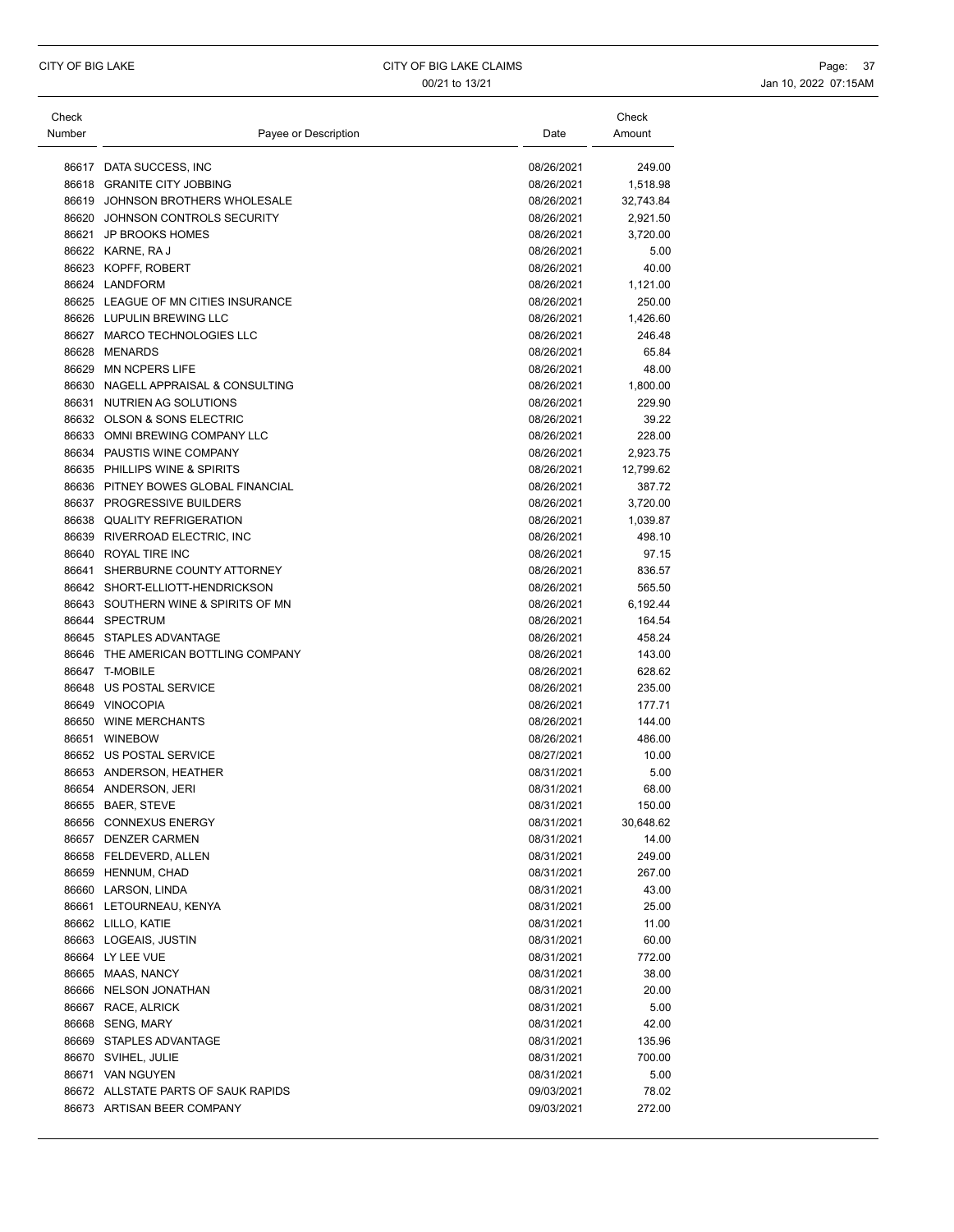| Check Number | Payee or Description | Date | Check Amount |
|---|---|---|---|
| 86617 | DATA SUCCESS, INC | 08/26/2021 | 249.00 |
| 86618 | GRANITE CITY JOBBING | 08/26/2021 | 1,518.98 |
| 86619 | JOHNSON BROTHERS WHOLESALE | 08/26/2021 | 32,743.84 |
| 86620 | JOHNSON CONTROLS SECURITY | 08/26/2021 | 2,921.50 |
| 86621 | JP BROOKS HOMES | 08/26/2021 | 3,720.00 |
| 86622 | KARNE, RA J | 08/26/2021 | 5.00 |
| 86623 | KOPFF, ROBERT | 08/26/2021 | 40.00 |
| 86624 | LANDFORM | 08/26/2021 | 1,121.00 |
| 86625 | LEAGUE OF MN CITIES INSURANCE | 08/26/2021 | 250.00 |
| 86626 | LUPULIN BREWING LLC | 08/26/2021 | 1,426.60 |
| 86627 | MARCO TECHNOLOGIES LLC | 08/26/2021 | 246.48 |
| 86628 | MENARDS | 08/26/2021 | 65.84 |
| 86629 | MN NCPERS LIFE | 08/26/2021 | 48.00 |
| 86630 | NAGELL APPRAISAL & CONSULTING | 08/26/2021 | 1,800.00 |
| 86631 | NUTRIEN AG SOLUTIONS | 08/26/2021 | 229.90 |
| 86632 | OLSON & SONS ELECTRIC | 08/26/2021 | 39.22 |
| 86633 | OMNI BREWING COMPANY LLC | 08/26/2021 | 228.00 |
| 86634 | PAUSTIS WINE COMPANY | 08/26/2021 | 2,923.75 |
| 86635 | PHILLIPS WINE & SPIRITS | 08/26/2021 | 12,799.62 |
| 86636 | PITNEY BOWES GLOBAL FINANCIAL | 08/26/2021 | 387.72 |
| 86637 | PROGRESSIVE BUILDERS | 08/26/2021 | 3,720.00 |
| 86638 | QUALITY REFRIGERATION | 08/26/2021 | 1,039.87 |
| 86639 | RIVERROAD ELECTRIC, INC | 08/26/2021 | 498.10 |
| 86640 | ROYAL TIRE INC | 08/26/2021 | 97.15 |
| 86641 | SHERBURNE COUNTY ATTORNEY | 08/26/2021 | 836.57 |
| 86642 | SHORT-ELLIOTT-HENDRICKSON | 08/26/2021 | 565.50 |
| 86643 | SOUTHERN WINE & SPIRITS OF MN | 08/26/2021 | 6,192.44 |
| 86644 | SPECTRUM | 08/26/2021 | 164.54 |
| 86645 | STAPLES ADVANTAGE | 08/26/2021 | 458.24 |
| 86646 | THE AMERICAN BOTTLING COMPANY | 08/26/2021 | 143.00 |
| 86647 | T-MOBILE | 08/26/2021 | 628.62 |
| 86648 | US POSTAL SERVICE | 08/26/2021 | 235.00 |
| 86649 | VINOCOPIA | 08/26/2021 | 177.71 |
| 86650 | WINE MERCHANTS | 08/26/2021 | 144.00 |
| 86651 | WINEBOW | 08/26/2021 | 486.00 |
| 86652 | US POSTAL SERVICE | 08/27/2021 | 10.00 |
| 86653 | ANDERSON, HEATHER | 08/31/2021 | 5.00 |
| 86654 | ANDERSON, JERI | 08/31/2021 | 68.00 |
| 86655 | BAER, STEVE | 08/31/2021 | 150.00 |
| 86656 | CONNEXUS ENERGY | 08/31/2021 | 30,648.62 |
| 86657 | DENZER CARMEN | 08/31/2021 | 14.00 |
| 86658 | FELDEVERD, ALLEN | 08/31/2021 | 249.00 |
| 86659 | HENNUM, CHAD | 08/31/2021 | 267.00 |
| 86660 | LARSON, LINDA | 08/31/2021 | 43.00 |
| 86661 | LETOURNEAU, KENYA | 08/31/2021 | 25.00 |
| 86662 | LILLO, KATIE | 08/31/2021 | 11.00 |
| 86663 | LOGEAIS, JUSTIN | 08/31/2021 | 60.00 |
| 86664 | LY LEE VUE | 08/31/2021 | 772.00 |
| 86665 | MAAS, NANCY | 08/31/2021 | 38.00 |
| 86666 | NELSON JONATHAN | 08/31/2021 | 20.00 |
| 86667 | RACE, ALRICK | 08/31/2021 | 5.00 |
| 86668 | SENG, MARY | 08/31/2021 | 42.00 |
| 86669 | STAPLES ADVANTAGE | 08/31/2021 | 135.96 |
| 86670 | SVIHEL, JULIE | 08/31/2021 | 700.00 |
| 86671 | VAN NGUYEN | 08/31/2021 | 5.00 |
| 86672 | ALLSTATE PARTS OF SAUK RAPIDS | 09/03/2021 | 78.02 |
| 86673 | ARTISAN BEER COMPANY | 09/03/2021 | 272.00 |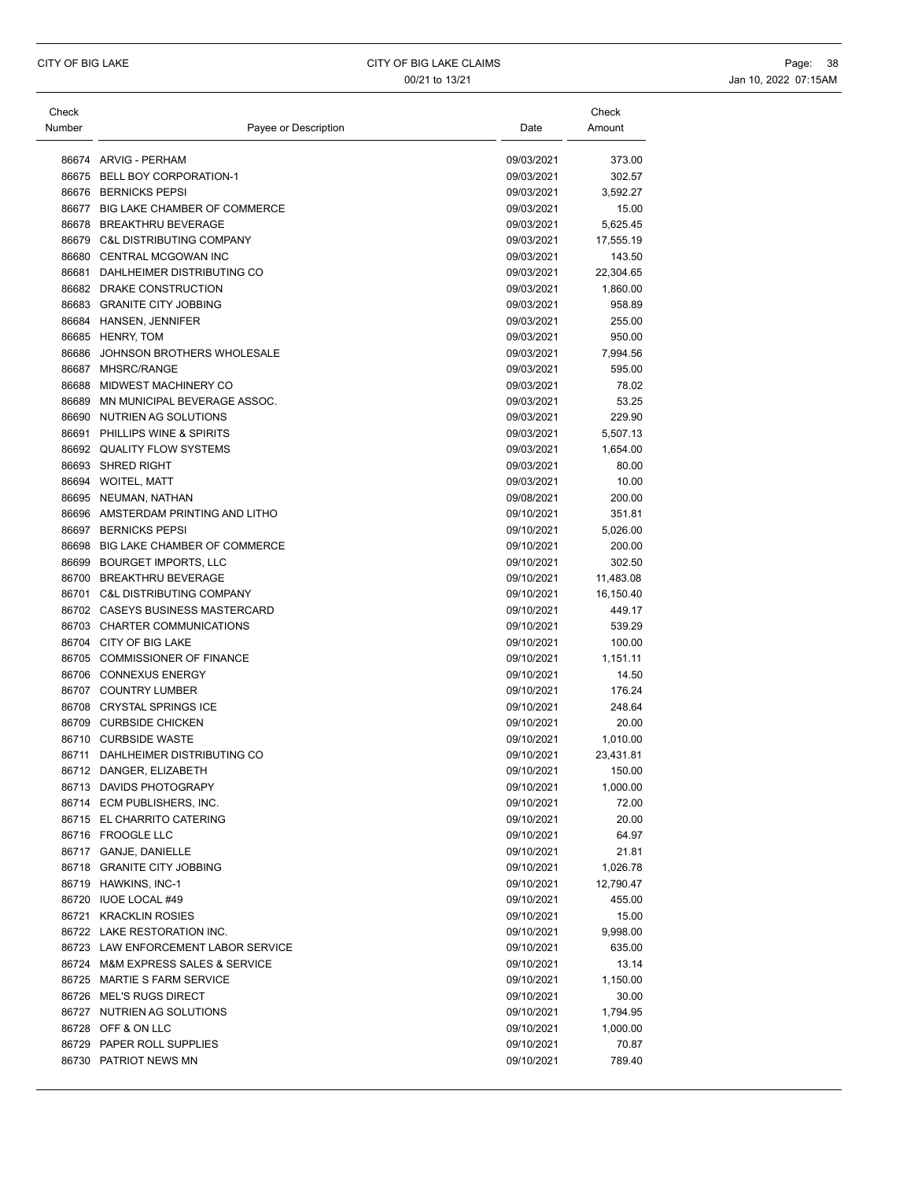| Check Number | Payee or Description | Date | Check Amount |
|---|---|---|---|
| 86674 | ARVIG - PERHAM | 09/03/2021 | 373.00 |
| 86675 | BELL BOY CORPORATION-1 | 09/03/2021 | 302.57 |
| 86676 | BERNICKS PEPSI | 09/03/2021 | 3,592.27 |
| 86677 | BIG LAKE CHAMBER OF COMMERCE | 09/03/2021 | 15.00 |
| 86678 | BREAKTHRU BEVERAGE | 09/03/2021 | 5,625.45 |
| 86679 | C&L DISTRIBUTING COMPANY | 09/03/2021 | 17,555.19 |
| 86680 | CENTRAL MCGOWAN INC | 09/03/2021 | 143.50 |
| 86681 | DAHLHEIMER DISTRIBUTING CO | 09/03/2021 | 22,304.65 |
| 86682 | DRAKE CONSTRUCTION | 09/03/2021 | 1,860.00 |
| 86683 | GRANITE CITY JOBBING | 09/03/2021 | 958.89 |
| 86684 | HANSEN, JENNIFER | 09/03/2021 | 255.00 |
| 86685 | HENRY, TOM | 09/03/2021 | 950.00 |
| 86686 | JOHNSON BROTHERS WHOLESALE | 09/03/2021 | 7,994.56 |
| 86687 | MHSRC/RANGE | 09/03/2021 | 595.00 |
| 86688 | MIDWEST MACHINERY CO | 09/03/2021 | 78.02 |
| 86689 | MN MUNICIPAL BEVERAGE ASSOC. | 09/03/2021 | 53.25 |
| 86690 | NUTRIEN AG SOLUTIONS | 09/03/2021 | 229.90 |
| 86691 | PHILLIPS WINE & SPIRITS | 09/03/2021 | 5,507.13 |
| 86692 | QUALITY FLOW SYSTEMS | 09/03/2021 | 1,654.00 |
| 86693 | SHRED RIGHT | 09/03/2021 | 80.00 |
| 86694 | WOITEL, MATT | 09/03/2021 | 10.00 |
| 86695 | NEUMAN, NATHAN | 09/08/2021 | 200.00 |
| 86696 | AMSTERDAM PRINTING AND LITHO | 09/10/2021 | 351.81 |
| 86697 | BERNICKS PEPSI | 09/10/2021 | 5,026.00 |
| 86698 | BIG LAKE CHAMBER OF COMMERCE | 09/10/2021 | 200.00 |
| 86699 | BOURGET IMPORTS, LLC | 09/10/2021 | 302.50 |
| 86700 | BREAKTHRU BEVERAGE | 09/10/2021 | 11,483.08 |
| 86701 | C&L DISTRIBUTING COMPANY | 09/10/2021 | 16,150.40 |
| 86702 | CASEYS BUSINESS MASTERCARD | 09/10/2021 | 449.17 |
| 86703 | CHARTER COMMUNICATIONS | 09/10/2021 | 539.29 |
| 86704 | CITY OF BIG LAKE | 09/10/2021 | 100.00 |
| 86705 | COMMISSIONER OF FINANCE | 09/10/2021 | 1,151.11 |
| 86706 | CONNEXUS ENERGY | 09/10/2021 | 14.50 |
| 86707 | COUNTRY LUMBER | 09/10/2021 | 176.24 |
| 86708 | CRYSTAL SPRINGS ICE | 09/10/2021 | 248.64 |
| 86709 | CURBSIDE CHICKEN | 09/10/2021 | 20.00 |
| 86710 | CURBSIDE WASTE | 09/10/2021 | 1,010.00 |
| 86711 | DAHLHEIMER DISTRIBUTING CO | 09/10/2021 | 23,431.81 |
| 86712 | DANGER, ELIZABETH | 09/10/2021 | 150.00 |
| 86713 | DAVIDS PHOTOGRAPY | 09/10/2021 | 1,000.00 |
| 86714 | ECM PUBLISHERS, INC. | 09/10/2021 | 72.00 |
| 86715 | EL CHARRITO CATERING | 09/10/2021 | 20.00 |
| 86716 | FROOGLE LLC | 09/10/2021 | 64.97 |
| 86717 | GANJE, DANIELLE | 09/10/2021 | 21.81 |
| 86718 | GRANITE CITY JOBBING | 09/10/2021 | 1,026.78 |
| 86719 | HAWKINS, INC-1 | 09/10/2021 | 12,790.47 |
| 86720 | IUOE LOCAL #49 | 09/10/2021 | 455.00 |
| 86721 | KRACKLIN ROSIES | 09/10/2021 | 15.00 |
| 86722 | LAKE RESTORATION INC. | 09/10/2021 | 9,998.00 |
| 86723 | LAW ENFORCEMENT LABOR SERVICE | 09/10/2021 | 635.00 |
| 86724 | M&M EXPRESS SALES & SERVICE | 09/10/2021 | 13.14 |
| 86725 | MARTIE S FARM SERVICE | 09/10/2021 | 1,150.00 |
| 86726 | MEL'S RUGS DIRECT | 09/10/2021 | 30.00 |
| 86727 | NUTRIEN AG SOLUTIONS | 09/10/2021 | 1,794.95 |
| 86728 | OFF & ON LLC | 09/10/2021 | 1,000.00 |
| 86729 | PAPER ROLL SUPPLIES | 09/10/2021 | 70.87 |
| 86730 | PATRIOT NEWS MN | 09/10/2021 | 789.40 |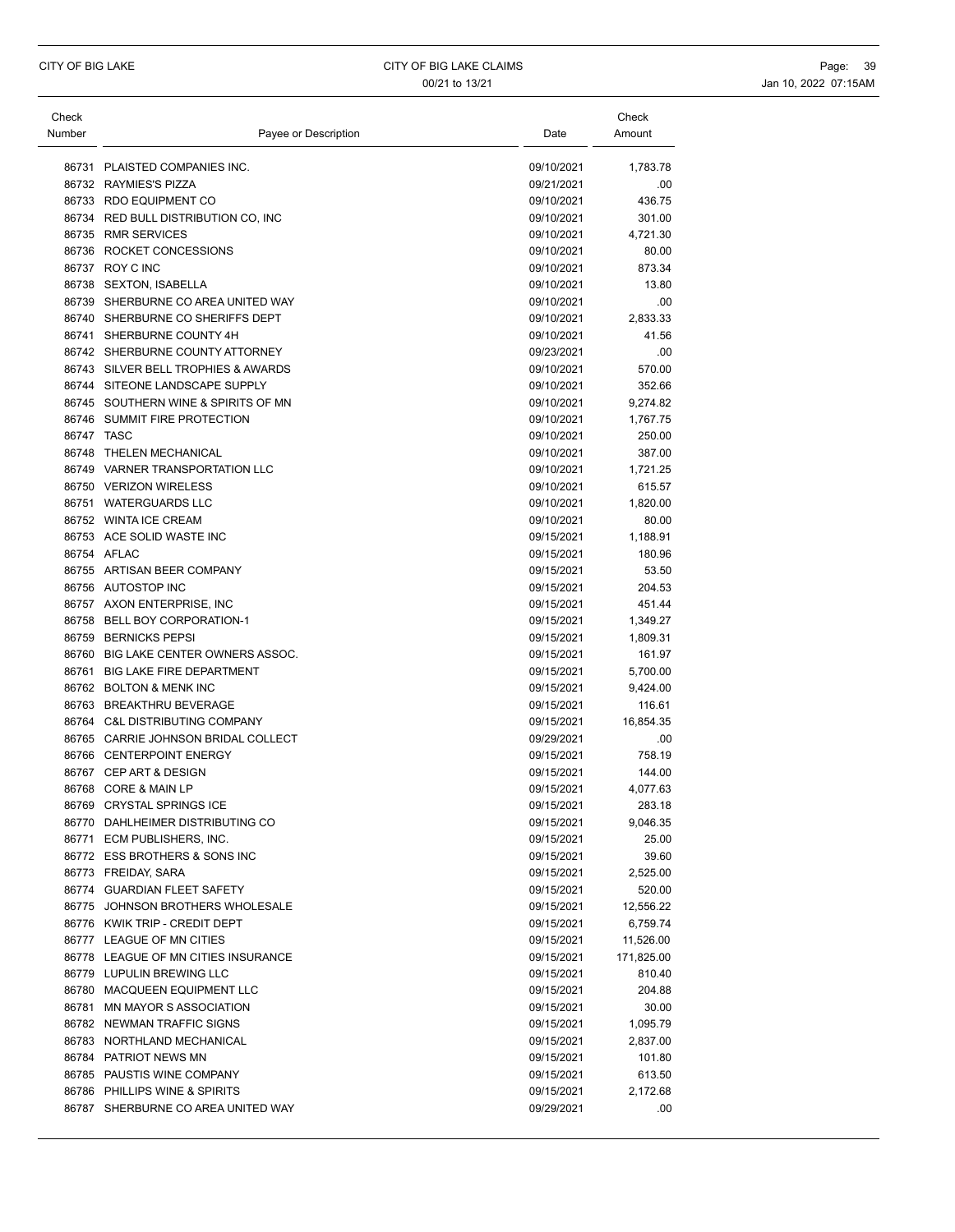| Check Number | Payee or Description | Date | Check Amount |
|---|---|---|---|
| 86731 | PLAISTED COMPANIES INC. | 09/10/2021 | 1,783.78 |
| 86732 | RAYMIES'S PIZZA | 09/21/2021 | .00 |
| 86733 | RDO EQUIPMENT CO | 09/10/2021 | 436.75 |
| 86734 | RED BULL DISTRIBUTION CO, INC | 09/10/2021 | 301.00 |
| 86735 | RMR SERVICES | 09/10/2021 | 4,721.30 |
| 86736 | ROCKET CONCESSIONS | 09/10/2021 | 80.00 |
| 86737 | ROY C INC | 09/10/2021 | 873.34 |
| 86738 | SEXTON, ISABELLA | 09/10/2021 | 13.80 |
| 86739 | SHERBURNE CO AREA UNITED WAY | 09/10/2021 | .00 |
| 86740 | SHERBURNE CO SHERIFFS DEPT | 09/10/2021 | 2,833.33 |
| 86741 | SHERBURNE COUNTY 4H | 09/10/2021 | 41.56 |
| 86742 | SHERBURNE COUNTY ATTORNEY | 09/23/2021 | .00 |
| 86743 | SILVER BELL TROPHIES & AWARDS | 09/10/2021 | 570.00 |
| 86744 | SITEONE LANDSCAPE SUPPLY | 09/10/2021 | 352.66 |
| 86745 | SOUTHERN WINE & SPIRITS OF MN | 09/10/2021 | 9,274.82 |
| 86746 | SUMMIT FIRE PROTECTION | 09/10/2021 | 1,767.75 |
| 86747 | TASC | 09/10/2021 | 250.00 |
| 86748 | THELEN MECHANICAL | 09/10/2021 | 387.00 |
| 86749 | VARNER TRANSPORTATION LLC | 09/10/2021 | 1,721.25 |
| 86750 | VERIZON WIRELESS | 09/10/2021 | 615.57 |
| 86751 | WATERGUARDS LLC | 09/10/2021 | 1,820.00 |
| 86752 | WINTA ICE CREAM | 09/10/2021 | 80.00 |
| 86753 | ACE SOLID WASTE INC | 09/15/2021 | 1,188.91 |
| 86754 | AFLAC | 09/15/2021 | 180.96 |
| 86755 | ARTISAN BEER COMPANY | 09/15/2021 | 53.50 |
| 86756 | AUTOSTOP INC | 09/15/2021 | 204.53 |
| 86757 | AXON ENTERPRISE, INC | 09/15/2021 | 451.44 |
| 86758 | BELL BOY CORPORATION-1 | 09/15/2021 | 1,349.27 |
| 86759 | BERNICKS PEPSI | 09/15/2021 | 1,809.31 |
| 86760 | BIG LAKE CENTER OWNERS ASSOC. | 09/15/2021 | 161.97 |
| 86761 | BIG LAKE FIRE DEPARTMENT | 09/15/2021 | 5,700.00 |
| 86762 | BOLTON & MENK INC | 09/15/2021 | 9,424.00 |
| 86763 | BREAKTHRU BEVERAGE | 09/15/2021 | 116.61 |
| 86764 | C&L DISTRIBUTING COMPANY | 09/15/2021 | 16,854.35 |
| 86765 | CARRIE JOHNSON BRIDAL COLLECT | 09/29/2021 | .00 |
| 86766 | CENTERPOINT ENERGY | 09/15/2021 | 758.19 |
| 86767 | CEP ART & DESIGN | 09/15/2021 | 144.00 |
| 86768 | CORE & MAIN LP | 09/15/2021 | 4,077.63 |
| 86769 | CRYSTAL SPRINGS ICE | 09/15/2021 | 283.18 |
| 86770 | DAHLHEIMER DISTRIBUTING CO | 09/15/2021 | 9,046.35 |
| 86771 | ECM PUBLISHERS, INC. | 09/15/2021 | 25.00 |
| 86772 | ESS BROTHERS & SONS INC | 09/15/2021 | 39.60 |
| 86773 | FREIDAY, SARA | 09/15/2021 | 2,525.00 |
| 86774 | GUARDIAN FLEET SAFETY | 09/15/2021 | 520.00 |
| 86775 | JOHNSON BROTHERS WHOLESALE | 09/15/2021 | 12,556.22 |
| 86776 | KWIK TRIP - CREDIT DEPT | 09/15/2021 | 6,759.74 |
| 86777 | LEAGUE OF MN CITIES | 09/15/2021 | 11,526.00 |
| 86778 | LEAGUE OF MN CITIES INSURANCE | 09/15/2021 | 171,825.00 |
| 86779 | LUPULIN BREWING LLC | 09/15/2021 | 810.40 |
| 86780 | MACQUEEN EQUIPMENT LLC | 09/15/2021 | 204.88 |
| 86781 | MN MAYOR S ASSOCIATION | 09/15/2021 | 30.00 |
| 86782 | NEWMAN TRAFFIC SIGNS | 09/15/2021 | 1,095.79 |
| 86783 | NORTHLAND MECHANICAL | 09/15/2021 | 2,837.00 |
| 86784 | PATRIOT NEWS MN | 09/15/2021 | 101.80 |
| 86785 | PAUSTIS WINE COMPANY | 09/15/2021 | 613.50 |
| 86786 | PHILLIPS WINE & SPIRITS | 09/15/2021 | 2,172.68 |
| 86787 | SHERBURNE CO AREA UNITED WAY | 09/29/2021 | .00 |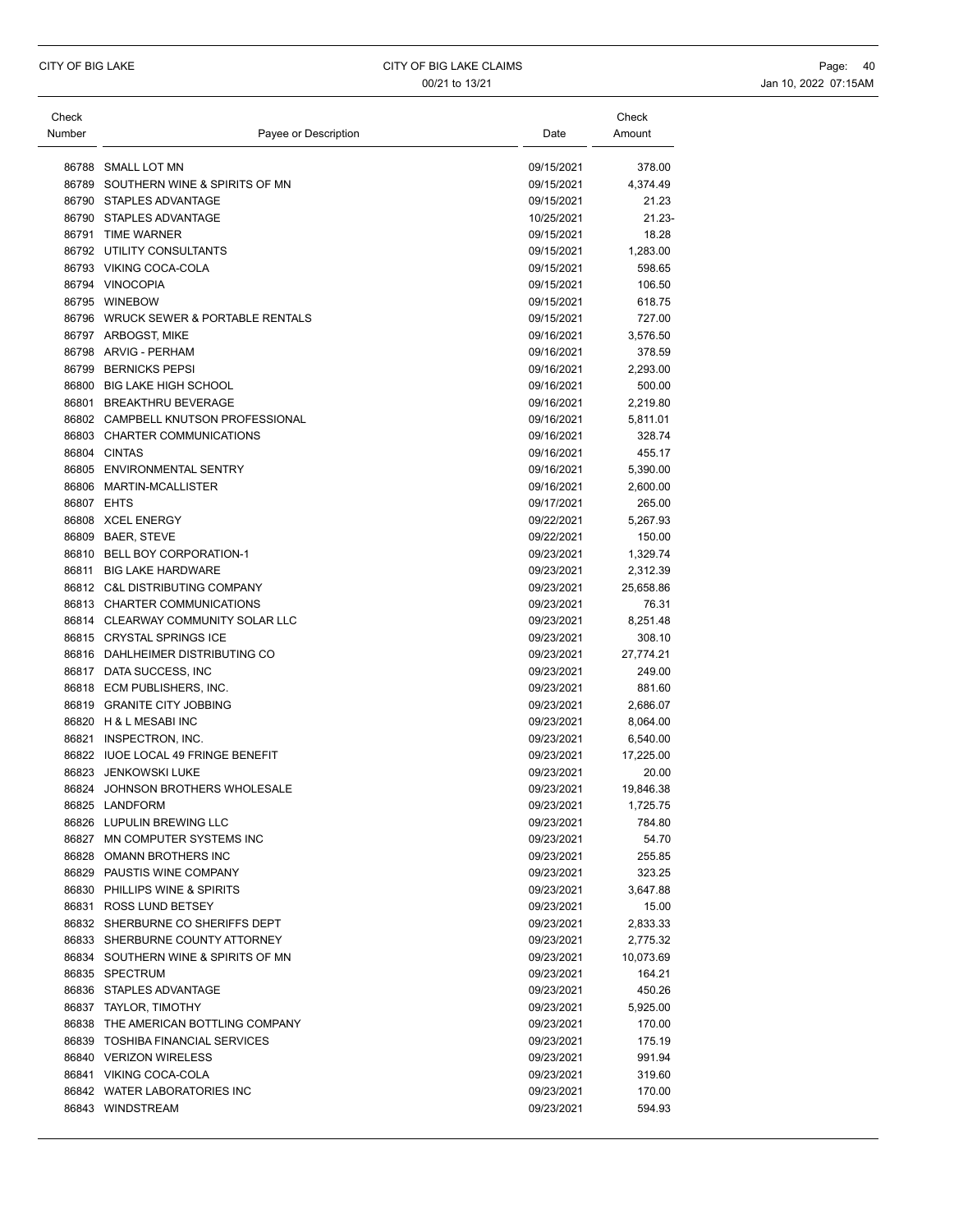| Check Number | Payee or Description | Date | Check Amount |
|---|---|---|---|
| 86788 | SMALL LOT MN | 09/15/2021 | 378.00 |
| 86789 | SOUTHERN WINE & SPIRITS OF MN | 09/15/2021 | 4,374.49 |
| 86790 | STAPLES ADVANTAGE | 09/15/2021 | 21.23 |
| 86790 | STAPLES ADVANTAGE | 10/25/2021 | 21.23- |
| 86791 | TIME WARNER | 09/15/2021 | 18.28 |
| 86792 | UTILITY CONSULTANTS | 09/15/2021 | 1,283.00 |
| 86793 | VIKING COCA-COLA | 09/15/2021 | 598.65 |
| 86794 | VINOCOPIA | 09/15/2021 | 106.50 |
| 86795 | WINEBOW | 09/15/2021 | 618.75 |
| 86796 | WRUCK SEWER & PORTABLE RENTALS | 09/15/2021 | 727.00 |
| 86797 | ARBOGST, MIKE | 09/16/2021 | 3,576.50 |
| 86798 | ARVIG - PERHAM | 09/16/2021 | 378.59 |
| 86799 | BERNICKS PEPSI | 09/16/2021 | 2,293.00 |
| 86800 | BIG LAKE HIGH SCHOOL | 09/16/2021 | 500.00 |
| 86801 | BREAKTHRU BEVERAGE | 09/16/2021 | 2,219.80 |
| 86802 | CAMPBELL KNUTSON PROFESSIONAL | 09/16/2021 | 5,811.01 |
| 86803 | CHARTER COMMUNICATIONS | 09/16/2021 | 328.74 |
| 86804 | CINTAS | 09/16/2021 | 455.17 |
| 86805 | ENVIRONMENTAL SENTRY | 09/16/2021 | 5,390.00 |
| 86806 | MARTIN-MCALLISTER | 09/16/2021 | 2,600.00 |
| 86807 | EHTS | 09/17/2021 | 265.00 |
| 86808 | XCEL ENERGY | 09/22/2021 | 5,267.93 |
| 86809 | BAER, STEVE | 09/22/2021 | 150.00 |
| 86810 | BELL BOY CORPORATION-1 | 09/23/2021 | 1,329.74 |
| 86811 | BIG LAKE HARDWARE | 09/23/2021 | 2,312.39 |
| 86812 | C&L DISTRIBUTING COMPANY | 09/23/2021 | 25,658.86 |
| 86813 | CHARTER COMMUNICATIONS | 09/23/2021 | 76.31 |
| 86814 | CLEARWAY COMMUNITY SOLAR LLC | 09/23/2021 | 8,251.48 |
| 86815 | CRYSTAL SPRINGS ICE | 09/23/2021 | 308.10 |
| 86816 | DAHLHEIMER DISTRIBUTING CO | 09/23/2021 | 27,774.21 |
| 86817 | DATA SUCCESS, INC | 09/23/2021 | 249.00 |
| 86818 | ECM PUBLISHERS, INC. | 09/23/2021 | 881.60 |
| 86819 | GRANITE CITY JOBBING | 09/23/2021 | 2,686.07 |
| 86820 | H & L MESABI INC | 09/23/2021 | 8,064.00 |
| 86821 | INSPECTRON, INC. | 09/23/2021 | 6,540.00 |
| 86822 | IUOE LOCAL 49 FRINGE BENEFIT | 09/23/2021 | 17,225.00 |
| 86823 | JENKOWSKI LUKE | 09/23/2021 | 20.00 |
| 86824 | JOHNSON BROTHERS WHOLESALE | 09/23/2021 | 19,846.38 |
| 86825 | LANDFORM | 09/23/2021 | 1,725.75 |
| 86826 | LUPULIN BREWING LLC | 09/23/2021 | 784.80 |
| 86827 | MN COMPUTER SYSTEMS INC | 09/23/2021 | 54.70 |
| 86828 | OMANN BROTHERS INC | 09/23/2021 | 255.85 |
| 86829 | PAUSTIS WINE COMPANY | 09/23/2021 | 323.25 |
| 86830 | PHILLIPS WINE & SPIRITS | 09/23/2021 | 3,647.88 |
| 86831 | ROSS LUND BETSEY | 09/23/2021 | 15.00 |
| 86832 | SHERBURNE CO SHERIFFS DEPT | 09/23/2021 | 2,833.33 |
| 86833 | SHERBURNE COUNTY ATTORNEY | 09/23/2021 | 2,775.32 |
| 86834 | SOUTHERN WINE & SPIRITS OF MN | 09/23/2021 | 10,073.69 |
| 86835 | SPECTRUM | 09/23/2021 | 164.21 |
| 86836 | STAPLES ADVANTAGE | 09/23/2021 | 450.26 |
| 86837 | TAYLOR, TIMOTHY | 09/23/2021 | 5,925.00 |
| 86838 | THE AMERICAN BOTTLING COMPANY | 09/23/2021 | 170.00 |
| 86839 | TOSHIBA FINANCIAL SERVICES | 09/23/2021 | 175.19 |
| 86840 | VERIZON WIRELESS | 09/23/2021 | 991.94 |
| 86841 | VIKING COCA-COLA | 09/23/2021 | 319.60 |
| 86842 | WATER LABORATORIES INC | 09/23/2021 | 170.00 |
| 86843 | WINDSTREAM | 09/23/2021 | 594.93 |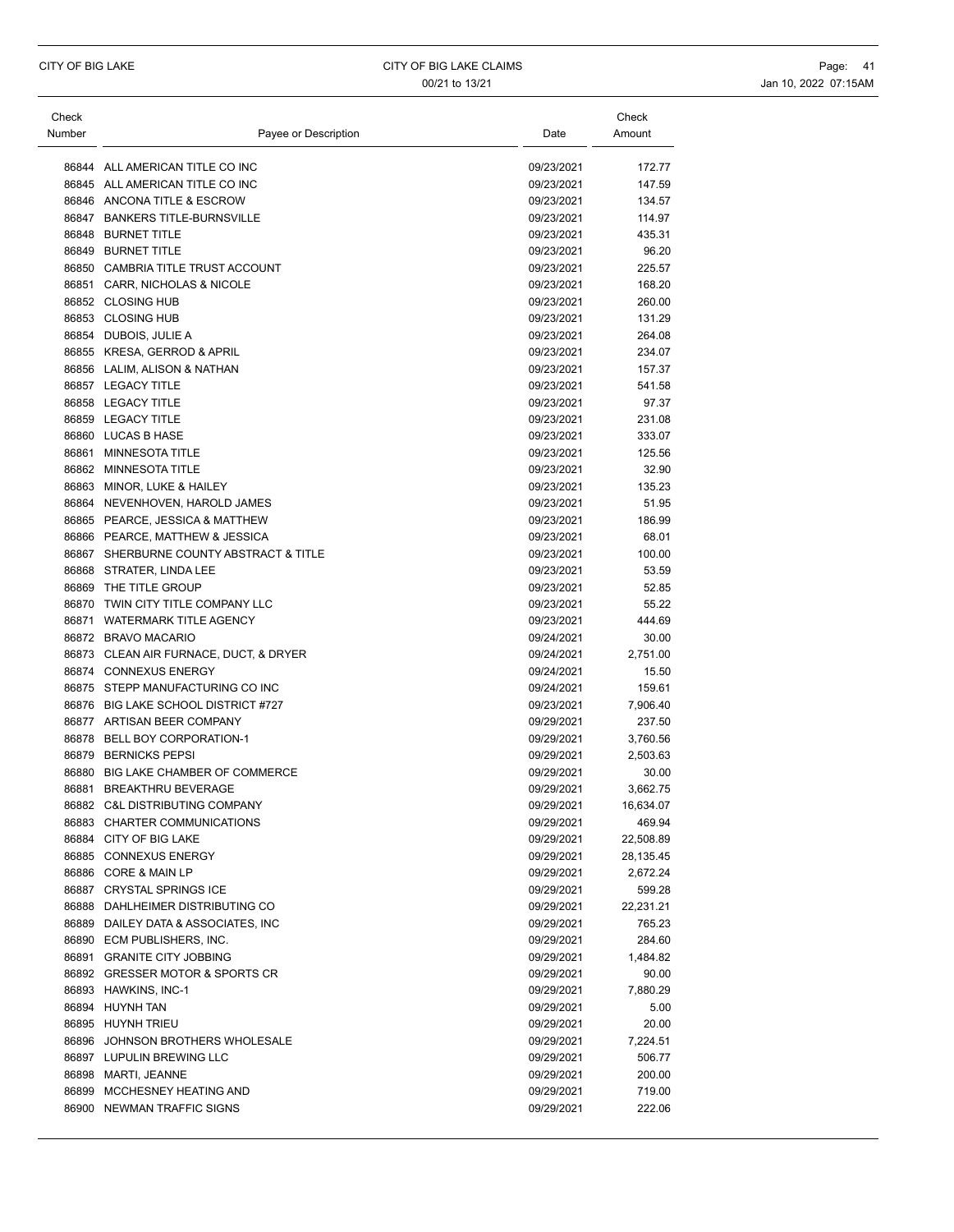| Check Number | Payee or Description | Date | Check Amount |
|---|---|---|---|
| 86844 | ALL AMERICAN TITLE CO INC | 09/23/2021 | 172.77 |
| 86845 | ALL AMERICAN TITLE CO INC | 09/23/2021 | 147.59 |
| 86846 | ANCONA TITLE & ESCROW | 09/23/2021 | 134.57 |
| 86847 | BANKERS TITLE-BURNSVILLE | 09/23/2021 | 114.97 |
| 86848 | BURNET TITLE | 09/23/2021 | 435.31 |
| 86849 | BURNET TITLE | 09/23/2021 | 96.20 |
| 86850 | CAMBRIA TITLE TRUST ACCOUNT | 09/23/2021 | 225.57 |
| 86851 | CARR, NICHOLAS & NICOLE | 09/23/2021 | 168.20 |
| 86852 | CLOSING HUB | 09/23/2021 | 260.00 |
| 86853 | CLOSING HUB | 09/23/2021 | 131.29 |
| 86854 | DUBOIS, JULIE A | 09/23/2021 | 264.08 |
| 86855 | KRESA, GERROD & APRIL | 09/23/2021 | 234.07 |
| 86856 | LALIM, ALISON & NATHAN | 09/23/2021 | 157.37 |
| 86857 | LEGACY TITLE | 09/23/2021 | 541.58 |
| 86858 | LEGACY TITLE | 09/23/2021 | 97.37 |
| 86859 | LEGACY TITLE | 09/23/2021 | 231.08 |
| 86860 | LUCAS B HASE | 09/23/2021 | 333.07 |
| 86861 | MINNESOTA TITLE | 09/23/2021 | 125.56 |
| 86862 | MINNESOTA TITLE | 09/23/2021 | 32.90 |
| 86863 | MINOR, LUKE & HAILEY | 09/23/2021 | 135.23 |
| 86864 | NEVENHOVEN, HAROLD JAMES | 09/23/2021 | 51.95 |
| 86865 | PEARCE, JESSICA & MATTHEW | 09/23/2021 | 186.99 |
| 86866 | PEARCE, MATTHEW & JESSICA | 09/23/2021 | 68.01 |
| 86867 | SHERBURNE COUNTY ABSTRACT & TITLE | 09/23/2021 | 100.00 |
| 86868 | STRATER, LINDA LEE | 09/23/2021 | 53.59 |
| 86869 | THE TITLE GROUP | 09/23/2021 | 52.85 |
| 86870 | TWIN CITY TITLE COMPANY LLC | 09/23/2021 | 55.22 |
| 86871 | WATERMARK TITLE AGENCY | 09/23/2021 | 444.69 |
| 86872 | BRAVO MACARIO | 09/24/2021 | 30.00 |
| 86873 | CLEAN AIR FURNACE, DUCT, & DRYER | 09/24/2021 | 2,751.00 |
| 86874 | CONNEXUS ENERGY | 09/24/2021 | 15.50 |
| 86875 | STEPP MANUFACTURING CO INC | 09/24/2021 | 159.61 |
| 86876 | BIG LAKE SCHOOL DISTRICT #727 | 09/23/2021 | 7,906.40 |
| 86877 | ARTISAN BEER COMPANY | 09/29/2021 | 237.50 |
| 86878 | BELL BOY CORPORATION-1 | 09/29/2021 | 3,760.56 |
| 86879 | BERNICKS PEPSI | 09/29/2021 | 2,503.63 |
| 86880 | BIG LAKE CHAMBER OF COMMERCE | 09/29/2021 | 30.00 |
| 86881 | BREAKTHRU BEVERAGE | 09/29/2021 | 3,662.75 |
| 86882 | C&L DISTRIBUTING COMPANY | 09/29/2021 | 16,634.07 |
| 86883 | CHARTER COMMUNICATIONS | 09/29/2021 | 469.94 |
| 86884 | CITY OF BIG LAKE | 09/29/2021 | 22,508.89 |
| 86885 | CONNEXUS ENERGY | 09/29/2021 | 28,135.45 |
| 86886 | CORE & MAIN LP | 09/29/2021 | 2,672.24 |
| 86887 | CRYSTAL SPRINGS ICE | 09/29/2021 | 599.28 |
| 86888 | DAHLHEIMER DISTRIBUTING CO | 09/29/2021 | 22,231.21 |
| 86889 | DAILEY DATA & ASSOCIATES, INC | 09/29/2021 | 765.23 |
| 86890 | ECM PUBLISHERS, INC. | 09/29/2021 | 284.60 |
| 86891 | GRANITE CITY JOBBING | 09/29/2021 | 1,484.82 |
| 86892 | GRESSER MOTOR & SPORTS CR | 09/29/2021 | 90.00 |
| 86893 | HAWKINS, INC-1 | 09/29/2021 | 7,880.29 |
| 86894 | HUYNH TAN | 09/29/2021 | 5.00 |
| 86895 | HUYNH TRIEU | 09/29/2021 | 20.00 |
| 86896 | JOHNSON BROTHERS WHOLESALE | 09/29/2021 | 7,224.51 |
| 86897 | LUPULIN BREWING LLC | 09/29/2021 | 506.77 |
| 86898 | MARTI, JEANNE | 09/29/2021 | 200.00 |
| 86899 | MCCHESNEY HEATING AND | 09/29/2021 | 719.00 |
| 86900 | NEWMAN TRAFFIC SIGNS | 09/29/2021 | 222.06 |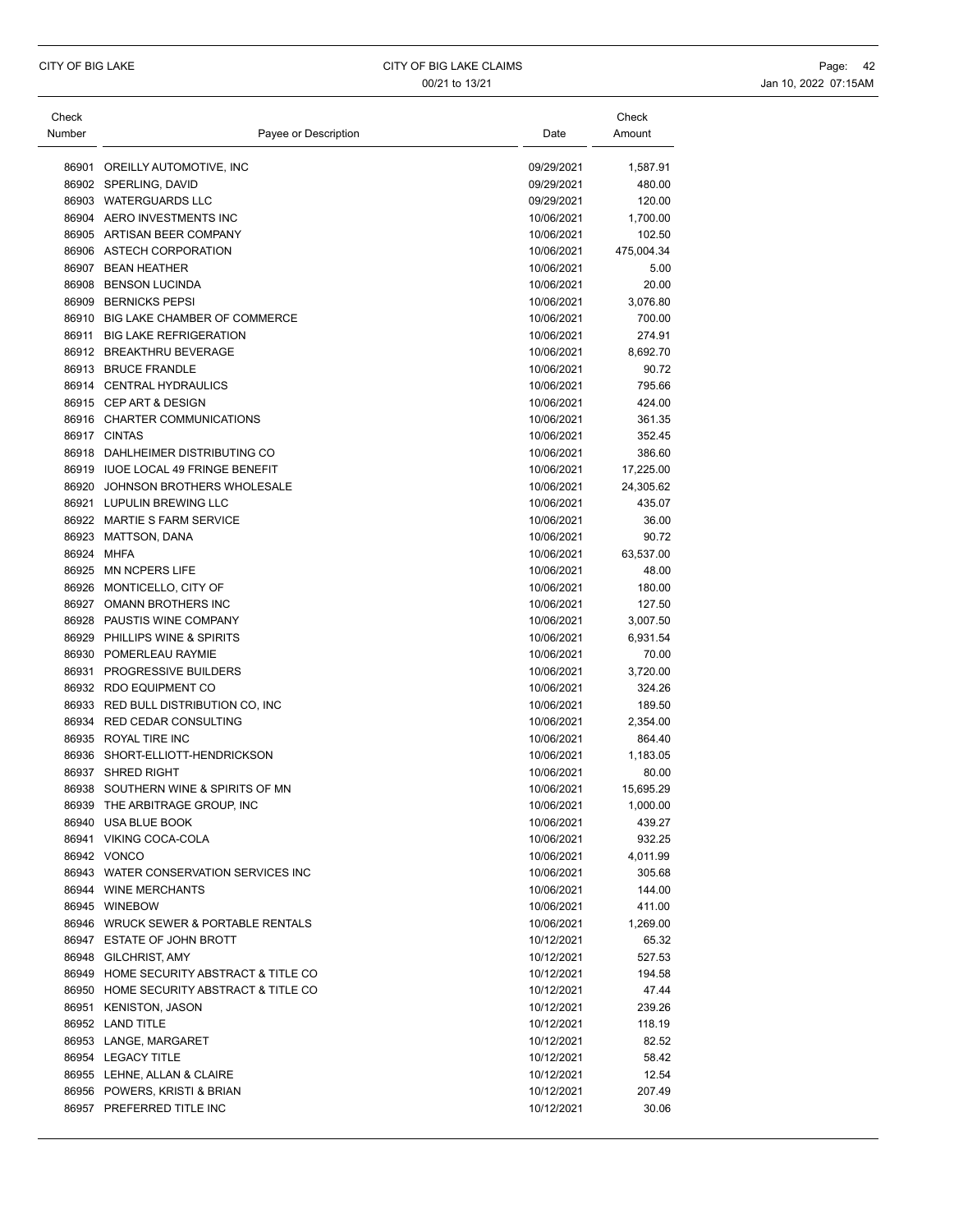| Check Number | Payee or Description | Date | Check Amount |
|---|---|---|---|
| 86901 | OREILLY AUTOMOTIVE, INC | 09/29/2021 | 1,587.91 |
| 86902 | SPERLING, DAVID | 09/29/2021 | 480.00 |
| 86903 | WATERGUARDS LLC | 09/29/2021 | 120.00 |
| 86904 | AERO INVESTMENTS INC | 10/06/2021 | 1,700.00 |
| 86905 | ARTISAN BEER COMPANY | 10/06/2021 | 102.50 |
| 86906 | ASTECH CORPORATION | 10/06/2021 | 475,004.34 |
| 86907 | BEAN HEATHER | 10/06/2021 | 5.00 |
| 86908 | BENSON LUCINDA | 10/06/2021 | 20.00 |
| 86909 | BERNICKS PEPSI | 10/06/2021 | 3,076.80 |
| 86910 | BIG LAKE CHAMBER OF COMMERCE | 10/06/2021 | 700.00 |
| 86911 | BIG LAKE REFRIGERATION | 10/06/2021 | 274.91 |
| 86912 | BREAKTHRU BEVERAGE | 10/06/2021 | 8,692.70 |
| 86913 | BRUCE FRANDLE | 10/06/2021 | 90.72 |
| 86914 | CENTRAL HYDRAULICS | 10/06/2021 | 795.66 |
| 86915 | CEP ART & DESIGN | 10/06/2021 | 424.00 |
| 86916 | CHARTER COMMUNICATIONS | 10/06/2021 | 361.35 |
| 86917 | CINTAS | 10/06/2021 | 352.45 |
| 86918 | DAHLHEIMER DISTRIBUTING CO | 10/06/2021 | 386.60 |
| 86919 | IUOE LOCAL 49 FRINGE BENEFIT | 10/06/2021 | 17,225.00 |
| 86920 | JOHNSON BROTHERS WHOLESALE | 10/06/2021 | 24,305.62 |
| 86921 | LUPULIN BREWING LLC | 10/06/2021 | 435.07 |
| 86922 | MARTIE S FARM SERVICE | 10/06/2021 | 36.00 |
| 86923 | MATTSON, DANA | 10/06/2021 | 90.72 |
| 86924 | MHFA | 10/06/2021 | 63,537.00 |
| 86925 | MN NCPERS LIFE | 10/06/2021 | 48.00 |
| 86926 | MONTICELLO, CITY OF | 10/06/2021 | 180.00 |
| 86927 | OMANN BROTHERS INC | 10/06/2021 | 127.50 |
| 86928 | PAUSTIS WINE COMPANY | 10/06/2021 | 3,007.50 |
| 86929 | PHILLIPS WINE & SPIRITS | 10/06/2021 | 6,931.54 |
| 86930 | POMERLEAU RAYMIE | 10/06/2021 | 70.00 |
| 86931 | PROGRESSIVE BUILDERS | 10/06/2021 | 3,720.00 |
| 86932 | RDO EQUIPMENT CO | 10/06/2021 | 324.26 |
| 86933 | RED BULL DISTRIBUTION CO, INC | 10/06/2021 | 189.50 |
| 86934 | RED CEDAR CONSULTING | 10/06/2021 | 2,354.00 |
| 86935 | ROYAL TIRE INC | 10/06/2021 | 864.40 |
| 86936 | SHORT-ELLIOTT-HENDRICKSON | 10/06/2021 | 1,183.05 |
| 86937 | SHRED RIGHT | 10/06/2021 | 80.00 |
| 86938 | SOUTHERN WINE & SPIRITS OF MN | 10/06/2021 | 15,695.29 |
| 86939 | THE ARBITRAGE GROUP, INC | 10/06/2021 | 1,000.00 |
| 86940 | USA BLUE BOOK | 10/06/2021 | 439.27 |
| 86941 | VIKING COCA-COLA | 10/06/2021 | 932.25 |
| 86942 | VONCO | 10/06/2021 | 4,011.99 |
| 86943 | WATER CONSERVATION SERVICES INC | 10/06/2021 | 305.68 |
| 86944 | WINE MERCHANTS | 10/06/2021 | 144.00 |
| 86945 | WINEBOW | 10/06/2021 | 411.00 |
| 86946 | WRUCK SEWER & PORTABLE RENTALS | 10/06/2021 | 1,269.00 |
| 86947 | ESTATE OF JOHN BROTT | 10/12/2021 | 65.32 |
| 86948 | GILCHRIST, AMY | 10/12/2021 | 527.53 |
| 86949 | HOME SECURITY ABSTRACT & TITLE CO | 10/12/2021 | 194.58 |
| 86950 | HOME SECURITY ABSTRACT & TITLE CO | 10/12/2021 | 47.44 |
| 86951 | KENISTON, JASON | 10/12/2021 | 239.26 |
| 86952 | LAND TITLE | 10/12/2021 | 118.19 |
| 86953 | LANGE, MARGARET | 10/12/2021 | 82.52 |
| 86954 | LEGACY TITLE | 10/12/2021 | 58.42 |
| 86955 | LEHNE, ALLAN & CLAIRE | 10/12/2021 | 12.54 |
| 86956 | POWERS, KRISTI & BRIAN | 10/12/2021 | 207.49 |
| 86957 | PREFERRED TITLE INC | 10/12/2021 | 30.06 |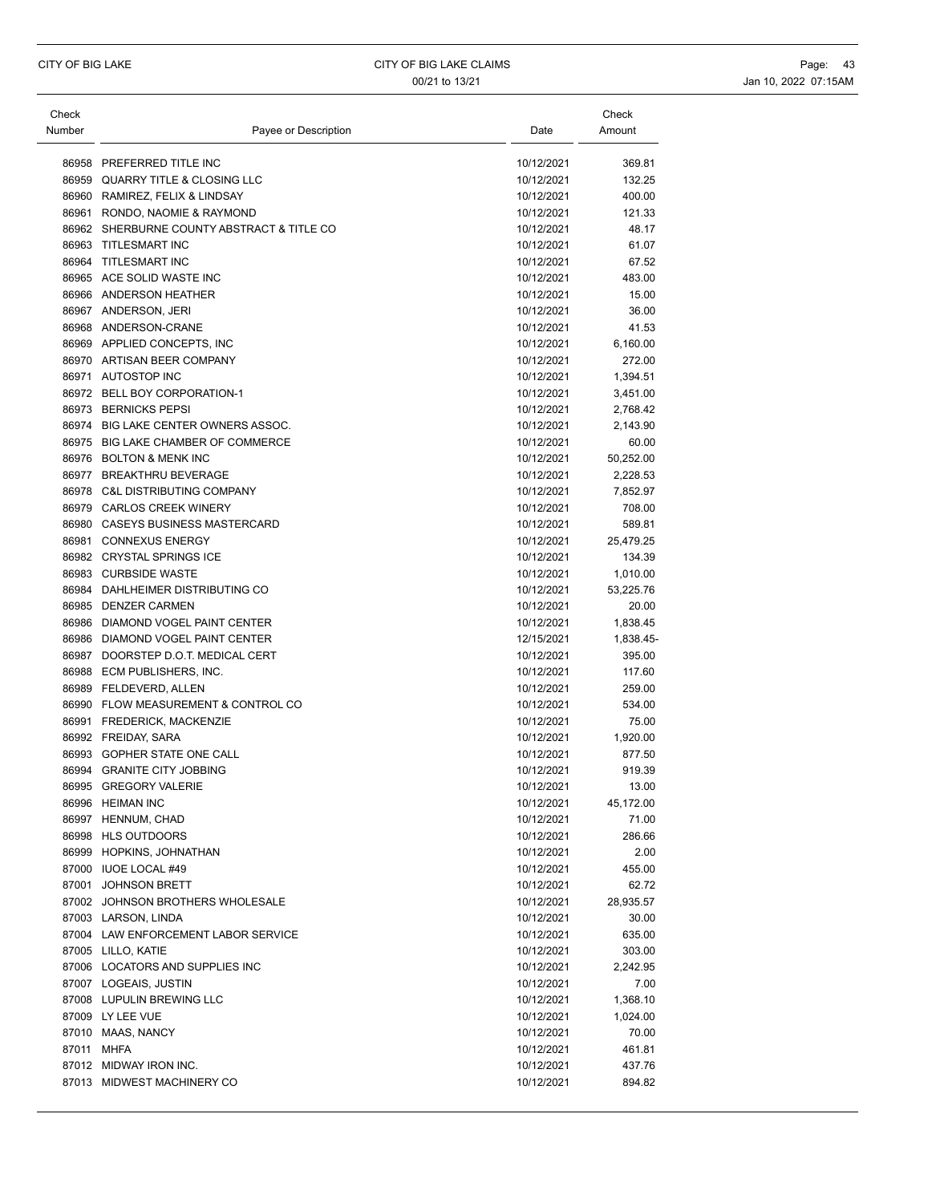| Check Number | Payee or Description | Date | Check Amount |
|---|---|---|---|
| 86958 | PREFERRED TITLE INC | 10/12/2021 | 369.81 |
| 86959 | QUARRY TITLE & CLOSING LLC | 10/12/2021 | 132.25 |
| 86960 | RAMIREZ, FELIX & LINDSAY | 10/12/2021 | 400.00 |
| 86961 | RONDO, NAOMIE & RAYMOND | 10/12/2021 | 121.33 |
| 86962 | SHERBURNE COUNTY ABSTRACT & TITLE CO | 10/12/2021 | 48.17 |
| 86963 | TITLESMART INC | 10/12/2021 | 61.07 |
| 86964 | TITLESMART INC | 10/12/2021 | 67.52 |
| 86965 | ACE SOLID WASTE INC | 10/12/2021 | 483.00 |
| 86966 | ANDERSON HEATHER | 10/12/2021 | 15.00 |
| 86967 | ANDERSON, JERI | 10/12/2021 | 36.00 |
| 86968 | ANDERSON-CRANE | 10/12/2021 | 41.53 |
| 86969 | APPLIED CONCEPTS, INC | 10/12/2021 | 6,160.00 |
| 86970 | ARTISAN BEER COMPANY | 10/12/2021 | 272.00 |
| 86971 | AUTOSTOP INC | 10/12/2021 | 1,394.51 |
| 86972 | BELL BOY CORPORATION-1 | 10/12/2021 | 3,451.00 |
| 86973 | BERNICKS PEPSI | 10/12/2021 | 2,768.42 |
| 86974 | BIG LAKE CENTER OWNERS ASSOC. | 10/12/2021 | 2,143.90 |
| 86975 | BIG LAKE CHAMBER OF COMMERCE | 10/12/2021 | 60.00 |
| 86976 | BOLTON & MENK INC | 10/12/2021 | 50,252.00 |
| 86977 | BREAKTHRU BEVERAGE | 10/12/2021 | 2,228.53 |
| 86978 | C&L DISTRIBUTING COMPANY | 10/12/2021 | 7,852.97 |
| 86979 | CARLOS CREEK WINERY | 10/12/2021 | 708.00 |
| 86980 | CASEYS BUSINESS MASTERCARD | 10/12/2021 | 589.81 |
| 86981 | CONNEXUS ENERGY | 10/12/2021 | 25,479.25 |
| 86982 | CRYSTAL SPRINGS ICE | 10/12/2021 | 134.39 |
| 86983 | CURBSIDE WASTE | 10/12/2021 | 1,010.00 |
| 86984 | DAHLHEIMER DISTRIBUTING CO | 10/12/2021 | 53,225.76 |
| 86985 | DENZER CARMEN | 10/12/2021 | 20.00 |
| 86986 | DIAMOND VOGEL PAINT CENTER | 10/12/2021 | 1,838.45 |
| 86986 | DIAMOND VOGEL PAINT CENTER | 12/15/2021 | 1,838.45- |
| 86987 | DOORSTEP D.O.T. MEDICAL CERT | 10/12/2021 | 395.00 |
| 86988 | ECM PUBLISHERS, INC. | 10/12/2021 | 117.60 |
| 86989 | FELDEVERD, ALLEN | 10/12/2021 | 259.00 |
| 86990 | FLOW MEASUREMENT & CONTROL CO | 10/12/2021 | 534.00 |
| 86991 | FREDERICK, MACKENZIE | 10/12/2021 | 75.00 |
| 86992 | FREIDAY, SARA | 10/12/2021 | 1,920.00 |
| 86993 | GOPHER STATE ONE CALL | 10/12/2021 | 877.50 |
| 86994 | GRANITE CITY JOBBING | 10/12/2021 | 919.39 |
| 86995 | GREGORY VALERIE | 10/12/2021 | 13.00 |
| 86996 | HEIMAN INC | 10/12/2021 | 45,172.00 |
| 86997 | HENNUM, CHAD | 10/12/2021 | 71.00 |
| 86998 | HLS OUTDOORS | 10/12/2021 | 286.66 |
| 86999 | HOPKINS, JOHNATHAN | 10/12/2021 | 2.00 |
| 87000 | IUOE LOCAL #49 | 10/12/2021 | 455.00 |
| 87001 | JOHNSON BRETT | 10/12/2021 | 62.72 |
| 87002 | JOHNSON BROTHERS WHOLESALE | 10/12/2021 | 28,935.57 |
| 87003 | LARSON, LINDA | 10/12/2021 | 30.00 |
| 87004 | LAW ENFORCEMENT LABOR SERVICE | 10/12/2021 | 635.00 |
| 87005 | LILLO, KATIE | 10/12/2021 | 303.00 |
| 87006 | LOCATORS AND SUPPLIES INC | 10/12/2021 | 2,242.95 |
| 87007 | LOGEAIS, JUSTIN | 10/12/2021 | 7.00 |
| 87008 | LUPULIN BREWING LLC | 10/12/2021 | 1,368.10 |
| 87009 | LY LEE VUE | 10/12/2021 | 1,024.00 |
| 87010 | MAAS, NANCY | 10/12/2021 | 70.00 |
| 87011 | MHFA | 10/12/2021 | 461.81 |
| 87012 | MIDWAY IRON INC. | 10/12/2021 | 437.76 |
| 87013 | MIDWEST MACHINERY CO | 10/12/2021 | 894.82 |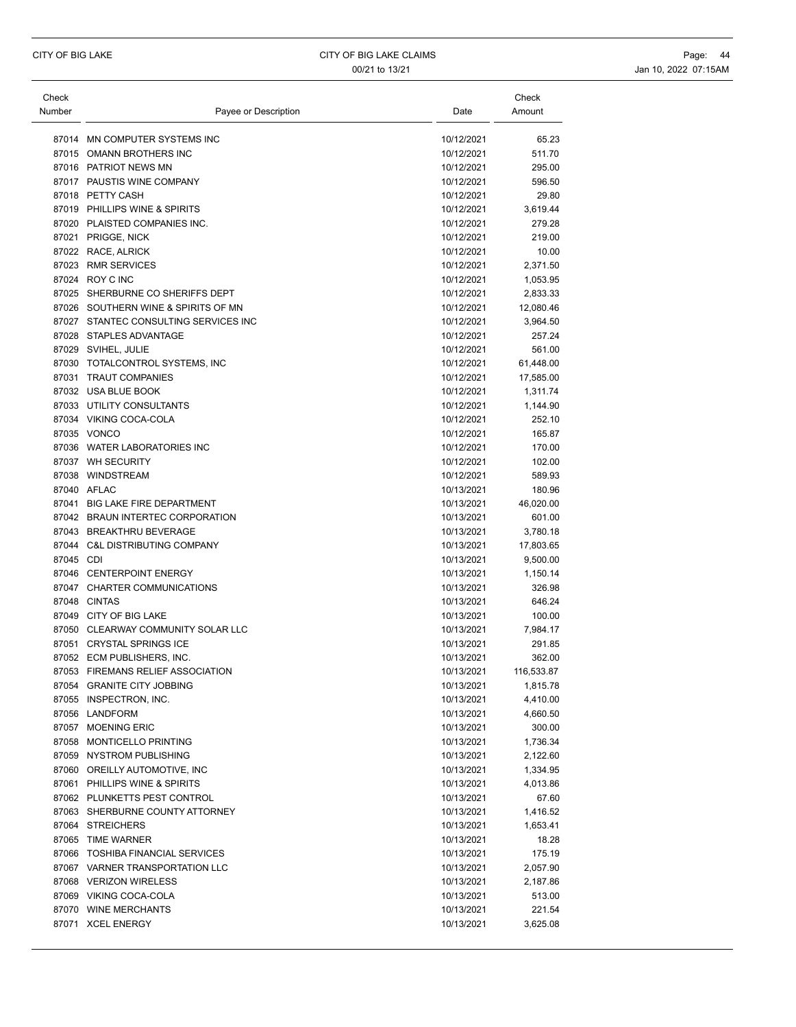| Check Number | Payee or Description | Date | Check Amount |
|---|---|---|---|
| 87014 | MN COMPUTER SYSTEMS INC | 10/12/2021 | 65.23 |
| 87015 | OMANN BROTHERS INC | 10/12/2021 | 511.70 |
| 87016 | PATRIOT NEWS MN | 10/12/2021 | 295.00 |
| 87017 | PAUSTIS WINE COMPANY | 10/12/2021 | 596.50 |
| 87018 | PETTY CASH | 10/12/2021 | 29.80 |
| 87019 | PHILLIPS WINE & SPIRITS | 10/12/2021 | 3,619.44 |
| 87020 | PLAISTED COMPANIES INC. | 10/12/2021 | 279.28 |
| 87021 | PRIGGE, NICK | 10/12/2021 | 219.00 |
| 87022 | RACE, ALRICK | 10/12/2021 | 10.00 |
| 87023 | RMR SERVICES | 10/12/2021 | 2,371.50 |
| 87024 | ROY C INC | 10/12/2021 | 1,053.95 |
| 87025 | SHERBURNE CO SHERIFFS DEPT | 10/12/2021 | 2,833.33 |
| 87026 | SOUTHERN WINE & SPIRITS OF MN | 10/12/2021 | 12,080.46 |
| 87027 | STANTEC CONSULTING SERVICES INC | 10/12/2021 | 3,964.50 |
| 87028 | STAPLES ADVANTAGE | 10/12/2021 | 257.24 |
| 87029 | SVIHEL, JULIE | 10/12/2021 | 561.00 |
| 87030 | TOTALCONTROL SYSTEMS, INC | 10/12/2021 | 61,448.00 |
| 87031 | TRAUT COMPANIES | 10/12/2021 | 17,585.00 |
| 87032 | USA BLUE BOOK | 10/12/2021 | 1,311.74 |
| 87033 | UTILITY CONSULTANTS | 10/12/2021 | 1,144.90 |
| 87034 | VIKING COCA-COLA | 10/12/2021 | 252.10 |
| 87035 | VONCO | 10/12/2021 | 165.87 |
| 87036 | WATER LABORATORIES INC | 10/12/2021 | 170.00 |
| 87037 | WH SECURITY | 10/12/2021 | 102.00 |
| 87038 | WINDSTREAM | 10/12/2021 | 589.93 |
| 87040 | AFLAC | 10/13/2021 | 180.96 |
| 87041 | BIG LAKE FIRE DEPARTMENT | 10/13/2021 | 46,020.00 |
| 87042 | BRAUN INTERTEC CORPORATION | 10/13/2021 | 601.00 |
| 87043 | BREAKTHRU BEVERAGE | 10/13/2021 | 3,780.18 |
| 87044 | C&L DISTRIBUTING COMPANY | 10/13/2021 | 17,803.65 |
| 87045 | CDI | 10/13/2021 | 9,500.00 |
| 87046 | CENTERPOINT ENERGY | 10/13/2021 | 1,150.14 |
| 87047 | CHARTER COMMUNICATIONS | 10/13/2021 | 326.98 |
| 87048 | CINTAS | 10/13/2021 | 646.24 |
| 87049 | CITY OF BIG LAKE | 10/13/2021 | 100.00 |
| 87050 | CLEARWAY COMMUNITY SOLAR LLC | 10/13/2021 | 7,984.17 |
| 87051 | CRYSTAL SPRINGS ICE | 10/13/2021 | 291.85 |
| 87052 | ECM PUBLISHERS, INC. | 10/13/2021 | 362.00 |
| 87053 | FIREMANS RELIEF ASSOCIATION | 10/13/2021 | 116,533.87 |
| 87054 | GRANITE CITY JOBBING | 10/13/2021 | 1,815.78 |
| 87055 | INSPECTRON, INC. | 10/13/2021 | 4,410.00 |
| 87056 | LANDFORM | 10/13/2021 | 4,660.50 |
| 87057 | MOENING ERIC | 10/13/2021 | 300.00 |
| 87058 | MONTICELLO PRINTING | 10/13/2021 | 1,736.34 |
| 87059 | NYSTROM PUBLISHING | 10/13/2021 | 2,122.60 |
| 87060 | OREILLY AUTOMOTIVE, INC | 10/13/2021 | 1,334.95 |
| 87061 | PHILLIPS WINE & SPIRITS | 10/13/2021 | 4,013.86 |
| 87062 | PLUNKETTS PEST CONTROL | 10/13/2021 | 67.60 |
| 87063 | SHERBURNE COUNTY ATTORNEY | 10/13/2021 | 1,416.52 |
| 87064 | STREICHERS | 10/13/2021 | 1,653.41 |
| 87065 | TIME WARNER | 10/13/2021 | 18.28 |
| 87066 | TOSHIBA FINANCIAL SERVICES | 10/13/2021 | 175.19 |
| 87067 | VARNER TRANSPORTATION LLC | 10/13/2021 | 2,057.90 |
| 87068 | VERIZON WIRELESS | 10/13/2021 | 2,187.86 |
| 87069 | VIKING COCA-COLA | 10/13/2021 | 513.00 |
| 87070 | WINE MERCHANTS | 10/13/2021 | 221.54 |
| 87071 | XCEL ENERGY | 10/13/2021 | 3,625.08 |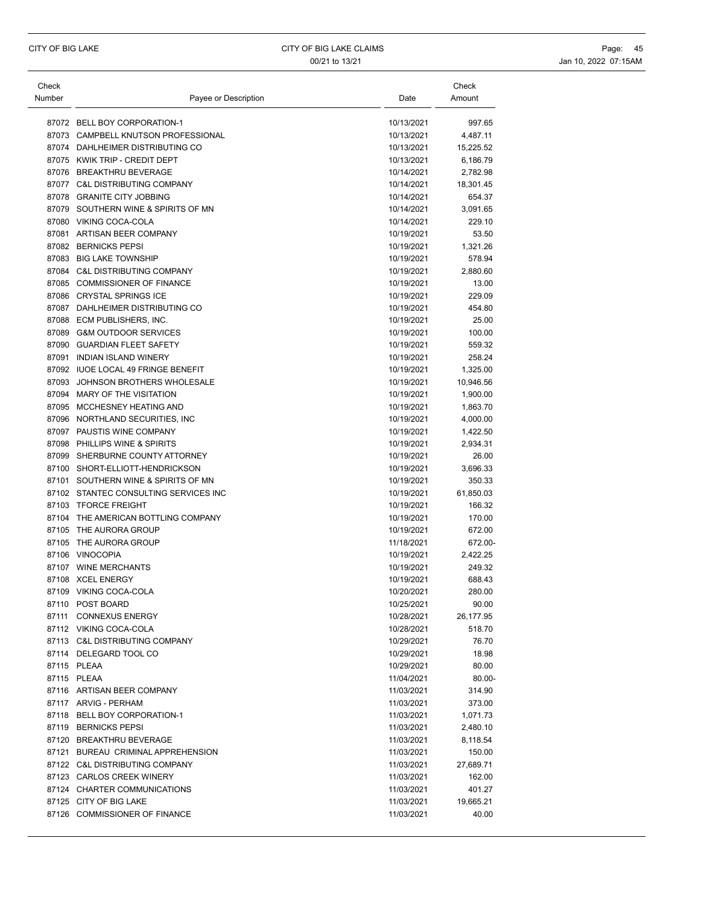| Check Number | Payee or Description | Date | Check Amount |
|---|---|---|---|
| 87072 | BELL BOY CORPORATION-1 | 10/13/2021 | 997.65 |
| 87073 | CAMPBELL KNUTSON PROFESSIONAL | 10/13/2021 | 4,487.11 |
| 87074 | DAHLHEIMER DISTRIBUTING CO | 10/13/2021 | 15,225.52 |
| 87075 | KWIK TRIP - CREDIT DEPT | 10/13/2021 | 6,186.79 |
| 87076 | BREAKTHRU BEVERAGE | 10/14/2021 | 2,782.98 |
| 87077 | C&L DISTRIBUTING COMPANY | 10/14/2021 | 18,301.45 |
| 87078 | GRANITE CITY JOBBING | 10/14/2021 | 654.37 |
| 87079 | SOUTHERN WINE & SPIRITS OF MN | 10/14/2021 | 3,091.65 |
| 87080 | VIKING COCA-COLA | 10/14/2021 | 229.10 |
| 87081 | ARTISAN BEER COMPANY | 10/19/2021 | 53.50 |
| 87082 | BERNICKS PEPSI | 10/19/2021 | 1,321.26 |
| 87083 | BIG LAKE TOWNSHIP | 10/19/2021 | 578.94 |
| 87084 | C&L DISTRIBUTING COMPANY | 10/19/2021 | 2,880.60 |
| 87085 | COMMISSIONER OF FINANCE | 10/19/2021 | 13.00 |
| 87086 | CRYSTAL SPRINGS ICE | 10/19/2021 | 229.09 |
| 87087 | DAHLHEIMER DISTRIBUTING CO | 10/19/2021 | 454.80 |
| 87088 | ECM PUBLISHERS, INC. | 10/19/2021 | 25.00 |
| 87089 | G&M OUTDOOR SERVICES | 10/19/2021 | 100.00 |
| 87090 | GUARDIAN FLEET SAFETY | 10/19/2021 | 559.32 |
| 87091 | INDIAN ISLAND WINERY | 10/19/2021 | 258.24 |
| 87092 | IUOE LOCAL 49 FRINGE BENEFIT | 10/19/2021 | 1,325.00 |
| 87093 | JOHNSON BROTHERS WHOLESALE | 10/19/2021 | 10,946.56 |
| 87094 | MARY OF THE VISITATION | 10/19/2021 | 1,900.00 |
| 87095 | MCCHESNEY HEATING AND | 10/19/2021 | 1,863.70 |
| 87096 | NORTHLAND SECURITIES, INC | 10/19/2021 | 4,000.00 |
| 87097 | PAUSTIS WINE COMPANY | 10/19/2021 | 1,422.50 |
| 87098 | PHILLIPS WINE & SPIRITS | 10/19/2021 | 2,934.31 |
| 87099 | SHERBURNE COUNTY ATTORNEY | 10/19/2021 | 26.00 |
| 87100 | SHORT-ELLIOTT-HENDRICKSON | 10/19/2021 | 3,696.33 |
| 87101 | SOUTHERN WINE & SPIRITS OF MN | 10/19/2021 | 350.33 |
| 87102 | STANTEC CONSULTING SERVICES INC | 10/19/2021 | 61,850.03 |
| 87103 | TFORCE FREIGHT | 10/19/2021 | 166.32 |
| 87104 | THE AMERICAN BOTTLING COMPANY | 10/19/2021 | 170.00 |
| 87105 | THE AURORA GROUP | 10/19/2021 | 672.00 |
| 87105 | THE AURORA GROUP | 11/18/2021 | 672.00- |
| 87106 | VINOCOPIA | 10/19/2021 | 2,422.25 |
| 87107 | WINE MERCHANTS | 10/19/2021 | 249.32 |
| 87108 | XCEL ENERGY | 10/19/2021 | 688.43 |
| 87109 | VIKING COCA-COLA | 10/20/2021 | 280.00 |
| 87110 | POST BOARD | 10/25/2021 | 90.00 |
| 87111 | CONNEXUS ENERGY | 10/28/2021 | 26,177.95 |
| 87112 | VIKING COCA-COLA | 10/28/2021 | 518.70 |
| 87113 | C&L DISTRIBUTING COMPANY | 10/29/2021 | 76.70 |
| 87114 | DELEGARD TOOL CO | 10/29/2021 | 18.98 |
| 87115 | PLEAA | 10/29/2021 | 80.00 |
| 87115 | PLEAA | 11/04/2021 | 80.00- |
| 87116 | ARTISAN BEER COMPANY | 11/03/2021 | 314.90 |
| 87117 | ARVIG - PERHAM | 11/03/2021 | 373.00 |
| 87118 | BELL BOY CORPORATION-1 | 11/03/2021 | 1,071.73 |
| 87119 | BERNICKS PEPSI | 11/03/2021 | 2,480.10 |
| 87120 | BREAKTHRU BEVERAGE | 11/03/2021 | 8,118.54 |
| 87121 | BUREAU CRIMINAL APPREHENSION | 11/03/2021 | 150.00 |
| 87122 | C&L DISTRIBUTING COMPANY | 11/03/2021 | 27,689.71 |
| 87123 | CARLOS CREEK WINERY | 11/03/2021 | 162.00 |
| 87124 | CHARTER COMMUNICATIONS | 11/03/2021 | 401.27 |
| 87125 | CITY OF BIG LAKE | 11/03/2021 | 19,665.21 |
| 87126 | COMMISSIONER OF FINANCE | 11/03/2021 | 40.00 |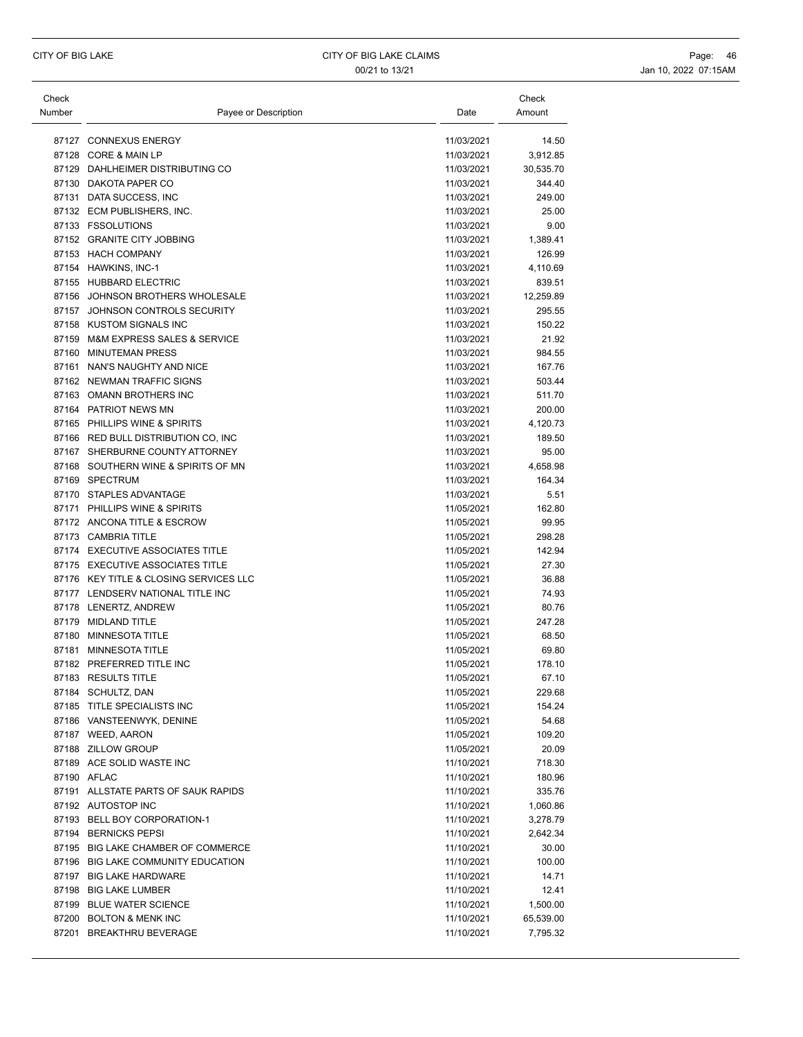| Check Number | Payee or Description | Date | Check Amount |
|---|---|---|---|
| 87127 | CONNEXUS ENERGY | 11/03/2021 | 14.50 |
| 87128 | CORE & MAIN LP | 11/03/2021 | 3,912.85 |
| 87129 | DAHLHEIMER DISTRIBUTING CO | 11/03/2021 | 30,535.70 |
| 87130 | DAKOTA PAPER CO | 11/03/2021 | 344.40 |
| 87131 | DATA SUCCESS, INC | 11/03/2021 | 249.00 |
| 87132 | ECM PUBLISHERS, INC. | 11/03/2021 | 25.00 |
| 87133 | FSSOLUTIONS | 11/03/2021 | 9.00 |
| 87152 | GRANITE CITY JOBBING | 11/03/2021 | 1,389.41 |
| 87153 | HACH COMPANY | 11/03/2021 | 126.99 |
| 87154 | HAWKINS, INC-1 | 11/03/2021 | 4,110.69 |
| 87155 | HUBBARD ELECTRIC | 11/03/2021 | 839.51 |
| 87156 | JOHNSON BROTHERS WHOLESALE | 11/03/2021 | 12,259.89 |
| 87157 | JOHNSON CONTROLS SECURITY | 11/03/2021 | 295.55 |
| 87158 | KUSTOM SIGNALS INC | 11/03/2021 | 150.22 |
| 87159 | M&M EXPRESS SALES & SERVICE | 11/03/2021 | 21.92 |
| 87160 | MINUTEMAN PRESS | 11/03/2021 | 984.55 |
| 87161 | NAN'S NAUGHTY AND NICE | 11/03/2021 | 167.76 |
| 87162 | NEWMAN TRAFFIC SIGNS | 11/03/2021 | 503.44 |
| 87163 | OMANN BROTHERS INC | 11/03/2021 | 511.70 |
| 87164 | PATRIOT NEWS MN | 11/03/2021 | 200.00 |
| 87165 | PHILLIPS WINE & SPIRITS | 11/03/2021 | 4,120.73 |
| 87166 | RED BULL DISTRIBUTION CO, INC | 11/03/2021 | 189.50 |
| 87167 | SHERBURNE COUNTY ATTORNEY | 11/03/2021 | 95.00 |
| 87168 | SOUTHERN WINE & SPIRITS OF MN | 11/03/2021 | 4,658.98 |
| 87169 | SPECTRUM | 11/03/2021 | 164.34 |
| 87170 | STAPLES ADVANTAGE | 11/03/2021 | 5.51 |
| 87171 | PHILLIPS WINE & SPIRITS | 11/05/2021 | 162.80 |
| 87172 | ANCONA TITLE & ESCROW | 11/05/2021 | 99.95 |
| 87173 | CAMBRIA TITLE | 11/05/2021 | 298.28 |
| 87174 | EXECUTIVE ASSOCIATES TITLE | 11/05/2021 | 142.94 |
| 87175 | EXECUTIVE ASSOCIATES TITLE | 11/05/2021 | 27.30 |
| 87176 | KEY TITLE & CLOSING SERVICES LLC | 11/05/2021 | 36.88 |
| 87177 | LENDSERV NATIONAL TITLE INC | 11/05/2021 | 74.93 |
| 87178 | LENERTZ, ANDREW | 11/05/2021 | 80.76 |
| 87179 | MIDLAND TITLE | 11/05/2021 | 247.28 |
| 87180 | MINNESOTA TITLE | 11/05/2021 | 68.50 |
| 87181 | MINNESOTA TITLE | 11/05/2021 | 69.80 |
| 87182 | PREFERRED TITLE INC | 11/05/2021 | 178.10 |
| 87183 | RESULTS TITLE | 11/05/2021 | 67.10 |
| 87184 | SCHULTZ, DAN | 11/05/2021 | 229.68 |
| 87185 | TITLE SPECIALISTS INC | 11/05/2021 | 154.24 |
| 87186 | VANSTEENWYK, DENINE | 11/05/2021 | 54.68 |
| 87187 | WEED, AARON | 11/05/2021 | 109.20 |
| 87188 | ZILLOW GROUP | 11/05/2021 | 20.09 |
| 87189 | ACE SOLID WASTE INC | 11/10/2021 | 718.30 |
| 87190 | AFLAC | 11/10/2021 | 180.96 |
| 87191 | ALLSTATE PARTS OF SAUK RAPIDS | 11/10/2021 | 335.76 |
| 87192 | AUTOSTOP INC | 11/10/2021 | 1,060.86 |
| 87193 | BELL BOY CORPORATION-1 | 11/10/2021 | 3,278.79 |
| 87194 | BERNICKS PEPSI | 11/10/2021 | 2,642.34 |
| 87195 | BIG LAKE CHAMBER OF COMMERCE | 11/10/2021 | 30.00 |
| 87196 | BIG LAKE COMMUNITY EDUCATION | 11/10/2021 | 100.00 |
| 87197 | BIG LAKE HARDWARE | 11/10/2021 | 14.71 |
| 87198 | BIG LAKE LUMBER | 11/10/2021 | 12.41 |
| 87199 | BLUE WATER SCIENCE | 11/10/2021 | 1,500.00 |
| 87200 | BOLTON & MENK INC | 11/10/2021 | 65,539.00 |
| 87201 | BREAKTHRU BEVERAGE | 11/10/2021 | 7,795.32 |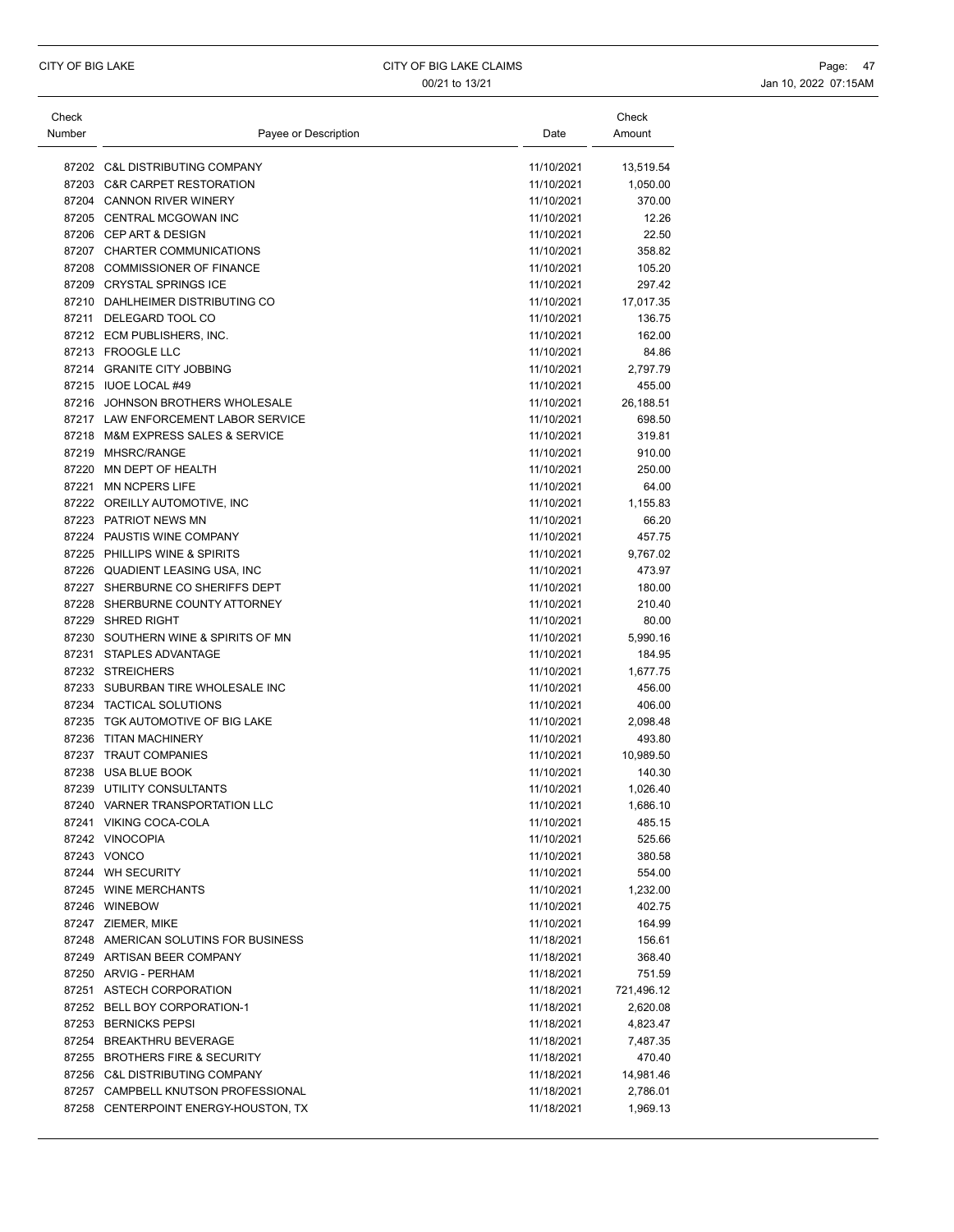| Check Number | Payee or Description | Date | Check Amount |
|---|---|---|---|
| 87202 | C&L DISTRIBUTING COMPANY | 11/10/2021 | 13,519.54 |
| 87203 | C&R CARPET RESTORATION | 11/10/2021 | 1,050.00 |
| 87204 | CANNON RIVER WINERY | 11/10/2021 | 370.00 |
| 87205 | CENTRAL MCGOWAN INC | 11/10/2021 | 12.26 |
| 87206 | CEP ART & DESIGN | 11/10/2021 | 22.50 |
| 87207 | CHARTER COMMUNICATIONS | 11/10/2021 | 358.82 |
| 87208 | COMMISSIONER OF FINANCE | 11/10/2021 | 105.20 |
| 87209 | CRYSTAL SPRINGS ICE | 11/10/2021 | 297.42 |
| 87210 | DAHLHEIMER DISTRIBUTING CO | 11/10/2021 | 17,017.35 |
| 87211 | DELEGARD TOOL CO | 11/10/2021 | 136.75 |
| 87212 | ECM PUBLISHERS, INC. | 11/10/2021 | 162.00 |
| 87213 | FROOGLE LLC | 11/10/2021 | 84.86 |
| 87214 | GRANITE CITY JOBBING | 11/10/2021 | 2,797.79 |
| 87215 | IUOE LOCAL #49 | 11/10/2021 | 455.00 |
| 87216 | JOHNSON BROTHERS WHOLESALE | 11/10/2021 | 26,188.51 |
| 87217 | LAW ENFORCEMENT LABOR SERVICE | 11/10/2021 | 698.50 |
| 87218 | M&M EXPRESS SALES & SERVICE | 11/10/2021 | 319.81 |
| 87219 | MHSRC/RANGE | 11/10/2021 | 910.00 |
| 87220 | MN DEPT OF HEALTH | 11/10/2021 | 250.00 |
| 87221 | MN NCPERS LIFE | 11/10/2021 | 64.00 |
| 87222 | OREILLY AUTOMOTIVE, INC | 11/10/2021 | 1,155.83 |
| 87223 | PATRIOT NEWS MN | 11/10/2021 | 66.20 |
| 87224 | PAUSTIS WINE COMPANY | 11/10/2021 | 457.75 |
| 87225 | PHILLIPS WINE & SPIRITS | 11/10/2021 | 9,767.02 |
| 87226 | QUADIENT LEASING USA, INC | 11/10/2021 | 473.97 |
| 87227 | SHERBURNE CO SHERIFFS DEPT | 11/10/2021 | 180.00 |
| 87228 | SHERBURNE COUNTY ATTORNEY | 11/10/2021 | 210.40 |
| 87229 | SHRED RIGHT | 11/10/2021 | 80.00 |
| 87230 | SOUTHERN WINE & SPIRITS OF MN | 11/10/2021 | 5,990.16 |
| 87231 | STAPLES ADVANTAGE | 11/10/2021 | 184.95 |
| 87232 | STREICHERS | 11/10/2021 | 1,677.75 |
| 87233 | SUBURBAN TIRE WHOLESALE INC | 11/10/2021 | 456.00 |
| 87234 | TACTICAL SOLUTIONS | 11/10/2021 | 406.00 |
| 87235 | TGK AUTOMOTIVE OF BIG LAKE | 11/10/2021 | 2,098.48 |
| 87236 | TITAN MACHINERY | 11/10/2021 | 493.80 |
| 87237 | TRAUT COMPANIES | 11/10/2021 | 10,989.50 |
| 87238 | USA BLUE BOOK | 11/10/2021 | 140.30 |
| 87239 | UTILITY CONSULTANTS | 11/10/2021 | 1,026.40 |
| 87240 | VARNER TRANSPORTATION LLC | 11/10/2021 | 1,686.10 |
| 87241 | VIKING COCA-COLA | 11/10/2021 | 485.15 |
| 87242 | VINOCOPIA | 11/10/2021 | 525.66 |
| 87243 | VONCO | 11/10/2021 | 380.58 |
| 87244 | WH SECURITY | 11/10/2021 | 554.00 |
| 87245 | WINE MERCHANTS | 11/10/2021 | 1,232.00 |
| 87246 | WINEBOW | 11/10/2021 | 402.75 |
| 87247 | ZIEMER, MIKE | 11/10/2021 | 164.99 |
| 87248 | AMERICAN SOLUTINS FOR BUSINESS | 11/18/2021 | 156.61 |
| 87249 | ARTISAN BEER COMPANY | 11/18/2021 | 368.40 |
| 87250 | ARVIG - PERHAM | 11/18/2021 | 751.59 |
| 87251 | ASTECH CORPORATION | 11/18/2021 | 721,496.12 |
| 87252 | BELL BOY CORPORATION-1 | 11/18/2021 | 2,620.08 |
| 87253 | BERNICKS PEPSI | 11/18/2021 | 4,823.47 |
| 87254 | BREAKTHRU BEVERAGE | 11/18/2021 | 7,487.35 |
| 87255 | BROTHERS FIRE & SECURITY | 11/18/2021 | 470.40 |
| 87256 | C&L DISTRIBUTING COMPANY | 11/18/2021 | 14,981.46 |
| 87257 | CAMPBELL KNUTSON PROFESSIONAL | 11/18/2021 | 2,786.01 |
| 87258 | CENTERPOINT ENERGY-HOUSTON, TX | 11/18/2021 | 1,969.13 |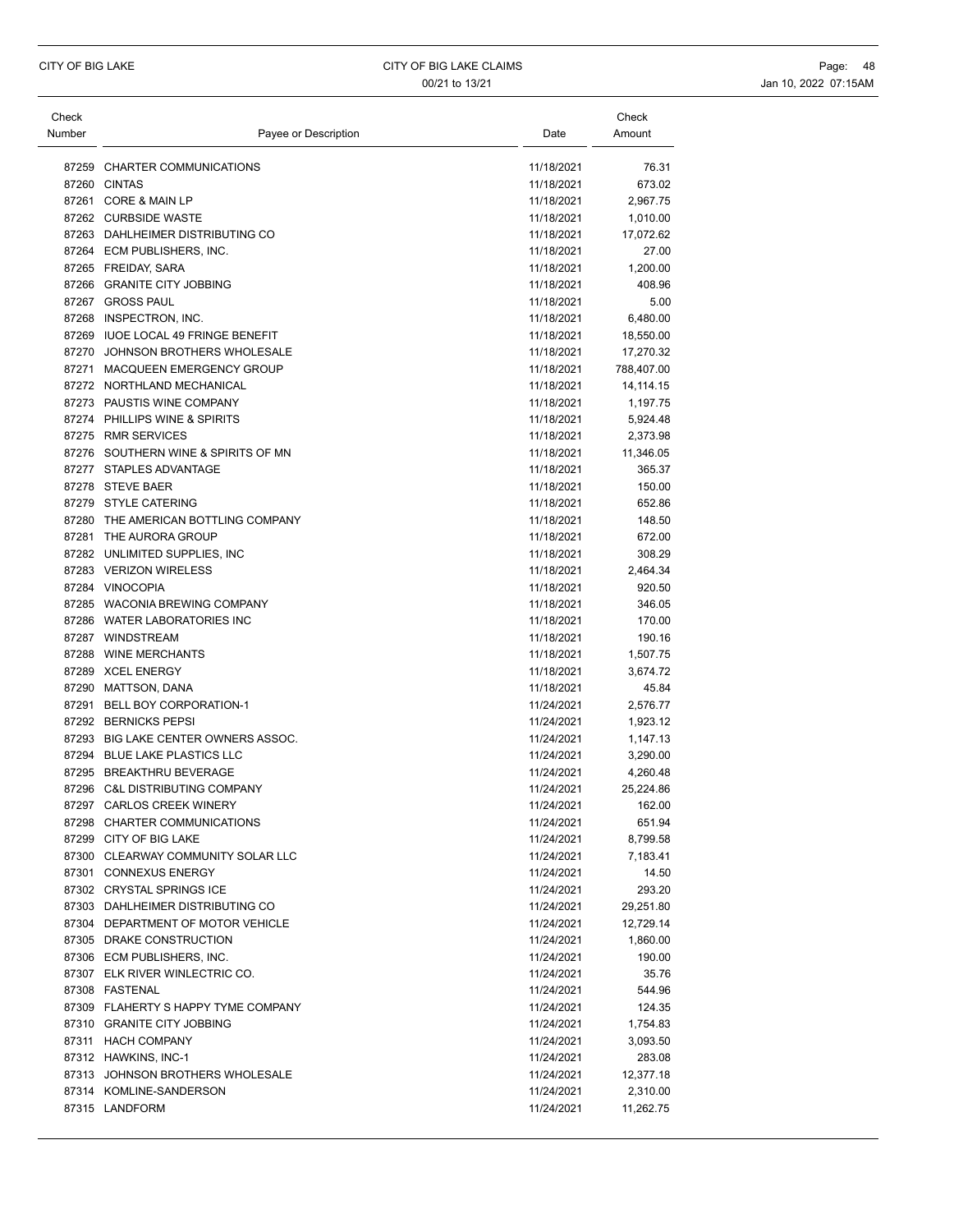| Check Number | Payee or Description | Date | Check Amount |
|---|---|---|---|
| 87259 | CHARTER COMMUNICATIONS | 11/18/2021 | 76.31 |
| 87260 | CINTAS | 11/18/2021 | 673.02 |
| 87261 | CORE & MAIN LP | 11/18/2021 | 2,967.75 |
| 87262 | CURBSIDE WASTE | 11/18/2021 | 1,010.00 |
| 87263 | DAHLHEIMER DISTRIBUTING CO | 11/18/2021 | 17,072.62 |
| 87264 | ECM PUBLISHERS, INC. | 11/18/2021 | 27.00 |
| 87265 | FREIDAY, SARA | 11/18/2021 | 1,200.00 |
| 87266 | GRANITE CITY JOBBING | 11/18/2021 | 408.96 |
| 87267 | GROSS PAUL | 11/18/2021 | 5.00 |
| 87268 | INSPECTRON, INC. | 11/18/2021 | 6,480.00 |
| 87269 | IUOE LOCAL 49 FRINGE BENEFIT | 11/18/2021 | 18,550.00 |
| 87270 | JOHNSON BROTHERS WHOLESALE | 11/18/2021 | 17,270.32 |
| 87271 | MACQUEEN EMERGENCY GROUP | 11/18/2021 | 788,407.00 |
| 87272 | NORTHLAND MECHANICAL | 11/18/2021 | 14,114.15 |
| 87273 | PAUSTIS WINE COMPANY | 11/18/2021 | 1,197.75 |
| 87274 | PHILLIPS WINE & SPIRITS | 11/18/2021 | 5,924.48 |
| 87275 | RMR SERVICES | 11/18/2021 | 2,373.98 |
| 87276 | SOUTHERN WINE & SPIRITS OF MN | 11/18/2021 | 11,346.05 |
| 87277 | STAPLES ADVANTAGE | 11/18/2021 | 365.37 |
| 87278 | STEVE BAER | 11/18/2021 | 150.00 |
| 87279 | STYLE CATERING | 11/18/2021 | 652.86 |
| 87280 | THE AMERICAN BOTTLING COMPANY | 11/18/2021 | 148.50 |
| 87281 | THE AURORA GROUP | 11/18/2021 | 672.00 |
| 87282 | UNLIMITED SUPPLIES, INC | 11/18/2021 | 308.29 |
| 87283 | VERIZON WIRELESS | 11/18/2021 | 2,464.34 |
| 87284 | VINOCOPIA | 11/18/2021 | 920.50 |
| 87285 | WACONIA BREWING COMPANY | 11/18/2021 | 346.05 |
| 87286 | WATER LABORATORIES INC | 11/18/2021 | 170.00 |
| 87287 | WINDSTREAM | 11/18/2021 | 190.16 |
| 87288 | WINE MERCHANTS | 11/18/2021 | 1,507.75 |
| 87289 | XCEL ENERGY | 11/18/2021 | 3,674.72 |
| 87290 | MATTSON, DANA | 11/18/2021 | 45.84 |
| 87291 | BELL BOY CORPORATION-1 | 11/24/2021 | 2,576.77 |
| 87292 | BERNICKS PEPSI | 11/24/2021 | 1,923.12 |
| 87293 | BIG LAKE CENTER OWNERS ASSOC. | 11/24/2021 | 1,147.13 |
| 87294 | BLUE LAKE PLASTICS LLC | 11/24/2021 | 3,290.00 |
| 87295 | BREAKTHRU BEVERAGE | 11/24/2021 | 4,260.48 |
| 87296 | C&L DISTRIBUTING COMPANY | 11/24/2021 | 25,224.86 |
| 87297 | CARLOS CREEK WINERY | 11/24/2021 | 162.00 |
| 87298 | CHARTER COMMUNICATIONS | 11/24/2021 | 651.94 |
| 87299 | CITY OF BIG LAKE | 11/24/2021 | 8,799.58 |
| 87300 | CLEARWAY COMMUNITY SOLAR LLC | 11/24/2021 | 7,183.41 |
| 87301 | CONNEXUS ENERGY | 11/24/2021 | 14.50 |
| 87302 | CRYSTAL SPRINGS ICE | 11/24/2021 | 293.20 |
| 87303 | DAHLHEIMER DISTRIBUTING CO | 11/24/2021 | 29,251.80 |
| 87304 | DEPARTMENT OF MOTOR VEHICLE | 11/24/2021 | 12,729.14 |
| 87305 | DRAKE CONSTRUCTION | 11/24/2021 | 1,860.00 |
| 87306 | ECM PUBLISHERS, INC. | 11/24/2021 | 190.00 |
| 87307 | ELK RIVER WINLECTRIC CO. | 11/24/2021 | 35.76 |
| 87308 | FASTENAL | 11/24/2021 | 544.96 |
| 87309 | FLAHERTY S HAPPY TYME COMPANY | 11/24/2021 | 124.35 |
| 87310 | GRANITE CITY JOBBING | 11/24/2021 | 1,754.83 |
| 87311 | HACH COMPANY | 11/24/2021 | 3,093.50 |
| 87312 | HAWKINS, INC-1 | 11/24/2021 | 283.08 |
| 87313 | JOHNSON BROTHERS WHOLESALE | 11/24/2021 | 12,377.18 |
| 87314 | KOMLINE-SANDERSON | 11/24/2021 | 2,310.00 |
| 87315 | LANDFORM | 11/24/2021 | 11,262.75 |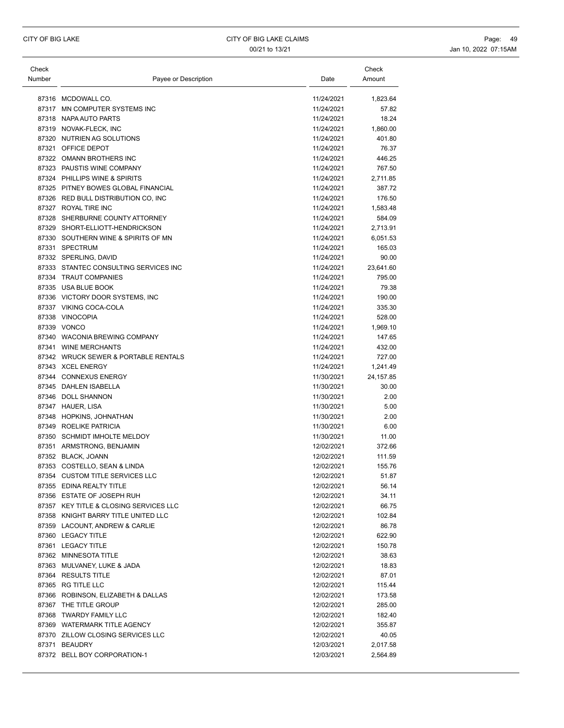| Check Number | Payee or Description | Date | Check Amount |
|---|---|---|---|
| 87316 | MCDOWALL CO. | 11/24/2021 | 1,823.64 |
| 87317 | MN COMPUTER SYSTEMS INC | 11/24/2021 | 57.82 |
| 87318 | NAPA AUTO PARTS | 11/24/2021 | 18.24 |
| 87319 | NOVAK-FLECK, INC | 11/24/2021 | 1,860.00 |
| 87320 | NUTRIEN AG SOLUTIONS | 11/24/2021 | 401.80 |
| 87321 | OFFICE DEPOT | 11/24/2021 | 76.37 |
| 87322 | OMANN BROTHERS INC | 11/24/2021 | 446.25 |
| 87323 | PAUSTIS WINE COMPANY | 11/24/2021 | 767.50 |
| 87324 | PHILLIPS WINE & SPIRITS | 11/24/2021 | 2,711.85 |
| 87325 | PITNEY BOWES GLOBAL FINANCIAL | 11/24/2021 | 387.72 |
| 87326 | RED BULL DISTRIBUTION CO, INC | 11/24/2021 | 176.50 |
| 87327 | ROYAL TIRE INC | 11/24/2021 | 1,583.48 |
| 87328 | SHERBURNE COUNTY ATTORNEY | 11/24/2021 | 584.09 |
| 87329 | SHORT-ELLIOTT-HENDRICKSON | 11/24/2021 | 2,713.91 |
| 87330 | SOUTHERN WINE & SPIRITS OF MN | 11/24/2021 | 6,051.53 |
| 87331 | SPECTRUM | 11/24/2021 | 165.03 |
| 87332 | SPERLING, DAVID | 11/24/2021 | 90.00 |
| 87333 | STANTEC CONSULTING SERVICES INC | 11/24/2021 | 23,641.60 |
| 87334 | TRAUT COMPANIES | 11/24/2021 | 795.00 |
| 87335 | USA BLUE BOOK | 11/24/2021 | 79.38 |
| 87336 | VICTORY DOOR SYSTEMS, INC | 11/24/2021 | 190.00 |
| 87337 | VIKING COCA-COLA | 11/24/2021 | 335.30 |
| 87338 | VINOCOPIA | 11/24/2021 | 528.00 |
| 87339 | VONCO | 11/24/2021 | 1,969.10 |
| 87340 | WACONIA BREWING COMPANY | 11/24/2021 | 147.65 |
| 87341 | WINE MERCHANTS | 11/24/2021 | 432.00 |
| 87342 | WRUCK SEWER & PORTABLE RENTALS | 11/24/2021 | 727.00 |
| 87343 | XCEL ENERGY | 11/24/2021 | 1,241.49 |
| 87344 | CONNEXUS ENERGY | 11/30/2021 | 24,157.85 |
| 87345 | DAHLEN ISABELLA | 11/30/2021 | 30.00 |
| 87346 | DOLL SHANNON | 11/30/2021 | 2.00 |
| 87347 | HAUER, LISA | 11/30/2021 | 5.00 |
| 87348 | HOPKINS, JOHNATHAN | 11/30/2021 | 2.00 |
| 87349 | ROELIKE PATRICIA | 11/30/2021 | 6.00 |
| 87350 | SCHMIDT IMHOLTE MELDOY | 11/30/2021 | 11.00 |
| 87351 | ARMSTRONG, BENJAMIN | 12/02/2021 | 372.66 |
| 87352 | BLACK, JOANN | 12/02/2021 | 111.59 |
| 87353 | COSTELLO, SEAN & LINDA | 12/02/2021 | 155.76 |
| 87354 | CUSTOM TITLE SERVICES LLC | 12/02/2021 | 51.87 |
| 87355 | EDINA REALTY TITLE | 12/02/2021 | 56.14 |
| 87356 | ESTATE OF JOSEPH RUH | 12/02/2021 | 34.11 |
| 87357 | KEY TITLE & CLOSING SERVICES LLC | 12/02/2021 | 66.75 |
| 87358 | KNIGHT BARRY TITLE UNITED LLC | 12/02/2021 | 102.84 |
| 87359 | LACOUNT, ANDREW & CARLIE | 12/02/2021 | 86.78 |
| 87360 | LEGACY TITLE | 12/02/2021 | 622.90 |
| 87361 | LEGACY TITLE | 12/02/2021 | 150.78 |
| 87362 | MINNESOTA TITLE | 12/02/2021 | 38.63 |
| 87363 | MULVANEY, LUKE & JADA | 12/02/2021 | 18.83 |
| 87364 | RESULTS TITLE | 12/02/2021 | 87.01 |
| 87365 | RG TITLE LLC | 12/02/2021 | 115.44 |
| 87366 | ROBINSON, ELIZABETH & DALLAS | 12/02/2021 | 173.58 |
| 87367 | THE TITLE GROUP | 12/02/2021 | 285.00 |
| 87368 | TWARDY FAMILY LLC | 12/02/2021 | 182.40 |
| 87369 | WATERMARK TITLE AGENCY | 12/02/2021 | 355.87 |
| 87370 | ZILLOW CLOSING SERVICES LLC | 12/02/2021 | 40.05 |
| 87371 | BEAUDRY | 12/03/2021 | 2,017.58 |
| 87372 | BELL BOY CORPORATION-1 | 12/03/2021 | 2,564.89 |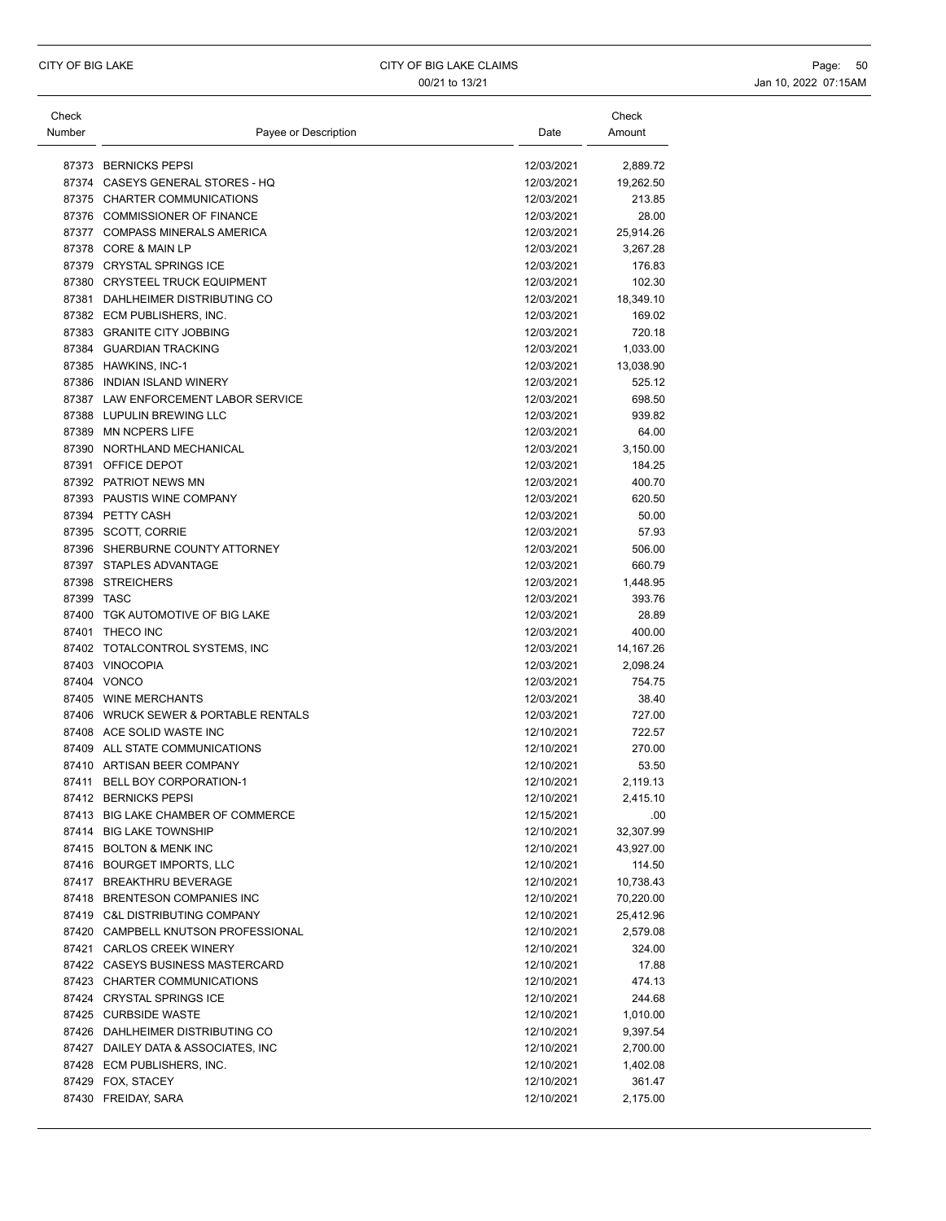| Check Number | Payee or Description | Date | Check Amount |
|---|---|---|---|
| 87373 | BERNICKS PEPSI | 12/03/2021 | 2,889.72 |
| 87374 | CASEYS GENERAL STORES - HQ | 12/03/2021 | 19,262.50 |
| 87375 | CHARTER COMMUNICATIONS | 12/03/2021 | 213.85 |
| 87376 | COMMISSIONER OF FINANCE | 12/03/2021 | 28.00 |
| 87377 | COMPASS MINERALS AMERICA | 12/03/2021 | 25,914.26 |
| 87378 | CORE & MAIN LP | 12/03/2021 | 3,267.28 |
| 87379 | CRYSTAL SPRINGS ICE | 12/03/2021 | 176.83 |
| 87380 | CRYSTEEL TRUCK EQUIPMENT | 12/03/2021 | 102.30 |
| 87381 | DAHLHEIMER DISTRIBUTING CO | 12/03/2021 | 18,349.10 |
| 87382 | ECM PUBLISHERS, INC. | 12/03/2021 | 169.02 |
| 87383 | GRANITE CITY JOBBING | 12/03/2021 | 720.18 |
| 87384 | GUARDIAN TRACKING | 12/03/2021 | 1,033.00 |
| 87385 | HAWKINS, INC-1 | 12/03/2021 | 13,038.90 |
| 87386 | INDIAN ISLAND WINERY | 12/03/2021 | 525.12 |
| 87387 | LAW ENFORCEMENT LABOR SERVICE | 12/03/2021 | 698.50 |
| 87388 | LUPULIN BREWING LLC | 12/03/2021 | 939.82 |
| 87389 | MN NCPERS LIFE | 12/03/2021 | 64.00 |
| 87390 | NORTHLAND MECHANICAL | 12/03/2021 | 3,150.00 |
| 87391 | OFFICE DEPOT | 12/03/2021 | 184.25 |
| 87392 | PATRIOT NEWS MN | 12/03/2021 | 400.70 |
| 87393 | PAUSTIS WINE COMPANY | 12/03/2021 | 620.50 |
| 87394 | PETTY CASH | 12/03/2021 | 50.00 |
| 87395 | SCOTT, CORRIE | 12/03/2021 | 57.93 |
| 87396 | SHERBURNE COUNTY ATTORNEY | 12/03/2021 | 506.00 |
| 87397 | STAPLES ADVANTAGE | 12/03/2021 | 660.79 |
| 87398 | STREICHERS | 12/03/2021 | 1,448.95 |
| 87399 | TASC | 12/03/2021 | 393.76 |
| 87400 | TGK AUTOMOTIVE OF BIG LAKE | 12/03/2021 | 28.89 |
| 87401 | THECO INC | 12/03/2021 | 400.00 |
| 87402 | TOTALCONTROL SYSTEMS, INC | 12/03/2021 | 14,167.26 |
| 87403 | VINOCOPIA | 12/03/2021 | 2,098.24 |
| 87404 | VONCO | 12/03/2021 | 754.75 |
| 87405 | WINE MERCHANTS | 12/03/2021 | 38.40 |
| 87406 | WRUCK SEWER & PORTABLE RENTALS | 12/03/2021 | 727.00 |
| 87408 | ACE SOLID WASTE INC | 12/10/2021 | 722.57 |
| 87409 | ALL STATE COMMUNICATIONS | 12/10/2021 | 270.00 |
| 87410 | ARTISAN BEER COMPANY | 12/10/2021 | 53.50 |
| 87411 | BELL BOY CORPORATION-1 | 12/10/2021 | 2,119.13 |
| 87412 | BERNICKS PEPSI | 12/10/2021 | 2,415.10 |
| 87413 | BIG LAKE CHAMBER OF COMMERCE | 12/15/2021 | .00 |
| 87414 | BIG LAKE TOWNSHIP | 12/10/2021 | 32,307.99 |
| 87415 | BOLTON & MENK INC | 12/10/2021 | 43,927.00 |
| 87416 | BOURGET IMPORTS, LLC | 12/10/2021 | 114.50 |
| 87417 | BREAKTHRU BEVERAGE | 12/10/2021 | 10,738.43 |
| 87418 | BRENTESON COMPANIES INC | 12/10/2021 | 70,220.00 |
| 87419 | C&L DISTRIBUTING COMPANY | 12/10/2021 | 25,412.96 |
| 87420 | CAMPBELL KNUTSON PROFESSIONAL | 12/10/2021 | 2,579.08 |
| 87421 | CARLOS CREEK WINERY | 12/10/2021 | 324.00 |
| 87422 | CASEYS BUSINESS MASTERCARD | 12/10/2021 | 17.88 |
| 87423 | CHARTER COMMUNICATIONS | 12/10/2021 | 474.13 |
| 87424 | CRYSTAL SPRINGS ICE | 12/10/2021 | 244.68 |
| 87425 | CURBSIDE WASTE | 12/10/2021 | 1,010.00 |
| 87426 | DAHLHEIMER DISTRIBUTING CO | 12/10/2021 | 9,397.54 |
| 87427 | DAILEY DATA & ASSOCIATES, INC | 12/10/2021 | 2,700.00 |
| 87428 | ECM PUBLISHERS, INC. | 12/10/2021 | 1,402.08 |
| 87429 | FOX, STACEY | 12/10/2021 | 361.47 |
| 87430 | FREIDAY, SARA | 12/10/2021 | 2,175.00 |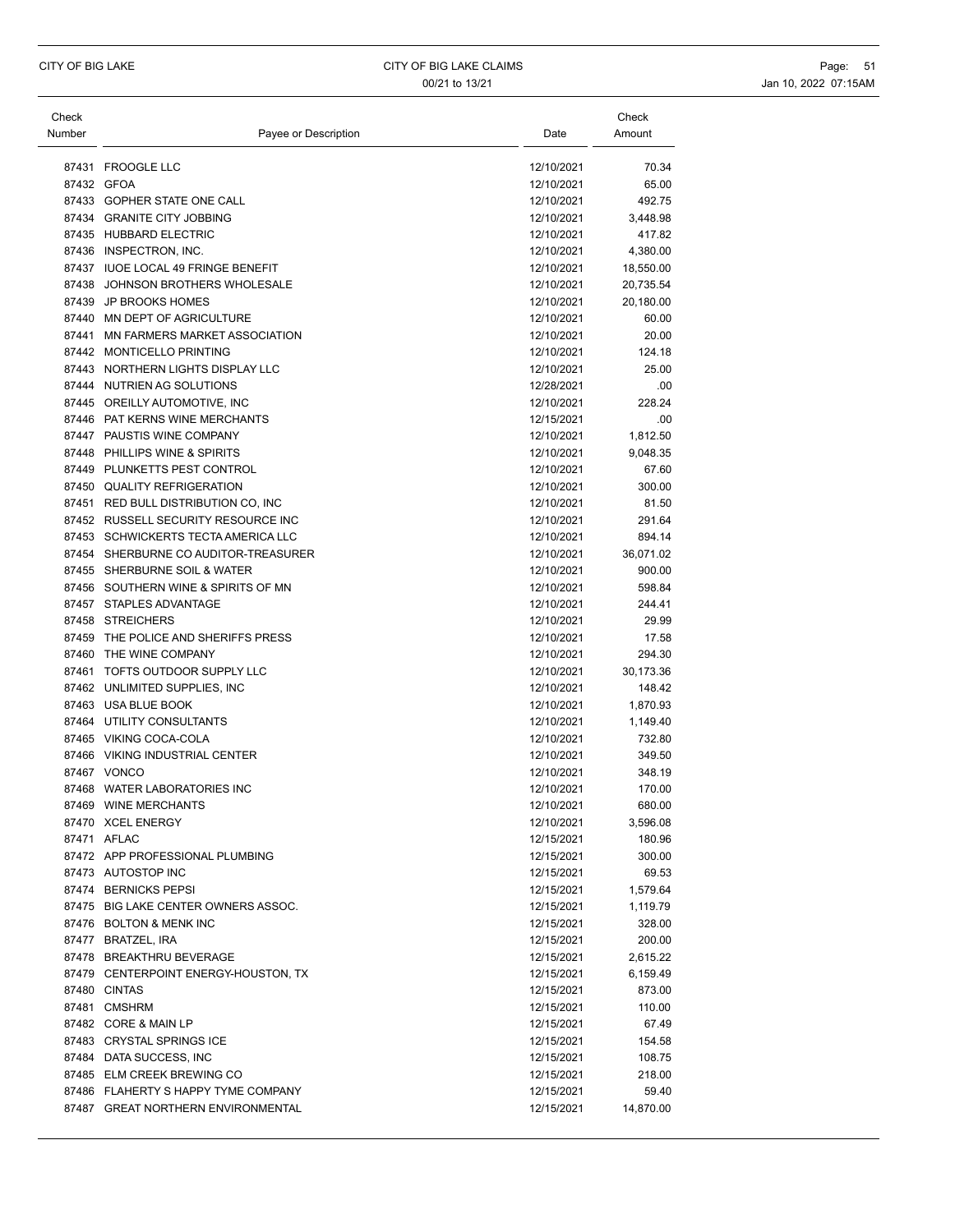| Check Number | Payee or Description | Date | Check Amount |
|---|---|---|---|
| 87431 | FROOGLE LLC | 12/10/2021 | 70.34 |
| 87432 | GFOA | 12/10/2021 | 65.00 |
| 87433 | GOPHER STATE ONE CALL | 12/10/2021 | 492.75 |
| 87434 | GRANITE CITY JOBBING | 12/10/2021 | 3,448.98 |
| 87435 | HUBBARD ELECTRIC | 12/10/2021 | 417.82 |
| 87436 | INSPECTRON, INC. | 12/10/2021 | 4,380.00 |
| 87437 | IUOE LOCAL 49 FRINGE BENEFIT | 12/10/2021 | 18,550.00 |
| 87438 | JOHNSON BROTHERS WHOLESALE | 12/10/2021 | 20,735.54 |
| 87439 | JP BROOKS HOMES | 12/10/2021 | 20,180.00 |
| 87440 | MN DEPT OF AGRICULTURE | 12/10/2021 | 60.00 |
| 87441 | MN FARMERS MARKET ASSOCIATION | 12/10/2021 | 20.00 |
| 87442 | MONTICELLO PRINTING | 12/10/2021 | 124.18 |
| 87443 | NORTHERN LIGHTS DISPLAY LLC | 12/10/2021 | 25.00 |
| 87444 | NUTRIEN AG SOLUTIONS | 12/28/2021 | .00 |
| 87445 | OREILLY AUTOMOTIVE, INC | 12/10/2021 | 228.24 |
| 87446 | PAT KERNS WINE MERCHANTS | 12/15/2021 | .00 |
| 87447 | PAUSTIS WINE COMPANY | 12/10/2021 | 1,812.50 |
| 87448 | PHILLIPS WINE & SPIRITS | 12/10/2021 | 9,048.35 |
| 87449 | PLUNKETTS PEST CONTROL | 12/10/2021 | 67.60 |
| 87450 | QUALITY REFRIGERATION | 12/10/2021 | 300.00 |
| 87451 | RED BULL DISTRIBUTION CO, INC | 12/10/2021 | 81.50 |
| 87452 | RUSSELL SECURITY RESOURCE INC | 12/10/2021 | 291.64 |
| 87453 | SCHWICKERTS TECTA AMERICA LLC | 12/10/2021 | 894.14 |
| 87454 | SHERBURNE CO AUDITOR-TREASURER | 12/10/2021 | 36,071.02 |
| 87455 | SHERBURNE SOIL & WATER | 12/10/2021 | 900.00 |
| 87456 | SOUTHERN WINE & SPIRITS OF MN | 12/10/2021 | 598.84 |
| 87457 | STAPLES ADVANTAGE | 12/10/2021 | 244.41 |
| 87458 | STREICHERS | 12/10/2021 | 29.99 |
| 87459 | THE POLICE AND SHERIFFS PRESS | 12/10/2021 | 17.58 |
| 87460 | THE WINE COMPANY | 12/10/2021 | 294.30 |
| 87461 | TOFTS OUTDOOR SUPPLY LLC | 12/10/2021 | 30,173.36 |
| 87462 | UNLIMITED SUPPLIES, INC | 12/10/2021 | 148.42 |
| 87463 | USA BLUE BOOK | 12/10/2021 | 1,870.93 |
| 87464 | UTILITY CONSULTANTS | 12/10/2021 | 1,149.40 |
| 87465 | VIKING COCA-COLA | 12/10/2021 | 732.80 |
| 87466 | VIKING INDUSTRIAL CENTER | 12/10/2021 | 349.50 |
| 87467 | VONCO | 12/10/2021 | 348.19 |
| 87468 | WATER LABORATORIES INC | 12/10/2021 | 170.00 |
| 87469 | WINE MERCHANTS | 12/10/2021 | 680.00 |
| 87470 | XCEL ENERGY | 12/10/2021 | 3,596.08 |
| 87471 | AFLAC | 12/15/2021 | 180.96 |
| 87472 | APP PROFESSIONAL PLUMBING | 12/15/2021 | 300.00 |
| 87473 | AUTOSTOP INC | 12/15/2021 | 69.53 |
| 87474 | BERNICKS PEPSI | 12/15/2021 | 1,579.64 |
| 87475 | BIG LAKE CENTER OWNERS ASSOC. | 12/15/2021 | 1,119.79 |
| 87476 | BOLTON & MENK INC | 12/15/2021 | 328.00 |
| 87477 | BRATZEL, IRA | 12/15/2021 | 200.00 |
| 87478 | BREAKTHRU BEVERAGE | 12/15/2021 | 2,615.22 |
| 87479 | CENTERPOINT ENERGY-HOUSTON, TX | 12/15/2021 | 6,159.49 |
| 87480 | CINTAS | 12/15/2021 | 873.00 |
| 87481 | CMSHRM | 12/15/2021 | 110.00 |
| 87482 | CORE & MAIN LP | 12/15/2021 | 67.49 |
| 87483 | CRYSTAL SPRINGS ICE | 12/15/2021 | 154.58 |
| 87484 | DATA SUCCESS, INC | 12/15/2021 | 108.75 |
| 87485 | ELM CREEK BREWING CO | 12/15/2021 | 218.00 |
| 87486 | FLAHERTY S HAPPY TYME COMPANY | 12/15/2021 | 59.40 |
| 87487 | GREAT NORTHERN ENVIRONMENTAL | 12/15/2021 | 14,870.00 |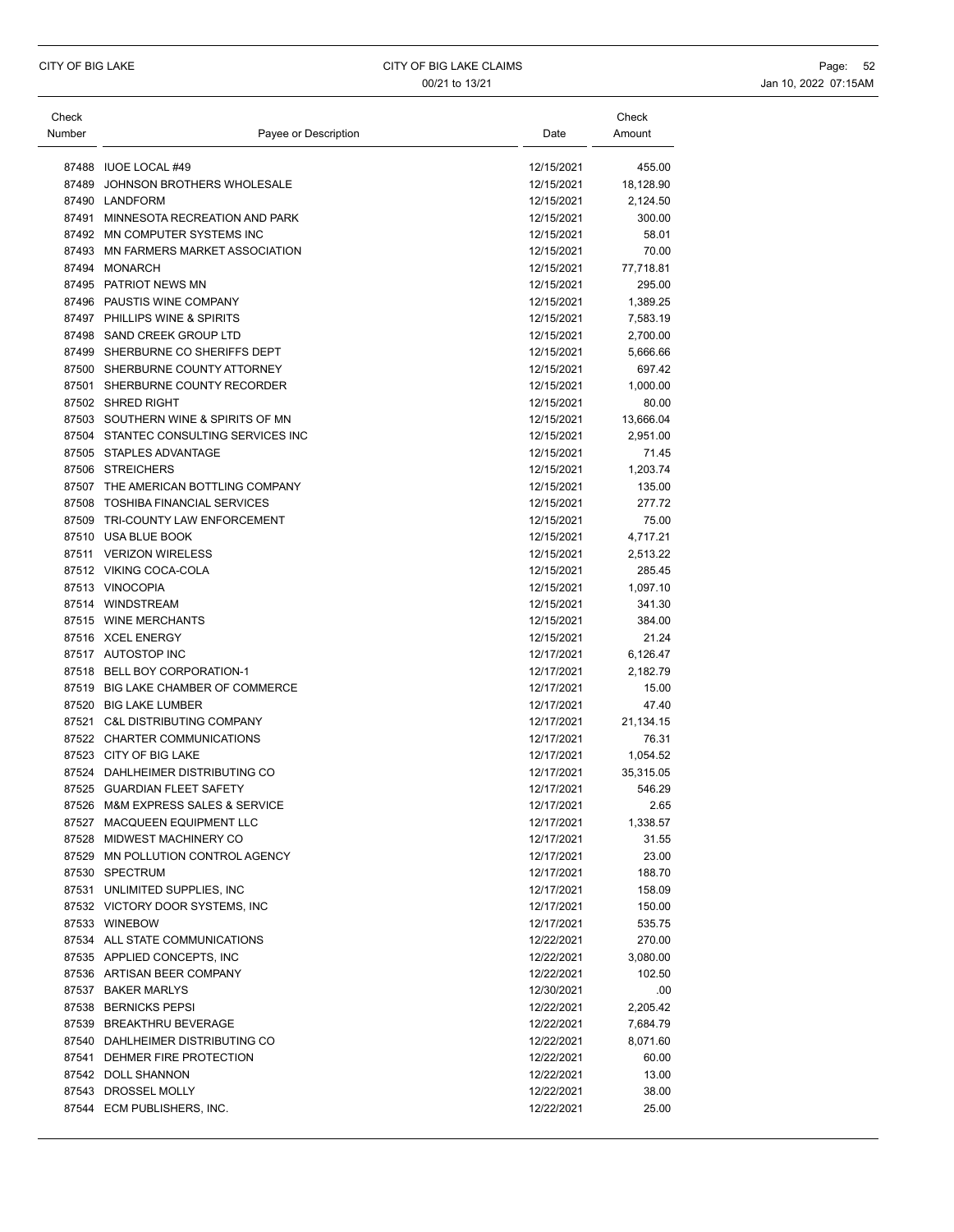| Check Number | Payee or Description | Date | Check Amount |
|---|---|---|---|
| 87488 | IUOE LOCAL #49 | 12/15/2021 | 455.00 |
| 87489 | JOHNSON BROTHERS WHOLESALE | 12/15/2021 | 18,128.90 |
| 87490 | LANDFORM | 12/15/2021 | 2,124.50 |
| 87491 | MINNESOTA RECREATION AND PARK | 12/15/2021 | 300.00 |
| 87492 | MN COMPUTER SYSTEMS INC | 12/15/2021 | 58.01 |
| 87493 | MN FARMERS MARKET ASSOCIATION | 12/15/2021 | 70.00 |
| 87494 | MONARCH | 12/15/2021 | 77,718.81 |
| 87495 | PATRIOT NEWS MN | 12/15/2021 | 295.00 |
| 87496 | PAUSTIS WINE COMPANY | 12/15/2021 | 1,389.25 |
| 87497 | PHILLIPS WINE & SPIRITS | 12/15/2021 | 7,583.19 |
| 87498 | SAND CREEK GROUP LTD | 12/15/2021 | 2,700.00 |
| 87499 | SHERBURNE CO SHERIFFS DEPT | 12/15/2021 | 5,666.66 |
| 87500 | SHERBURNE COUNTY ATTORNEY | 12/15/2021 | 697.42 |
| 87501 | SHERBURNE COUNTY RECORDER | 12/15/2021 | 1,000.00 |
| 87502 | SHRED RIGHT | 12/15/2021 | 80.00 |
| 87503 | SOUTHERN WINE & SPIRITS OF MN | 12/15/2021 | 13,666.04 |
| 87504 | STANTEC CONSULTING SERVICES INC | 12/15/2021 | 2,951.00 |
| 87505 | STAPLES ADVANTAGE | 12/15/2021 | 71.45 |
| 87506 | STREICHERS | 12/15/2021 | 1,203.74 |
| 87507 | THE AMERICAN BOTTLING COMPANY | 12/15/2021 | 135.00 |
| 87508 | TOSHIBA FINANCIAL SERVICES | 12/15/2021 | 277.72 |
| 87509 | TRI-COUNTY LAW ENFORCEMENT | 12/15/2021 | 75.00 |
| 87510 | USA BLUE BOOK | 12/15/2021 | 4,717.21 |
| 87511 | VERIZON WIRELESS | 12/15/2021 | 2,513.22 |
| 87512 | VIKING COCA-COLA | 12/15/2021 | 285.45 |
| 87513 | VINOCOPIA | 12/15/2021 | 1,097.10 |
| 87514 | WINDSTREAM | 12/15/2021 | 341.30 |
| 87515 | WINE MERCHANTS | 12/15/2021 | 384.00 |
| 87516 | XCEL ENERGY | 12/15/2021 | 21.24 |
| 87517 | AUTOSTOP INC | 12/17/2021 | 6,126.47 |
| 87518 | BELL BOY CORPORATION-1 | 12/17/2021 | 2,182.79 |
| 87519 | BIG LAKE CHAMBER OF COMMERCE | 12/17/2021 | 15.00 |
| 87520 | BIG LAKE LUMBER | 12/17/2021 | 47.40 |
| 87521 | C&L DISTRIBUTING COMPANY | 12/17/2021 | 21,134.15 |
| 87522 | CHARTER COMMUNICATIONS | 12/17/2021 | 76.31 |
| 87523 | CITY OF BIG LAKE | 12/17/2021 | 1,054.52 |
| 87524 | DAHLHEIMER DISTRIBUTING CO | 12/17/2021 | 35,315.05 |
| 87525 | GUARDIAN FLEET SAFETY | 12/17/2021 | 546.29 |
| 87526 | M&M EXPRESS SALES & SERVICE | 12/17/2021 | 2.65 |
| 87527 | MACQUEEN EQUIPMENT LLC | 12/17/2021 | 1,338.57 |
| 87528 | MIDWEST MACHINERY CO | 12/17/2021 | 31.55 |
| 87529 | MN POLLUTION CONTROL AGENCY | 12/17/2021 | 23.00 |
| 87530 | SPECTRUM | 12/17/2021 | 188.70 |
| 87531 | UNLIMITED SUPPLIES, INC | 12/17/2021 | 158.09 |
| 87532 | VICTORY DOOR SYSTEMS, INC | 12/17/2021 | 150.00 |
| 87533 | WINEBOW | 12/17/2021 | 535.75 |
| 87534 | ALL STATE COMMUNICATIONS | 12/22/2021 | 270.00 |
| 87535 | APPLIED CONCEPTS, INC | 12/22/2021 | 3,080.00 |
| 87536 | ARTISAN BEER COMPANY | 12/22/2021 | 102.50 |
| 87537 | BAKER MARLYS | 12/30/2021 | .00 |
| 87538 | BERNICKS PEPSI | 12/22/2021 | 2,205.42 |
| 87539 | BREAKTHRU BEVERAGE | 12/22/2021 | 7,684.79 |
| 87540 | DAHLHEIMER DISTRIBUTING CO | 12/22/2021 | 8,071.60 |
| 87541 | DEHMER FIRE PROTECTION | 12/22/2021 | 60.00 |
| 87542 | DOLL SHANNON | 12/22/2021 | 13.00 |
| 87543 | DROSSEL MOLLY | 12/22/2021 | 38.00 |
| 87544 | ECM PUBLISHERS, INC. | 12/22/2021 | 25.00 |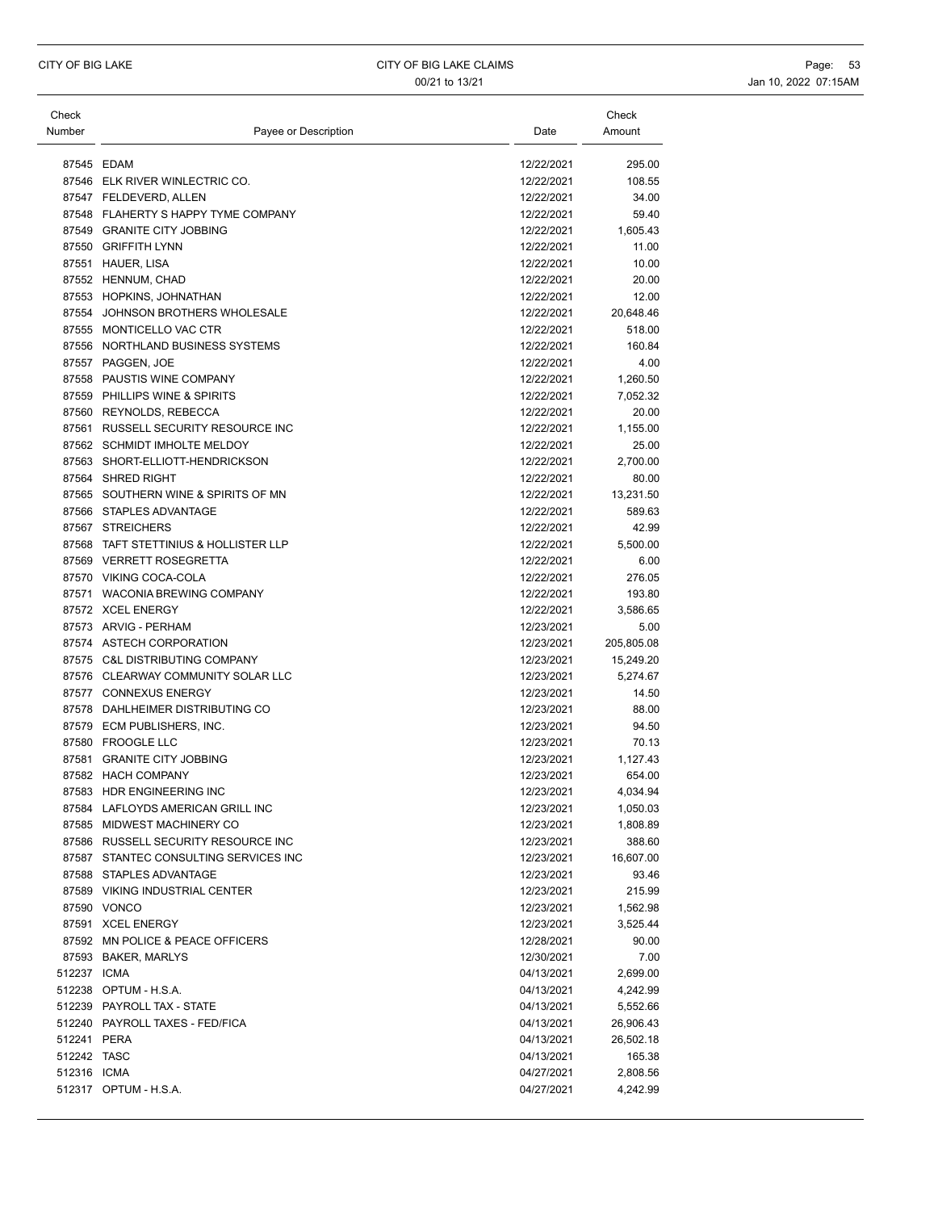| Check Number | Payee or Description | Date | Check Amount |
|---|---|---|---|
| 87545 | EDAM | 12/22/2021 | 295.00 |
| 87546 | ELK RIVER WINLECTRIC CO. | 12/22/2021 | 108.55 |
| 87547 | FELDEVERD, ALLEN | 12/22/2021 | 34.00 |
| 87548 | FLAHERTY S HAPPY TYME COMPANY | 12/22/2021 | 59.40 |
| 87549 | GRANITE CITY JOBBING | 12/22/2021 | 1,605.43 |
| 87550 | GRIFFITH LYNN | 12/22/2021 | 11.00 |
| 87551 | HAUER, LISA | 12/22/2021 | 10.00 |
| 87552 | HENNUM, CHAD | 12/22/2021 | 20.00 |
| 87553 | HOPKINS, JOHNATHAN | 12/22/2021 | 12.00 |
| 87554 | JOHNSON BROTHERS WHOLESALE | 12/22/2021 | 20,648.46 |
| 87555 | MONTICELLO VAC CTR | 12/22/2021 | 518.00 |
| 87556 | NORTHLAND BUSINESS SYSTEMS | 12/22/2021 | 160.84 |
| 87557 | PAGGEN, JOE | 12/22/2021 | 4.00 |
| 87558 | PAUSTIS WINE COMPANY | 12/22/2021 | 1,260.50 |
| 87559 | PHILLIPS WINE & SPIRITS | 12/22/2021 | 7,052.32 |
| 87560 | REYNOLDS, REBECCA | 12/22/2021 | 20.00 |
| 87561 | RUSSELL SECURITY RESOURCE INC | 12/22/2021 | 1,155.00 |
| 87562 | SCHMIDT IMHOLTE MELDOY | 12/22/2021 | 25.00 |
| 87563 | SHORT-ELLIOTT-HENDRICKSON | 12/22/2021 | 2,700.00 |
| 87564 | SHRED RIGHT | 12/22/2021 | 80.00 |
| 87565 | SOUTHERN WINE & SPIRITS OF MN | 12/22/2021 | 13,231.50 |
| 87566 | STAPLES ADVANTAGE | 12/22/2021 | 589.63 |
| 87567 | STREICHERS | 12/22/2021 | 42.99 |
| 87568 | TAFT STETTINIUS & HOLLISTER LLP | 12/22/2021 | 5,500.00 |
| 87569 | VERRETT ROSEGRETTA | 12/22/2021 | 6.00 |
| 87570 | VIKING COCA-COLA | 12/22/2021 | 276.05 |
| 87571 | WACONIA BREWING COMPANY | 12/22/2021 | 193.80 |
| 87572 | XCEL ENERGY | 12/22/2021 | 3,586.65 |
| 87573 | ARVIG - PERHAM | 12/23/2021 | 5.00 |
| 87574 | ASTECH CORPORATION | 12/23/2021 | 205,805.08 |
| 87575 | C&L DISTRIBUTING COMPANY | 12/23/2021 | 15,249.20 |
| 87576 | CLEARWAY COMMUNITY SOLAR LLC | 12/23/2021 | 5,274.67 |
| 87577 | CONNEXUS ENERGY | 12/23/2021 | 14.50 |
| 87578 | DAHLHEIMER DISTRIBUTING CO | 12/23/2021 | 88.00 |
| 87579 | ECM PUBLISHERS, INC. | 12/23/2021 | 94.50 |
| 87580 | FROOGLE LLC | 12/23/2021 | 70.13 |
| 87581 | GRANITE CITY JOBBING | 12/23/2021 | 1,127.43 |
| 87582 | HACH COMPANY | 12/23/2021 | 654.00 |
| 87583 | HDR ENGINEERING INC | 12/23/2021 | 4,034.94 |
| 87584 | LAFLOYDS AMERICAN GRILL INC | 12/23/2021 | 1,050.03 |
| 87585 | MIDWEST MACHINERY CO | 12/23/2021 | 1,808.89 |
| 87586 | RUSSELL SECURITY RESOURCE INC | 12/23/2021 | 388.60 |
| 87587 | STANTEC CONSULTING SERVICES INC | 12/23/2021 | 16,607.00 |
| 87588 | STAPLES ADVANTAGE | 12/23/2021 | 93.46 |
| 87589 | VIKING INDUSTRIAL CENTER | 12/23/2021 | 215.99 |
| 87590 | VONCO | 12/23/2021 | 1,562.98 |
| 87591 | XCEL ENERGY | 12/23/2021 | 3,525.44 |
| 87592 | MN POLICE & PEACE OFFICERS | 12/28/2021 | 90.00 |
| 87593 | BAKER, MARLYS | 12/30/2021 | 7.00 |
| 512237 | ICMA | 04/13/2021 | 2,699.00 |
| 512238 | OPTUM - H.S.A. | 04/13/2021 | 4,242.99 |
| 512239 | PAYROLL TAX - STATE | 04/13/2021 | 5,552.66 |
| 512240 | PAYROLL TAXES - FED/FICA | 04/13/2021 | 26,906.43 |
| 512241 | PERA | 04/13/2021 | 26,502.18 |
| 512242 | TASC | 04/13/2021 | 165.38 |
| 512316 | ICMA | 04/27/2021 | 2,808.56 |
| 512317 | OPTUM - H.S.A. | 04/27/2021 | 4,242.99 |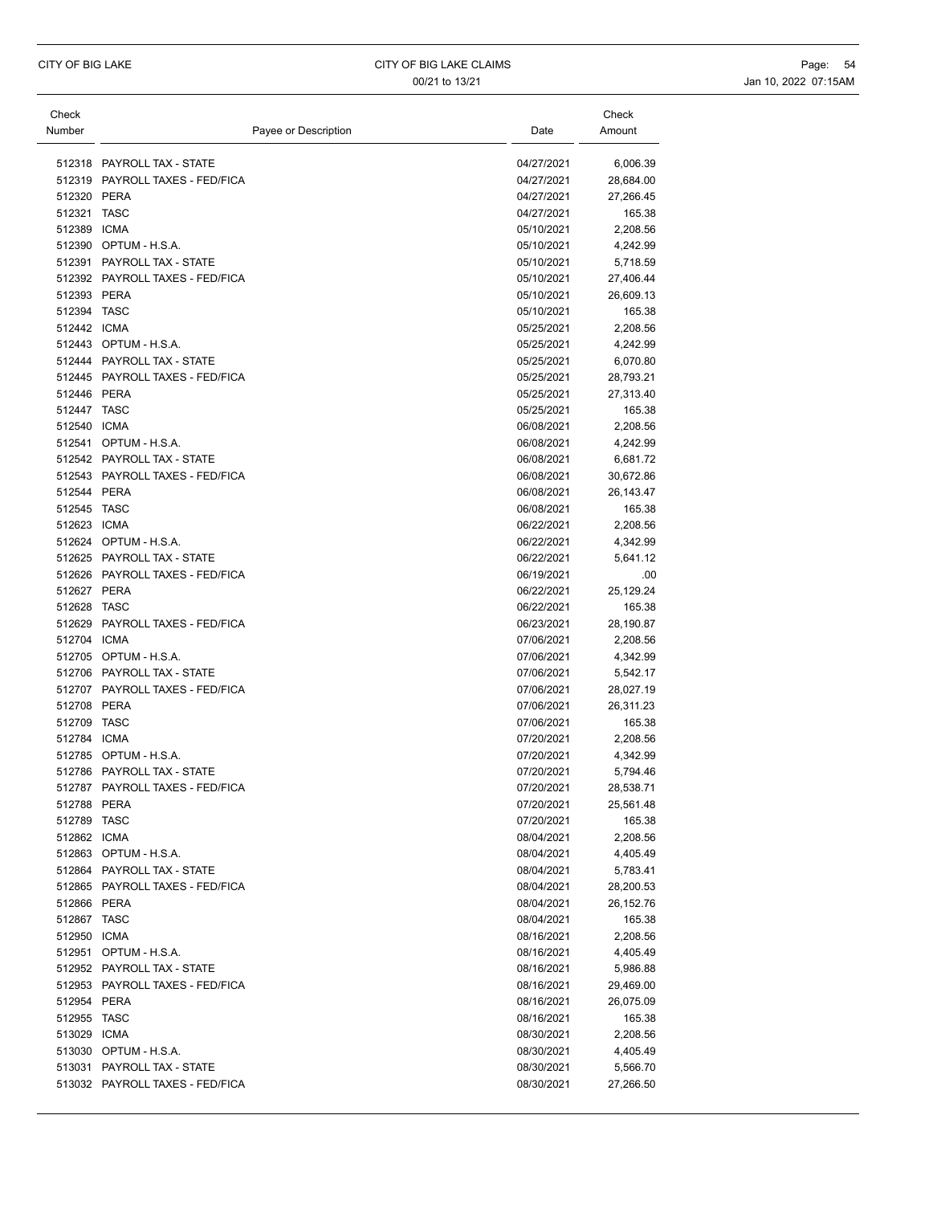| Check Number | Payee or Description | Date | Check Amount |
|---|---|---|---|
| 512318 | PAYROLL TAX - STATE | 04/27/2021 | 6,006.39 |
| 512319 | PAYROLL TAXES - FED/FICA | 04/27/2021 | 28,684.00 |
| 512320 | PERA | 04/27/2021 | 27,266.45 |
| 512321 | TASC | 04/27/2021 | 165.38 |
| 512389 | ICMA | 05/10/2021 | 2,208.56 |
| 512390 | OPTUM - H.S.A. | 05/10/2021 | 4,242.99 |
| 512391 | PAYROLL TAX - STATE | 05/10/2021 | 5,718.59 |
| 512392 | PAYROLL TAXES - FED/FICA | 05/10/2021 | 27,406.44 |
| 512393 | PERA | 05/10/2021 | 26,609.13 |
| 512394 | TASC | 05/10/2021 | 165.38 |
| 512442 | ICMA | 05/25/2021 | 2,208.56 |
| 512443 | OPTUM - H.S.A. | 05/25/2021 | 4,242.99 |
| 512444 | PAYROLL TAX - STATE | 05/25/2021 | 6,070.80 |
| 512445 | PAYROLL TAXES - FED/FICA | 05/25/2021 | 28,793.21 |
| 512446 | PERA | 05/25/2021 | 27,313.40 |
| 512447 | TASC | 05/25/2021 | 165.38 |
| 512540 | ICMA | 06/08/2021 | 2,208.56 |
| 512541 | OPTUM - H.S.A. | 06/08/2021 | 4,242.99 |
| 512542 | PAYROLL TAX - STATE | 06/08/2021 | 6,681.72 |
| 512543 | PAYROLL TAXES - FED/FICA | 06/08/2021 | 30,672.86 |
| 512544 | PERA | 06/08/2021 | 26,143.47 |
| 512545 | TASC | 06/08/2021 | 165.38 |
| 512623 | ICMA | 06/22/2021 | 2,208.56 |
| 512624 | OPTUM - H.S.A. | 06/22/2021 | 4,342.99 |
| 512625 | PAYROLL TAX - STATE | 06/22/2021 | 5,641.12 |
| 512626 | PAYROLL TAXES - FED/FICA | 06/19/2021 | .00 |
| 512627 | PERA | 06/22/2021 | 25,129.24 |
| 512628 | TASC | 06/22/2021 | 165.38 |
| 512629 | PAYROLL TAXES - FED/FICA | 06/23/2021 | 28,190.87 |
| 512704 | ICMA | 07/06/2021 | 2,208.56 |
| 512705 | OPTUM - H.S.A. | 07/06/2021 | 4,342.99 |
| 512706 | PAYROLL TAX - STATE | 07/06/2021 | 5,542.17 |
| 512707 | PAYROLL TAXES - FED/FICA | 07/06/2021 | 28,027.19 |
| 512708 | PERA | 07/06/2021 | 26,311.23 |
| 512709 | TASC | 07/06/2021 | 165.38 |
| 512784 | ICMA | 07/20/2021 | 2,208.56 |
| 512785 | OPTUM - H.S.A. | 07/20/2021 | 4,342.99 |
| 512786 | PAYROLL TAX - STATE | 07/20/2021 | 5,794.46 |
| 512787 | PAYROLL TAXES - FED/FICA | 07/20/2021 | 28,538.71 |
| 512788 | PERA | 07/20/2021 | 25,561.48 |
| 512789 | TASC | 07/20/2021 | 165.38 |
| 512862 | ICMA | 08/04/2021 | 2,208.56 |
| 512863 | OPTUM - H.S.A. | 08/04/2021 | 4,405.49 |
| 512864 | PAYROLL TAX - STATE | 08/04/2021 | 5,783.41 |
| 512865 | PAYROLL TAXES - FED/FICA | 08/04/2021 | 28,200.53 |
| 512866 | PERA | 08/04/2021 | 26,152.76 |
| 512867 | TASC | 08/04/2021 | 165.38 |
| 512950 | ICMA | 08/16/2021 | 2,208.56 |
| 512951 | OPTUM - H.S.A. | 08/16/2021 | 4,405.49 |
| 512952 | PAYROLL TAX - STATE | 08/16/2021 | 5,986.88 |
| 512953 | PAYROLL TAXES - FED/FICA | 08/16/2021 | 29,469.00 |
| 512954 | PERA | 08/16/2021 | 26,075.09 |
| 512955 | TASC | 08/16/2021 | 165.38 |
| 513029 | ICMA | 08/30/2021 | 2,208.56 |
| 513030 | OPTUM - H.S.A. | 08/30/2021 | 4,405.49 |
| 513031 | PAYROLL TAX - STATE | 08/30/2021 | 5,566.70 |
| 513032 | PAYROLL TAXES - FED/FICA | 08/30/2021 | 27,266.50 |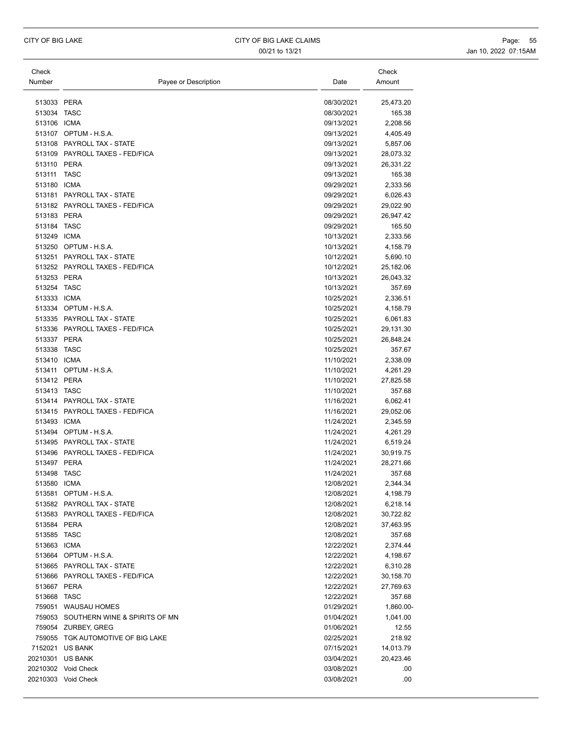| Check Number | Payee or Description | Date | Check Amount |
|---|---|---|---|
| 513033 | PERA | 08/30/2021 | 25,473.20 |
| 513034 | TASC | 08/30/2021 | 165.38 |
| 513106 | ICMA | 09/13/2021 | 2,208.56 |
| 513107 | OPTUM - H.S.A. | 09/13/2021 | 4,405.49 |
| 513108 | PAYROLL TAX - STATE | 09/13/2021 | 5,857.06 |
| 513109 | PAYROLL TAXES - FED/FICA | 09/13/2021 | 28,073.32 |
| 513110 | PERA | 09/13/2021 | 26,331.22 |
| 513111 | TASC | 09/13/2021 | 165.38 |
| 513180 | ICMA | 09/29/2021 | 2,333.56 |
| 513181 | PAYROLL TAX - STATE | 09/29/2021 | 6,026.43 |
| 513182 | PAYROLL TAXES - FED/FICA | 09/29/2021 | 29,022.90 |
| 513183 | PERA | 09/29/2021 | 26,947.42 |
| 513184 | TASC | 09/29/2021 | 165.50 |
| 513249 | ICMA | 10/13/2021 | 2,333.56 |
| 513250 | OPTUM - H.S.A. | 10/13/2021 | 4,158.79 |
| 513251 | PAYROLL TAX - STATE | 10/12/2021 | 5,690.10 |
| 513252 | PAYROLL TAXES - FED/FICA | 10/12/2021 | 25,182.06 |
| 513253 | PERA | 10/13/2021 | 26,043.32 |
| 513254 | TASC | 10/13/2021 | 357.69 |
| 513333 | ICMA | 10/25/2021 | 2,336.51 |
| 513334 | OPTUM - H.S.A. | 10/25/2021 | 4,158.79 |
| 513335 | PAYROLL TAX - STATE | 10/25/2021 | 6,061.83 |
| 513336 | PAYROLL TAXES - FED/FICA | 10/25/2021 | 29,131.30 |
| 513337 | PERA | 10/25/2021 | 26,848.24 |
| 513338 | TASC | 10/25/2021 | 357.67 |
| 513410 | ICMA | 11/10/2021 | 2,338.09 |
| 513411 | OPTUM - H.S.A. | 11/10/2021 | 4,261.29 |
| 513412 | PERA | 11/10/2021 | 27,825.58 |
| 513413 | TASC | 11/10/2021 | 357.68 |
| 513414 | PAYROLL TAX - STATE | 11/16/2021 | 6,062.41 |
| 513415 | PAYROLL TAXES - FED/FICA | 11/16/2021 | 29,052.06 |
| 513493 | ICMA | 11/24/2021 | 2,345.59 |
| 513494 | OPTUM - H.S.A. | 11/24/2021 | 4,261.29 |
| 513495 | PAYROLL TAX - STATE | 11/24/2021 | 6,519.24 |
| 513496 | PAYROLL TAXES - FED/FICA | 11/24/2021 | 30,919.75 |
| 513497 | PERA | 11/24/2021 | 28,271.66 |
| 513498 | TASC | 11/24/2021 | 357.68 |
| 513580 | ICMA | 12/08/2021 | 2,344.34 |
| 513581 | OPTUM - H.S.A. | 12/08/2021 | 4,198.79 |
| 513582 | PAYROLL TAX - STATE | 12/08/2021 | 6,218.14 |
| 513583 | PAYROLL TAXES - FED/FICA | 12/08/2021 | 30,722.82 |
| 513584 | PERA | 12/08/2021 | 37,463.95 |
| 513585 | TASC | 12/08/2021 | 357.68 |
| 513663 | ICMA | 12/22/2021 | 2,374.44 |
| 513664 | OPTUM - H.S.A. | 12/22/2021 | 4,198.67 |
| 513665 | PAYROLL TAX - STATE | 12/22/2021 | 6,310.28 |
| 513666 | PAYROLL TAXES - FED/FICA | 12/22/2021 | 30,158.70 |
| 513667 | PERA | 12/22/2021 | 27,769.63 |
| 513668 | TASC | 12/22/2021 | 357.68 |
| 759051 | WAUSAU HOMES | 01/29/2021 | 1,860.00- |
| 759053 | SOUTHERN WINE & SPIRITS OF MN | 01/04/2021 | 1,041.00 |
| 759054 | ZURBEY, GREG | 01/06/2021 | 12.55 |
| 759055 | TGK AUTOMOTIVE OF BIG LAKE | 02/25/2021 | 218.92 |
| 7152021 | US BANK | 07/15/2021 | 14,013.79 |
| 20210301 | US BANK | 03/04/2021 | 20,423.46 |
| 20210302 | Void Check | 03/08/2021 | .00 |
| 20210303 | Void Check | 03/08/2021 | .00 |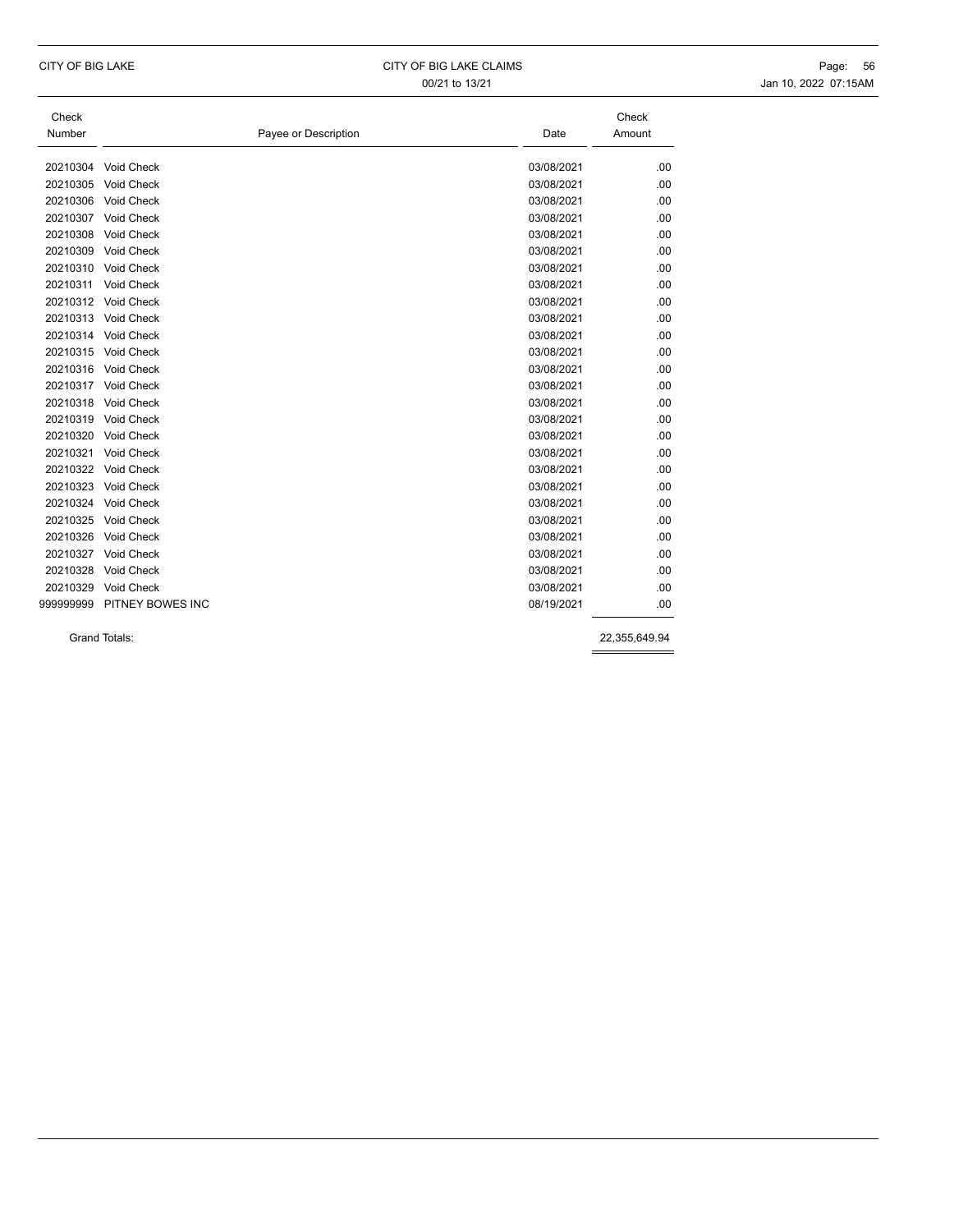| Check Number | Payee or Description | Date | Check Amount |
|---|---|---|---|
| 20210304 | Void Check | 03/08/2021 | .00 |
| 20210305 | Void Check | 03/08/2021 | .00 |
| 20210306 | Void Check | 03/08/2021 | .00 |
| 20210307 | Void Check | 03/08/2021 | .00 |
| 20210308 | Void Check | 03/08/2021 | .00 |
| 20210309 | Void Check | 03/08/2021 | .00 |
| 20210310 | Void Check | 03/08/2021 | .00 |
| 20210311 | Void Check | 03/08/2021 | .00 |
| 20210312 | Void Check | 03/08/2021 | .00 |
| 20210313 | Void Check | 03/08/2021 | .00 |
| 20210314 | Void Check | 03/08/2021 | .00 |
| 20210315 | Void Check | 03/08/2021 | .00 |
| 20210316 | Void Check | 03/08/2021 | .00 |
| 20210317 | Void Check | 03/08/2021 | .00 |
| 20210318 | Void Check | 03/08/2021 | .00 |
| 20210319 | Void Check | 03/08/2021 | .00 |
| 20210320 | Void Check | 03/08/2021 | .00 |
| 20210321 | Void Check | 03/08/2021 | .00 |
| 20210322 | Void Check | 03/08/2021 | .00 |
| 20210323 | Void Check | 03/08/2021 | .00 |
| 20210324 | Void Check | 03/08/2021 | .00 |
| 20210325 | Void Check | 03/08/2021 | .00 |
| 20210326 | Void Check | 03/08/2021 | .00 |
| 20210327 | Void Check | 03/08/2021 | .00 |
| 20210328 | Void Check | 03/08/2021 | .00 |
| 20210329 | Void Check | 03/08/2021 | .00 |
| 999999999 | PITNEY BOWES INC | 08/19/2021 | .00 |
| | Grand Totals: | | 22,355,649.94 |